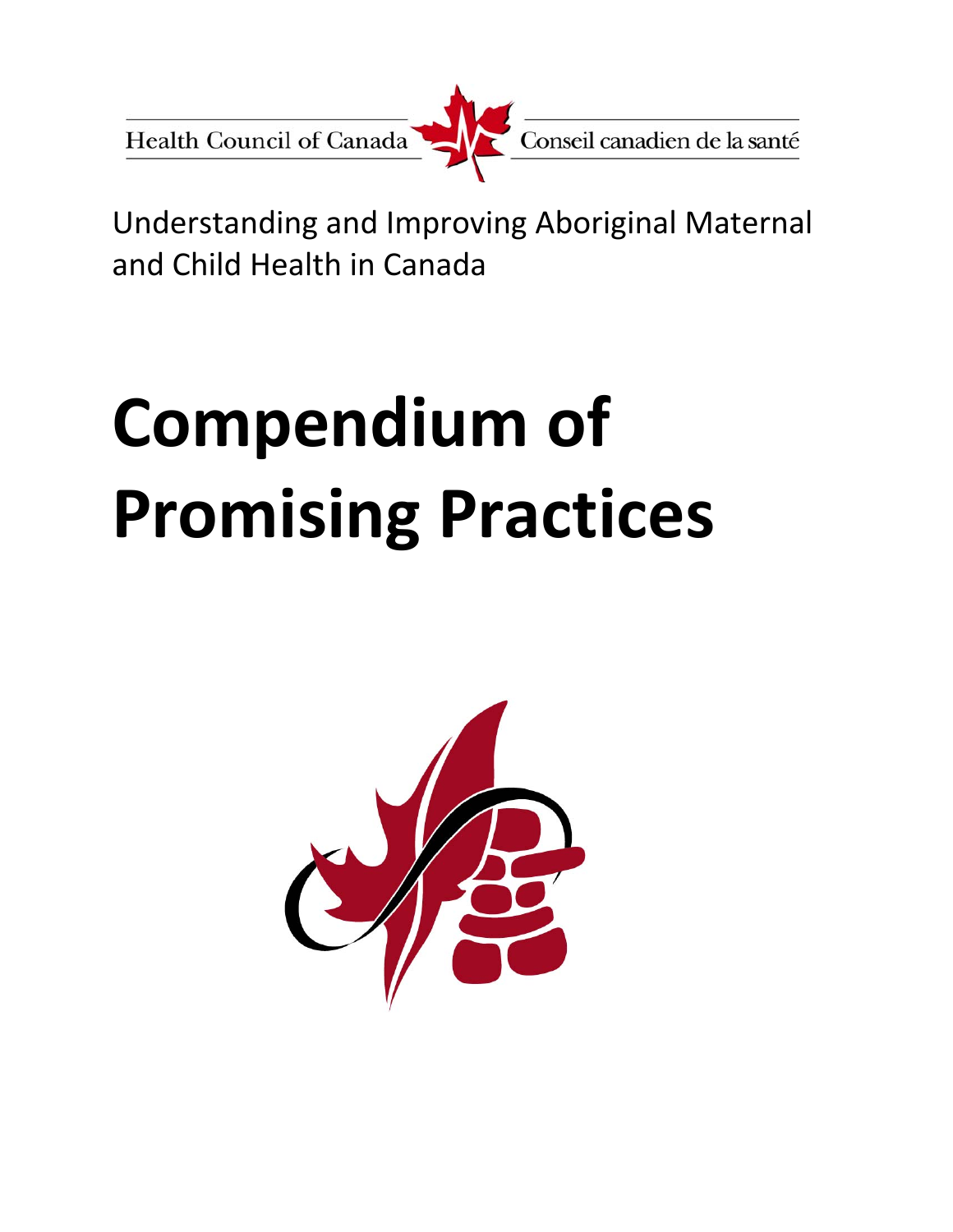Health Council of Canada | Conseil canadien de la santé

Understanding and Improving Aboriginal Maternal and Child Health in Canada

# Compendium of Promising Practices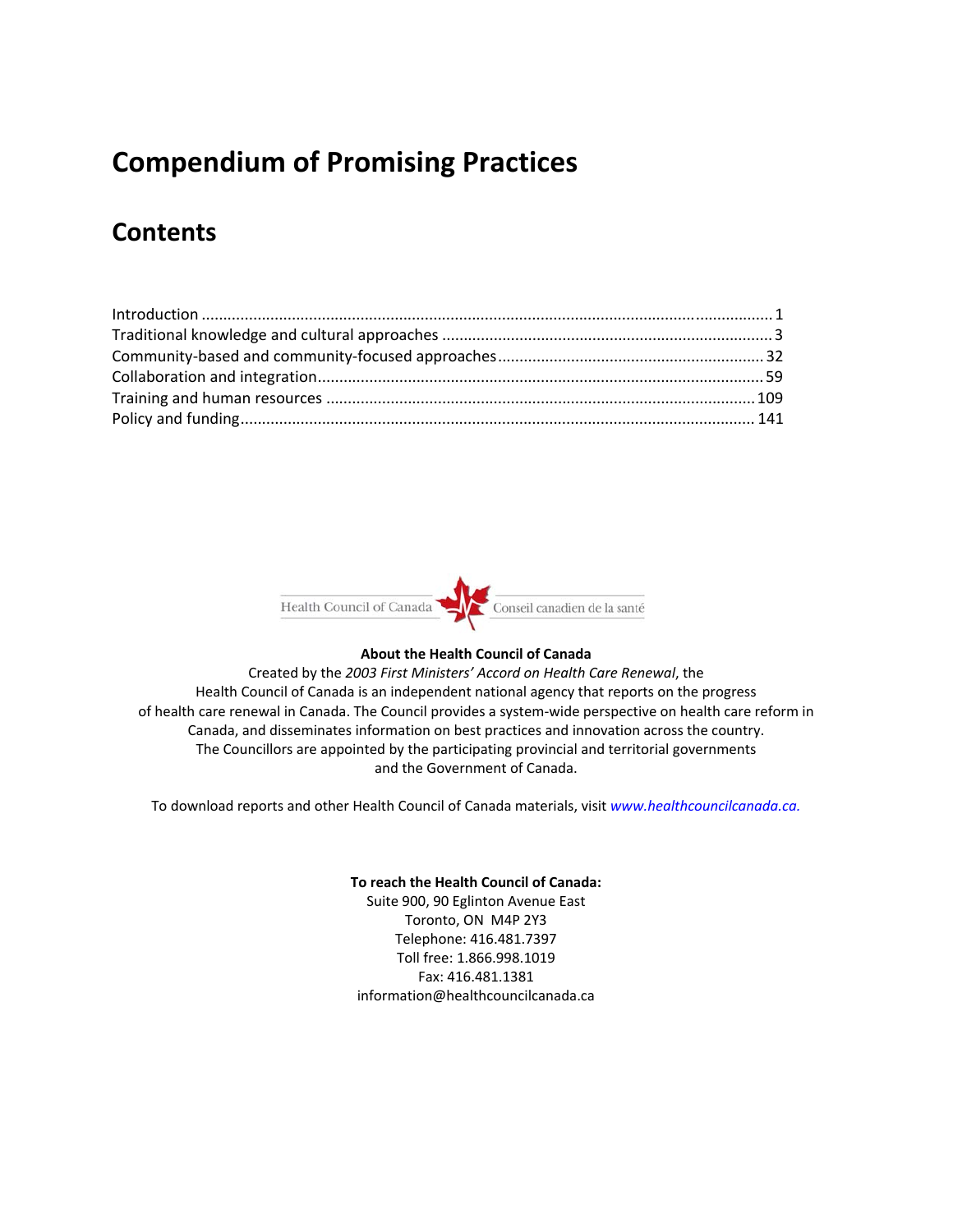# Compendium of Promising Practices

## Contents

Introduction ........................................................................................................................ 1
Traditional knowledge and cultural approaches ............................................................................ 3
Community-based and community-focused approaches ............................................................. 32
Collaboration and integration ...................................................................................................... 59
Training and human resources ................................................................................................... 109
Policy and funding ....................................................................................................................... 141

Health Council of Canada | Conseil canadien de la santé

**About the Health Council of Canada**

Created by the *2003 First Ministers' Accord on Health Care Renewal*, the Health Council of Canada is an independent national agency that reports on the progress of health care renewal in Canada. The Council provides a system-wide perspective on health care reform in Canada, and disseminates information on best practices and innovation across the country. The Councillors are appointed by the participating provincial and territorial governments and the Government of Canada.

To download reports and other Health Council of Canada materials, visit *www.healthcouncilcanada.ca.*

**To reach the Health Council of Canada:**
Suite 900, 90 Eglinton Avenue East
Toronto, ON M4P 2Y3
Telephone: 416.481.7397
Toll free: 1.866.998.1019
Fax: 416.481.1381
information@healthcouncilcanada.ca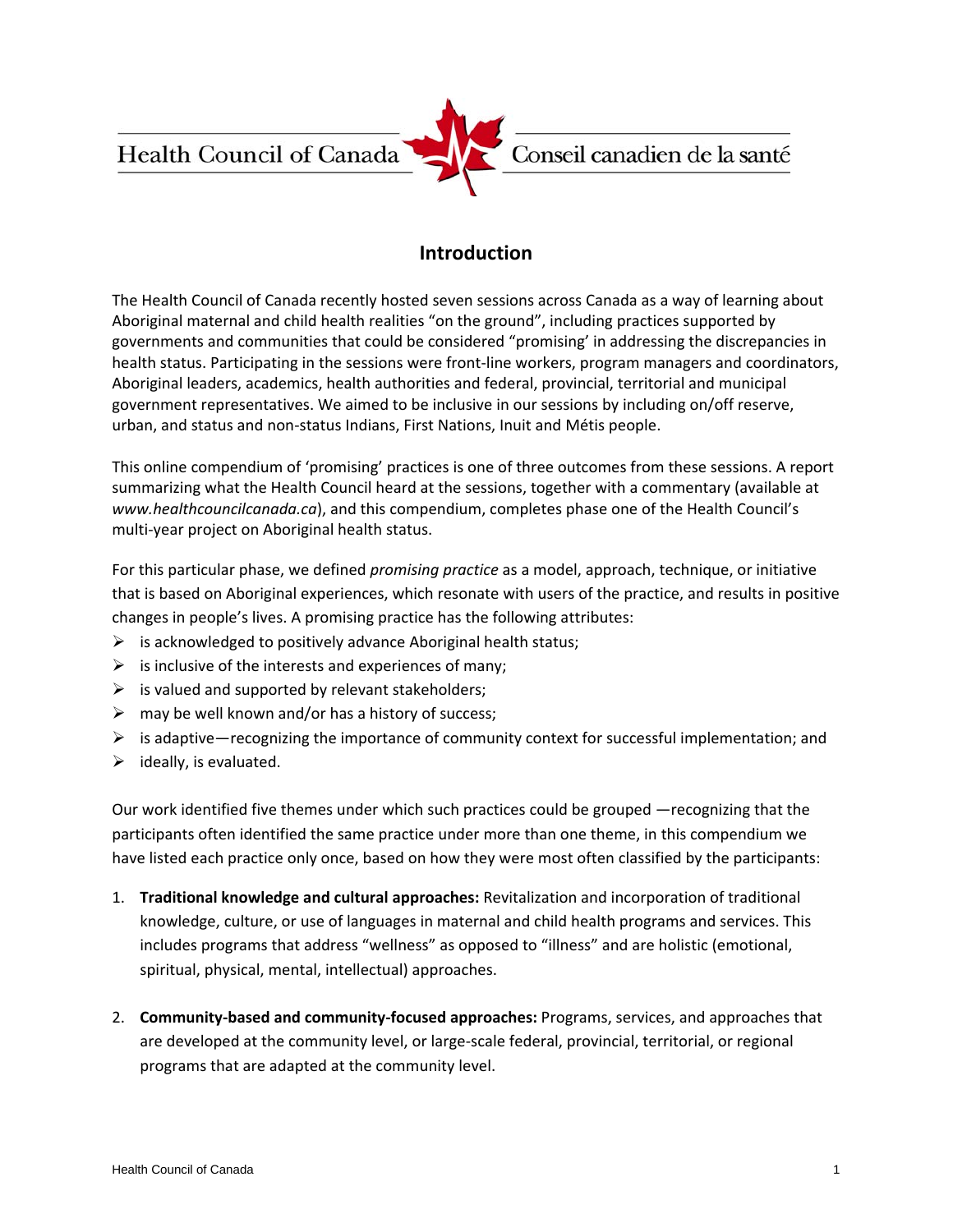# Introduction

The Health Council of Canada recently hosted seven sessions across Canada as a way of learning about Aboriginal maternal and child health realities "on the ground", including practices supported by governments and communities that could be considered "promising' in addressing the discrepancies in health status. Participating in the sessions were front-line workers, program managers and coordinators, Aboriginal leaders, academics, health authorities and federal, provincial, territorial and municipal government representatives. We aimed to be inclusive in our sessions by including on/off reserve, urban, and status and non-status Indians, First Nations, Inuit and Métis people.

This online compendium of 'promising' practices is one of three outcomes from these sessions. A report summarizing what the Health Council heard at the sessions, together with a commentary (available at *www.healthcouncilcanada.ca*), and this compendium, completes phase one of the Health Council's multi-year project on Aboriginal health status.

For this particular phase, we defined *promising practice* as a model, approach, technique, or initiative that is based on Aboriginal experiences, which resonate with users of the practice, and results in positive changes in people's lives. A promising practice has the following attributes:

- is acknowledged to positively advance Aboriginal health status;
- is inclusive of the interests and experiences of many;
- is valued and supported by relevant stakeholders;
- may be well known and/or has a history of success;
- is adaptive—recognizing the importance of community context for successful implementation; and
- ideally, is evaluated.

Our work identified five themes under which such practices could be grouped —recognizing that the participants often identified the same practice under more than one theme, in this compendium we have listed each practice only once, based on how they were most often classified by the participants:

1. **Traditional knowledge and cultural approaches:** Revitalization and incorporation of traditional knowledge, culture, or use of languages in maternal and child health programs and services. This includes programs that address "wellness" as opposed to "illness" and are holistic (emotional, spiritual, physical, mental, intellectual) approaches.

2. **Community-based and community-focused approaches:** Programs, services, and approaches that are developed at the community level, or large-scale federal, provincial, territorial, or regional programs that are adapted at the community level.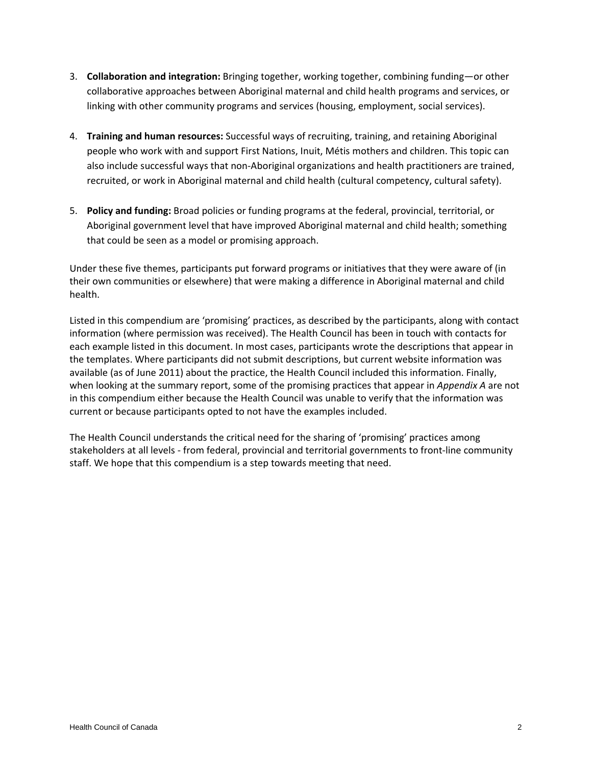3. **Collaboration and integration:** Bringing together, working together, combining funding—or other collaborative approaches between Aboriginal maternal and child health programs and services, or linking with other community programs and services (housing, employment, social services).

4. **Training and human resources:** Successful ways of recruiting, training, and retaining Aboriginal people who work with and support First Nations, Inuit, Métis mothers and children. This topic can also include successful ways that non-Aboriginal organizations and health practitioners are trained, recruited, or work in Aboriginal maternal and child health (cultural competency, cultural safety).

5. **Policy and funding:** Broad policies or funding programs at the federal, provincial, territorial, or Aboriginal government level that have improved Aboriginal maternal and child health; something that could be seen as a model or promising approach.

Under these five themes, participants put forward programs or initiatives that they were aware of (in their own communities or elsewhere) that were making a difference in Aboriginal maternal and child health.

Listed in this compendium are 'promising' practices, as described by the participants, along with contact information (where permission was received). The Health Council has been in touch with contacts for each example listed in this document. In most cases, participants wrote the descriptions that appear in the templates. Where participants did not submit descriptions, but current website information was available (as of June 2011) about the practice, the Health Council included this information. Finally, when looking at the summary report, some of the promising practices that appear in *Appendix A* are not in this compendium either because the Health Council was unable to verify that the information was current or because participants opted to not have the examples included.

The Health Council understands the critical need for the sharing of 'promising' practices among stakeholders at all levels - from federal, provincial and territorial governments to front-line community staff. We hope that this compendium is a step towards meeting that need.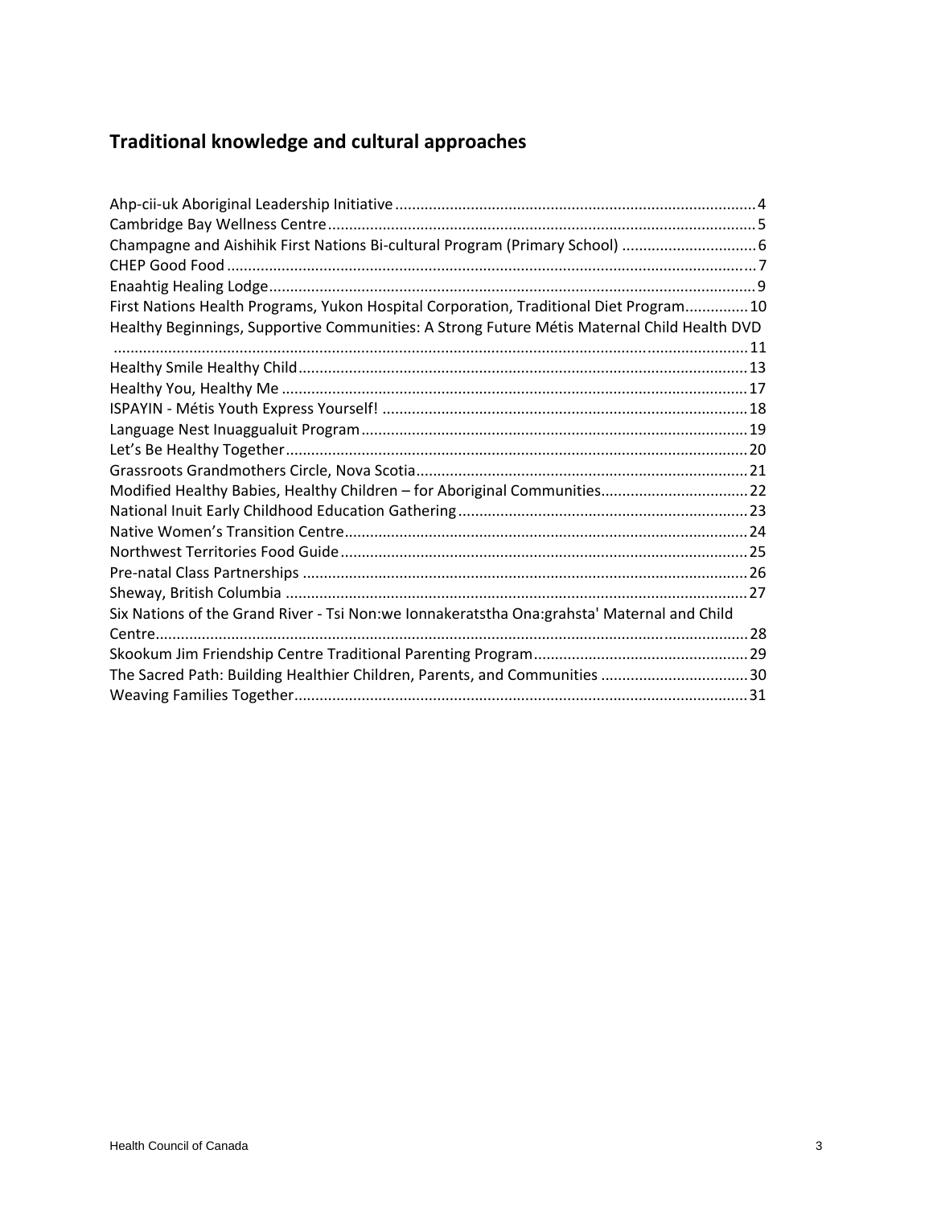## Traditional knowledge and cultural approaches

Ahp-cii-uk Aboriginal Leadership Initiative ..................... 4
Cambridge Bay Wellness Centre ..................... 5
Champagne and Aishihik First Nations Bi-cultural Program (Primary School) ..................... 6
CHEP Good Food ..................... 7
Enaahtig Healing Lodge ..................... 9
First Nations Health Programs, Yukon Hospital Corporation, Traditional Diet Program ..................... 10
Healthy Beginnings, Supportive Communities: A Strong Future Métis Maternal Child Health DVD ..................... 11
Healthy Smile Healthy Child ..................... 13
Healthy You, Healthy Me ..................... 17
ISPAYIN - Métis Youth Express Yourself! ..................... 18
Language Nest Inuaggualuit Program ..................... 19
Let's Be Healthy Together ..................... 20
Grassroots Grandmothers Circle, Nova Scotia ..................... 21
Modified Healthy Babies, Healthy Children – for Aboriginal Communities ..................... 22
National Inuit Early Childhood Education Gathering ..................... 23
Native Women's Transition Centre ..................... 24
Northwest Territories Food Guide ..................... 25
Pre-natal Class Partnerships ..................... 26
Sheway, British Columbia ..................... 27
Six Nations of the Grand River - Tsi Non:we Ionnakeratstha Ona:grahsta' Maternal and Child Centre ..................... 28
Skookum Jim Friendship Centre Traditional Parenting Program ..................... 29
The Sacred Path: Building Healthier Children, Parents, and Communities ..................... 30
Weaving Families Together ..................... 31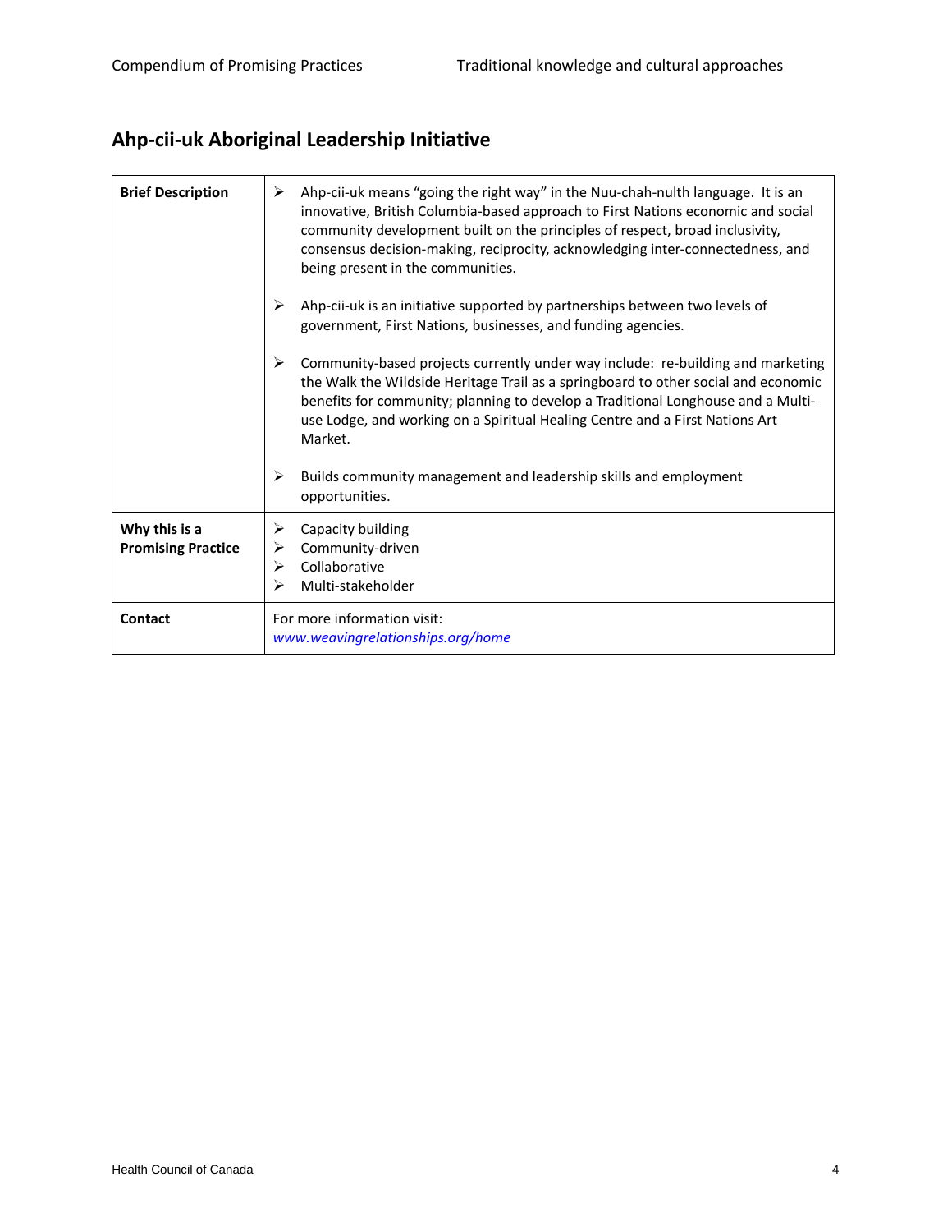## Ahp-cii-uk Aboriginal Leadership Initiative

| | |
|---|---|
| **Brief Description** | ➢ Ahp-cii-uk means "going the right way" in the Nuu-chah-nulth language. It is an innovative, British Columbia-based approach to First Nations economic and social community development built on the principles of respect, broad inclusivity, consensus decision-making, reciprocity, acknowledging inter-connectedness, and being present in the communities.<br><br>➢ Ahp-cii-uk is an initiative supported by partnerships between two levels of government, First Nations, businesses, and funding agencies.<br><br>➢ Community-based projects currently under way include: re-building and marketing the Walk the Wildside Heritage Trail as a springboard to other social and economic benefits for community; planning to develop a Traditional Longhouse and a Multi-use Lodge, and working on a Spiritual Healing Centre and a First Nations Art Market.<br><br>➢ Builds community management and leadership skills and employment opportunities. |
| **Why this is a Promising Practice** | ➢ Capacity building<br>➢ Community-driven<br>➢ Collaborative<br>➢ Multi-stakeholder |
| **Contact** | For more information visit:<br>*www.weavingrelationships.org/home* |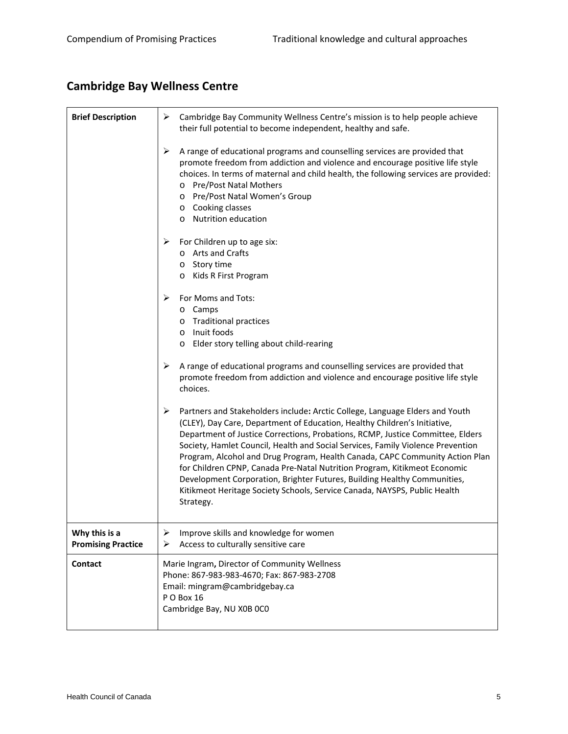## Cambridge Bay Wellness Centre

| | |
|---|---|
| **Brief Description** | ➢ Cambridge Bay Community Wellness Centre's mission is to help people achieve their full potential to become independent, healthy and safe.<br><br>➢ A range of educational programs and counselling services are provided that promote freedom from addiction and violence and encourage positive life style choices. In terms of maternal and child health, the following services are provided:<br>o Pre/Post Natal Mothers<br>o Pre/Post Natal Women's Group<br>o Cooking classes<br>o Nutrition education<br><br>➢ For Children up to age six:<br>o Arts and Crafts<br>o Story time<br>o Kids R First Program<br><br>➢ For Moms and Tots:<br>o Camps<br>o Traditional practices<br>o Inuit foods<br>o Elder story telling about child-rearing<br><br>➢ A range of educational programs and counselling services are provided that promote freedom from addiction and violence and encourage positive life style choices.<br><br>➢ Partners and Stakeholders include**:** Arctic College, Language Elders and Youth (CLEY), Day Care, Department of Education, Healthy Children's Initiative, Department of Justice Corrections, Probations, RCMP, Justice Committee, Elders Society, Hamlet Council, Health and Social Services, Family Violence Prevention Program, Alcohol and Drug Program, Health Canada, CAPC Community Action Plan for Children CPNP, Canada Pre-Natal Nutrition Program, Kitikmeot Economic Development Corporation, Brighter Futures, Building Healthy Communities, Kitikmeot Heritage Society Schools, Service Canada, NAYSPS, Public Health Strategy. |
| **Why this is a Promising Practice** | ➢ Improve skills and knowledge for women<br>➢ Access to culturally sensitive care |
| **Contact** | Marie Ingram**,** Director of Community Wellness<br>Phone: 867-983-983-4670; Fax: 867-983-2708<br>Email: mingram@cambridgebay.ca<br>P O Box 16<br>Cambridge Bay, NU X0B 0C0 |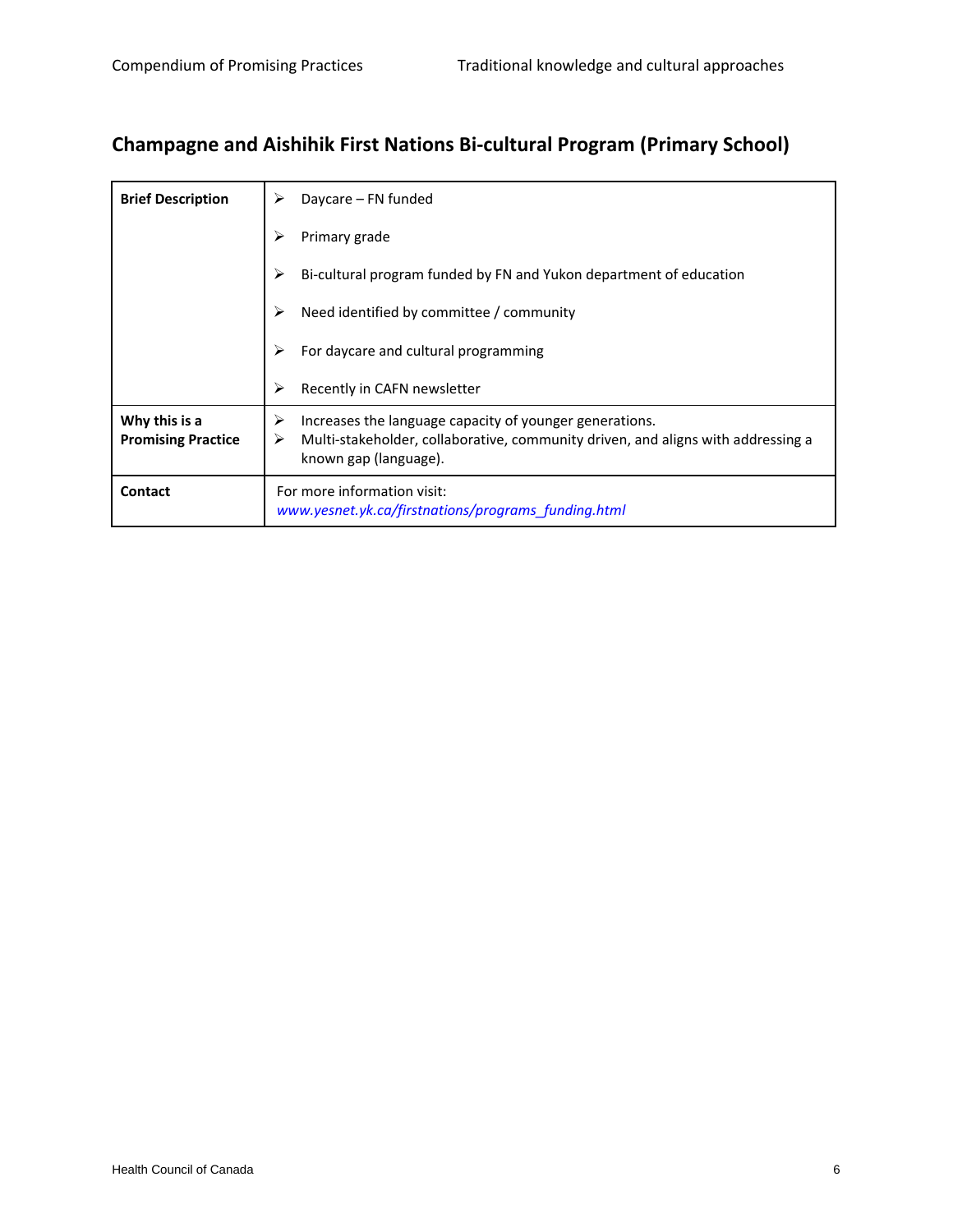## Champagne and Aishihik First Nations Bi-cultural Program (Primary School)

| | |
|---|---|
| **Brief Description** | ➢ Daycare – FN funded<br>➢ Primary grade<br>➢ Bi-cultural program funded by FN and Yukon department of education<br>➢ Need identified by committee / community<br>➢ For daycare and cultural programming<br>➢ Recently in CAFN newsletter |
| **Why this is a Promising Practice** | ➢ Increases the language capacity of younger generations.<br>➢ Multi-stakeholder, collaborative, community driven, and aligns with addressing a known gap (language). |
| **Contact** | For more information visit:<br>*www.yesnet.yk.ca/firstnations/programs_funding.html* |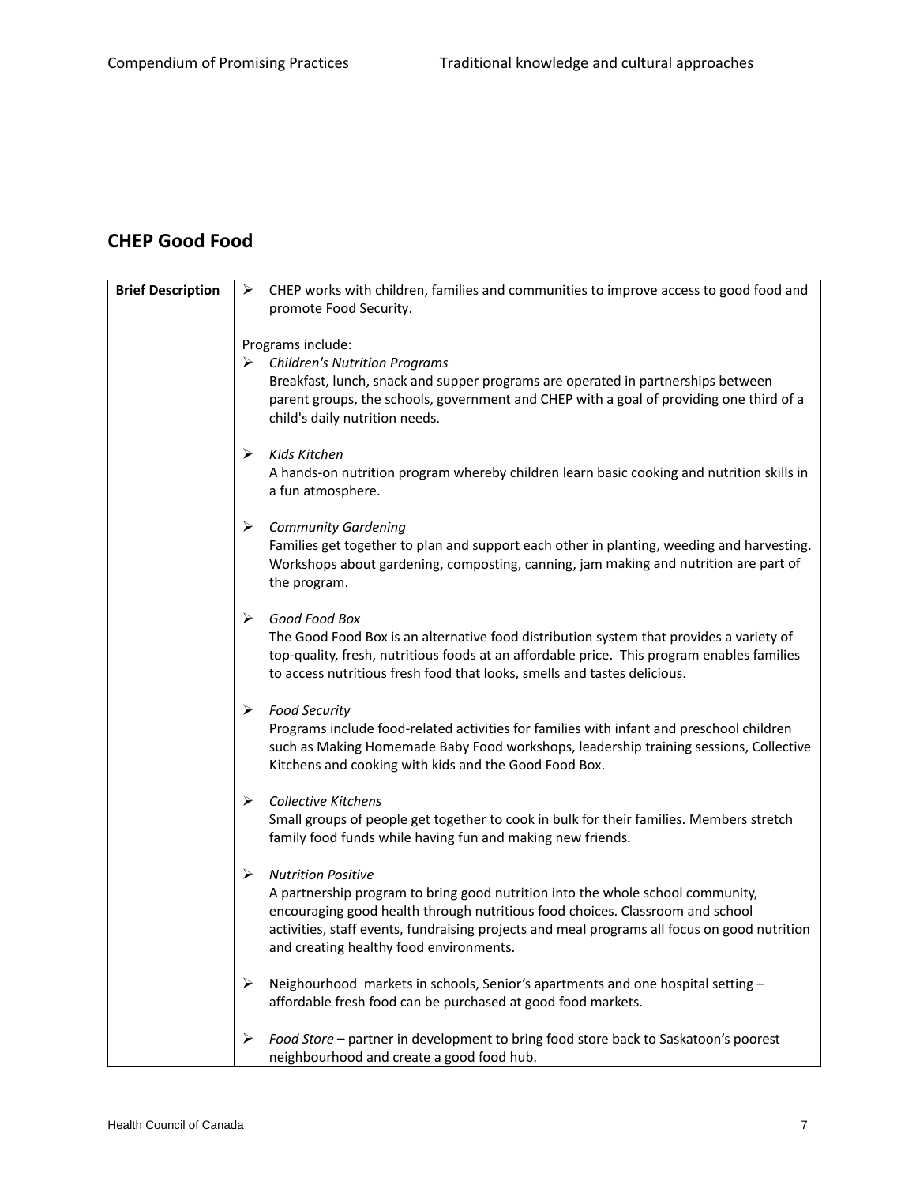## CHEP Good Food

| **Brief Description** | ➢ CHEP works with children, families and communities to improve access to good food and promote Food Security.<br><br>Programs include:<br>➢ *Children's Nutrition Programs*<br>Breakfast, lunch, snack and supper programs are operated in partnerships between parent groups, the schools, government and CHEP with a goal of providing one third of a child's daily nutrition needs.<br><br>➢ *Kids Kitchen*<br>A hands-on nutrition program whereby children learn basic cooking and nutrition skills in a fun atmosphere.<br><br>➢ *Community Gardening*<br>Families get together to plan and support each other in planting, weeding and harvesting. Workshops about gardening, composting, canning, jam making and nutrition are part of the program.<br><br>➢ *Good Food Box*<br>The Good Food Box is an alternative food distribution system that provides a variety of top-quality, fresh, nutritious foods at an affordable price. This program enables families to access nutritious fresh food that looks, smells and tastes delicious.<br><br>➢ *Food Security*<br>Programs include food-related activities for families with infant and preschool children such as Making Homemade Baby Food workshops, leadership training sessions, Collective Kitchens and cooking with kids and the Good Food Box.<br><br>➢ *Collective Kitchens*<br>Small groups of people get together to cook in bulk for their families. Members stretch family food funds while having fun and making new friends.<br><br>➢ *Nutrition Positive*<br>A partnership program to bring good nutrition into the whole school community, encouraging good health through nutritious food choices. Classroom and school activities, staff events, fundraising projects and meal programs all focus on good nutrition and creating healthy food environments.<br><br>➢ Neighourhood markets in schools, Senior's apartments and one hospital setting – affordable fresh food can be purchased at good food markets.<br><br>➢ *Food Store* **–** partner in development to bring food store back to Saskatoon's poorest neighbourhood and create a good food hub. |
|---|---|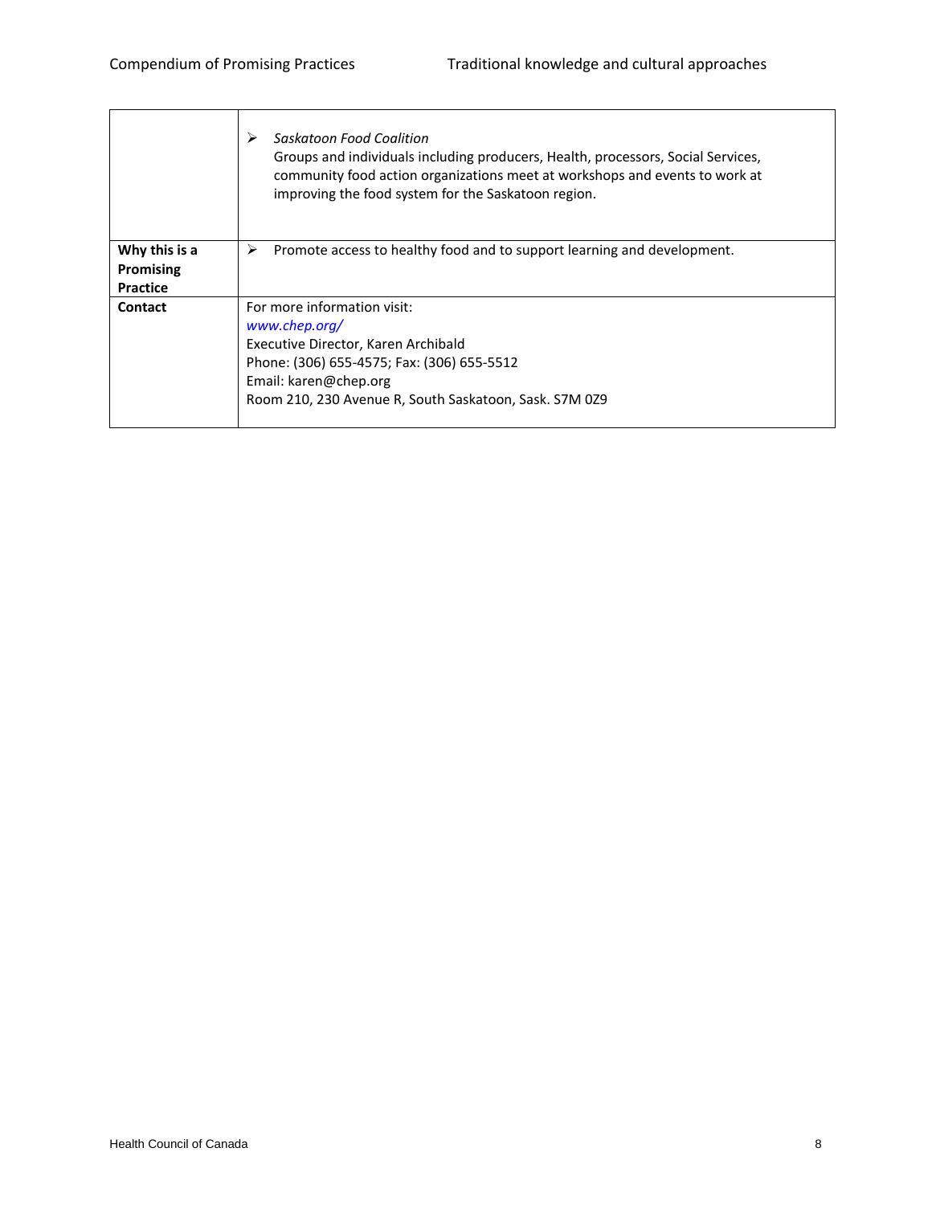| | |
|---|---|
| | ➢ *Saskatoon Food Coalition* Groups and individuals including producers, Health, processors, Social Services, community food action organizations meet at workshops and events to work at improving the food system for the Saskatoon region. |
| **Why this is a Promising Practice** | ➢ Promote access to healthy food and to support learning and development. |
| **Contact** | For more information visit: *www.chep.org/* Executive Director, Karen Archibald Phone: (306) 655-4575; Fax: (306) 655-5512 Email: karen@chep.org Room 210, 230 Avenue R, South Saskatoon, Sask. S7M 0Z9 |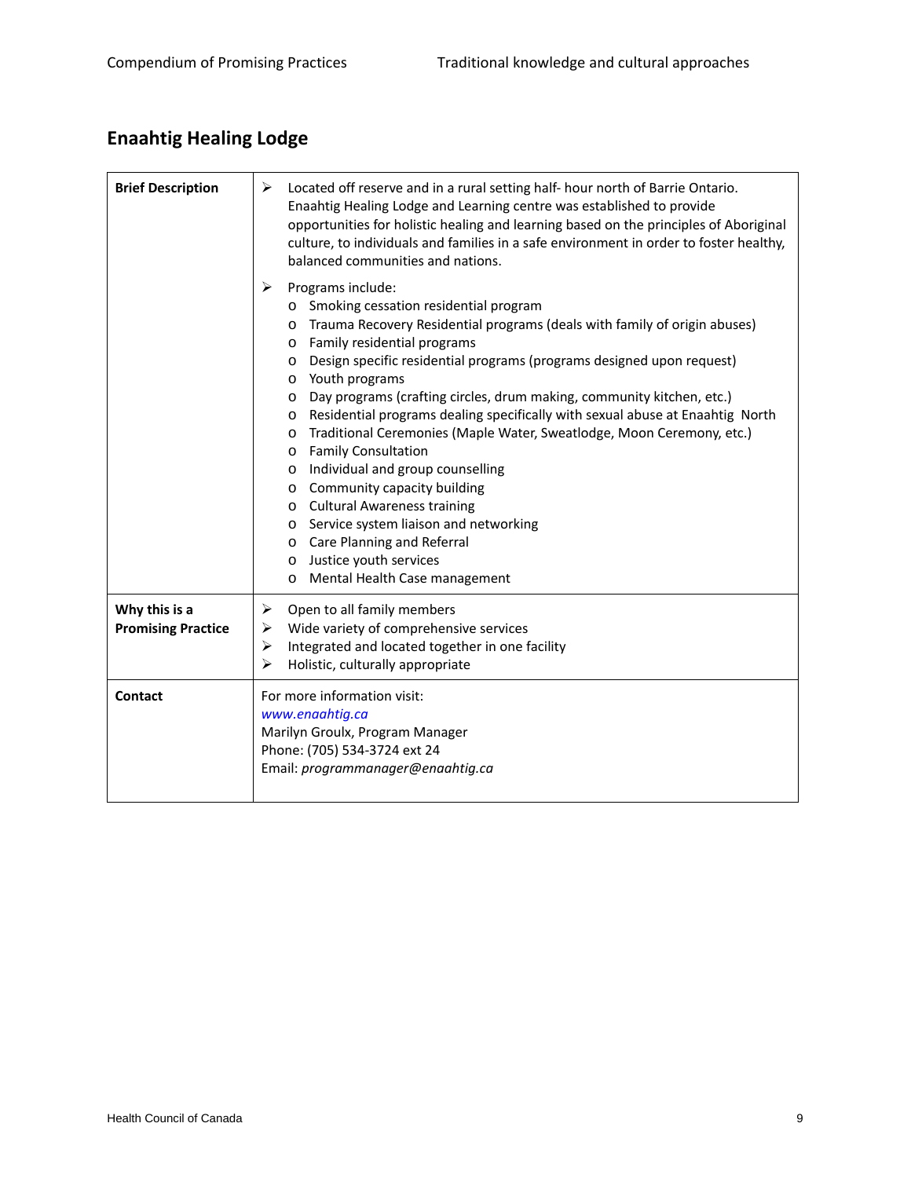## Enaahtig Healing Lodge

| | |
|---|---|
| **Brief Description** | ➢ Located off reserve and in a rural setting half- hour north of Barrie Ontario. Enaahtig Healing Lodge and Learning centre was established to provide opportunities for holistic healing and learning based on the principles of Aboriginal culture, to individuals and families in a safe environment in order to foster healthy, balanced communities and nations.<br><br>➢ Programs include:<br>o Smoking cessation residential program<br>o Trauma Recovery Residential programs (deals with family of origin abuses)<br>o Family residential programs<br>o Design specific residential programs (programs designed upon request)<br>o Youth programs<br>o Day programs (crafting circles, drum making, community kitchen, etc.)<br>o Residential programs dealing specifically with sexual abuse at Enaahtig North<br>o Traditional Ceremonies (Maple Water, Sweatlodge, Moon Ceremony, etc.)<br>o Family Consultation<br>o Individual and group counselling<br>o Community capacity building<br>o Cultural Awareness training<br>o Service system liaison and networking<br>o Care Planning and Referral<br>o Justice youth services<br>o Mental Health Case management |
| **Why this is a Promising Practice** | ➢ Open to all family members<br>➢ Wide variety of comprehensive services<br>➢ Integrated and located together in one facility<br>➢ Holistic, culturally appropriate |
| **Contact** | For more information visit:<br>*www.enaahtig.ca*<br>Marilyn Groulx, Program Manager<br>Phone: (705) 534-3724 ext 24<br>Email: *programmanager@enaahtig.ca* |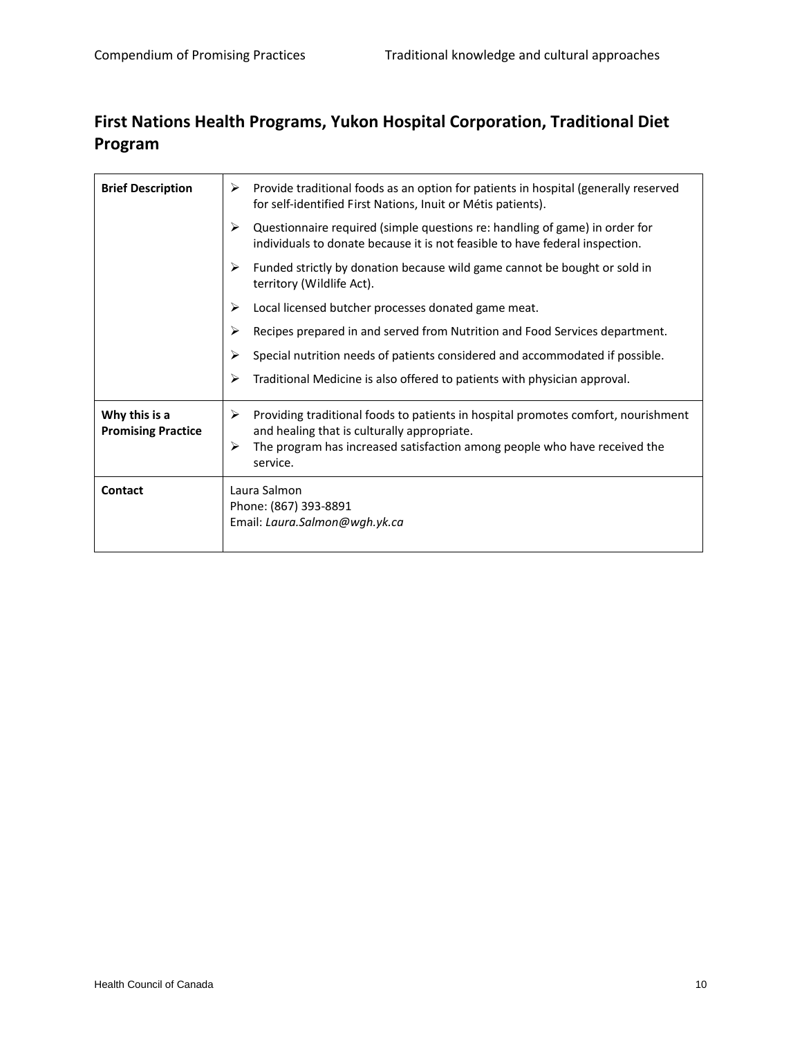## First Nations Health Programs, Yukon Hospital Corporation, Traditional Diet Program

| | |
|---|---|
| **Brief Description** | ➢ Provide traditional foods as an option for patients in hospital (generally reserved for self-identified First Nations, Inuit or Métis patients).<br>➢ Questionnaire required (simple questions re: handling of game) in order for individuals to donate because it is not feasible to have federal inspection.<br>➢ Funded strictly by donation because wild game cannot be bought or sold in territory (Wildlife Act).<br>➢ Local licensed butcher processes donated game meat.<br>➢ Recipes prepared in and served from Nutrition and Food Services department.<br>➢ Special nutrition needs of patients considered and accommodated if possible.<br>➢ Traditional Medicine is also offered to patients with physician approval. |
| **Why this is a Promising Practice** | ➢ Providing traditional foods to patients in hospital promotes comfort, nourishment and healing that is culturally appropriate.<br>➢ The program has increased satisfaction among people who have received the service. |
| **Contact** | Laura Salmon<br>Phone: (867) 393-8891<br>Email: *Laura.Salmon@wgh.yk.ca* |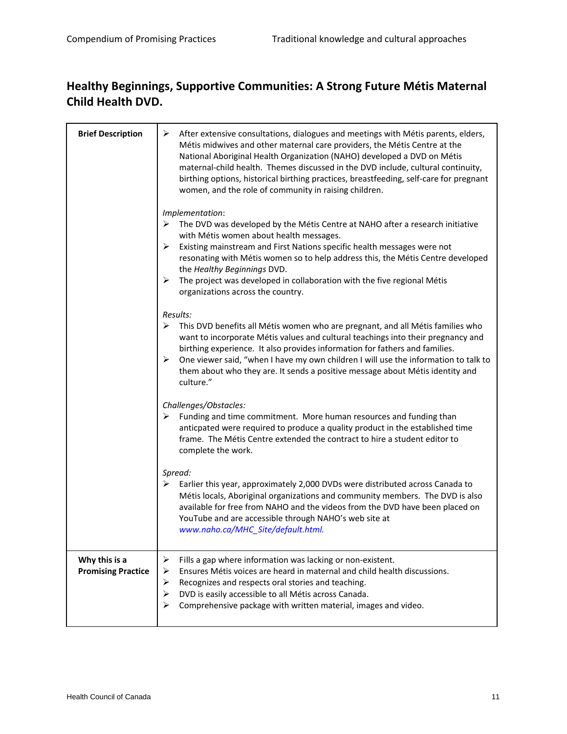## Healthy Beginnings, Supportive Communities: A Strong Future Métis Maternal Child Health DVD.

| | |
|---|---|
| **Brief Description** | ➢ After extensive consultations, dialogues and meetings with Métis parents, elders, Métis midwives and other maternal care providers, the Métis Centre at the National Aboriginal Health Organization (NAHO) developed a DVD on Métis maternal-child health. Themes discussed in the DVD include, cultural continuity, birthing options, historical birthing practices, breastfeeding, self-care for pregnant women, and the role of community in raising children.<br><br>*Implementation*:<br>➢ The DVD was developed by the Métis Centre at NAHO after a research initiative with Métis women about health messages.<br>➢ Existing mainstream and First Nations specific health messages were not resonating with Métis women so to help address this, the Métis Centre developed the *Healthy Beginnings* DVD.<br>➢ The project was developed in collaboration with the five regional Métis organizations across the country.<br><br>*Results:*<br>➢ This DVD benefits all Métis women who are pregnant, and all Métis families who want to incorporate Métis values and cultural teachings into their pregnancy and birthing experience. It also provides information for fathers and families.<br>➢ One viewer said, "when I have my own children I will use the information to talk to them about who they are. It sends a positive message about Métis identity and culture."<br><br>*Challenges/Obstacles:*<br>➢ Funding and time commitment. More human resources and funding than anticpated were required to produce a quality product in the established time frame. The Métis Centre extended the contract to hire a student editor to complete the work.<br><br>*Spread:*<br>➢ Earlier this year, approximately 2,000 DVDs were distributed across Canada to Métis locals, Aboriginal organizations and community members. The DVD is also available for free from NAHO and the videos from the DVD have been placed on YouTube and are accessible through NAHO's web site at *www.naho.ca/MHC_Site/default.html.* |
| **Why this is a Promising Practice** | ➢ Fills a gap where information was lacking or non-existent.<br>➢ Ensures Métis voices are heard in maternal and child health discussions.<br>➢ Recognizes and respects oral stories and teaching.<br>➢ DVD is easily accessible to all Métis across Canada.<br>➢ Comprehensive package with written material, images and video. |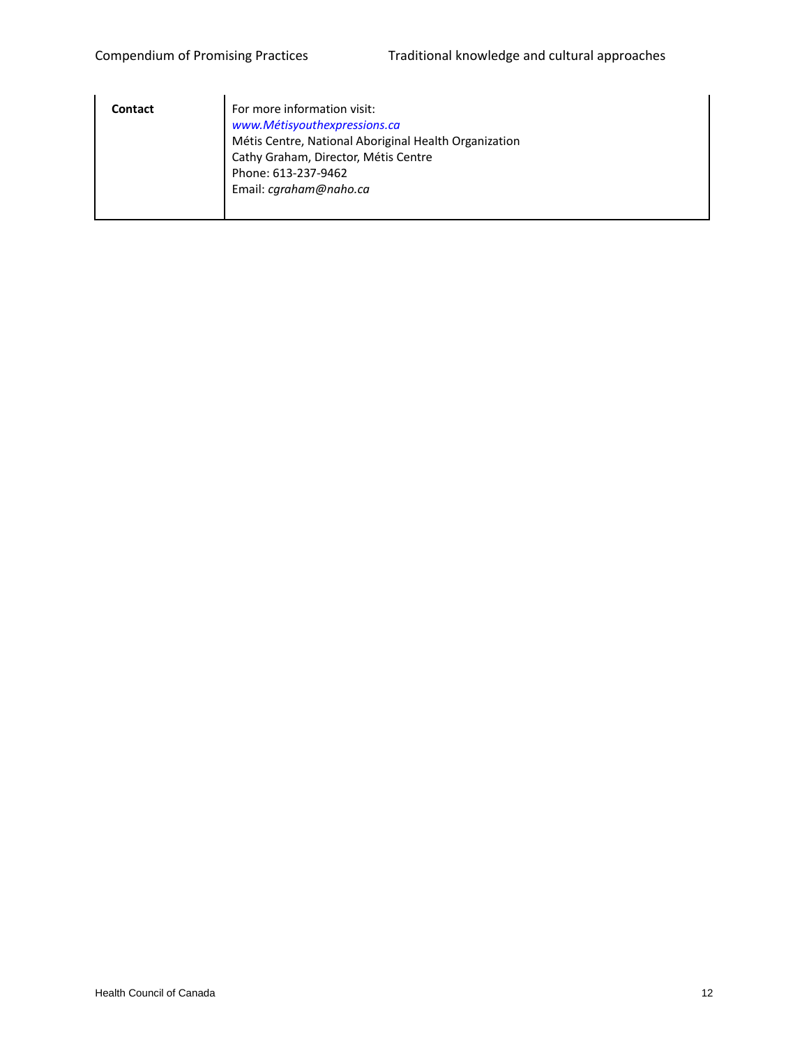| **Contact** | For more information visit:<br>*www.Métisyouthexpressions.ca*<br>Métis Centre, National Aboriginal Health Organization<br>Cathy Graham, Director, Métis Centre<br>Phone: 613-237-9462<br>Email: *cgraham@naho.ca* |
|---|---|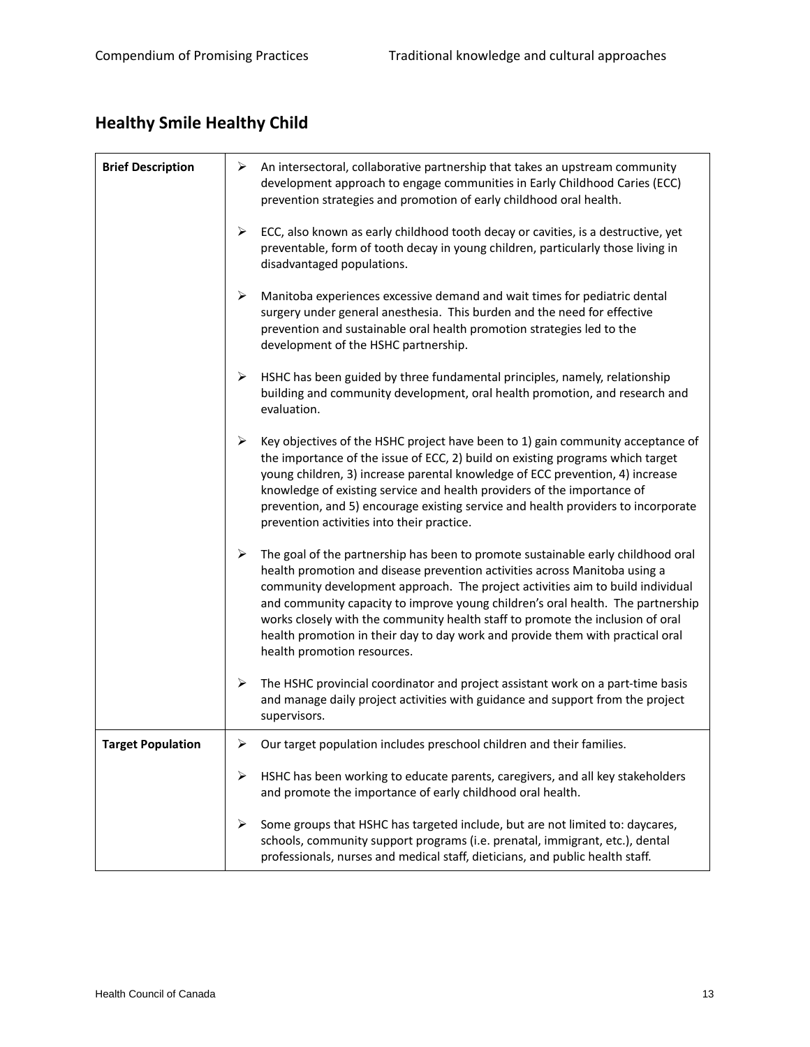## Healthy Smile Healthy Child

| | |
|---|---|
| **Brief Description** | ➢ An intersectoral, collaborative partnership that takes an upstream community development approach to engage communities in Early Childhood Caries (ECC) prevention strategies and promotion of early childhood oral health.<br><br>➢ ECC, also known as early childhood tooth decay or cavities, is a destructive, yet preventable, form of tooth decay in young children, particularly those living in disadvantaged populations.<br><br>➢ Manitoba experiences excessive demand and wait times for pediatric dental surgery under general anesthesia. This burden and the need for effective prevention and sustainable oral health promotion strategies led to the development of the HSHC partnership.<br><br>➢ HSHC has been guided by three fundamental principles, namely, relationship building and community development, oral health promotion, and research and evaluation.<br><br>➢ Key objectives of the HSHC project have been to 1) gain community acceptance of the importance of the issue of ECC, 2) build on existing programs which target young children, 3) increase parental knowledge of ECC prevention, 4) increase knowledge of existing service and health providers of the importance of prevention, and 5) encourage existing service and health providers to incorporate prevention activities into their practice.<br><br>➢ The goal of the partnership has been to promote sustainable early childhood oral health promotion and disease prevention activities across Manitoba using a community development approach. The project activities aim to build individual and community capacity to improve young children's oral health. The partnership works closely with the community health staff to promote the inclusion of oral health promotion in their day to day work and provide them with practical oral health promotion resources.<br><br>➢ The HSHC provincial coordinator and project assistant work on a part-time basis and manage daily project activities with guidance and support from the project supervisors. |
| **Target Population** | ➢ Our target population includes preschool children and their families.<br><br>➢ HSHC has been working to educate parents, caregivers, and all key stakeholders and promote the importance of early childhood oral health.<br><br>➢ Some groups that HSHC has targeted include, but are not limited to: daycares, schools, community support programs (i.e. prenatal, immigrant, etc.), dental professionals, nurses and medical staff, dieticians, and public health staff. |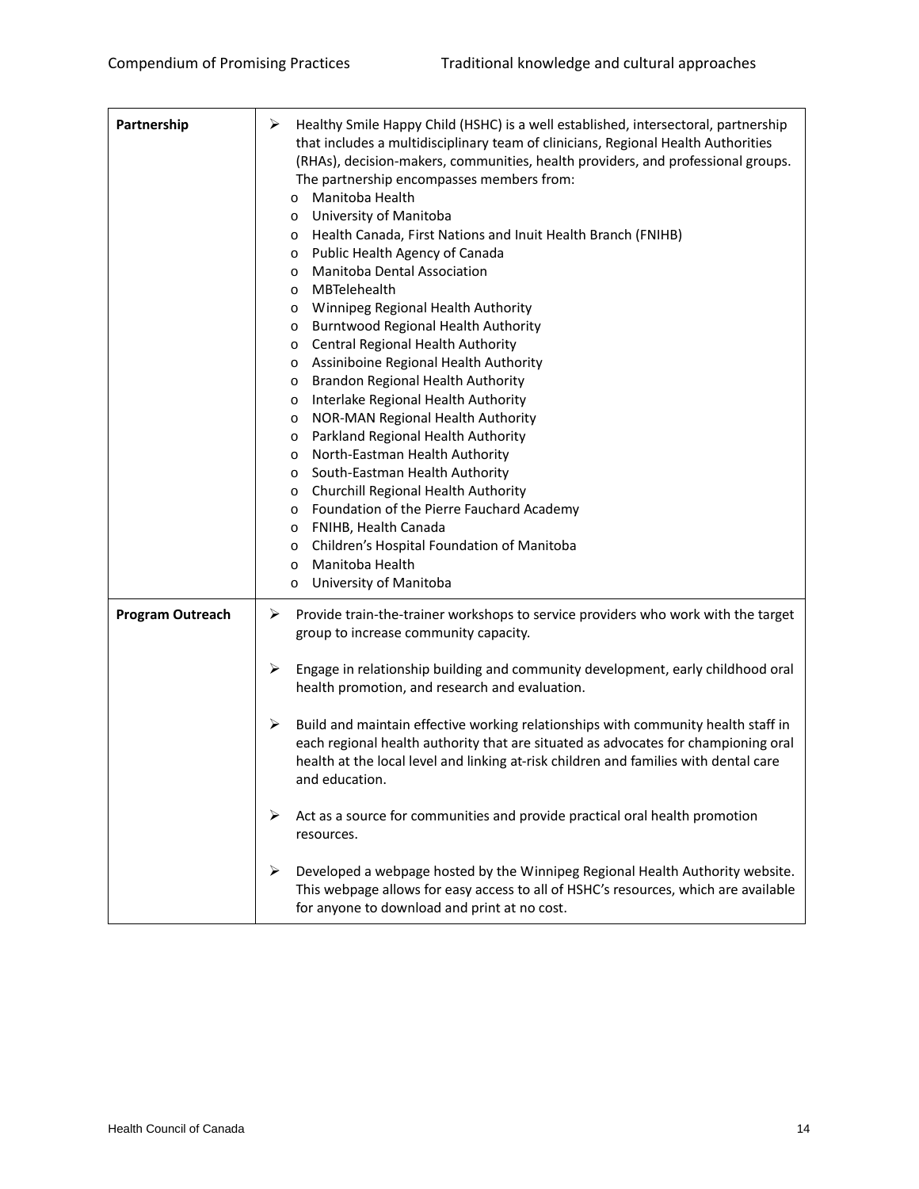| | |
|---|---|
| **Partnership** | ➢ Healthy Smile Happy Child (HSHC) is a well established, intersectoral, partnership that includes a multidisciplinary team of clinicians, Regional Health Authorities (RHAs), decision-makers, communities, health providers, and professional groups. The partnership encompasses members from:<br>o Manitoba Health<br>o University of Manitoba<br>o Health Canada, First Nations and Inuit Health Branch (FNIHB)<br>o Public Health Agency of Canada<br>o Manitoba Dental Association<br>o MBTelehealth<br>o Winnipeg Regional Health Authority<br>o Burntwood Regional Health Authority<br>o Central Regional Health Authority<br>o Assiniboine Regional Health Authority<br>o Brandon Regional Health Authority<br>o Interlake Regional Health Authority<br>o NOR-MAN Regional Health Authority<br>o Parkland Regional Health Authority<br>o North-Eastman Health Authority<br>o South-Eastman Health Authority<br>o Churchill Regional Health Authority<br>o Foundation of the Pierre Fauchard Academy<br>o FNIHB, Health Canada<br>o Children's Hospital Foundation of Manitoba<br>o Manitoba Health<br>o University of Manitoba |
| **Program Outreach** | ➢ Provide train-the-trainer workshops to service providers who work with the target group to increase community capacity.<br><br>➢ Engage in relationship building and community development, early childhood oral health promotion, and research and evaluation.<br><br>➢ Build and maintain effective working relationships with community health staff in each regional health authority that are situated as advocates for championing oral health at the local level and linking at-risk children and families with dental care and education.<br><br>➢ Act as a source for communities and provide practical oral health promotion resources.<br><br>➢ Developed a webpage hosted by the Winnipeg Regional Health Authority website. This webpage allows for easy access to all of HSHC's resources, which are available for anyone to download and print at no cost. |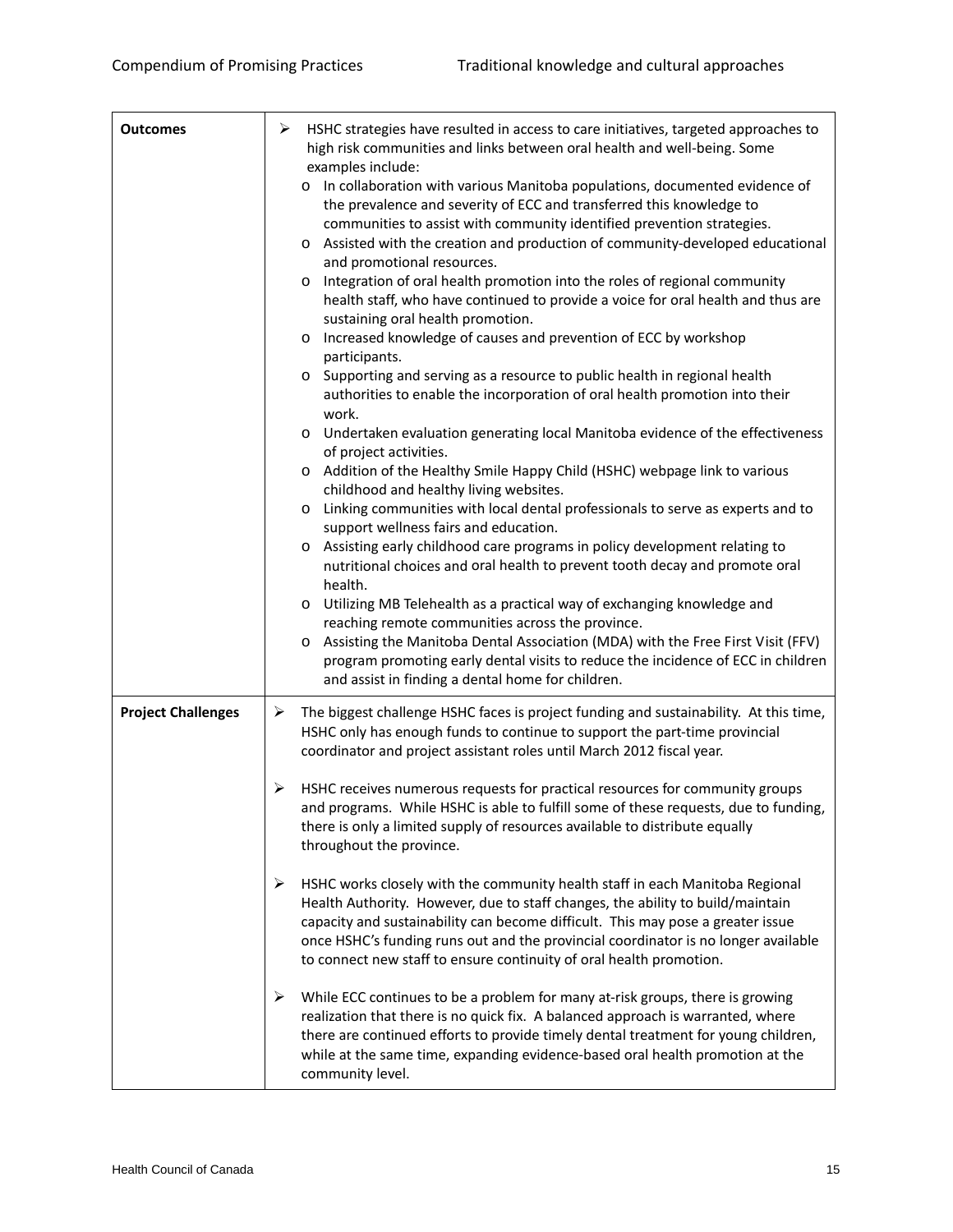| | |
|---|---|
| **Outcomes** | ➢ HSHC strategies have resulted in access to care initiatives, targeted approaches to high risk communities and links between oral health and well-being. Some examples include:<br>o In collaboration with various Manitoba populations, documented evidence of the prevalence and severity of ECC and transferred this knowledge to communities to assist with community identified prevention strategies.<br>o Assisted with the creation and production of community-developed educational and promotional resources.<br>o Integration of oral health promotion into the roles of regional community health staff, who have continued to provide a voice for oral health and thus are sustaining oral health promotion.<br>o Increased knowledge of causes and prevention of ECC by workshop participants.<br>o Supporting and serving as a resource to public health in regional health authorities to enable the incorporation of oral health promotion into their work.<br>o Undertaken evaluation generating local Manitoba evidence of the effectiveness of project activities.<br>o Addition of the Healthy Smile Happy Child (HSHC) webpage link to various childhood and healthy living websites.<br>o Linking communities with local dental professionals to serve as experts and to support wellness fairs and education.<br>o Assisting early childhood care programs in policy development relating to nutritional choices and oral health to prevent tooth decay and promote oral health.<br>o Utilizing MB Telehealth as a practical way of exchanging knowledge and reaching remote communities across the province.<br>o Assisting the Manitoba Dental Association (MDA) with the Free First Visit (FFV) program promoting early dental visits to reduce the incidence of ECC in children and assist in finding a dental home for children. |
| **Project Challenges** | ➢ The biggest challenge HSHC faces is project funding and sustainability. At this time, HSHC only has enough funds to continue to support the part-time provincial coordinator and project assistant roles until March 2012 fiscal year.<br><br>➢ HSHC receives numerous requests for practical resources for community groups and programs. While HSHC is able to fulfill some of these requests, due to funding, there is only a limited supply of resources available to distribute equally throughout the province.<br><br>➢ HSHC works closely with the community health staff in each Manitoba Regional Health Authority. However, due to staff changes, the ability to build/maintain capacity and sustainability can become difficult. This may pose a greater issue once HSHC's funding runs out and the provincial coordinator is no longer available to connect new staff to ensure continuity of oral health promotion.<br><br>➢ While ECC continues to be a problem for many at-risk groups, there is growing realization that there is no quick fix. A balanced approach is warranted, where there are continued efforts to provide timely dental treatment for young children, while at the same time, expanding evidence-based oral health promotion at the community level. |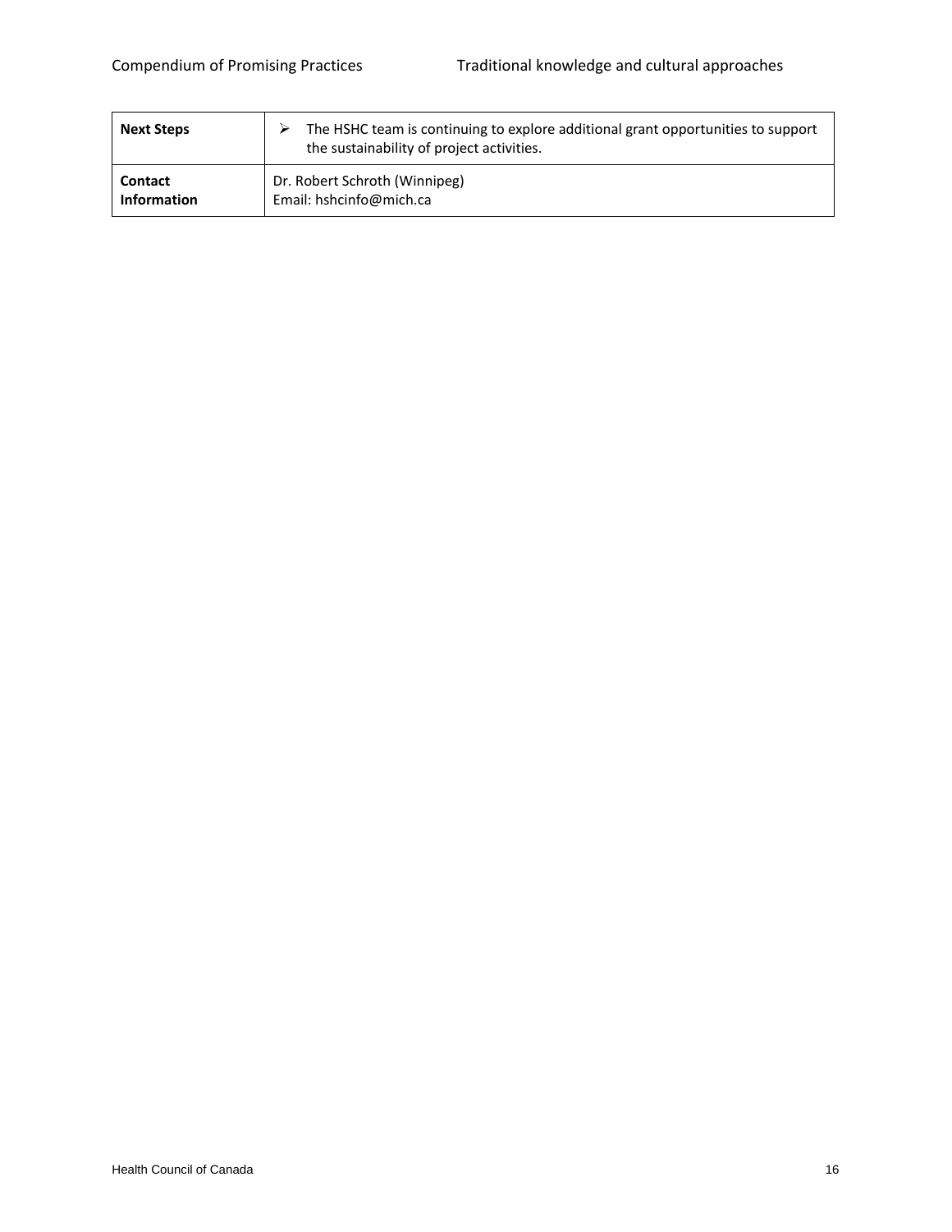| **Next Steps** | ➢ The HSHC team is continuing to explore additional grant opportunities to support the sustainability of project activities. |
|---|---|
| **Contact Information** | Dr. Robert Schroth (Winnipeg)<br>Email: hshcinfo@mich.ca |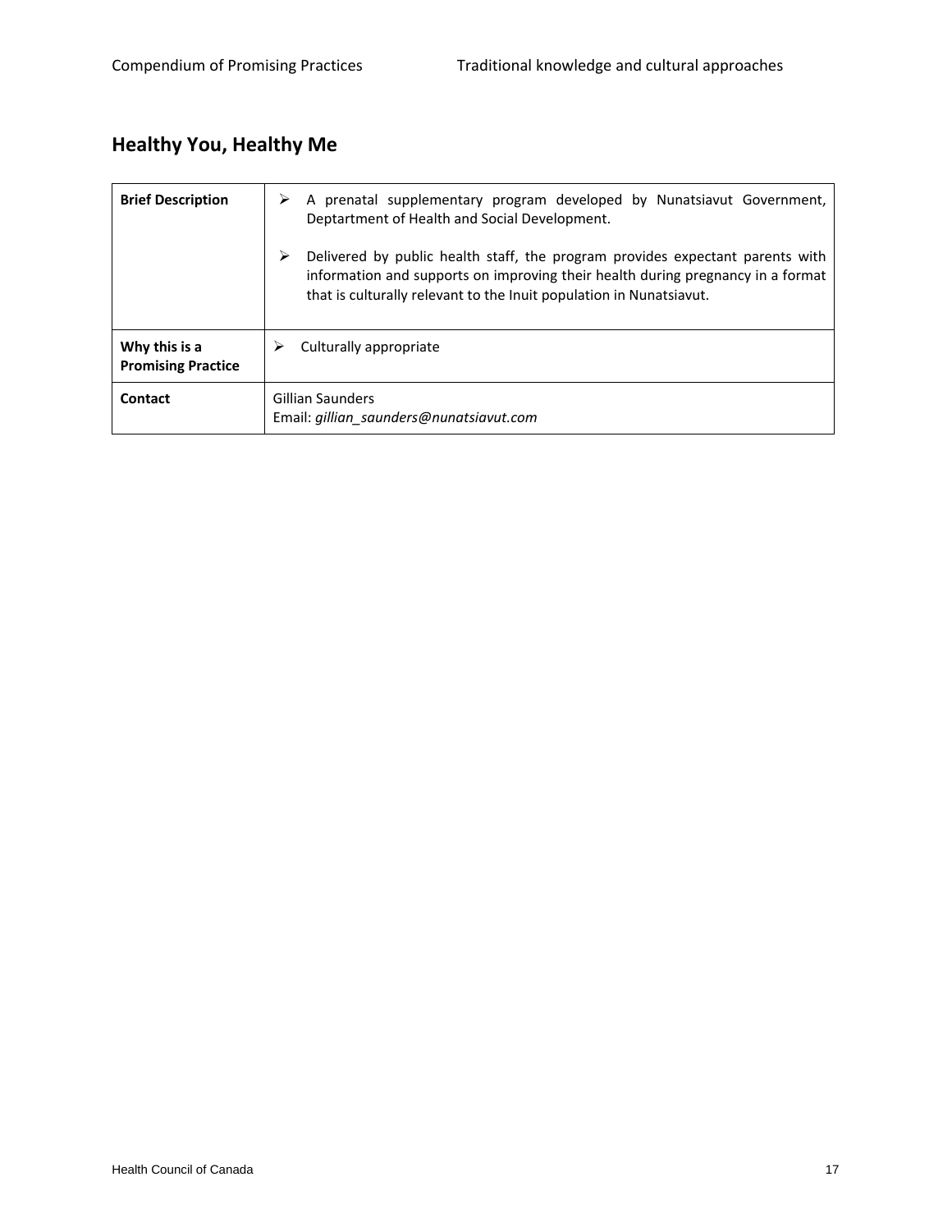## Healthy You, Healthy Me

| **Brief Description** | ➢ A prenatal supplementary program developed by Nunatsiavut Government, Deptartment of Health and Social Development.<br><br>➢ Delivered by public health staff, the program provides expectant parents with information and supports on improving their health during pregnancy in a format that is culturally relevant to the Inuit population in Nunatsiavut. |
|---|---|
| **Why this is a Promising Practice** | ➢ Culturally appropriate |
| **Contact** | Gillian Saunders<br>Email: *gillian_saunders@nunatsiavut.com* |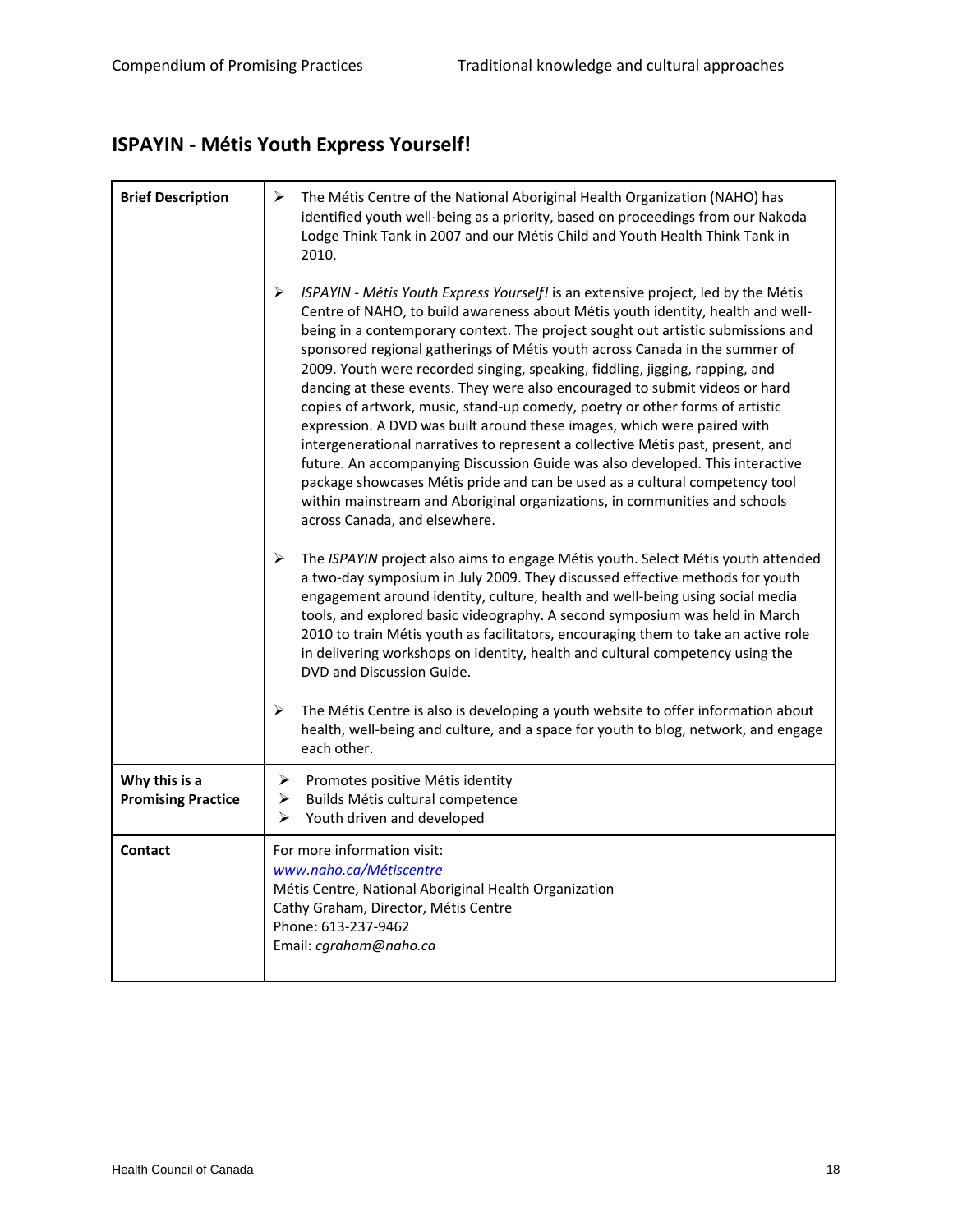## ISPAYIN - Métis Youth Express Yourself!

| **Brief Description** | ➢ The Métis Centre of the National Aboriginal Health Organization (NAHO) has identified youth well-being as a priority, based on proceedings from our Nakoda Lodge Think Tank in 2007 and our Métis Child and Youth Health Think Tank in 2010.<br><br>➢ *ISPAYIN - Métis Youth Express Yourself!* is an extensive project, led by the Métis Centre of NAHO, to build awareness about Métis youth identity, health and well-being in a contemporary context. The project sought out artistic submissions and sponsored regional gatherings of Métis youth across Canada in the summer of 2009. Youth were recorded singing, speaking, fiddling, jigging, rapping, and dancing at these events. They were also encouraged to submit videos or hard copies of artwork, music, stand-up comedy, poetry or other forms of artistic expression. A DVD was built around these images, which were paired with intergenerational narratives to represent a collective Métis past, present, and future. An accompanying Discussion Guide was also developed. This interactive package showcases Métis pride and can be used as a cultural competency tool within mainstream and Aboriginal organizations, in communities and schools across Canada, and elsewhere.<br><br>➢ The *ISPAYIN* project also aims to engage Métis youth. Select Métis youth attended a two-day symposium in July 2009. They discussed effective methods for youth engagement around identity, culture, health and well-being using social media tools, and explored basic videography. A second symposium was held in March 2010 to train Métis youth as facilitators, encouraging them to take an active role in delivering workshops on identity, health and cultural competency using the DVD and Discussion Guide.<br><br>➢ The Métis Centre is also is developing a youth website to offer information about health, well-being and culture, and a space for youth to blog, network, and engage each other. |
|---|---|
| **Why this is a Promising Practice** | ➢ Promotes positive Métis identity<br>➢ Builds Métis cultural competence<br>➢ Youth driven and developed |
| **Contact** | For more information visit:<br>*www.naho.ca/Métiscentre*<br>Métis Centre, National Aboriginal Health Organization<br>Cathy Graham, Director, Métis Centre<br>Phone: 613-237-9462<br>Email: *cgraham@naho.ca* |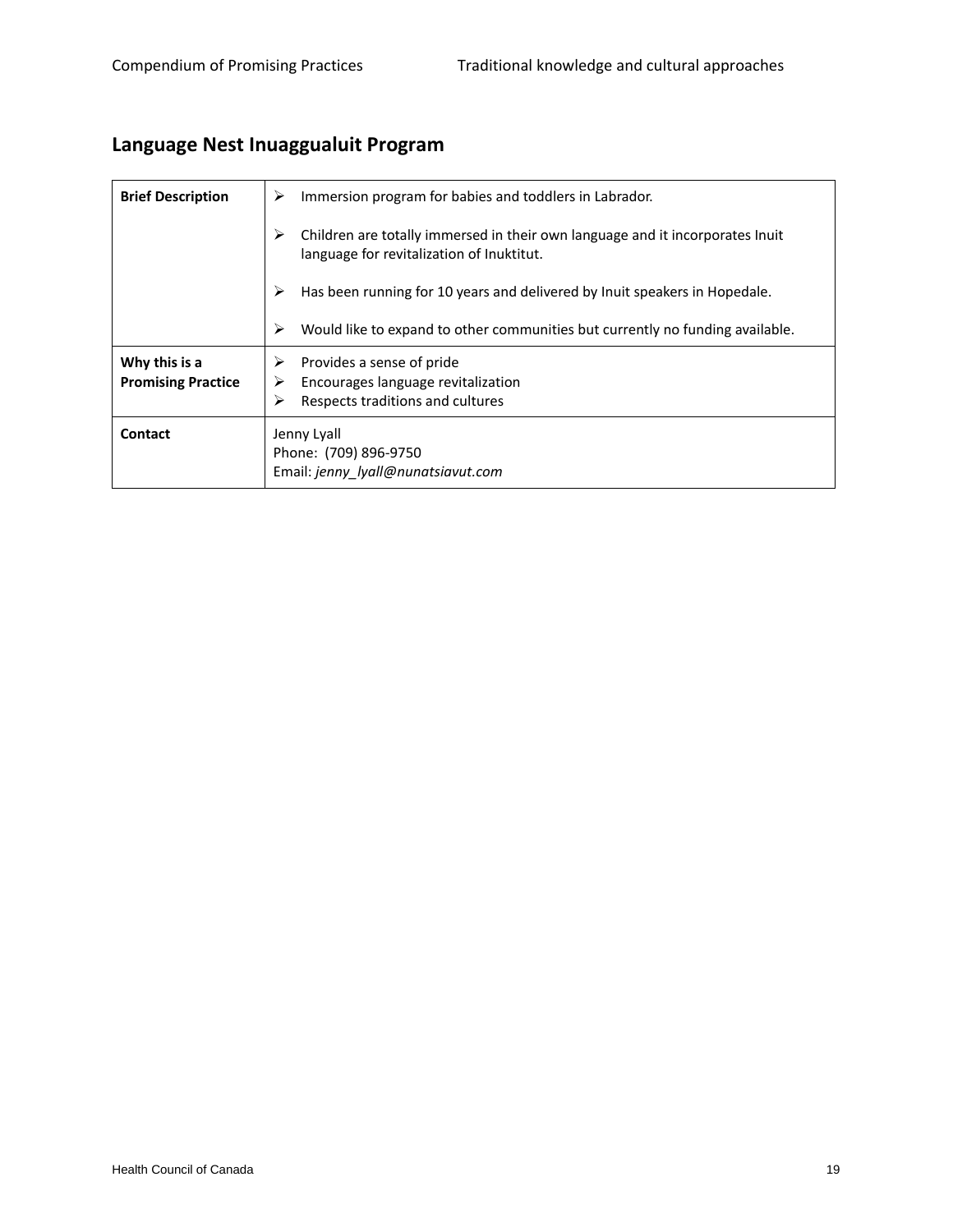## Language Nest Inuaggualuit Program

| | |
|---|---|
| **Brief Description** | ➢ Immersion program for babies and toddlers in Labrador.<br><br>➢ Children are totally immersed in their own language and it incorporates Inuit language for revitalization of Inuktitut.<br><br>➢ Has been running for 10 years and delivered by Inuit speakers in Hopedale.<br><br>➢ Would like to expand to other communities but currently no funding available. |
| **Why this is a Promising Practice** | ➢ Provides a sense of pride<br>➢ Encourages language revitalization<br>➢ Respects traditions and cultures |
| **Contact** | Jenny Lyall<br>Phone: (709) 896-9750<br>Email: *jenny_lyall@nunatsiavut.com* |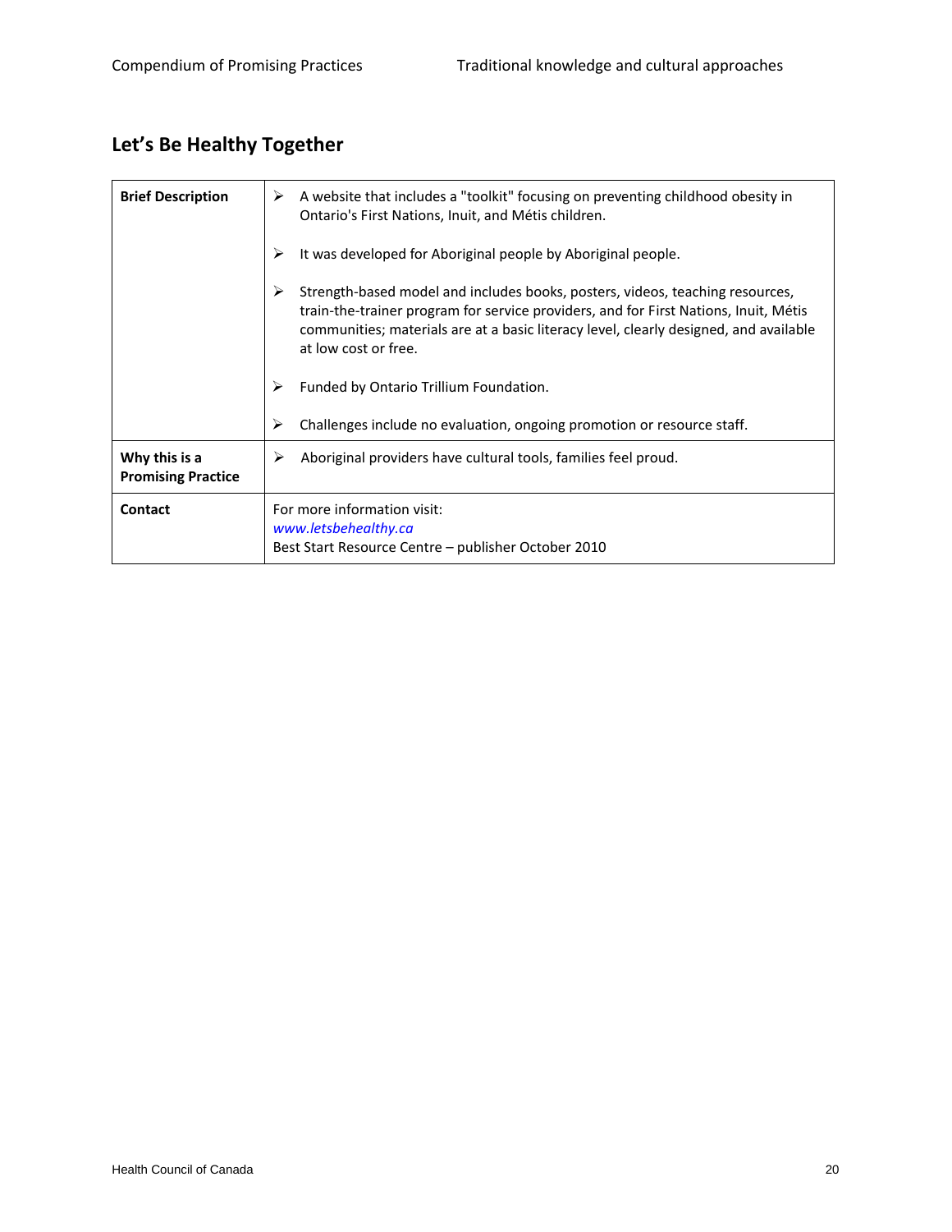## Let's Be Healthy Together

| | |
|---|---|
| **Brief Description** | ➢ A website that includes a "toolkit" focusing on preventing childhood obesity in Ontario's First Nations, Inuit, and Métis children.<br><br>➢ It was developed for Aboriginal people by Aboriginal people.<br><br>➢ Strength-based model and includes books, posters, videos, teaching resources, train-the-trainer program for service providers, and for First Nations, Inuit, Métis communities; materials are at a basic literacy level, clearly designed, and available at low cost or free.<br><br>➢ Funded by Ontario Trillium Foundation.<br><br>➢ Challenges include no evaluation, ongoing promotion or resource staff. |
| **Why this is a Promising Practice** | ➢ Aboriginal providers have cultural tools, families feel proud. |
| **Contact** | For more information visit:<br>*www.letsbehealthy.ca*<br>Best Start Resource Centre – publisher October 2010 |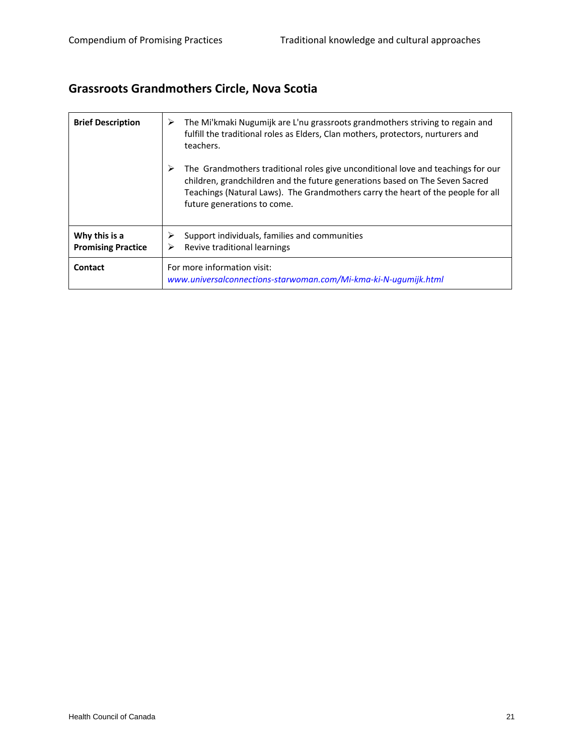## Grassroots Grandmothers Circle, Nova Scotia

| | |
|---|---|
| **Brief Description** | ➢ The Mi'kmaki Nugumijk are L'nu grassroots grandmothers striving to regain and fulfill the traditional roles as Elders, Clan mothers, protectors, nurturers and teachers.<br><br>➢ The Grandmothers traditional roles give unconditional love and teachings for our children, grandchildren and the future generations based on The Seven Sacred Teachings (Natural Laws). The Grandmothers carry the heart of the people for all future generations to come. |
| **Why this is a Promising Practice** | ➢ Support individuals, families and communities<br>➢ Revive traditional learnings |
| **Contact** | For more information visit:<br>*www.universalconnections-starwoman.com/Mi-kma-ki-N-ugumijk.html* |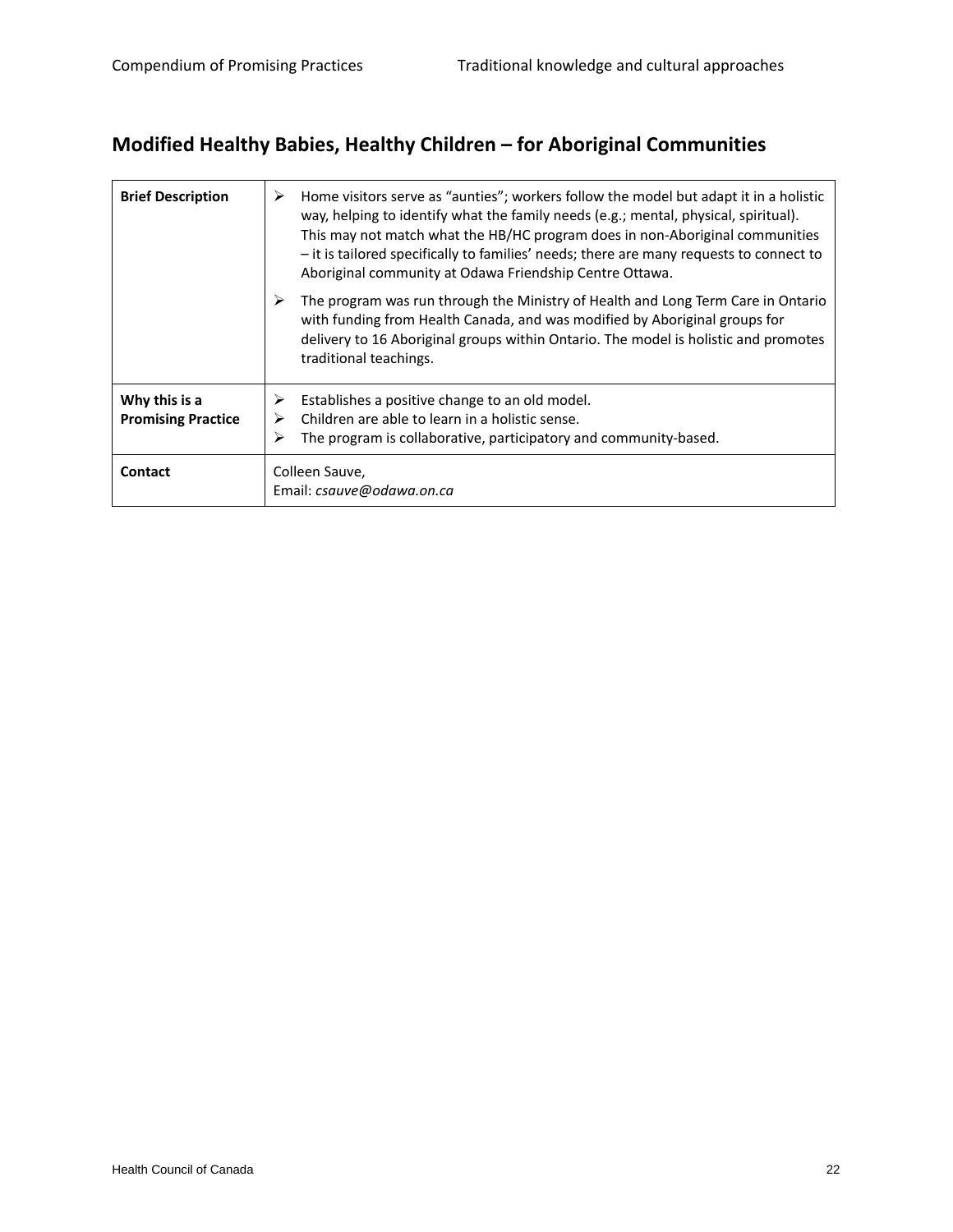## Modified Healthy Babies, Healthy Children – for Aboriginal Communities

| **Brief Description** | ➢ Home visitors serve as "aunties"; workers follow the model but adapt it in a holistic way, helping to identify what the family needs (e.g.; mental, physical, spiritual). This may not match what the HB/HC program does in non-Aboriginal communities – it is tailored specifically to families' needs; there are many requests to connect to Aboriginal community at Odawa Friendship Centre Ottawa.<br>➢ The program was run through the Ministry of Health and Long Term Care in Ontario with funding from Health Canada, and was modified by Aboriginal groups for delivery to 16 Aboriginal groups within Ontario. The model is holistic and promotes traditional teachings. |
|---|---|
| **Why this is a Promising Practice** | ➢ Establishes a positive change to an old model.<br>➢ Children are able to learn in a holistic sense.<br>➢ The program is collaborative, participatory and community-based. |
| **Contact** | Colleen Sauve,<br>Email: *csauve@odawa.on.ca* |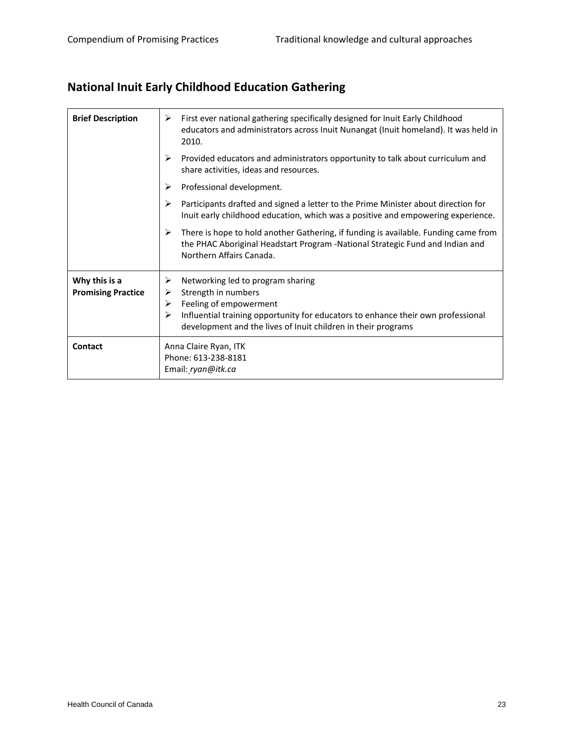## National Inuit Early Childhood Education Gathering

| | |
|---|---|
| **Brief Description** | ➢ First ever national gathering specifically designed for Inuit Early Childhood educators and administrators across Inuit Nunangat (Inuit homeland). It was held in 2010.<br>➢ Provided educators and administrators opportunity to talk about curriculum and share activities, ideas and resources.<br>➢ Professional development.<br>➢ Participants drafted and signed a letter to the Prime Minister about direction for Inuit early childhood education, which was a positive and empowering experience.<br>➢ There is hope to hold another Gathering, if funding is available. Funding came from the PHAC Aboriginal Headstart Program -National Strategic Fund and Indian and Northern Affairs Canada. |
| **Why this is a Promising Practice** | ➢ Networking led to program sharing<br>➢ Strength in numbers<br>➢ Feeling of empowerment<br>➢ Influential training opportunity for educators to enhance their own professional development and the lives of Inuit children in their programs |
| **Contact** | Anna Claire Ryan, ITK<br>Phone: 613-238-8181<br>Email: *ryan@itk.ca* |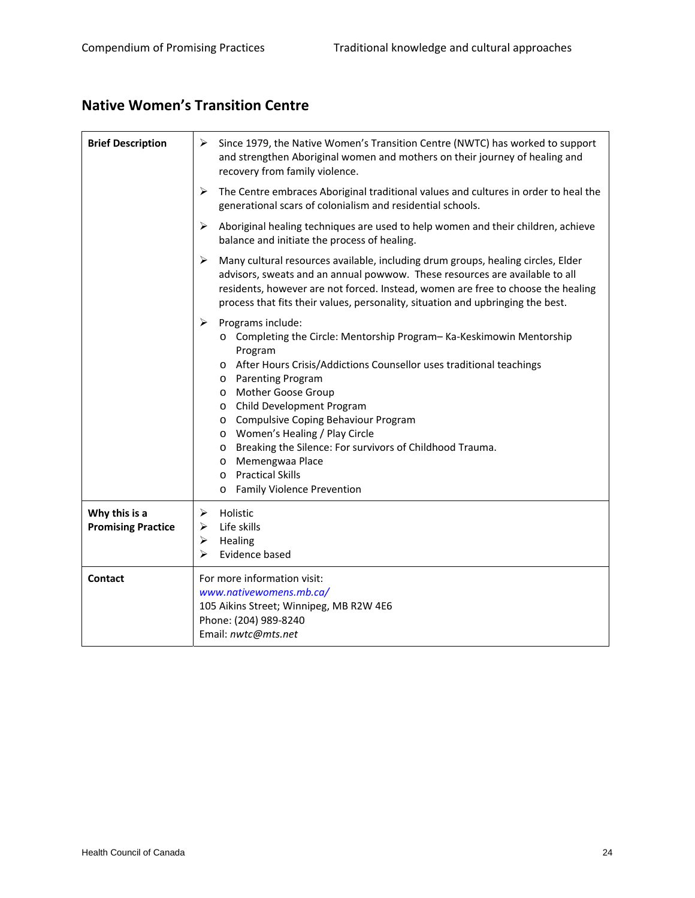## Native Women's Transition Centre

| | |
|---|---|
| **Brief Description** | ➢ Since 1979, the Native Women's Transition Centre (NWTC) has worked to support and strengthen Aboriginal women and mothers on their journey of healing and recovery from family violence.<br>➢ The Centre embraces Aboriginal traditional values and cultures in order to heal the generational scars of colonialism and residential schools.<br>➢ Aboriginal healing techniques are used to help women and their children, achieve balance and initiate the process of healing.<br>➢ Many cultural resources available, including drum groups, healing circles, Elder advisors, sweats and an annual powwow. These resources are available to all residents, however are not forced. Instead, women are free to choose the healing process that fits their values, personality, situation and upbringing the best.<br>➢ Programs include:<br>o Completing the Circle: Mentorship Program– Ka-Keskimowin Mentorship Program<br>o After Hours Crisis/Addictions Counsellor uses traditional teachings<br>o Parenting Program<br>o Mother Goose Group<br>o Child Development Program<br>o Compulsive Coping Behaviour Program<br>o Women's Healing / Play Circle<br>o Breaking the Silence: For survivors of Childhood Trauma.<br>o Memengwaa Place<br>o Practical Skills<br>o Family Violence Prevention |
| **Why this is a Promising Practice** | ➢ Holistic<br>➢ Life skills<br>➢ Healing<br>➢ Evidence based |
| **Contact** | For more information visit:<br>*www.nativewomens.mb.ca/*<br>105 Aikins Street; Winnipeg, MB R2W 4E6<br>Phone: (204) 989-8240<br>Email: *nwtc@mts.net* |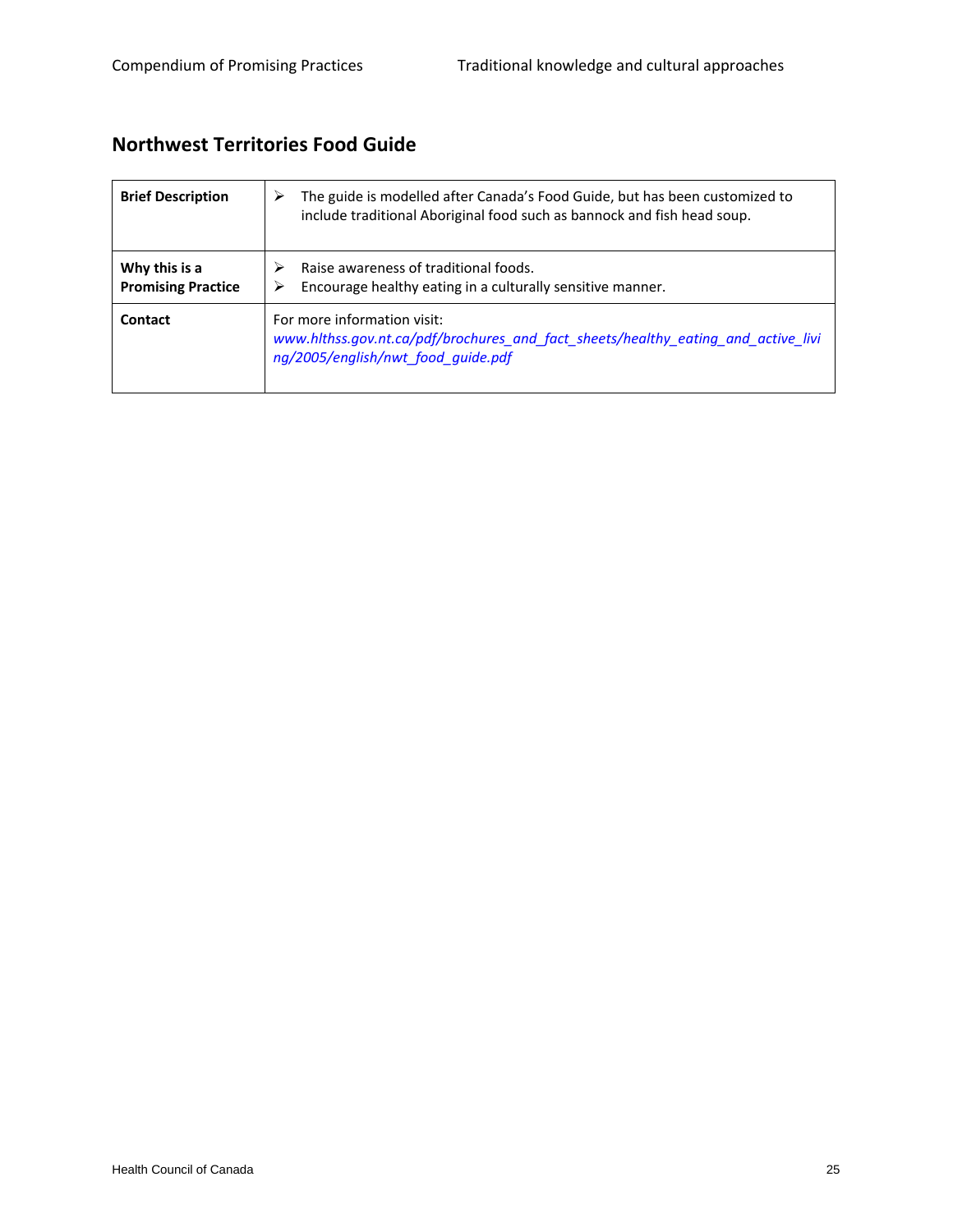## Northwest Territories Food Guide

| | |
|---|---|
| **Brief Description** | ➢ The guide is modelled after Canada's Food Guide, but has been customized to include traditional Aboriginal food such as bannock and fish head soup. |
| **Why this is a Promising Practice** | ➢ Raise awareness of traditional foods.<br>➢ Encourage healthy eating in a culturally sensitive manner. |
| **Contact** | For more information visit: *www.hlthss.gov.nt.ca/pdf/brochures_and_fact_sheets/healthy_eating_and_active_living/2005/english/nwt_food_guide.pdf* |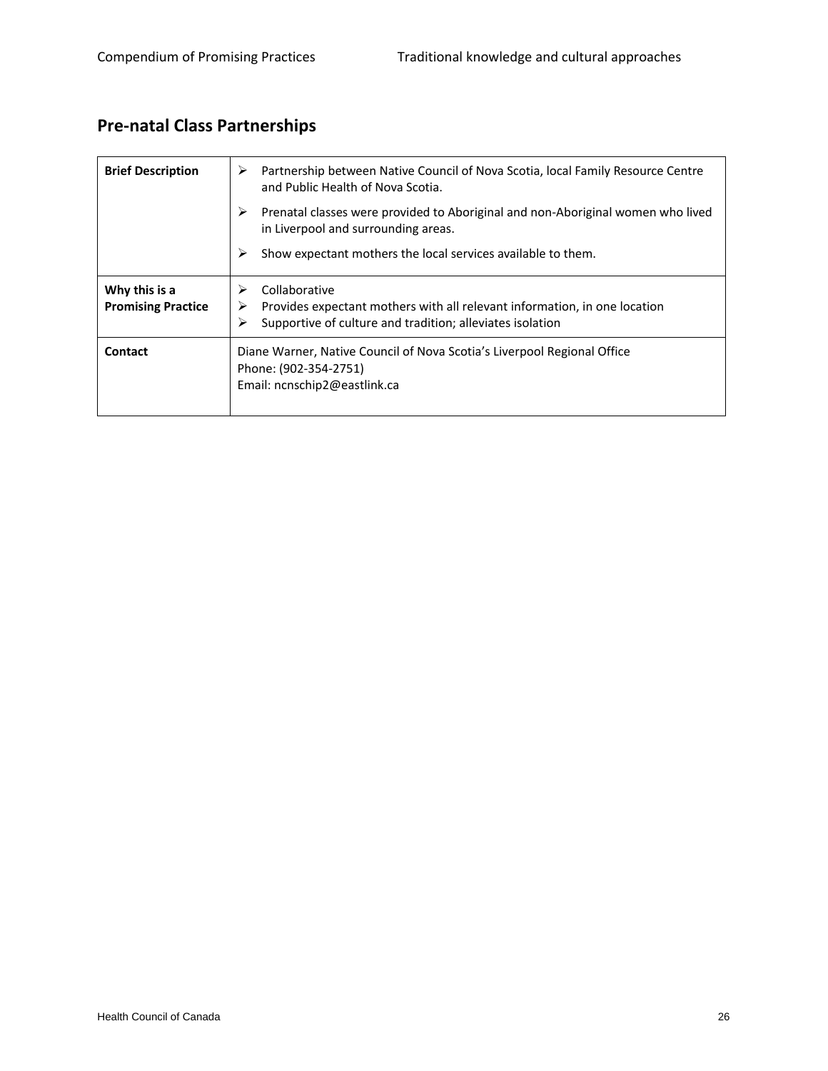## Pre-natal Class Partnerships

| | |
|---|---|
| **Brief Description** | ➢ Partnership between Native Council of Nova Scotia, local Family Resource Centre and Public Health of Nova Scotia.<br>➢ Prenatal classes were provided to Aboriginal and non-Aboriginal women who lived in Liverpool and surrounding areas.<br>➢ Show expectant mothers the local services available to them. |
| **Why this is a Promising Practice** | ➢ Collaborative<br>➢ Provides expectant mothers with all relevant information, in one location<br>➢ Supportive of culture and tradition; alleviates isolation |
| **Contact** | Diane Warner, Native Council of Nova Scotia's Liverpool Regional Office<br>Phone: (902-354-2751)<br>Email: ncnschip2@eastlink.ca |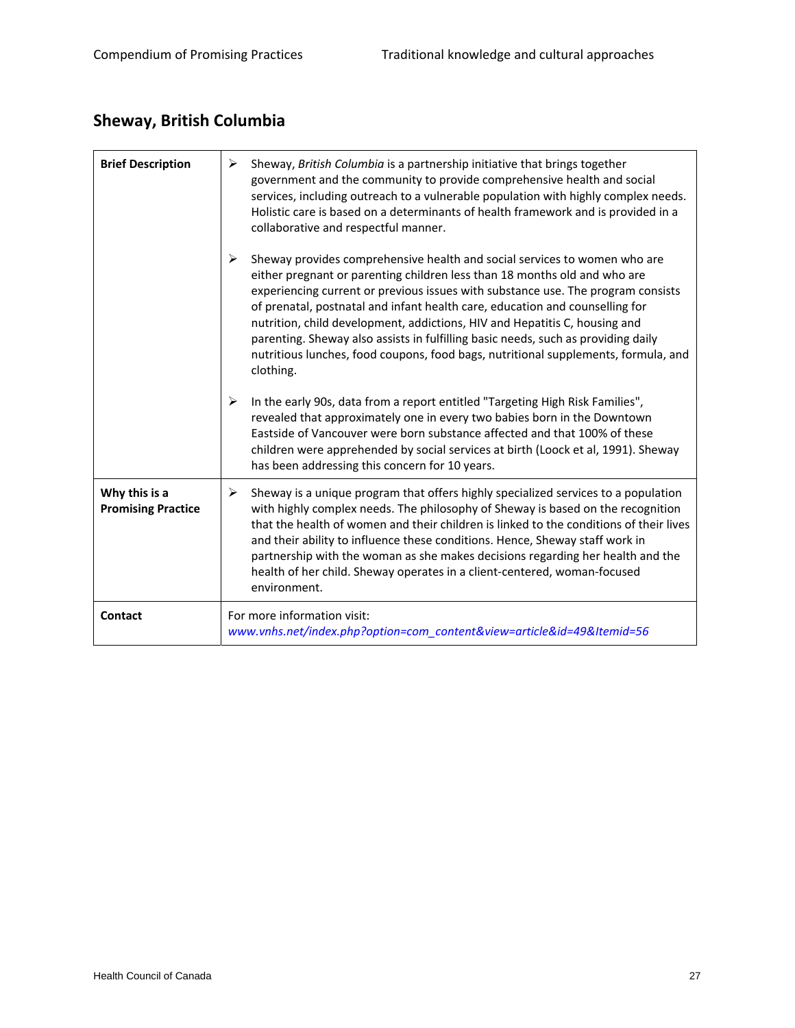## Sheway, British Columbia

| | |
|---|---|
| **Brief Description** | ➢ Sheway, *British Columbia* is a partnership initiative that brings together government and the community to provide comprehensive health and social services, including outreach to a vulnerable population with highly complex needs. Holistic care is based on a determinants of health framework and is provided in a collaborative and respectful manner.<br><br>➢ Sheway provides comprehensive health and social services to women who are either pregnant or parenting children less than 18 months old and who are experiencing current or previous issues with substance use. The program consists of prenatal, postnatal and infant health care, education and counselling for nutrition, child development, addictions, HIV and Hepatitis C, housing and parenting. Sheway also assists in fulfilling basic needs, such as providing daily nutritious lunches, food coupons, food bags, nutritional supplements, formula, and clothing.<br><br>➢ In the early 90s, data from a report entitled "Targeting High Risk Families", revealed that approximately one in every two babies born in the Downtown Eastside of Vancouver were born substance affected and that 100% of these children were apprehended by social services at birth (Loock et al, 1991). Sheway has been addressing this concern for 10 years. |
| **Why this is a Promising Practice** | ➢ Sheway is a unique program that offers highly specialized services to a population with highly complex needs. The philosophy of Sheway is based on the recognition that the health of women and their children is linked to the conditions of their lives and their ability to influence these conditions. Hence, Sheway staff work in partnership with the woman as she makes decisions regarding her health and the health of her child. Sheway operates in a client-centered, woman-focused environment. |
| **Contact** | For more information visit:<br>*www.vnhs.net/index.php?option=com_content&view=article&id=49&Itemid=56* |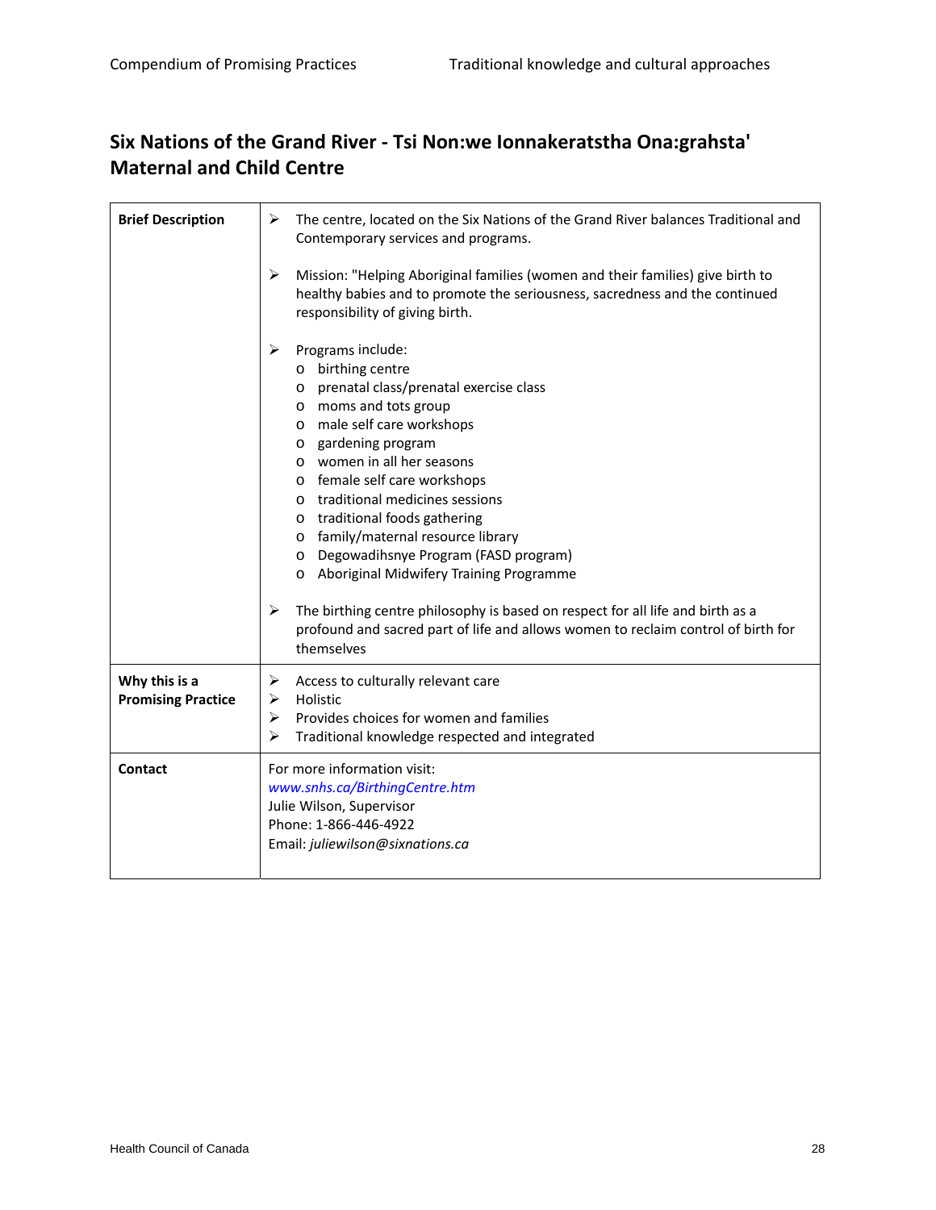## Six Nations of the Grand River - Tsi Non:we Ionnakeratstha Ona:grahsta' Maternal and Child Centre

| **Brief Description** | ➢ The centre, located on the Six Nations of the Grand River balances Traditional and Contemporary services and programs.<br><br>➢ Mission: "Helping Aboriginal families (women and their families) give birth to healthy babies and to promote the seriousness, sacredness and the continued responsibility of giving birth.<br><br>➢ Programs include:<br>o birthing centre<br>o prenatal class/prenatal exercise class<br>o moms and tots group<br>o male self care workshops<br>o gardening program<br>o women in all her seasons<br>o female self care workshops<br>o traditional medicines sessions<br>o traditional foods gathering<br>o family/maternal resource library<br>o Degowadihsnye Program (FASD program)<br>o Aboriginal Midwifery Training Programme<br><br>➢ The birthing centre philosophy is based on respect for all life and birth as a profound and sacred part of life and allows women to reclaim control of birth for themselves |
|---|---|
| **Why this is a Promising Practice** | ➢ Access to culturally relevant care<br>➢ Holistic<br>➢ Provides choices for women and families<br>➢ Traditional knowledge respected and integrated |
| **Contact** | For more information visit:<br>*www.snhs.ca/BirthingCentre.htm*<br>Julie Wilson, Supervisor<br>Phone: 1-866-446-4922<br>Email: *juliewilson@sixnations.ca* |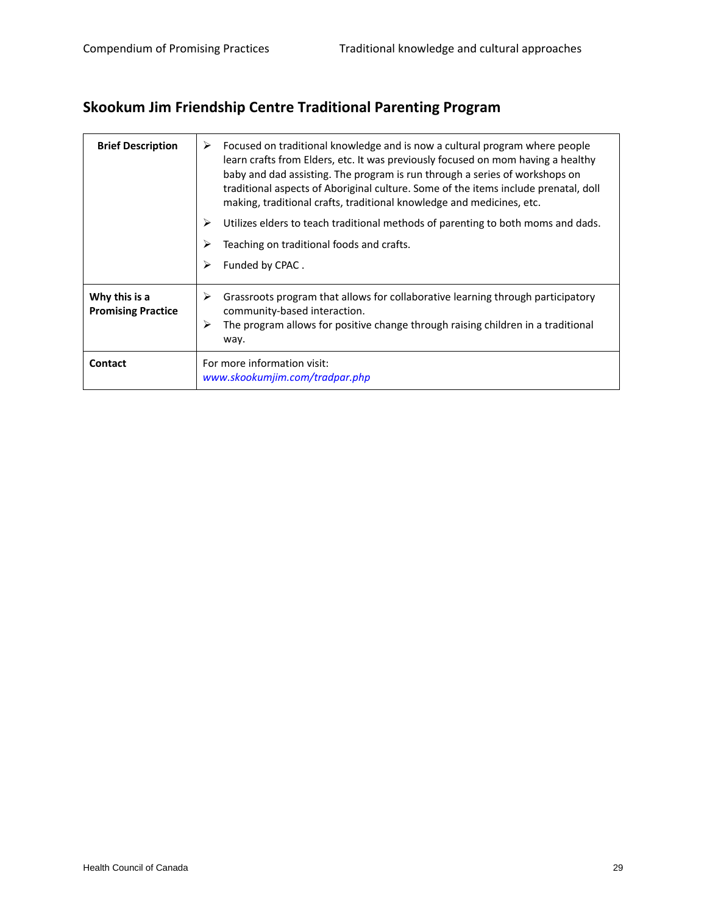## Skookum Jim Friendship Centre Traditional Parenting Program

| **Brief Description** | ➢ Focused on traditional knowledge and is now a cultural program where people learn crafts from Elders, etc. It was previously focused on mom having a healthy baby and dad assisting. The program is run through a series of workshops on traditional aspects of Aboriginal culture. Some of the items include prenatal, doll making, traditional crafts, traditional knowledge and medicines, etc.<br>➢ Utilizes elders to teach traditional methods of parenting to both moms and dads.<br>➢ Teaching on traditional foods and crafts.<br>➢ Funded by CPAC . |
|---|---|
| **Why this is a Promising Practice** | ➢ Grassroots program that allows for collaborative learning through participatory community-based interaction.<br>➢ The program allows for positive change through raising children in a traditional way. |
| **Contact** | For more information visit:<br>*www.skookumjim.com/tradpar.php* |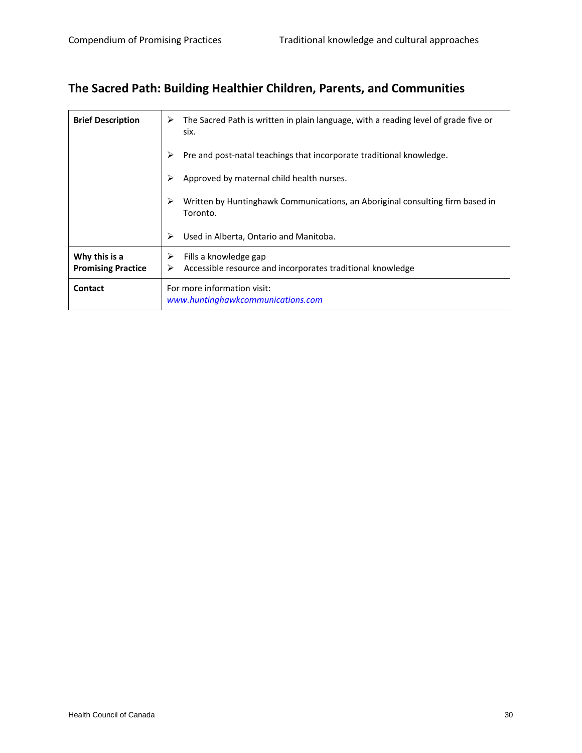## The Sacred Path: Building Healthier Children, Parents, and Communities

| | |
|---|---|
| **Brief Description** | ➢ The Sacred Path is written in plain language, with a reading level of grade five or six.<br>➢ Pre and post-natal teachings that incorporate traditional knowledge.<br>➢ Approved by maternal child health nurses.<br>➢ Written by Huntinghawk Communications, an Aboriginal consulting firm based in Toronto.<br>➢ Used in Alberta, Ontario and Manitoba. |
| **Why this is a Promising Practice** | ➢ Fills a knowledge gap<br>➢ Accessible resource and incorporates traditional knowledge |
| **Contact** | For more information visit:<br>*www.huntinghawkcommunications.com* |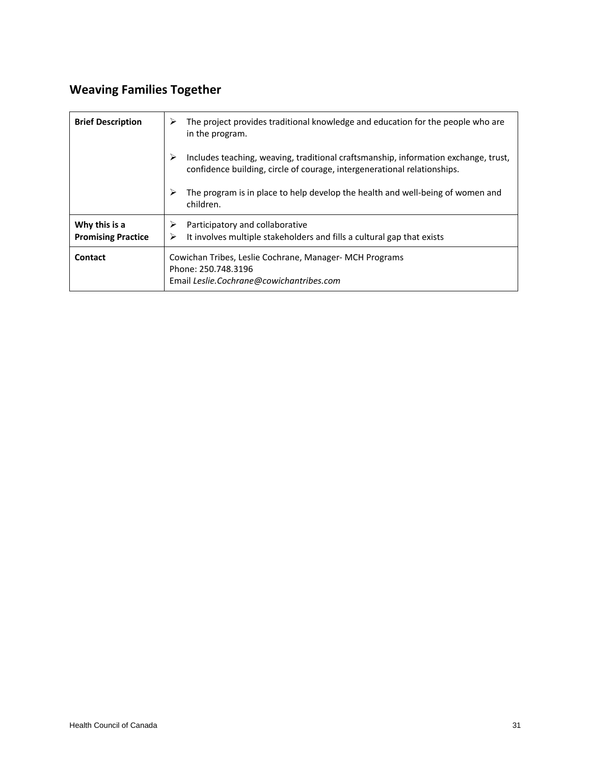## Weaving Families Together

| | |
|---|---|
| **Brief Description** | ➢ The project provides traditional knowledge and education for the people who are in the program.<br><br>➢ Includes teaching, weaving, traditional craftsmanship, information exchange, trust, confidence building, circle of courage, intergenerational relationships.<br><br>➢ The program is in place to help develop the health and well-being of women and children. |
| **Why this is a Promising Practice** | ➢ Participatory and collaborative<br>➢ It involves multiple stakeholders and fills a cultural gap that exists |
| **Contact** | Cowichan Tribes, Leslie Cochrane, Manager- MCH Programs<br>Phone: 250.748.3196<br>Email *Leslie.Cochrane@cowichantribes.com* |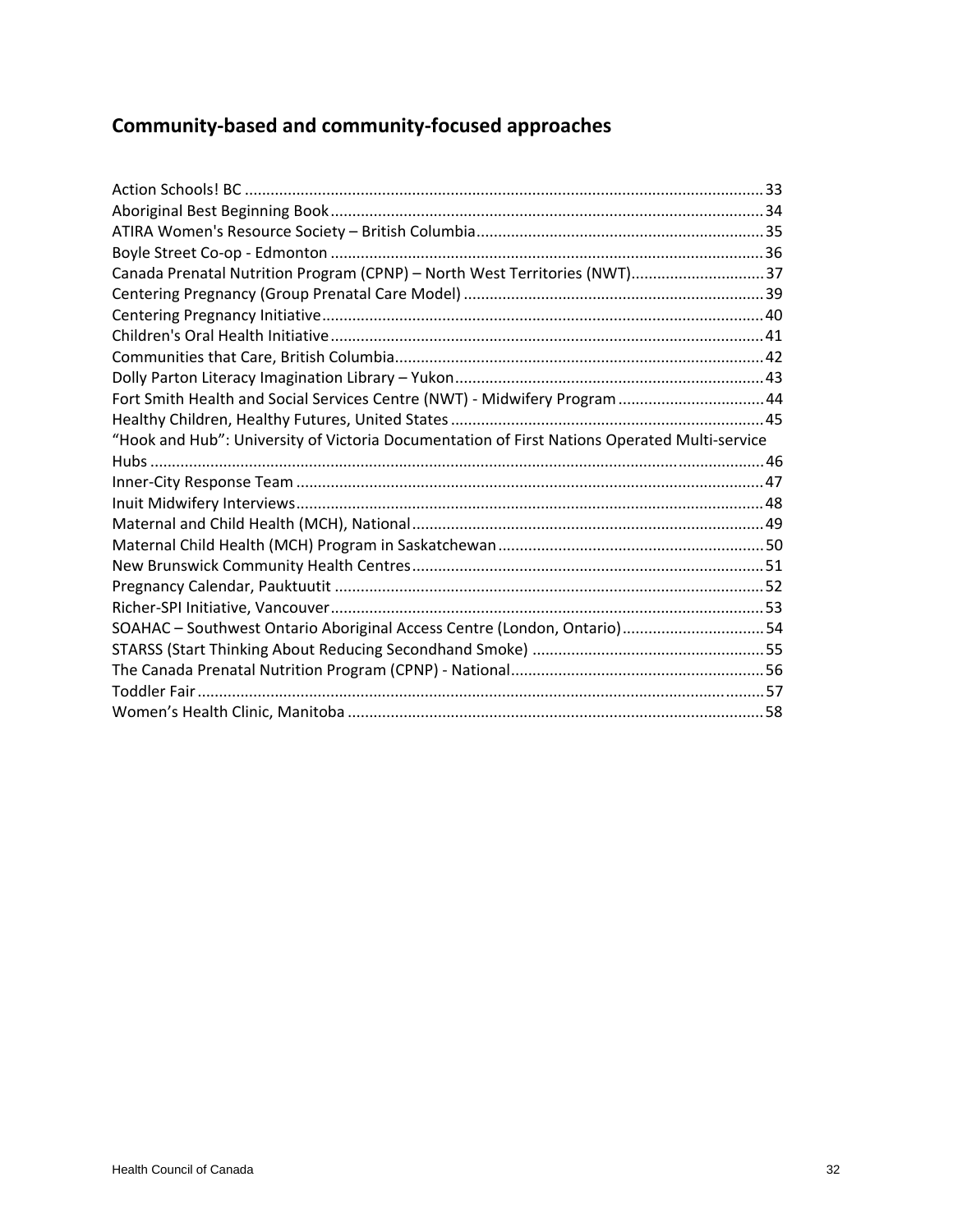## Community-based and community-focused approaches

Action Schools! BC ........................................................................................................................ 33
Aboriginal Best Beginning Book .................................................................................................... 34
ATIRA Women's Resource Society – British Columbia .................................................................. 35
Boyle Street Co-op - Edmonton .................................................................................................... 36
Canada Prenatal Nutrition Program (CPNP) – North West Territories (NWT) ............................... 37
Centering Pregnancy (Group Prenatal Care Model) ...................................................................... 39
Centering Pregnancy Initiative ...................................................................................................... 40
Children's Oral Health Initiative .................................................................................................... 41
Communities that Care, British Columbia ..................................................................................... 42
Dolly Parton Literacy Imagination Library – Yukon ....................................................................... 43
Fort Smith Health and Social Services Centre (NWT) - Midwifery Program .................................. 44
Healthy Children, Healthy Futures, United States ......................................................................... 45
"Hook and Hub": University of Victoria Documentation of First Nations Operated Multi-service Hubs ............................................................................................................................................. 46
Inner-City Response Team ............................................................................................................ 47
Inuit Midwifery Interviews ............................................................................................................ 48
Maternal and Child Health (MCH), National ................................................................................. 49
Maternal Child Health (MCH) Program in Saskatchewan .............................................................. 50
New Brunswick Community Health Centres ................................................................................. 51
Pregnancy Calendar, Pauktuutit ................................................................................................... 52
Richer-SPI Initiative, Vancouver .................................................................................................... 53
SOAHAC – Southwest Ontario Aboriginal Access Centre (London, Ontario) ................................. 54
STARSS (Start Thinking About Reducing Secondhand Smoke) ...................................................... 55
The Canada Prenatal Nutrition Program (CPNP) - National ........................................................... 56
Toddler Fair ................................................................................................................................... 57
Women's Health Clinic, Manitoba ................................................................................................ 58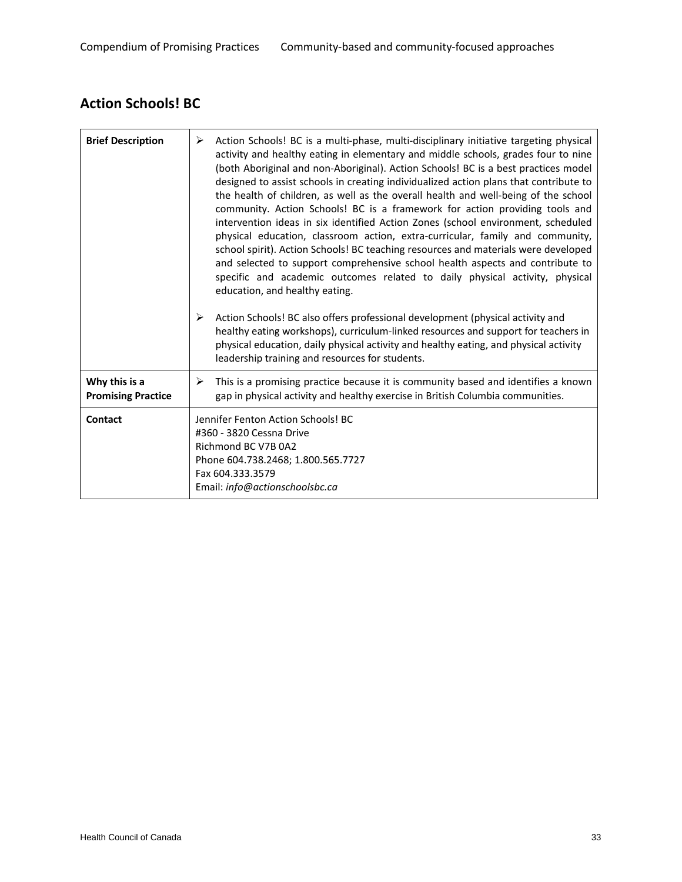## Action Schools! BC

| | |
|---|---|
| **Brief Description** | ➢ Action Schools! BC is a multi-phase, multi-disciplinary initiative targeting physical activity and healthy eating in elementary and middle schools, grades four to nine (both Aboriginal and non-Aboriginal). Action Schools! BC is a best practices model designed to assist schools in creating individualized action plans that contribute to the health of children, as well as the overall health and well-being of the school community. Action Schools! BC is a framework for action providing tools and intervention ideas in six identified Action Zones (school environment, scheduled physical education, classroom action, extra-curricular, family and community, school spirit). Action Schools! BC teaching resources and materials were developed and selected to support comprehensive school health aspects and contribute to specific and academic outcomes related to daily physical activity, physical education, and healthy eating.<br><br>➢ Action Schools! BC also offers professional development (physical activity and healthy eating workshops), curriculum-linked resources and support for teachers in physical education, daily physical activity and healthy eating, and physical activity leadership training and resources for students. |
| **Why this is a Promising Practice** | ➢ This is a promising practice because it is community based and identifies a known gap in physical activity and healthy exercise in British Columbia communities. |
| **Contact** | Jennifer Fenton Action Schools! BC<br>#360 - 3820 Cessna Drive<br>Richmond BC V7B 0A2<br>Phone 604.738.2468; 1.800.565.7727<br>Fax 604.333.3579<br>Email: *info@actionschoolsbc.ca* |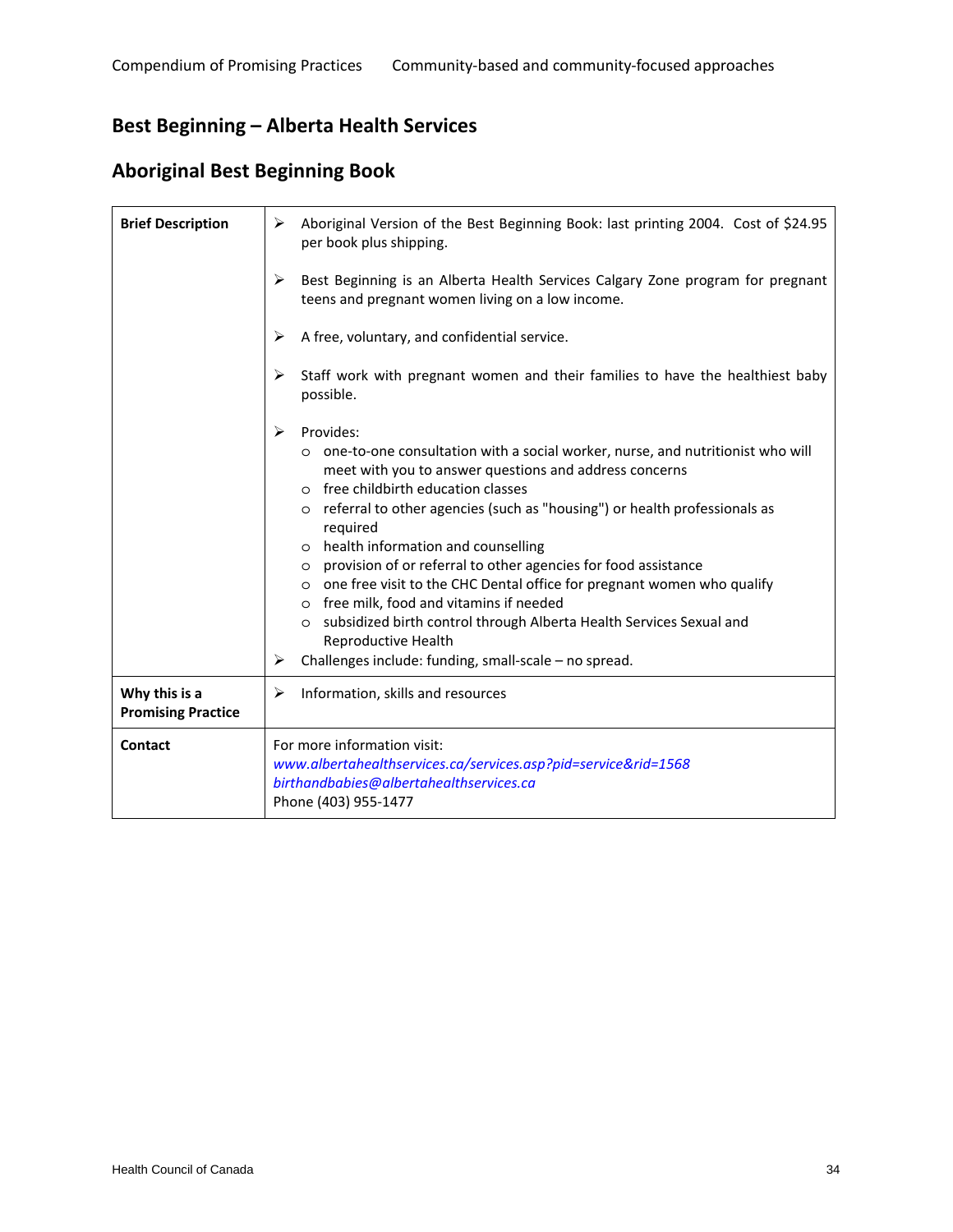## Best Beginning – Alberta Health Services

## Aboriginal Best Beginning Book

| | |
|---|---|
| **Brief Description** | ➢ Aboriginal Version of the Best Beginning Book: last printing 2004. Cost of $24.95 per book plus shipping.<br><br>➢ Best Beginning is an Alberta Health Services Calgary Zone program for pregnant teens and pregnant women living on a low income.<br><br>➢ A free, voluntary, and confidential service.<br><br>➢ Staff work with pregnant women and their families to have the healthiest baby possible.<br><br>➢ Provides:<br>○ one-to-one consultation with a social worker, nurse, and nutritionist who will meet with you to answer questions and address concerns<br>○ free childbirth education classes<br>○ referral to other agencies (such as "housing") or health professionals as required<br>○ health information and counselling<br>○ provision of or referral to other agencies for food assistance<br>○ one free visit to the CHC Dental office for pregnant women who qualify<br>○ free milk, food and vitamins if needed<br>○ subsidized birth control through Alberta Health Services Sexual and Reproductive Health<br>➢ Challenges include: funding, small-scale – no spread. |
| **Why this is a Promising Practice** | ➢ Information, skills and resources |
| **Contact** | For more information visit:<br>*www.albertahealthservices.ca/services.asp?pid=service&rid=1568*<br>*birthandbabies@albertahealthservices.ca*<br>Phone (403) 955-1477 |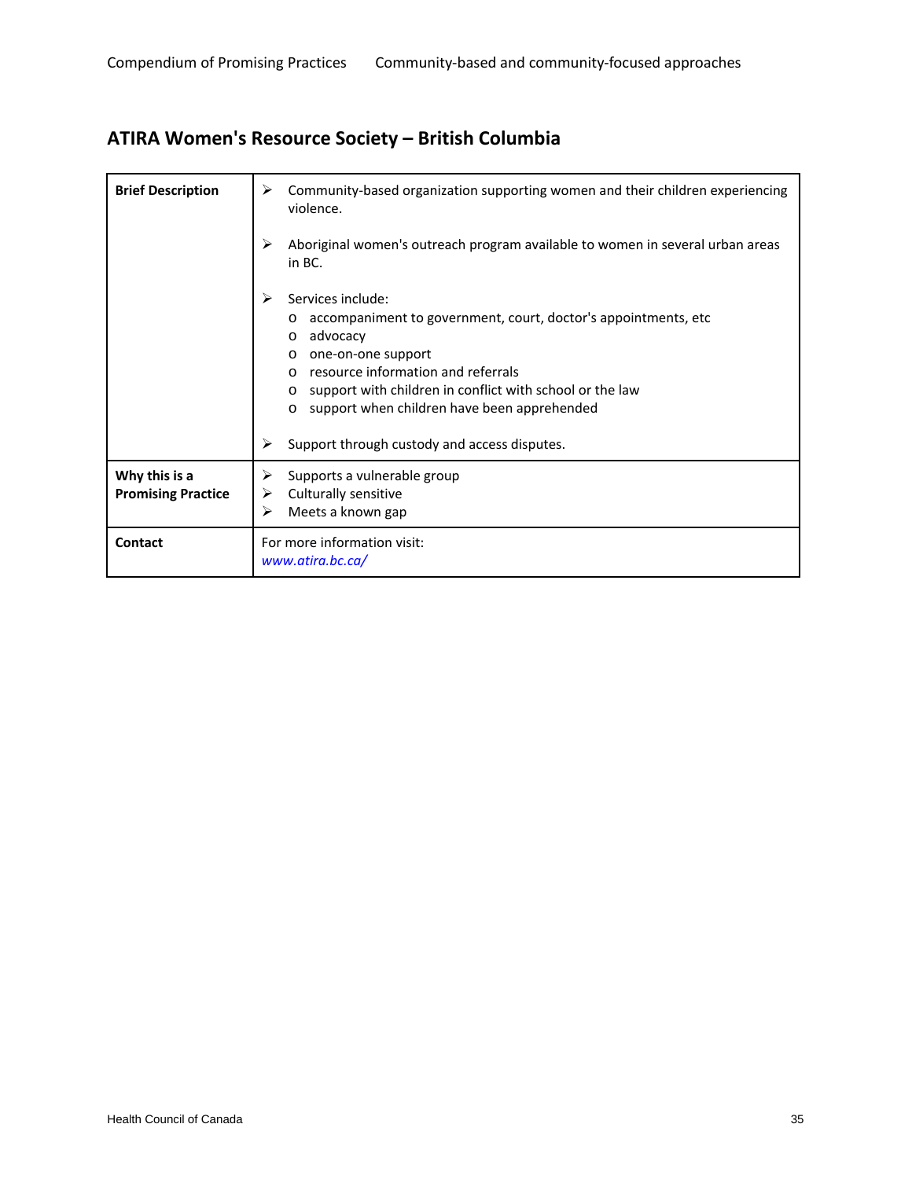## ATIRA Women's Resource Society – British Columbia

| | |
|---|---|
| **Brief Description** | ➢ Community-based organization supporting women and their children experiencing violence.<br><br>➢ Aboriginal women's outreach program available to women in several urban areas in BC.<br><br>➢ Services include:<br>o accompaniment to government, court, doctor's appointments, etc<br>o advocacy<br>o one-on-one support<br>o resource information and referrals<br>o support with children in conflict with school or the law<br>o support when children have been apprehended<br><br>➢ Support through custody and access disputes. |
| **Why this is a Promising Practice** | ➢ Supports a vulnerable group<br>➢ Culturally sensitive<br>➢ Meets a known gap |
| **Contact** | For more information visit:<br>*www.atira.bc.ca/* |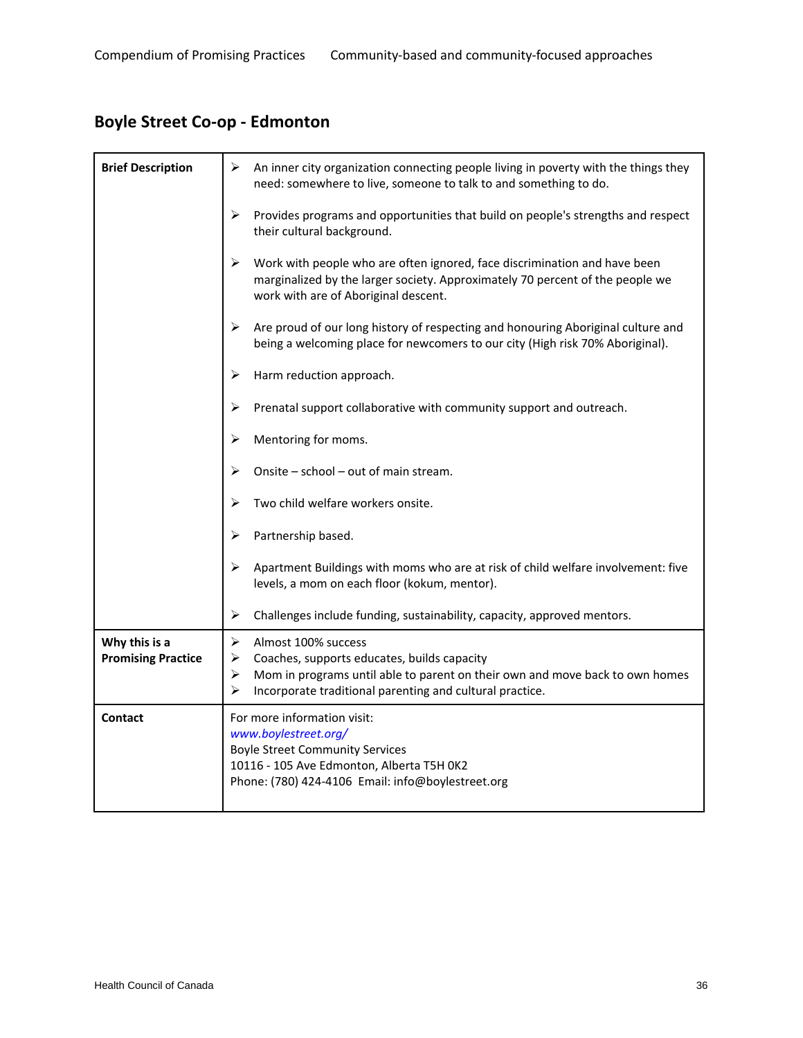## Boyle Street Co-op - Edmonton

| | |
|---|---|
| **Brief Description** | ➢ An inner city organization connecting people living in poverty with the things they need: somewhere to live, someone to talk to and something to do.<br><br>➢ Provides programs and opportunities that build on people's strengths and respect their cultural background.<br><br>➢ Work with people who are often ignored, face discrimination and have been marginalized by the larger society. Approximately 70 percent of the people we work with are of Aboriginal descent.<br><br>➢ Are proud of our long history of respecting and honouring Aboriginal culture and being a welcoming place for newcomers to our city (High risk 70% Aboriginal).<br><br>➢ Harm reduction approach.<br><br>➢ Prenatal support collaborative with community support and outreach.<br><br>➢ Mentoring for moms.<br><br>➢ Onsite – school – out of main stream.<br><br>➢ Two child welfare workers onsite.<br><br>➢ Partnership based.<br><br>➢ Apartment Buildings with moms who are at risk of child welfare involvement: five levels, a mom on each floor (kokum, mentor).<br><br>➢ Challenges include funding, sustainability, capacity, approved mentors. |
| **Why this is a Promising Practice** | ➢ Almost 100% success<br>➢ Coaches, supports educates, builds capacity<br>➢ Mom in programs until able to parent on their own and move back to own homes<br>➢ Incorporate traditional parenting and cultural practice. |
| **Contact** | For more information visit:<br>*www.boylestreet.org/*<br>Boyle Street Community Services<br>10116 - 105 Ave Edmonton, Alberta T5H 0K2<br>Phone: (780) 424-4106 Email: info@boylestreet.org |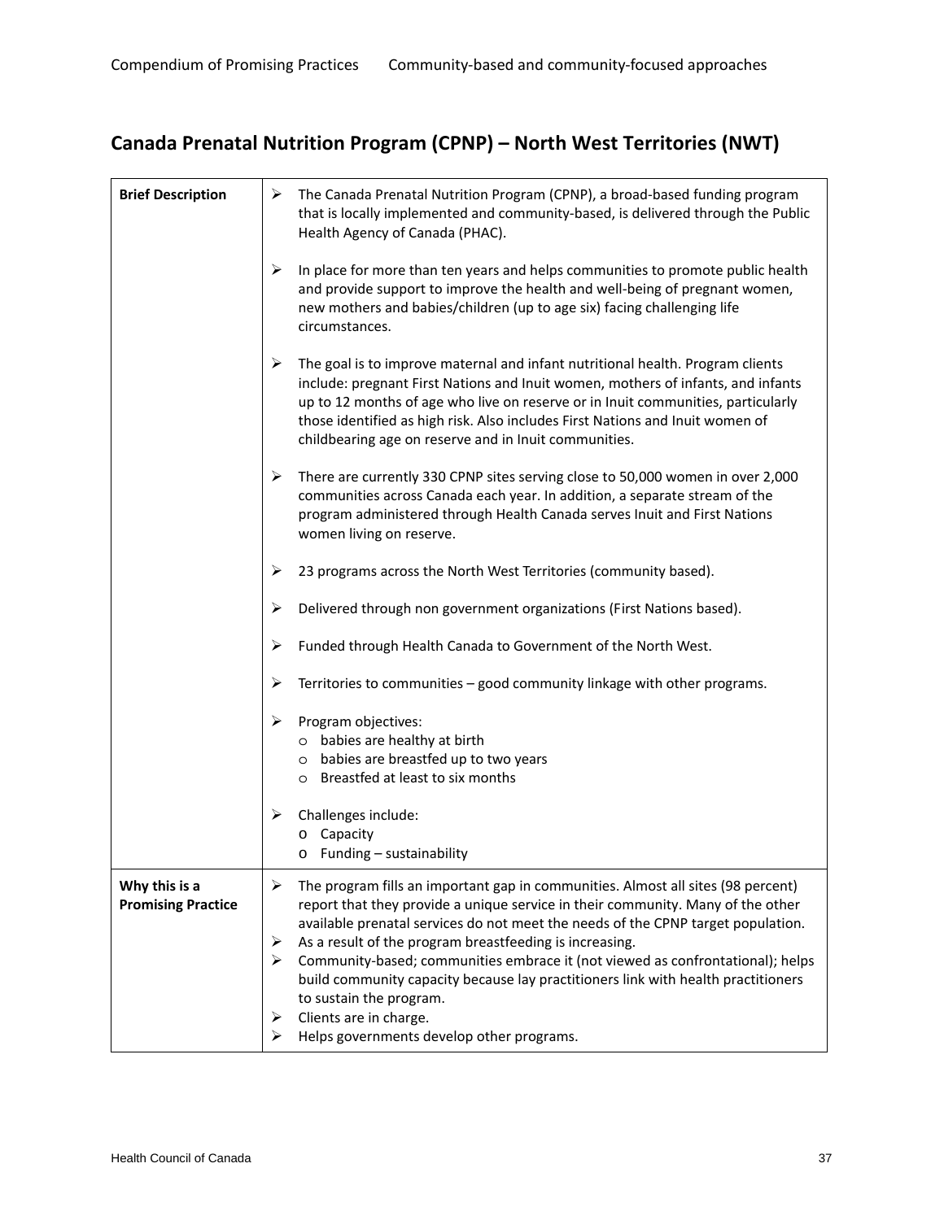## Canada Prenatal Nutrition Program (CPNP) – North West Territories (NWT)

| | |
|---|---|
| **Brief Description** | ➢ The Canada Prenatal Nutrition Program (CPNP), a broad-based funding program that is locally implemented and community-based, is delivered through the Public Health Agency of Canada (PHAC).<br><br>➢ In place for more than ten years and helps communities to promote public health and provide support to improve the health and well-being of pregnant women, new mothers and babies/children (up to age six) facing challenging life circumstances.<br><br>➢ The goal is to improve maternal and infant nutritional health. Program clients include: pregnant First Nations and Inuit women, mothers of infants, and infants up to 12 months of age who live on reserve or in Inuit communities, particularly those identified as high risk. Also includes First Nations and Inuit women of childbearing age on reserve and in Inuit communities.<br><br>➢ There are currently 330 CPNP sites serving close to 50,000 women in over 2,000 communities across Canada each year. In addition, a separate stream of the program administered through Health Canada serves Inuit and First Nations women living on reserve.<br><br>➢ 23 programs across the North West Territories (community based).<br><br>➢ Delivered through non government organizations (First Nations based).<br><br>➢ Funded through Health Canada to Government of the North West.<br><br>➢ Territories to communities – good community linkage with other programs.<br><br>➢ Program objectives:<br>o babies are healthy at birth<br>o babies are breastfed up to two years<br>o Breastfed at least to six months<br><br>➢ Challenges include:<br>o Capacity<br>o Funding – sustainability |
| **Why this is a Promising Practice** | ➢ The program fills an important gap in communities. Almost all sites (98 percent) report that they provide a unique service in their community. Many of the other available prenatal services do not meet the needs of the CPNP target population.<br>➢ As a result of the program breastfeeding is increasing.<br>➢ Community-based; communities embrace it (not viewed as confrontational); helps build community capacity because lay practitioners link with health practitioners to sustain the program.<br>➢ Clients are in charge.<br>➢ Helps governments develop other programs. |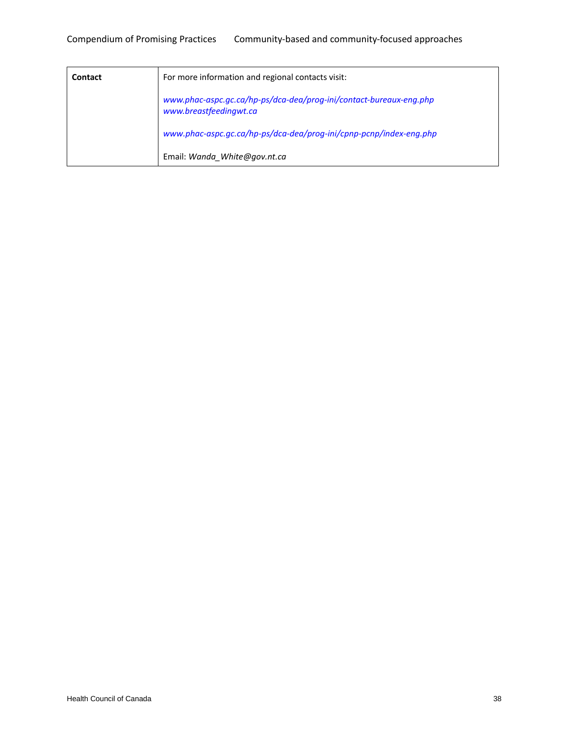| | |
|---|---|
| **Contact** | For more information and regional contacts visit:<br><br>*www.phac-aspc.gc.ca/hp-ps/dca-dea/prog-ini/contact-bureaux-eng.php*<br>*www.breastfeedingwt.ca*<br><br>*www.phac-aspc.gc.ca/hp-ps/dca-dea/prog-ini/cpnp-pcnp/index-eng.php*<br><br>Email: *Wanda_White@gov.nt.ca* |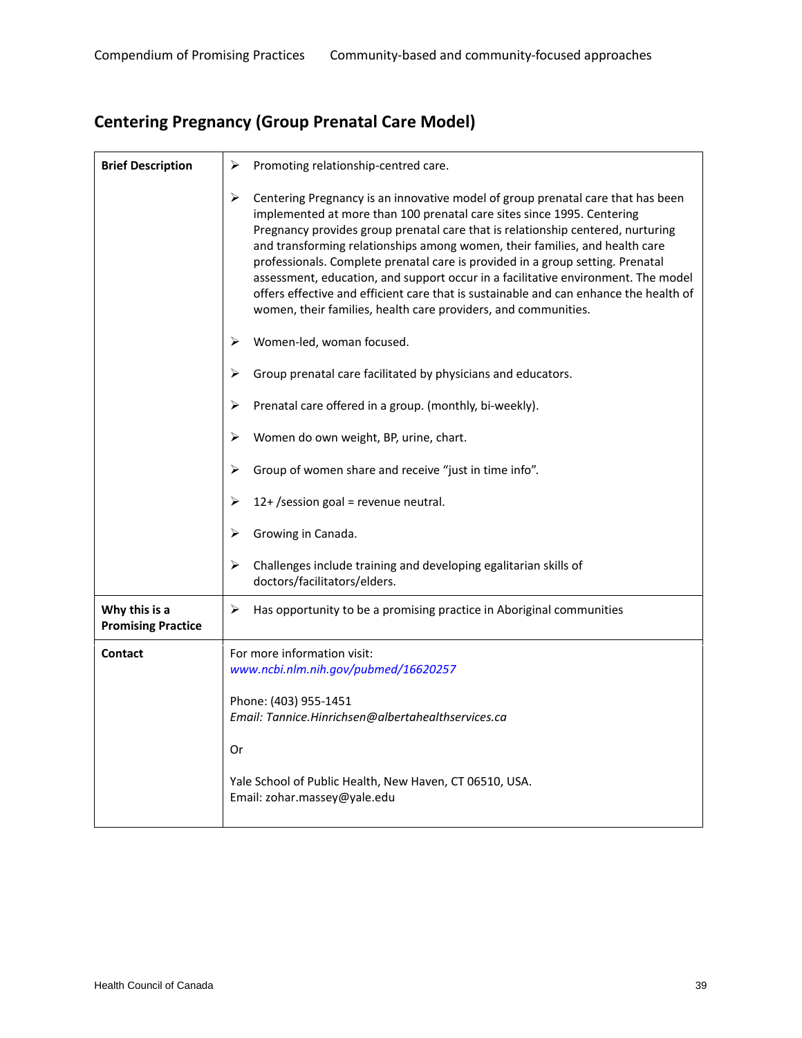## Centering Pregnancy (Group Prenatal Care Model)

| | |
|---|---|
| **Brief Description** | ➢ Promoting relationship-centred care.<br><br>➢ Centering Pregnancy is an innovative model of group prenatal care that has been implemented at more than 100 prenatal care sites since 1995. Centering Pregnancy provides group prenatal care that is relationship centered, nurturing and transforming relationships among women, their families, and health care professionals. Complete prenatal care is provided in a group setting. Prenatal assessment, education, and support occur in a facilitative environment. The model offers effective and efficient care that is sustainable and can enhance the health of women, their families, health care providers, and communities.<br><br>➢ Women-led, woman focused.<br><br>➢ Group prenatal care facilitated by physicians and educators.<br><br>➢ Prenatal care offered in a group. (monthly, bi-weekly).<br><br>➢ Women do own weight, BP, urine, chart.<br><br>➢ Group of women share and receive "just in time info".<br><br>➢ 12+ /session goal = revenue neutral.<br><br>➢ Growing in Canada.<br><br>➢ Challenges include training and developing egalitarian skills of doctors/facilitators/elders. |
| **Why this is a Promising Practice** | ➢ Has opportunity to be a promising practice in Aboriginal communities |
| **Contact** | For more information visit:<br>*www.ncbi.nlm.nih.gov/pubmed/16620257*<br><br>Phone: (403) 955-1451<br>*Email: Tannice.Hinrichsen@albertahealthservices.ca*<br><br>Or<br><br>Yale School of Public Health, New Haven, CT 06510, USA.<br>Email: zohar.massey@yale.edu |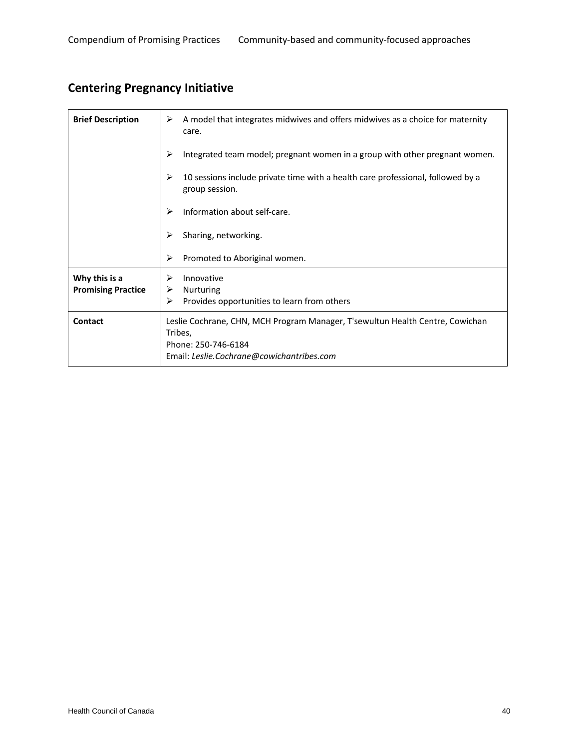## Centering Pregnancy Initiative

| | |
|---|---|
| **Brief Description** | ➢ A model that integrates midwives and offers midwives as a choice for maternity care.<br><br>➢ Integrated team model; pregnant women in a group with other pregnant women.<br><br>➢ 10 sessions include private time with a health care professional, followed by a group session.<br><br>➢ Information about self-care.<br><br>➢ Sharing, networking.<br><br>➢ Promoted to Aboriginal women. |
| **Why this is a Promising Practice** | ➢ Innovative<br>➢ Nurturing<br>➢ Provides opportunities to learn from others |
| **Contact** | Leslie Cochrane, CHN, MCH Program Manager, T'sewultun Health Centre, Cowichan Tribes,<br>Phone: 250-746-6184<br>Email: *Leslie.Cochrane@cowichantribes.com* |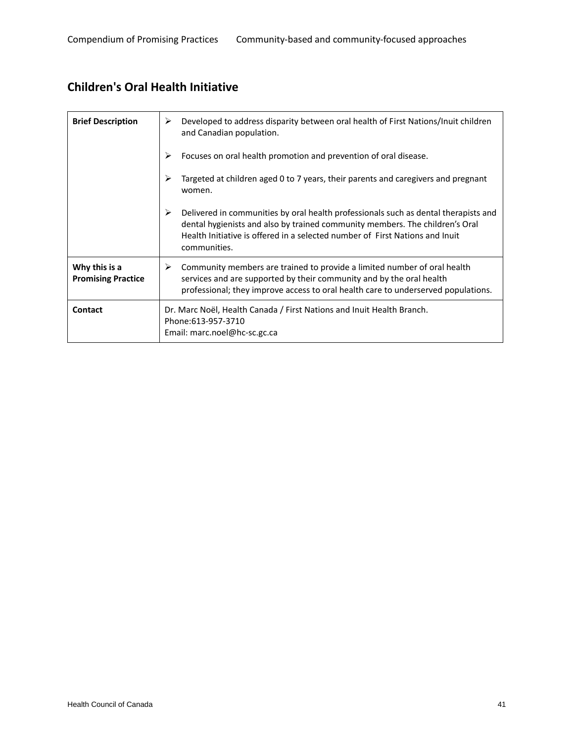## Children's Oral Health Initiative

| | |
|---|---|
| **Brief Description** | ➢ Developed to address disparity between oral health of First Nations/Inuit children and Canadian population.<br><br>➢ Focuses on oral health promotion and prevention of oral disease.<br><br>➢ Targeted at children aged 0 to 7 years, their parents and caregivers and pregnant women.<br><br>➢ Delivered in communities by oral health professionals such as dental therapists and dental hygienists and also by trained community members. The children's Oral Health Initiative is offered in a selected number of First Nations and Inuit communities. |
| **Why this is a Promising Practice** | ➢ Community members are trained to provide a limited number of oral health services and are supported by their community and by the oral health professional; they improve access to oral health care to underserved populations. |
| **Contact** | Dr. Marc Noël, Health Canada / First Nations and Inuit Health Branch.<br>Phone:613-957-3710<br>Email: marc.noel@hc-sc.gc.ca |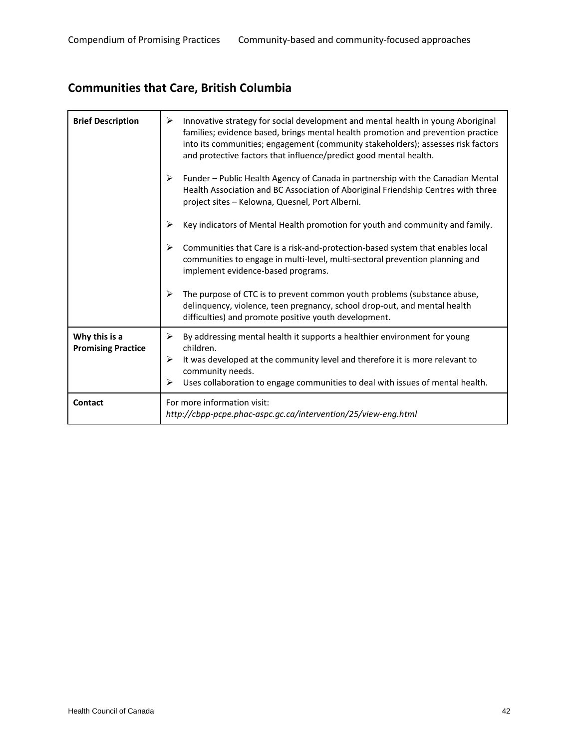## Communities that Care, British Columbia

| | |
|---|---|
| **Brief Description** | ➢ Innovative strategy for social development and mental health in young Aboriginal families; evidence based, brings mental health promotion and prevention practice into its communities; engagement (community stakeholders); assesses risk factors and protective factors that influence/predict good mental health.<br><br>➢ Funder – Public Health Agency of Canada in partnership with the Canadian Mental Health Association and BC Association of Aboriginal Friendship Centres with three project sites – Kelowna, Quesnel, Port Alberni.<br><br>➢ Key indicators of Mental Health promotion for youth and community and family.<br><br>➢ Communities that Care is a risk-and-protection-based system that enables local communities to engage in multi-level, multi-sectoral prevention planning and implement evidence-based programs.<br><br>➢ The purpose of CTC is to prevent common youth problems (substance abuse, delinquency, violence, teen pregnancy, school drop-out, and mental health difficulties) and promote positive youth development. |
| **Why this is a Promising Practice** | ➢ By addressing mental health it supports a healthier environment for young children.<br>➢ It was developed at the community level and therefore it is more relevant to community needs.<br>➢ Uses collaboration to engage communities to deal with issues of mental health. |
| **Contact** | For more information visit:<br>*http://cbpp-pcpe.phac-aspc.gc.ca/intervention/25/view-eng.html* |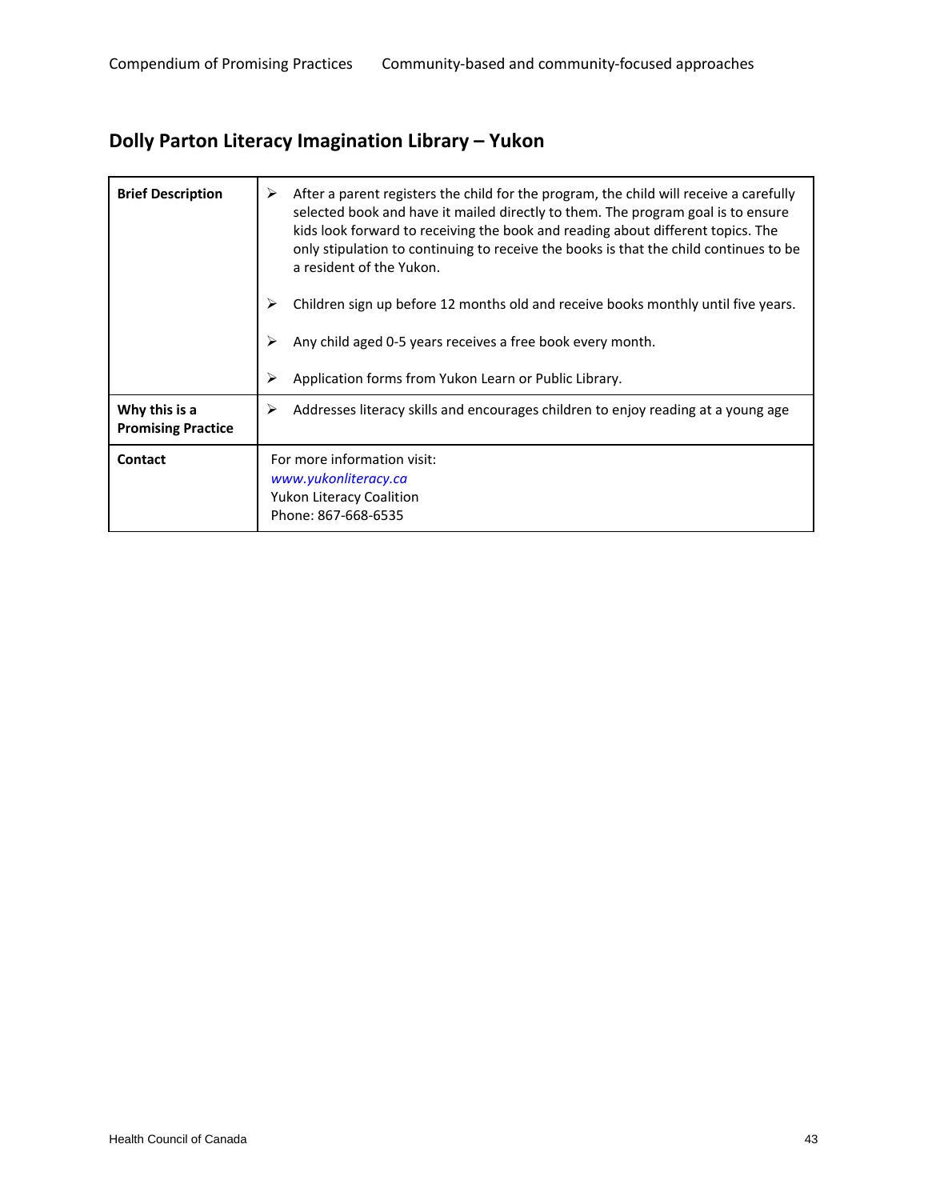## Dolly Parton Literacy Imagination Library – Yukon

| | |
|---|---|
| **Brief Description** | ➢ After a parent registers the child for the program, the child will receive a carefully selected book and have it mailed directly to them. The program goal is to ensure kids look forward to receiving the book and reading about different topics. The only stipulation to continuing to receive the books is that the child continues to be a resident of the Yukon.<br><br>➢ Children sign up before 12 months old and receive books monthly until five years.<br><br>➢ Any child aged 0-5 years receives a free book every month.<br><br>➢ Application forms from Yukon Learn or Public Library. |
| **Why this is a Promising Practice** | ➢ Addresses literacy skills and encourages children to enjoy reading at a young age |
| **Contact** | For more information visit:<br>*www.yukonliteracy.ca*<br>Yukon Literacy Coalition<br>Phone: 867-668-6535 |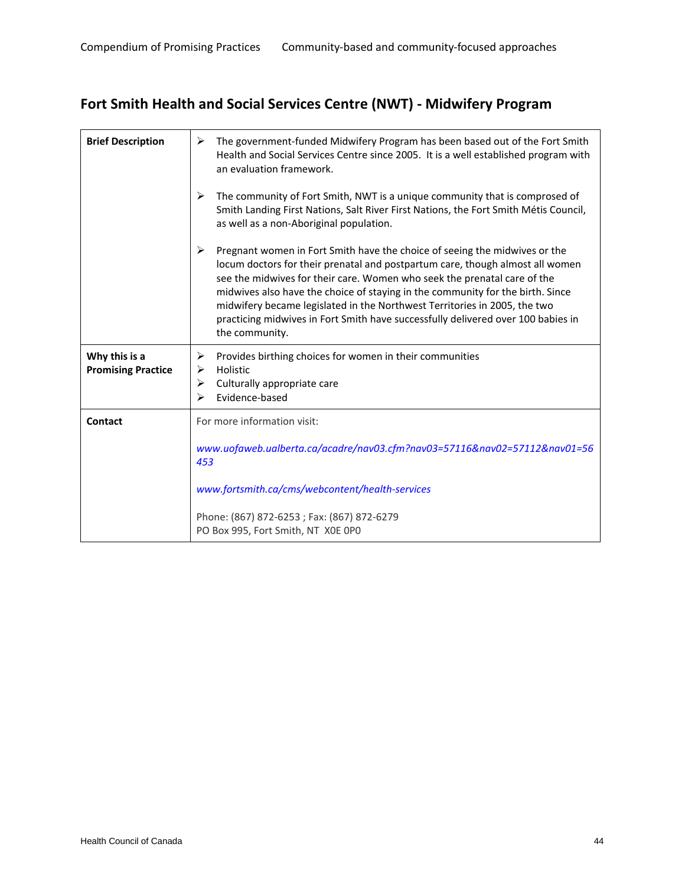## Fort Smith Health and Social Services Centre (NWT) - Midwifery Program

| | |
|---|---|
| **Brief Description** | ➢ The government-funded Midwifery Program has been based out of the Fort Smith Health and Social Services Centre since 2005. It is a well established program with an evaluation framework.<br><br>➢ The community of Fort Smith, NWT is a unique community that is composed of Smith Landing First Nations, Salt River First Nations, the Fort Smith Métis Council, as well as a non-Aboriginal population.<br><br>➢ Pregnant women in Fort Smith have the choice of seeing the midwives or the locum doctors for their prenatal and postpartum care, though almost all women see the midwives for their care. Women who seek the prenatal care of the midwives also have the choice of staying in the community for the birth. Since midwifery became legislated in the Northwest Territories in 2005, the two practicing midwives in Fort Smith have successfully delivered over 100 babies in the community. |
| **Why this is a Promising Practice** | ➢ Provides birthing choices for women in their communities<br>➢ Holistic<br>➢ Culturally appropriate care<br>➢ Evidence-based |
| **Contact** | For more information visit:<br><br>*www.uofaweb.ualberta.ca/acadre/nav03.cfm?nav03=57116&nav02=57112&nav01=56453*<br><br>*www.fortsmith.ca/cms/webcontent/health-services*<br><br>Phone: (867) 872-6253 ; Fax: (867) 872-6279<br>PO Box 995, Fort Smith, NT X0E 0P0 |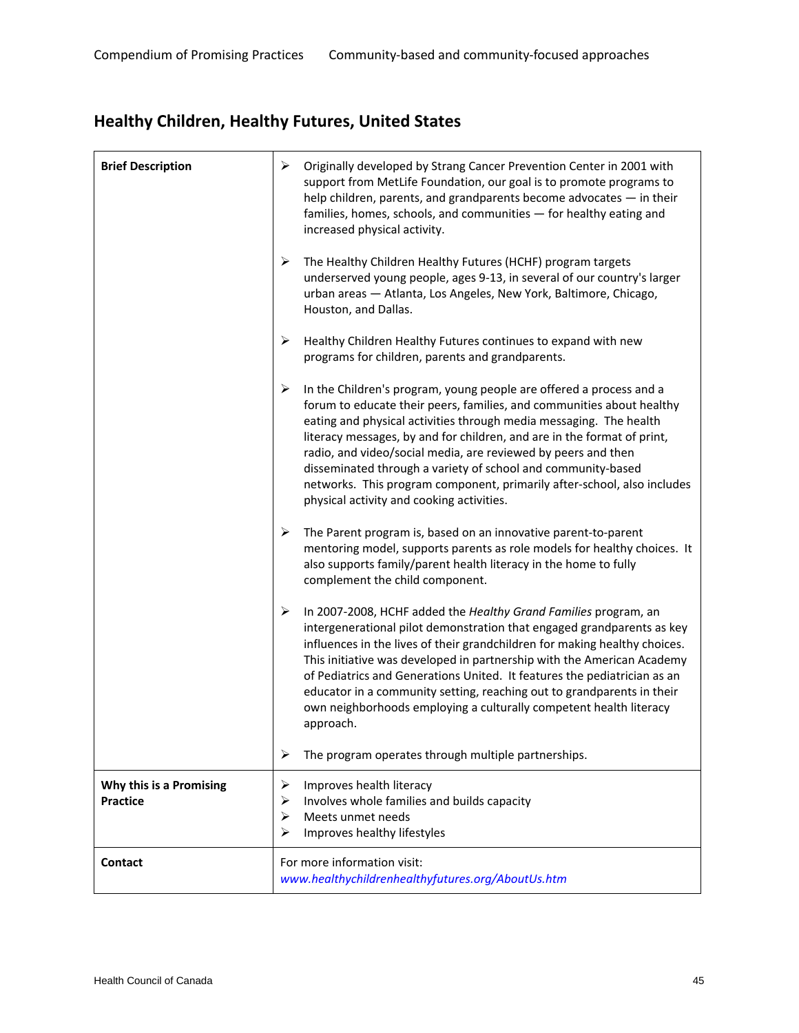## Healthy Children, Healthy Futures, United States

| | |
|---|---|
| **Brief Description** | ➢ Originally developed by Strang Cancer Prevention Center in 2001 with support from MetLife Foundation, our goal is to promote programs to help children, parents, and grandparents become advocates — in their families, homes, schools, and communities — for healthy eating and increased physical activity.<br><br>➢ The Healthy Children Healthy Futures (HCHF) program targets underserved young people, ages 9-13, in several of our country's larger urban areas — Atlanta, Los Angeles, New York, Baltimore, Chicago, Houston, and Dallas.<br><br>➢ Healthy Children Healthy Futures continues to expand with new programs for children, parents and grandparents.<br><br>➢ In the Children's program, young people are offered a process and a forum to educate their peers, families, and communities about healthy eating and physical activities through media messaging. The health literacy messages, by and for children, and are in the format of print, radio, and video/social media, are reviewed by peers and then disseminated through a variety of school and community-based networks. This program component, primarily after-school, also includes physical activity and cooking activities.<br><br>➢ The Parent program is, based on an innovative parent-to-parent mentoring model, supports parents as role models for healthy choices. It also supports family/parent health literacy in the home to fully complement the child component.<br><br>➢ In 2007-2008, HCHF added the *Healthy Grand Families* program, an intergenerational pilot demonstration that engaged grandparents as key influences in the lives of their grandchildren for making healthy choices. This initiative was developed in partnership with the American Academy of Pediatrics and Generations United. It features the pediatrician as an educator in a community setting, reaching out to grandparents in their own neighborhoods employing a culturally competent health literacy approach.<br><br>➢ The program operates through multiple partnerships. |
| **Why this is a Promising Practice** | ➢ Improves health literacy<br>➢ Involves whole families and builds capacity<br>➢ Meets unmet needs<br>➢ Improves healthy lifestyles |
| **Contact** | For more information visit:<br>*www.healthychildrenhealthyfutures.org/AboutUs.htm* |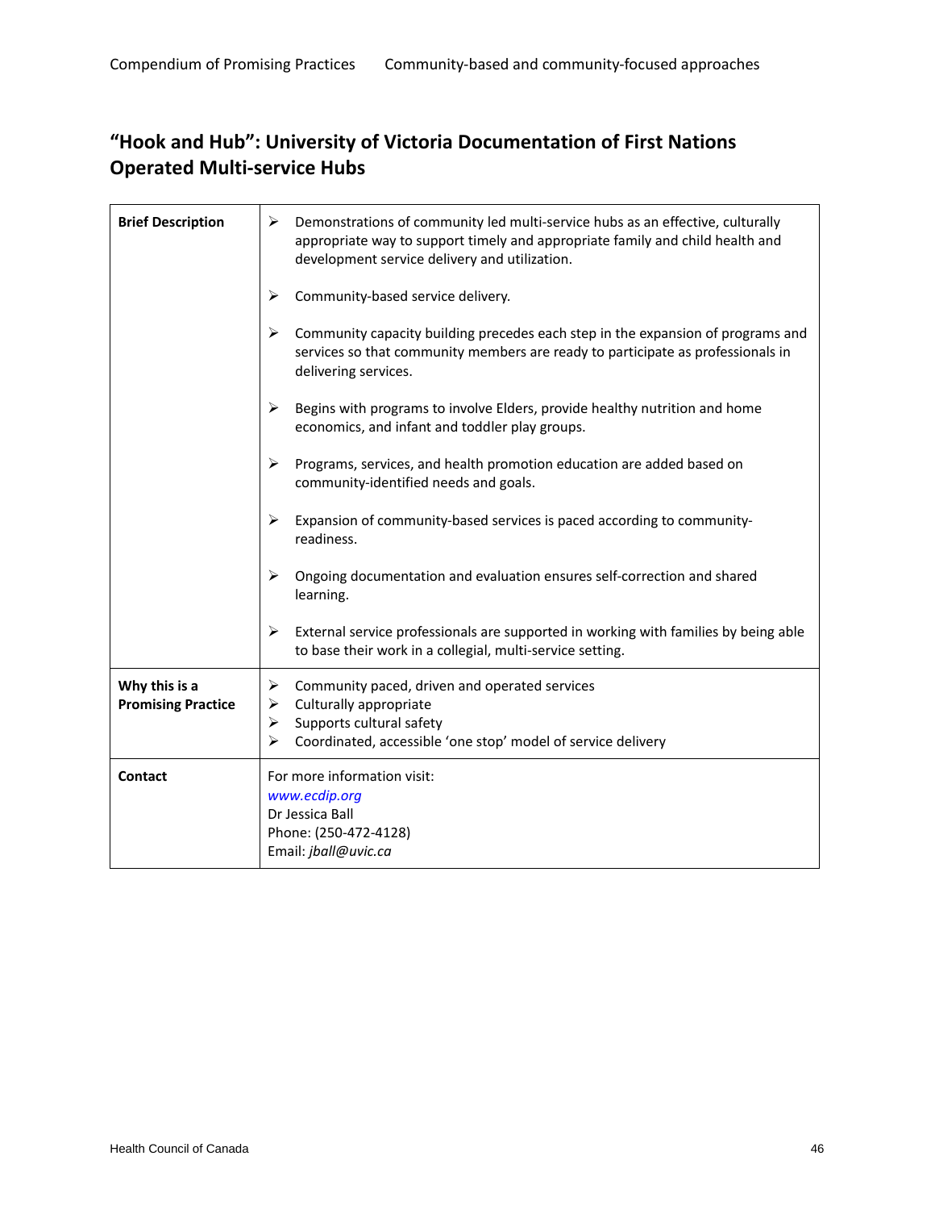## "Hook and Hub": University of Victoria Documentation of First Nations Operated Multi-service Hubs

| | |
|---|---|
| **Brief Description** | ➢ Demonstrations of community led multi-service hubs as an effective, culturally appropriate way to support timely and appropriate family and child health and development service delivery and utilization.<br><br>➢ Community-based service delivery.<br><br>➢ Community capacity building precedes each step in the expansion of programs and services so that community members are ready to participate as professionals in delivering services.<br><br>➢ Begins with programs to involve Elders, provide healthy nutrition and home economics, and infant and toddler play groups.<br><br>➢ Programs, services, and health promotion education are added based on community-identified needs and goals.<br><br>➢ Expansion of community-based services is paced according to community-readiness.<br><br>➢ Ongoing documentation and evaluation ensures self-correction and shared learning.<br><br>➢ External service professionals are supported in working with families by being able to base their work in a collegial, multi-service setting. |
| **Why this is a Promising Practice** | ➢ Community paced, driven and operated services<br>➢ Culturally appropriate<br>➢ Supports cultural safety<br>➢ Coordinated, accessible 'one stop' model of service delivery |
| **Contact** | For more information visit:<br>*www.ecdip.org*<br>Dr Jessica Ball<br>Phone: (250-472-4128)<br>Email: *jball@uvic.ca* |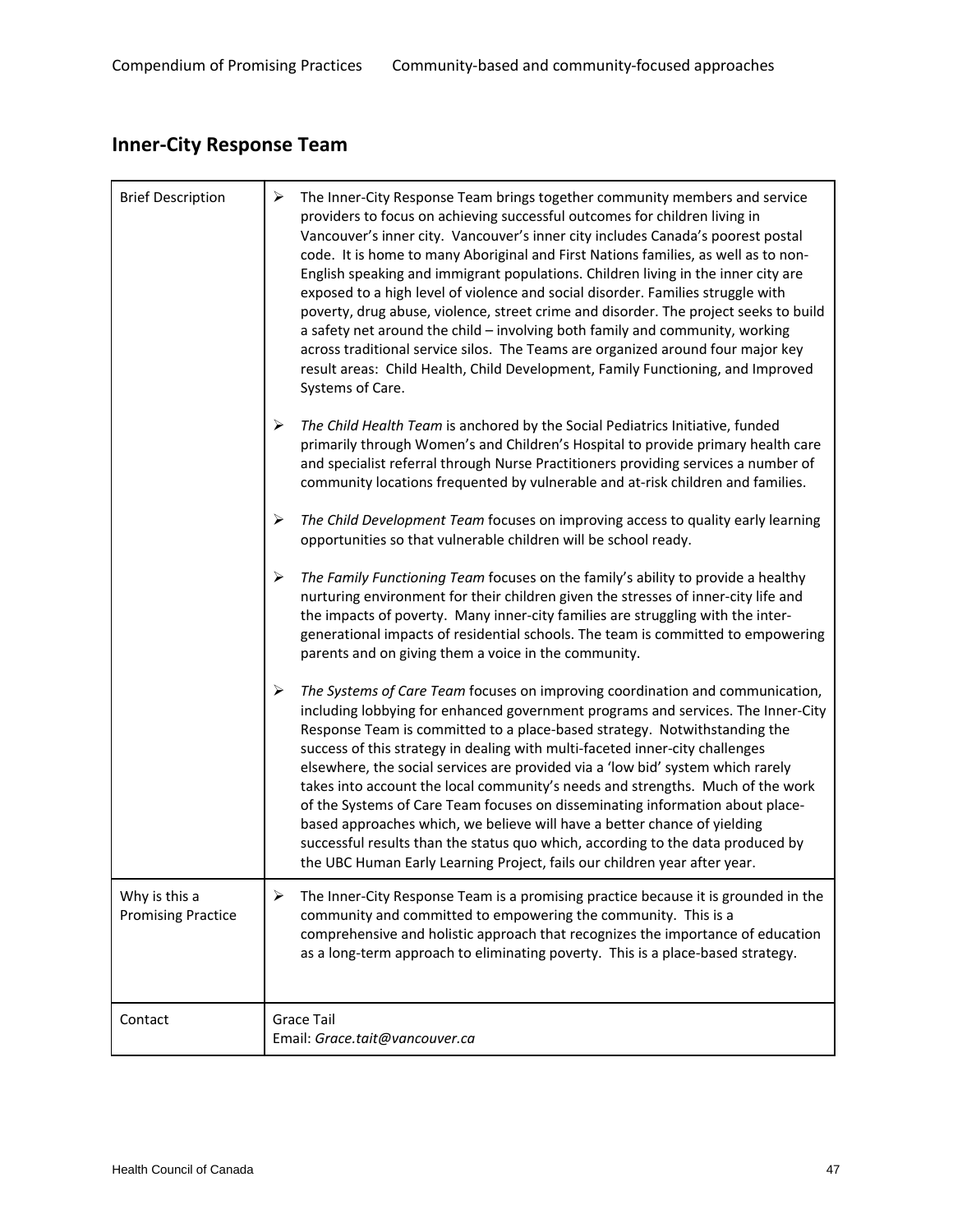## Inner-City Response Team

| | |
|---|---|
| Brief Description | ➢ The Inner-City Response Team brings together community members and service providers to focus on achieving successful outcomes for children living in Vancouver's inner city. Vancouver's inner city includes Canada's poorest postal code. It is home to many Aboriginal and First Nations families, as well as to non-English speaking and immigrant populations. Children living in the inner city are exposed to a high level of violence and social disorder. Families struggle with poverty, drug abuse, violence, street crime and disorder. The project seeks to build a safety net around the child – involving both family and community, working across traditional service silos. The Teams are organized around four major key result areas: Child Health, Child Development, Family Functioning, and Improved Systems of Care.<br><br>➢ *The Child Health Team* is anchored by the Social Pediatrics Initiative, funded primarily through Women's and Children's Hospital to provide primary health care and specialist referral through Nurse Practitioners providing services a number of community locations frequented by vulnerable and at-risk children and families.<br><br>➢ *The Child Development Team* focuses on improving access to quality early learning opportunities so that vulnerable children will be school ready.<br><br>➢ *The Family Functioning Team* focuses on the family's ability to provide a healthy nurturing environment for their children given the stresses of inner-city life and the impacts of poverty. Many inner-city families are struggling with the inter-generational impacts of residential schools. The team is committed to empowering parents and on giving them a voice in the community.<br><br>➢ *The Systems of Care Team* focuses on improving coordination and communication, including lobbying for enhanced government programs and services. The Inner-City Response Team is committed to a place-based strategy. Notwithstanding the success of this strategy in dealing with multi-faceted inner-city challenges elsewhere, the social services are provided via a 'low bid' system which rarely takes into account the local community's needs and strengths. Much of the work of the Systems of Care Team focuses on disseminating information about place-based approaches which, we believe will have a better chance of yielding successful results than the status quo which, according to the data produced by the UBC Human Early Learning Project, fails our children year after year. |
| Why is this a Promising Practice | ➢ The Inner-City Response Team is a promising practice because it is grounded in the community and committed to empowering the community. This is a comprehensive and holistic approach that recognizes the importance of education as a long-term approach to eliminating poverty. This is a place-based strategy. |
| Contact | Grace Tail<br>Email: *Grace.tait@vancouver.ca* |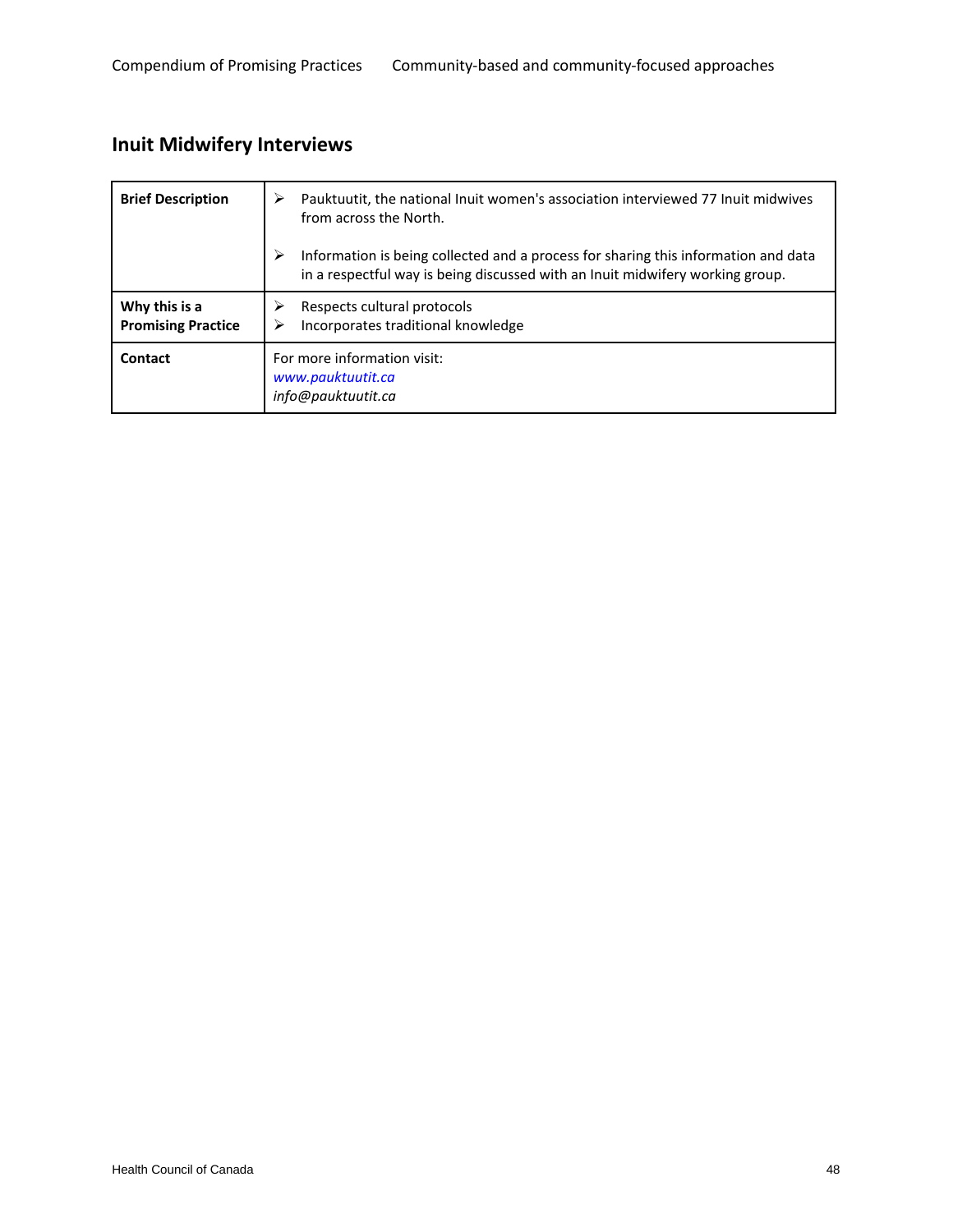## Inuit Midwifery Interviews

| | |
|---|---|
| **Brief Description** | ➢ Pauktuutit, the national Inuit women's association interviewed 77 Inuit midwives from across the North.<br><br>➢ Information is being collected and a process for sharing this information and data in a respectful way is being discussed with an Inuit midwifery working group. |
| **Why this is a Promising Practice** | ➢ Respects cultural protocols<br>➢ Incorporates traditional knowledge |
| **Contact** | For more information visit:<br>*www.pauktuutit.ca*<br>*info@pauktuutit.ca* |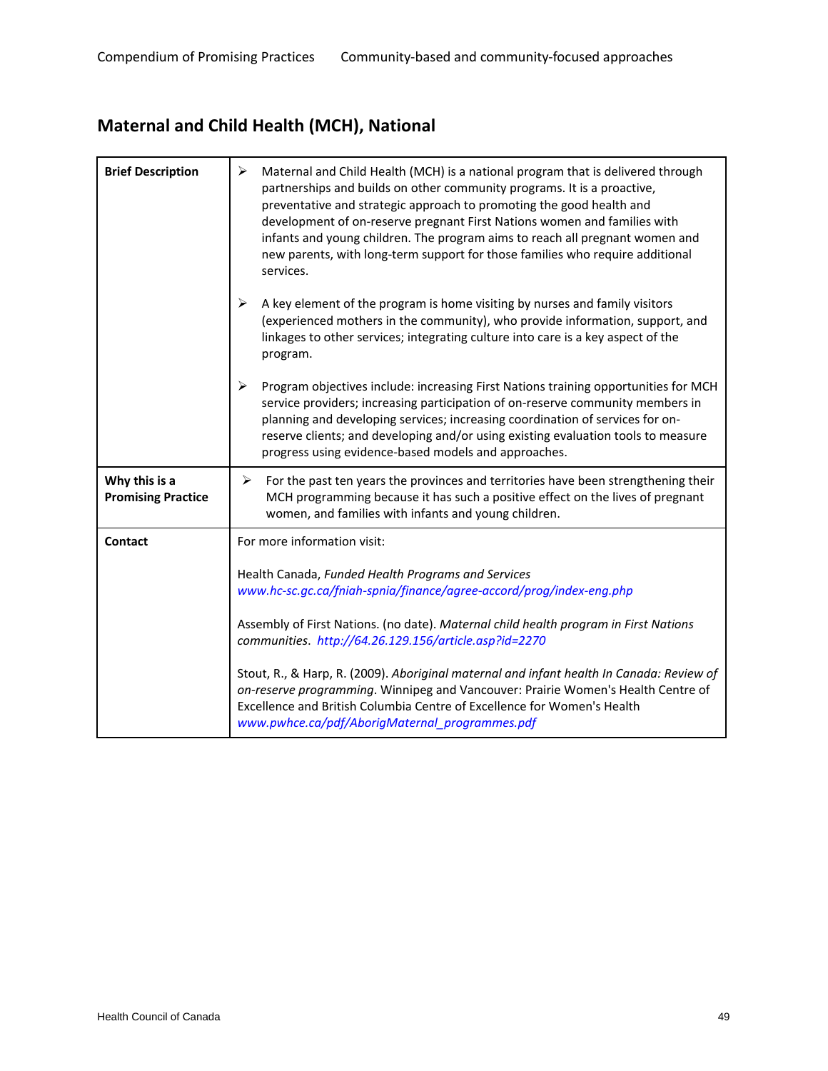## Maternal and Child Health (MCH), National

| | |
|---|---|
| **Brief Description** | ➢ Maternal and Child Health (MCH) is a national program that is delivered through partnerships and builds on other community programs. It is a proactive, preventative and strategic approach to promoting the good health and development of on-reserve pregnant First Nations women and families with infants and young children. The program aims to reach all pregnant women and new parents, with long-term support for those families who require additional services.<br><br>➢ A key element of the program is home visiting by nurses and family visitors (experienced mothers in the community), who provide information, support, and linkages to other services; integrating culture into care is a key aspect of the program.<br><br>➢ Program objectives include: increasing First Nations training opportunities for MCH service providers; increasing participation of on-reserve community members in planning and developing services; increasing coordination of services for on-reserve clients; and developing and/or using existing evaluation tools to measure progress using evidence-based models and approaches. |
| **Why this is a Promising Practice** | ➢ For the past ten years the provinces and territories have been strengthening their MCH programming because it has such a positive effect on the lives of pregnant women, and families with infants and young children. |
| **Contact** | For more information visit:<br><br>Health Canada, *Funded Health Programs and Services* www.hc-sc.gc.ca/fniah-spnia/finance/agree-accord/prog/index-eng.php<br><br>Assembly of First Nations. (no date). *Maternal child health program in First Nations communities*. http://64.26.129.156/article.asp?id=2270<br><br>Stout, R., & Harp, R. (2009). *Aboriginal maternal and infant health In Canada: Review of on-reserve programming*. Winnipeg and Vancouver: Prairie Women's Health Centre of Excellence and British Columbia Centre of Excellence for Women's Health www.pwhce.ca/pdf/AborigMaternal_programmes.pdf |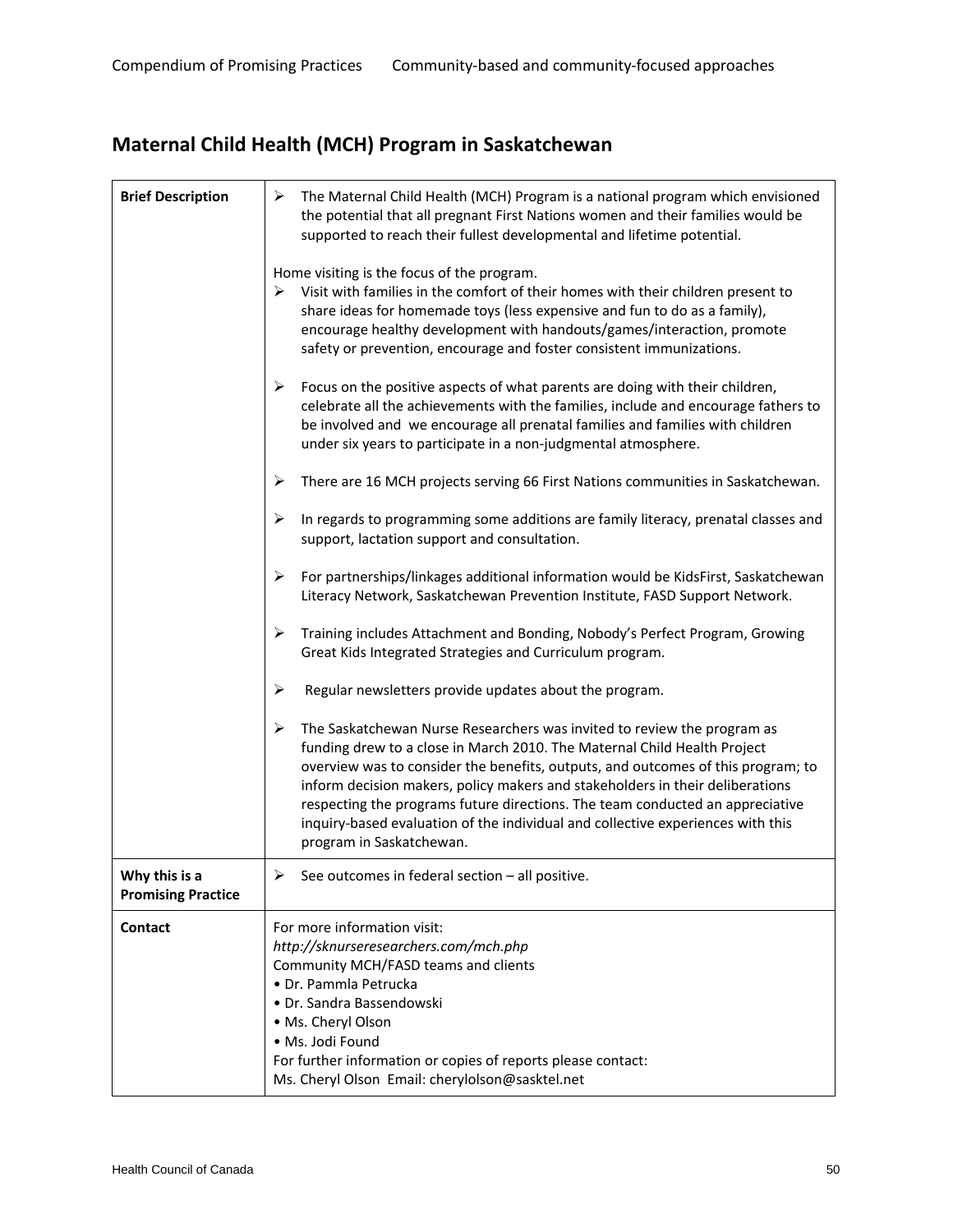## Maternal Child Health (MCH) Program in Saskatchewan

| **Brief Description** | ➢ The Maternal Child Health (MCH) Program is a national program which envisioned the potential that all pregnant First Nations women and their families would be supported to reach their fullest developmental and lifetime potential.<br><br>Home visiting is the focus of the program.<br>➢ Visit with families in the comfort of their homes with their children present to share ideas for homemade toys (less expensive and fun to do as a family), encourage healthy development with handouts/games/interaction, promote safety or prevention, encourage and foster consistent immunizations.<br><br>➢ Focus on the positive aspects of what parents are doing with their children, celebrate all the achievements with the families, include and encourage fathers to be involved and we encourage all prenatal families and families with children under six years to participate in a non-judgmental atmosphere.<br><br>➢ There are 16 MCH projects serving 66 First Nations communities in Saskatchewan.<br><br>➢ In regards to programming some additions are family literacy, prenatal classes and support, lactation support and consultation.<br><br>➢ For partnerships/linkages additional information would be KidsFirst, Saskatchewan Literacy Network, Saskatchewan Prevention Institute, FASD Support Network.<br><br>➢ Training includes Attachment and Bonding, Nobody's Perfect Program, Growing Great Kids Integrated Strategies and Curriculum program.<br><br>➢ Regular newsletters provide updates about the program.<br><br>➢ The Saskatchewan Nurse Researchers was invited to review the program as funding drew to a close in March 2010. The Maternal Child Health Project overview was to consider the benefits, outputs, and outcomes of this program; to inform decision makers, policy makers and stakeholders in their deliberations respecting the programs future directions. The team conducted an appreciative inquiry-based evaluation of the individual and collective experiences with this program in Saskatchewan. |
|---|---|
| **Why this is a Promising Practice** | ➢ See outcomes in federal section – all positive. |
| **Contact** | For more information visit:<br>*http://sknurseresearchers.com/mch.php*<br>Community MCH/FASD teams and clients<br>• Dr. Pammla Petrucka<br>• Dr. Sandra Bassendowski<br>• Ms. Cheryl Olson<br>• Ms. Jodi Found<br>For further information or copies of reports please contact:<br>Ms. Cheryl Olson Email: cherylolson@sasktel.net |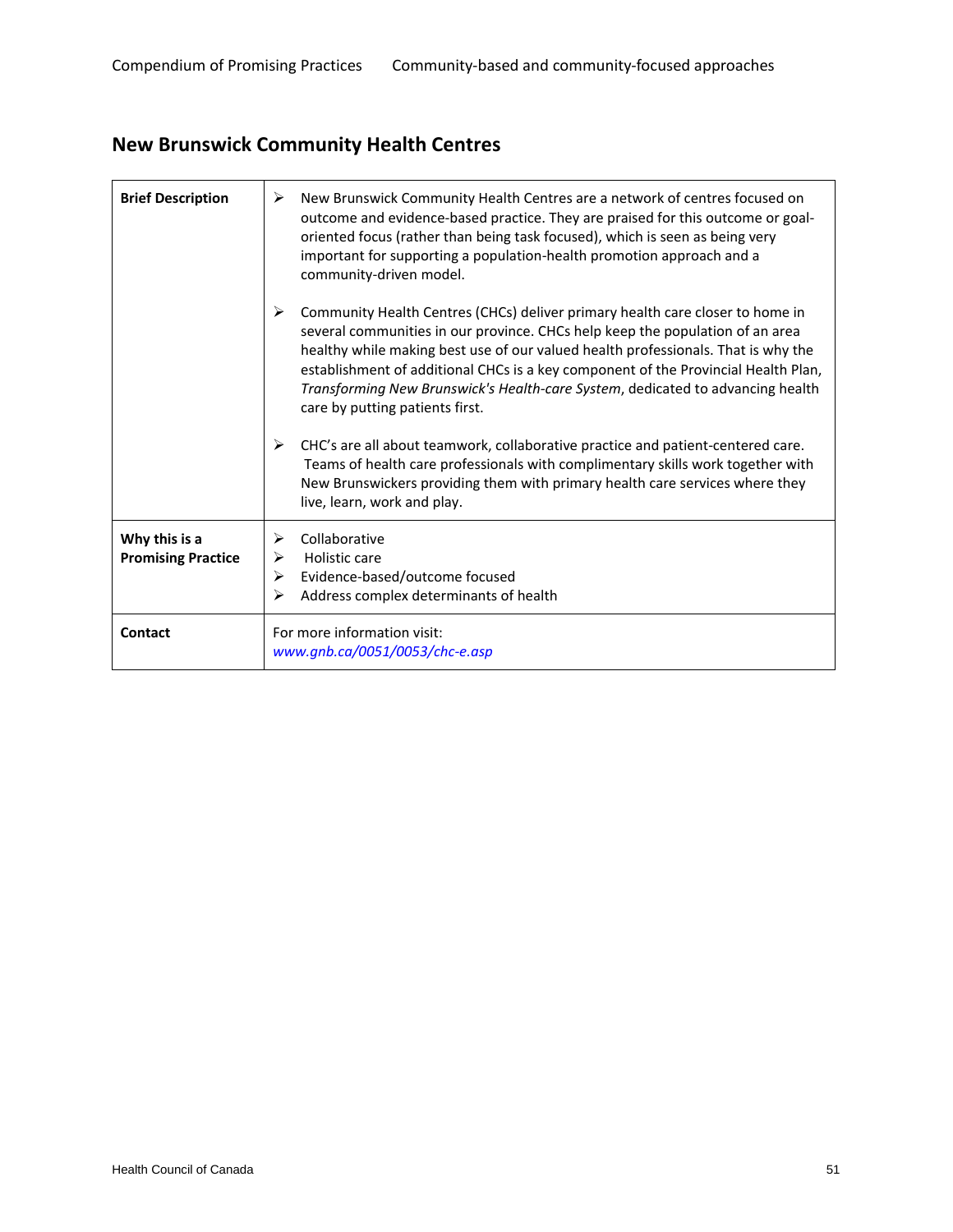## New Brunswick Community Health Centres

| | |
|---|---|
| **Brief Description** | ➢ New Brunswick Community Health Centres are a network of centres focused on outcome and evidence-based practice. They are praised for this outcome or goal-oriented focus (rather than being task focused), which is seen as being very important for supporting a population-health promotion approach and a community-driven model.<br><br>➢ Community Health Centres (CHCs) deliver primary health care closer to home in several communities in our province. CHCs help keep the population of an area healthy while making best use of our valued health professionals. That is why the establishment of additional CHCs is a key component of the Provincial Health Plan, *Transforming New Brunswick's Health-care System*, dedicated to advancing health care by putting patients first.<br><br>➢ CHC's are all about teamwork, collaborative practice and patient-centered care. Teams of health care professionals with complimentary skills work together with New Brunswickers providing them with primary health care services where they live, learn, work and play. |
| **Why this is a Promising Practice** | ➢ Collaborative<br>➢ Holistic care<br>➢ Evidence-based/outcome focused<br>➢ Address complex determinants of health |
| **Contact** | For more information visit:<br>*www.gnb.ca/0051/0053/chc-e.asp* |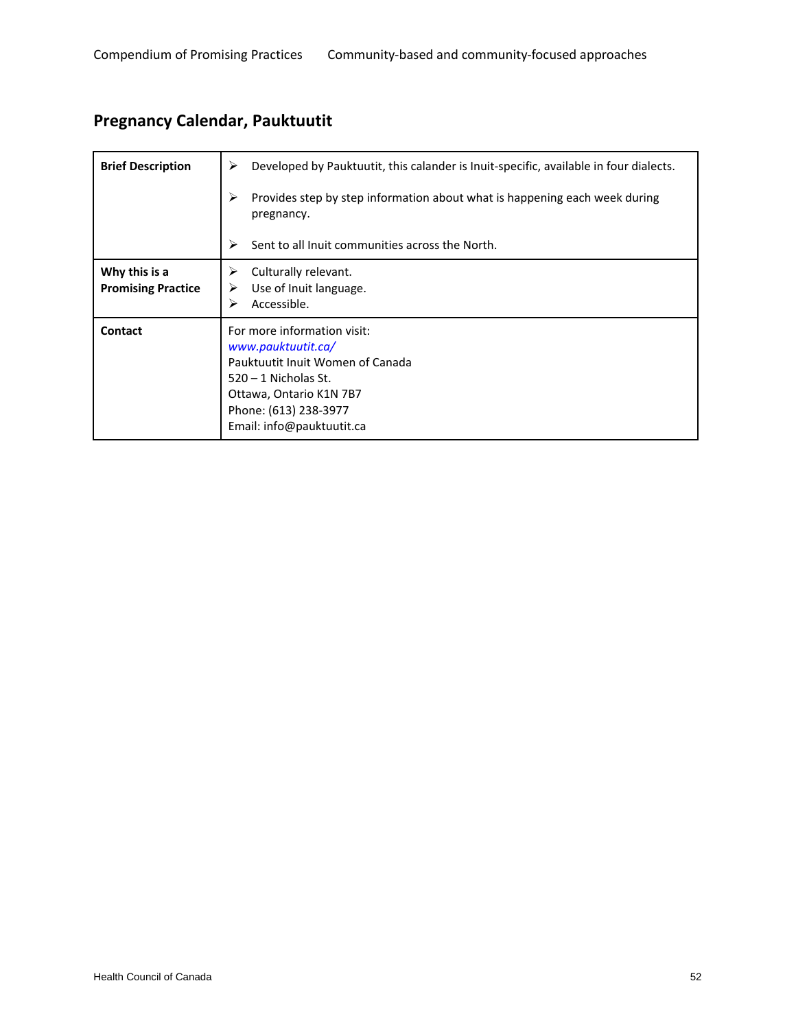## Pregnancy Calendar, Pauktuutit

| Brief Description | • Developed by Pauktuutit, this calander is Inuit-specific, available in four dialects.<br><br>• Provides step by step information about what is happening each week during pregnancy.<br><br>• Sent to all Inuit communities across the North. |
|---|---|
| **Why this is a Promising Practice** | • Culturally relevant.<br>• Use of Inuit language.<br>• Accessible. |
| **Contact** | For more information visit:<br>*www.pauktuutit.ca/*<br>Pauktuutit Inuit Women of Canada<br>520 – 1 Nicholas St.<br>Ottawa, Ontario K1N 7B7<br>Phone: (613) 238-3977<br>Email: info@pauktuutit.ca |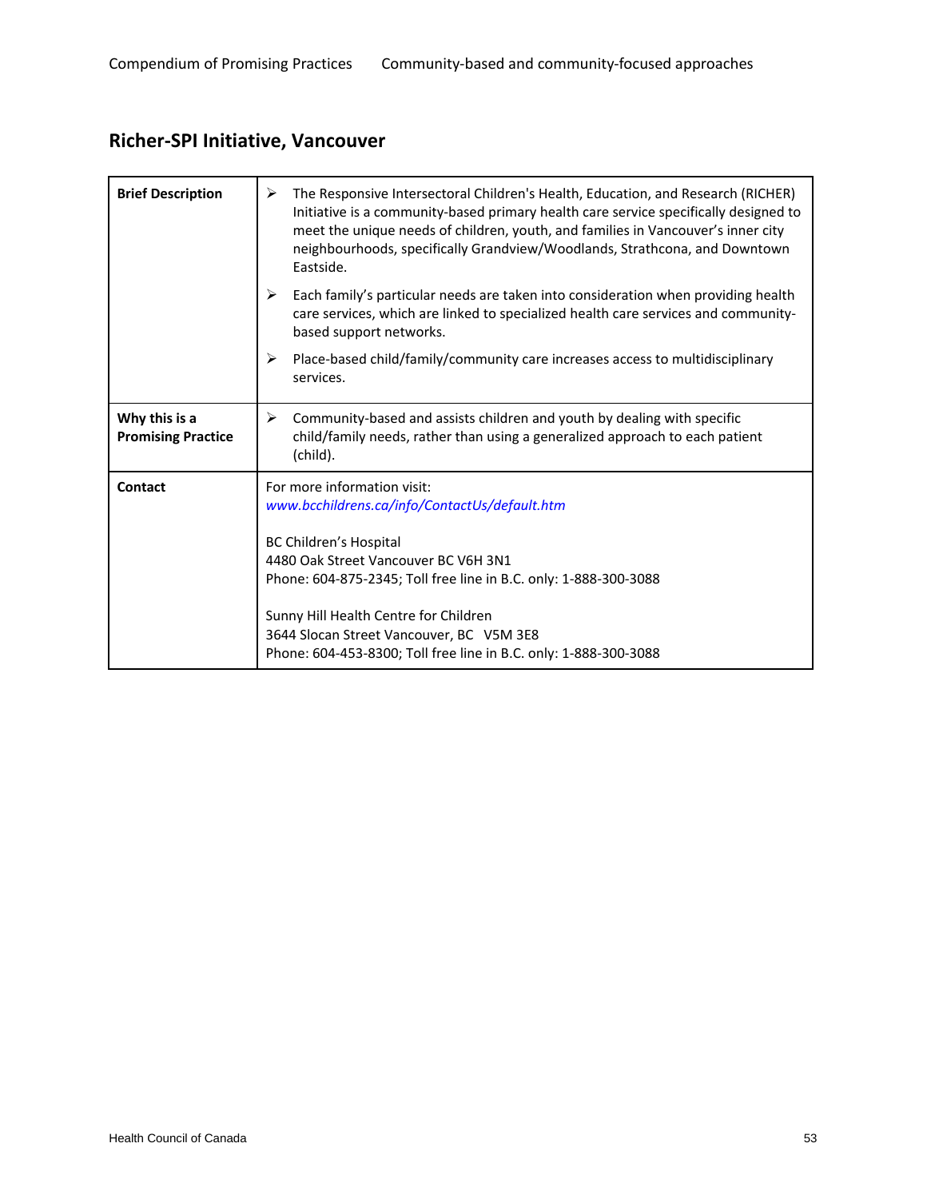## Richer-SPI Initiative, Vancouver

| | |
|---|---|
| **Brief Description** | ➢ The Responsive Intersectoral Children's Health, Education, and Research (RICHER) Initiative is a community-based primary health care service specifically designed to meet the unique needs of children, youth, and families in Vancouver's inner city neighbourhoods, specifically Grandview/Woodlands, Strathcona, and Downtown Eastside. <br> ➢ Each family's particular needs are taken into consideration when providing health care services, which are linked to specialized health care services and community-based support networks. <br> ➢ Place-based child/family/community care increases access to multidisciplinary services. |
| **Why this is a Promising Practice** | ➢ Community-based and assists children and youth by dealing with specific child/family needs, rather than using a generalized approach to each patient (child). |
| **Contact** | For more information visit: *www.bcchildrens.ca/info/ContactUs/default.htm* <br><br> BC Children's Hospital <br> 4480 Oak Street Vancouver BC V6H 3N1 <br> Phone: 604-875-2345; Toll free line in B.C. only: 1-888-300-3088 <br><br> Sunny Hill Health Centre for Children <br> 3644 Slocan Street Vancouver, BC V5M 3E8 <br> Phone: 604-453-8300; Toll free line in B.C. only: 1-888-300-3088 |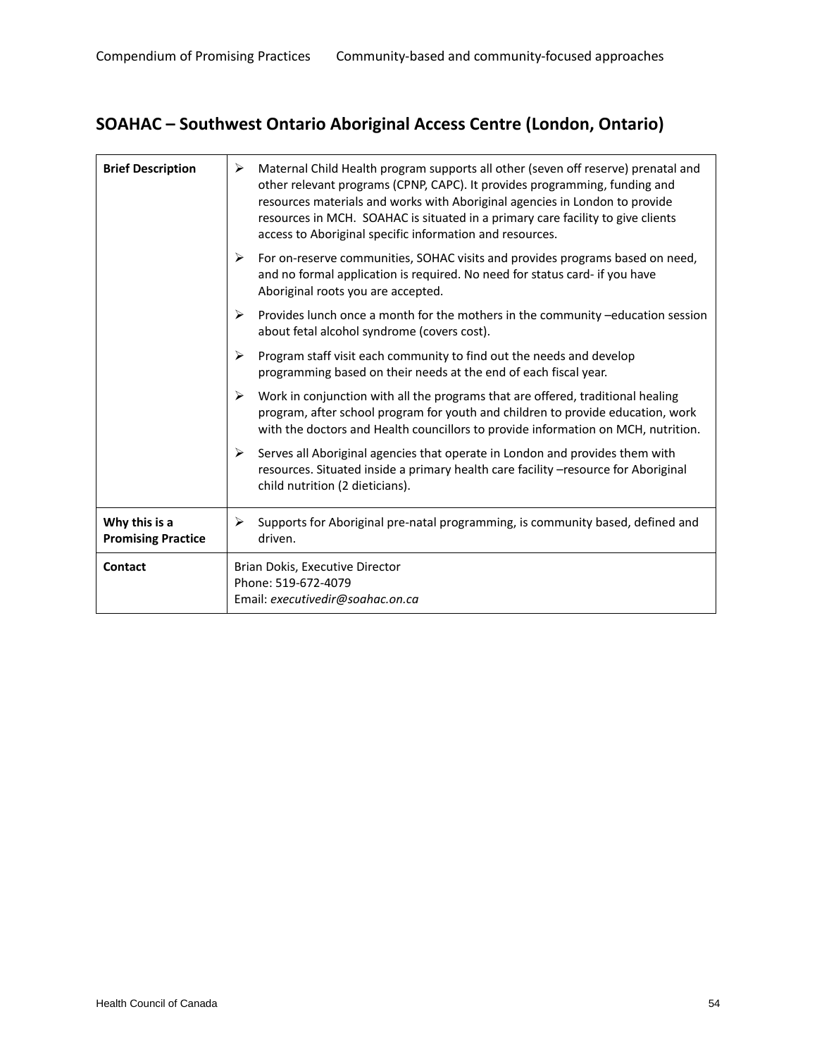## SOAHAC – Southwest Ontario Aboriginal Access Centre (London, Ontario)

| | |
|---|---|
| **Brief Description** | ➢ Maternal Child Health program supports all other (seven off reserve) prenatal and other relevant programs (CPNP, CAPC). It provides programming, funding and resources materials and works with Aboriginal agencies in London to provide resources in MCH. SOAHAC is situated in a primary care facility to give clients access to Aboriginal specific information and resources.<br>➢ For on-reserve communities, SOHAC visits and provides programs based on need, and no formal application is required. No need for status card- if you have Aboriginal roots you are accepted.<br>➢ Provides lunch once a month for the mothers in the community –education session about fetal alcohol syndrome (covers cost).<br>➢ Program staff visit each community to find out the needs and develop programming based on their needs at the end of each fiscal year.<br>➢ Work in conjunction with all the programs that are offered, traditional healing program, after school program for youth and children to provide education, work with the doctors and Health councillors to provide information on MCH, nutrition.<br>➢ Serves all Aboriginal agencies that operate in London and provides them with resources. Situated inside a primary health care facility –resource for Aboriginal child nutrition (2 dieticians). |
| **Why this is a Promising Practice** | ➢ Supports for Aboriginal pre-natal programming, is community based, defined and driven. |
| **Contact** | Brian Dokis, Executive Director<br>Phone: 519-672-4079<br>Email: *executivedir@soahac.on.ca* |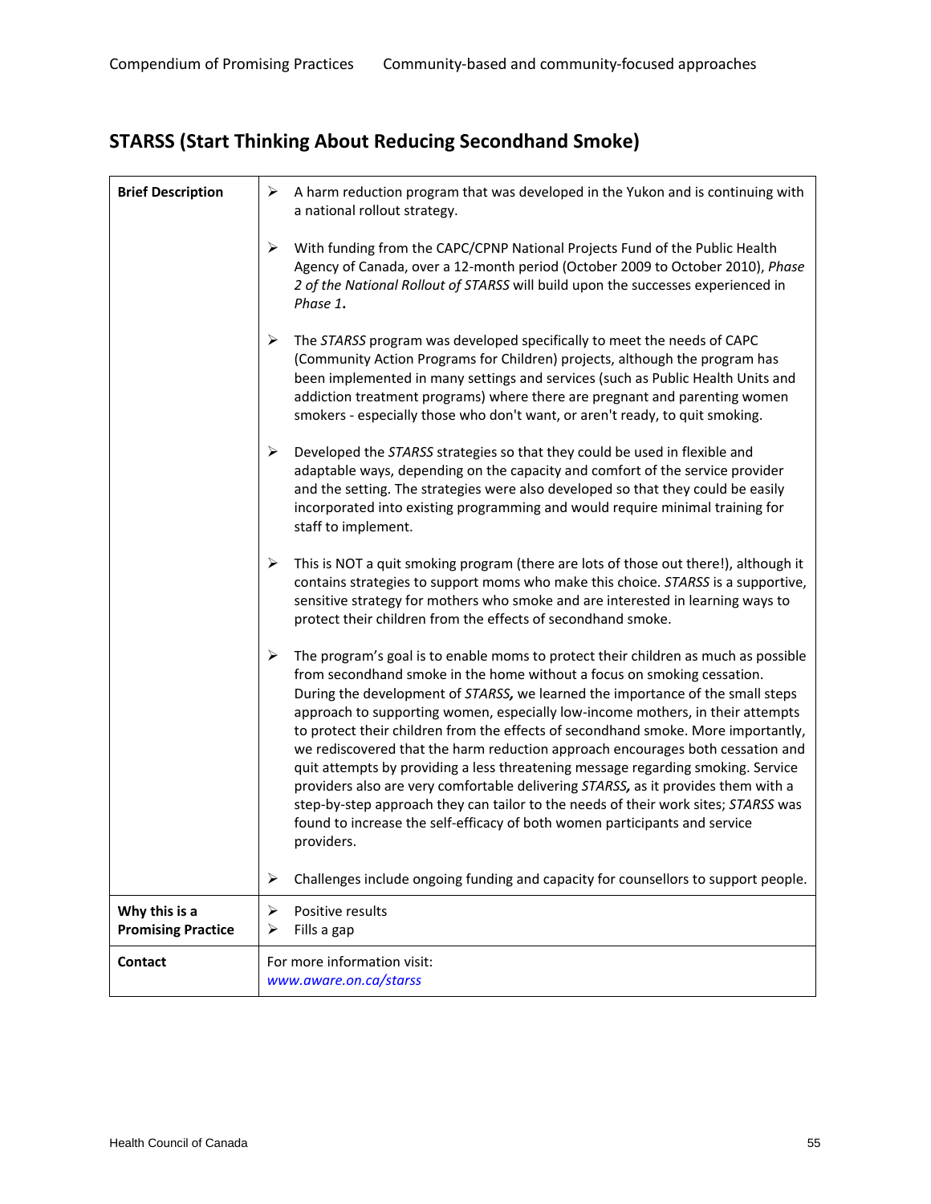## STARSS (Start Thinking About Reducing Secondhand Smoke)

| | |
|---|---|
| **Brief Description** | ➢ A harm reduction program that was developed in the Yukon and is continuing with a national rollout strategy.<br><br>➢ With funding from the CAPC/CPNP National Projects Fund of the Public Health Agency of Canada, over a 12-month period (October 2009 to October 2010), *Phase 2 of the National Rollout of STARSS* will build upon the successes experienced in *Phase 1*.<br><br>➢ The *STARSS* program was developed specifically to meet the needs of CAPC (Community Action Programs for Children) projects, although the program has been implemented in many settings and services (such as Public Health Units and addiction treatment programs) where there are pregnant and parenting women smokers - especially those who don't want, or aren't ready, to quit smoking.<br><br>➢ Developed the *STARSS* strategies so that they could be used in flexible and adaptable ways, depending on the capacity and comfort of the service provider and the setting. The strategies were also developed so that they could be easily incorporated into existing programming and would require minimal training for staff to implement.<br><br>➢ This is NOT a quit smoking program (there are lots of those out there!), although it contains strategies to support moms who make this choice. *STARSS* is a supportive, sensitive strategy for mothers who smoke and are interested in learning ways to protect their children from the effects of secondhand smoke.<br><br>➢ The program's goal is to enable moms to protect their children as much as possible from secondhand smoke in the home without a focus on smoking cessation. During the development of *STARSS*, we learned the importance of the small steps approach to supporting women, especially low-income mothers, in their attempts to protect their children from the effects of secondhand smoke. More importantly, we rediscovered that the harm reduction approach encourages both cessation and quit attempts by providing a less threatening message regarding smoking. Service providers also are very comfortable delivering *STARSS*, as it provides them with a step-by-step approach they can tailor to the needs of their work sites; *STARSS* was found to increase the self-efficacy of both women participants and service providers.<br><br>➢ Challenges include ongoing funding and capacity for counsellors to support people. |
| **Why this is a Promising Practice** | ➢ Positive results<br>➢ Fills a gap |
| **Contact** | For more information visit:<br>*www.aware.on.ca/starss* |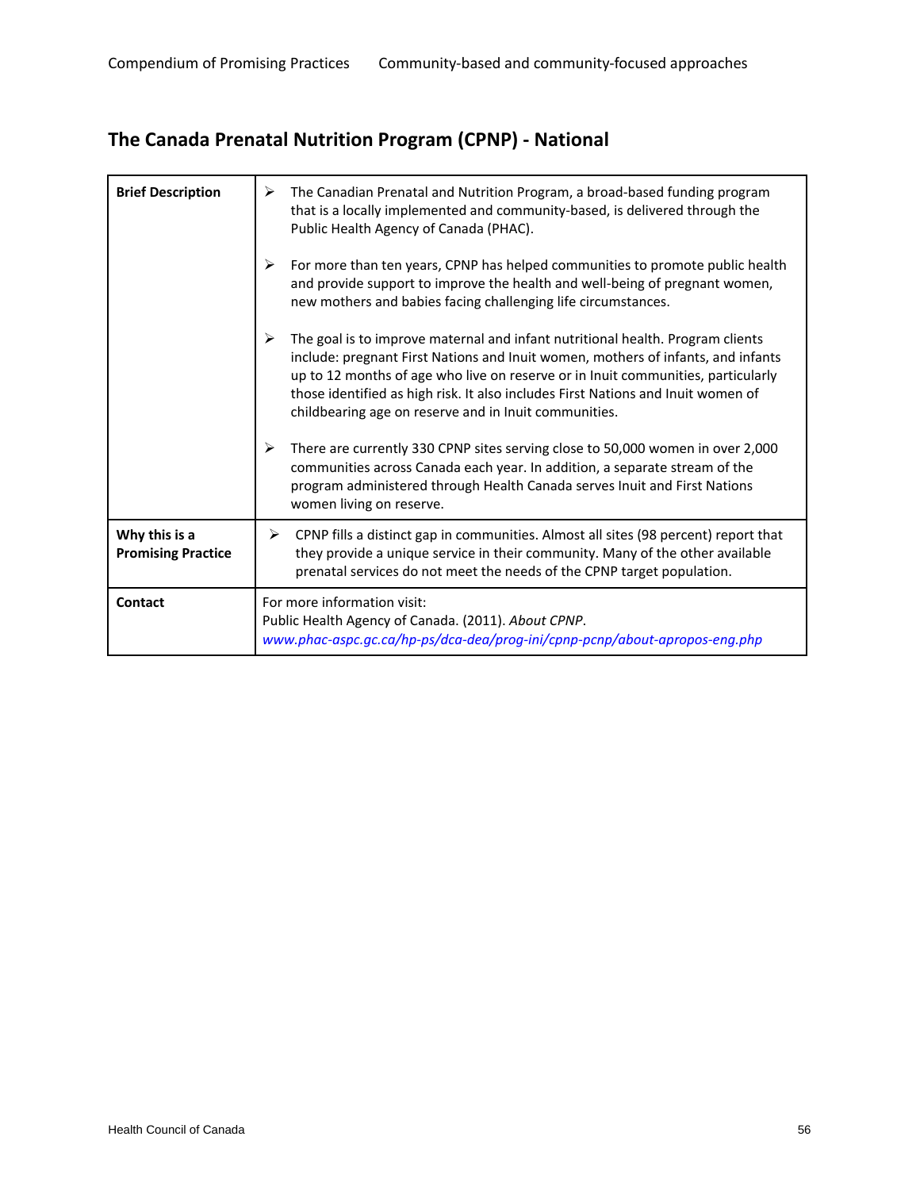## The Canada Prenatal Nutrition Program (CPNP) - National

| | |
|---|---|
| **Brief Description** | ➢ The Canadian Prenatal and Nutrition Program, a broad-based funding program that is a locally implemented and community-based, is delivered through the Public Health Agency of Canada (PHAC).<br><br>➢ For more than ten years, CPNP has helped communities to promote public health and provide support to improve the health and well-being of pregnant women, new mothers and babies facing challenging life circumstances.<br><br>➢ The goal is to improve maternal and infant nutritional health. Program clients include: pregnant First Nations and Inuit women, mothers of infants, and infants up to 12 months of age who live on reserve or in Inuit communities, particularly those identified as high risk. It also includes First Nations and Inuit women of childbearing age on reserve and in Inuit communities.<br><br>➢ There are currently 330 CPNP sites serving close to 50,000 women in over 2,000 communities across Canada each year. In addition, a separate stream of the program administered through Health Canada serves Inuit and First Nations women living on reserve. |
| **Why this is a Promising Practice** | ➢ CPNP fills a distinct gap in communities. Almost all sites (98 percent) report that they provide a unique service in their community. Many of the other available prenatal services do not meet the needs of the CPNP target population. |
| **Contact** | For more information visit:<br>Public Health Agency of Canada. (2011). *About CPNP*.<br>*www.phac-aspc.gc.ca/hp-ps/dca-dea/prog-ini/cpnp-pcnp/about-apropos-eng.php* |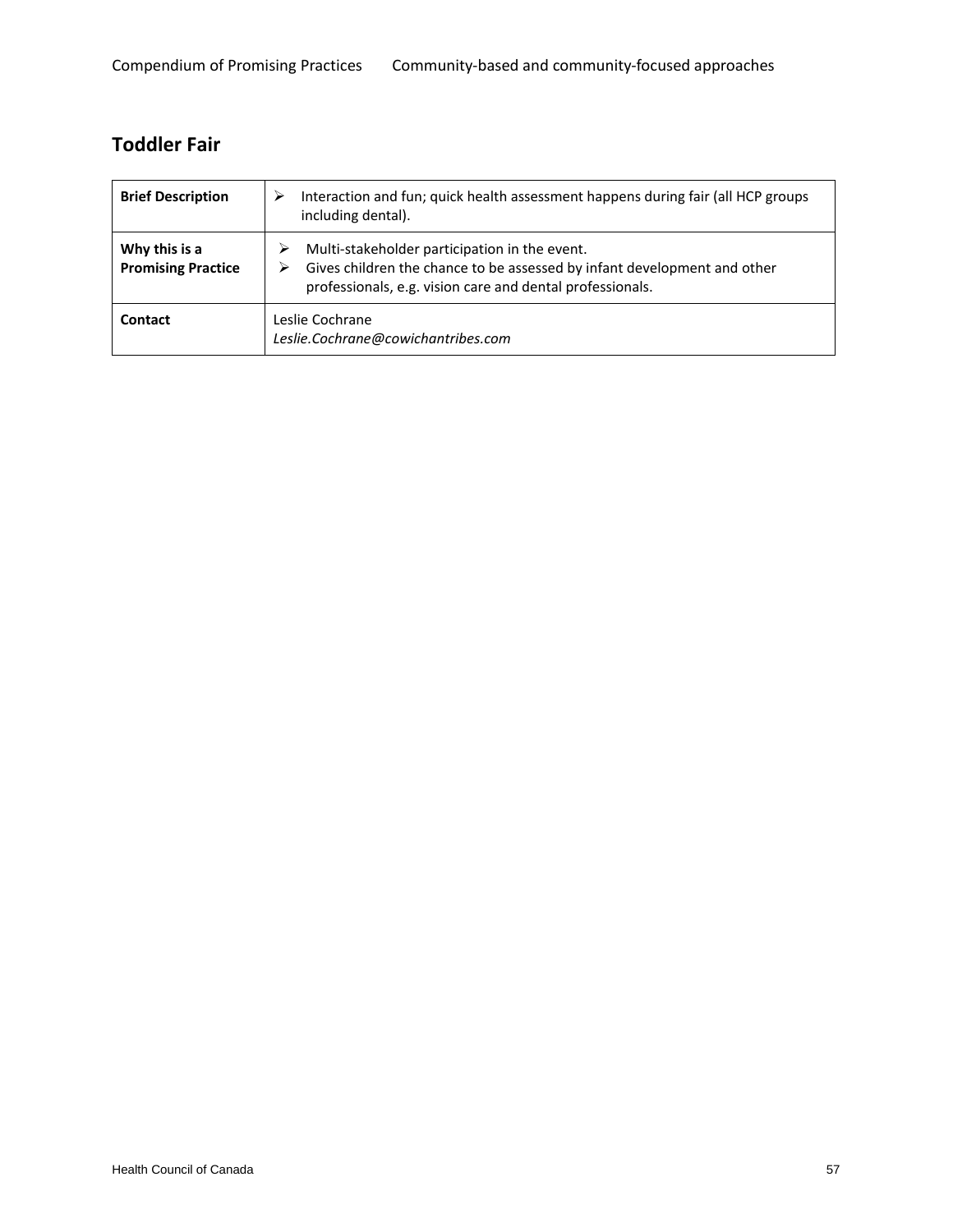## Toddler Fair

| Brief Description | ➢ Interaction and fun; quick health assessment happens during fair (all HCP groups including dental). |
|---|---|
| Why this is a Promising Practice | ➢ Multi-stakeholder participation in the event.<br>➢ Gives children the chance to be assessed by infant development and other professionals, e.g. vision care and dental professionals. |
| Contact | Leslie Cochrane<br>*Leslie.Cochrane@cowichantribes.com* |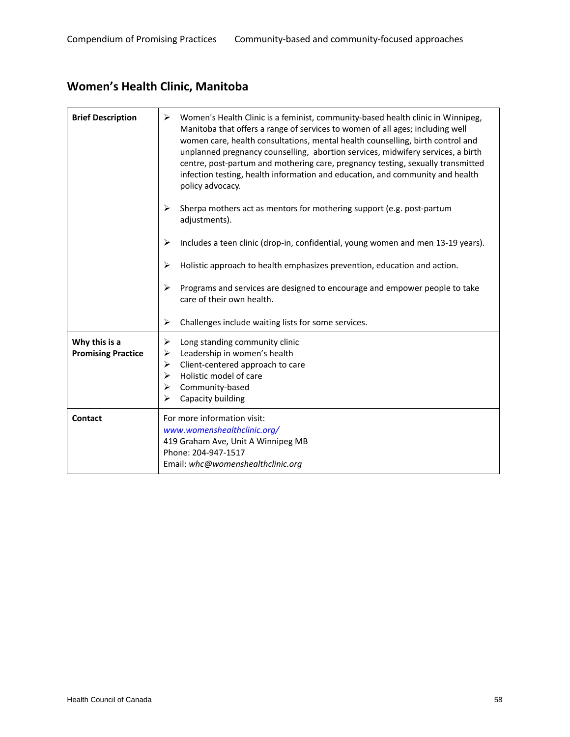## Women's Health Clinic, Manitoba

| | |
|---|---|
| **Brief Description** | ➢ Women's Health Clinic is a feminist, community-based health clinic in Winnipeg, Manitoba that offers a range of services to women of all ages; including well women care, health consultations, mental health counselling, birth control and unplanned pregnancy counselling, abortion services, midwifery services, a birth centre, post-partum and mothering care, pregnancy testing, sexually transmitted infection testing, health information and education, and community and health policy advocacy.<br><br>➢ Sherpa mothers act as mentors for mothering support (e.g. post-partum adjustments).<br><br>➢ Includes a teen clinic (drop-in, confidential, young women and men 13-19 years).<br><br>➢ Holistic approach to health emphasizes prevention, education and action.<br><br>➢ Programs and services are designed to encourage and empower people to take care of their own health.<br><br>➢ Challenges include waiting lists for some services. |
| **Why this is a Promising Practice** | ➢ Long standing community clinic<br>➢ Leadership in women's health<br>➢ Client-centered approach to care<br>➢ Holistic model of care<br>➢ Community-based<br>➢ Capacity building |
| **Contact** | For more information visit:<br>*www.womenshealthclinic.org/*<br>419 Graham Ave, Unit A Winnipeg MB<br>Phone: 204-947-1517<br>Email: *whc@womenshealthclinic.org* |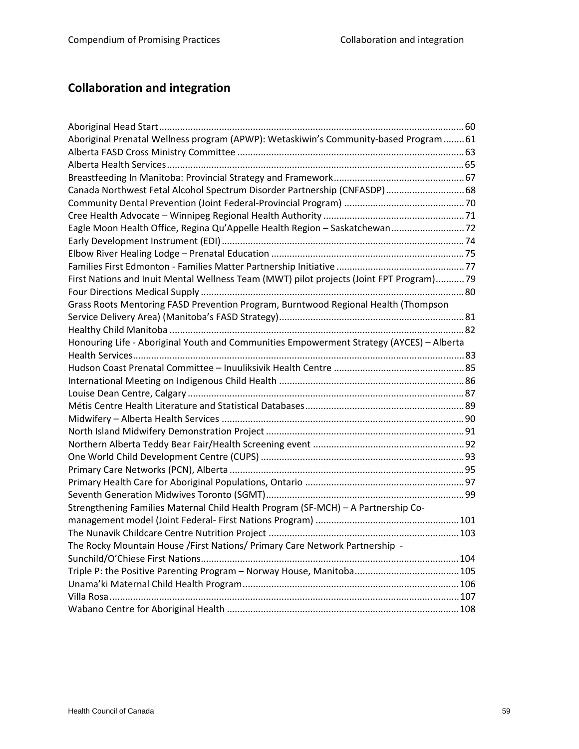## Collaboration and integration

Aboriginal Head Start ........ 60
Aboriginal Prenatal Wellness program (APWP): Wetaskiwin's Community-based Program ........ 61
Alberta FASD Cross Ministry Committee ........ 63
Alberta Health Services ........ 65
Breastfeeding In Manitoba: Provincial Strategy and Framework ........ 67
Canada Northwest Fetal Alcohol Spectrum Disorder Partnership (CNFASDP) ........ 68
Community Dental Prevention (Joint Federal-Provincial Program) ........ 70
Cree Health Advocate – Winnipeg Regional Health Authority ........ 71
Eagle Moon Health Office, Regina Qu'Appelle Health Region – Saskatchewan ........ 72
Early Development Instrument (EDI) ........ 74
Elbow River Healing Lodge – Prenatal Education ........ 75
Families First Edmonton - Families Matter Partnership Initiative ........ 77
First Nations and Inuit Mental Wellness Team (MWT) pilot projects (Joint FPT Program) ........ 79
Four Directions Medical Supply ........ 80
Grass Roots Mentoring FASD Prevention Program, Burntwood Regional Health (Thompson Service Delivery Area) (Manitoba's FASD Strategy) ........ 81
Healthy Child Manitoba ........ 82
Honouring Life - Aboriginal Youth and Communities Empowerment Strategy (AYCES) – Alberta Health Services ........ 83
Hudson Coast Prenatal Committee – Inuuliksivik Health Centre ........ 85
International Meeting on Indigenous Child Health ........ 86
Louise Dean Centre, Calgary ........ 87
Métis Centre Health Literature and Statistical Databases ........ 89
Midwifery – Alberta Health Services ........ 90
North Island Midwifery Demonstration Project ........ 91
Northern Alberta Teddy Bear Fair/Health Screening event ........ 92
One World Child Development Centre (CUPS) ........ 93
Primary Care Networks (PCN), Alberta ........ 95
Primary Health Care for Aboriginal Populations, Ontario ........ 97
Seventh Generation Midwives Toronto (SGMT) ........ 99
Strengthening Families Maternal Child Health Program (SF-MCH) – A Partnership Co-management model (Joint Federal- First Nations Program) ........ 101
The Nunavik Childcare Centre Nutrition Project ........ 103
The Rocky Mountain House /First Nations/ Primary Care Network Partnership - Sunchild/O'Chiese First Nations ........ 104
Triple P: the Positive Parenting Program – Norway House, Manitoba ........ 105
Unama'ki Maternal Child Health Program ........ 106
Villa Rosa ........ 107
Wabano Centre for Aboriginal Health ........ 108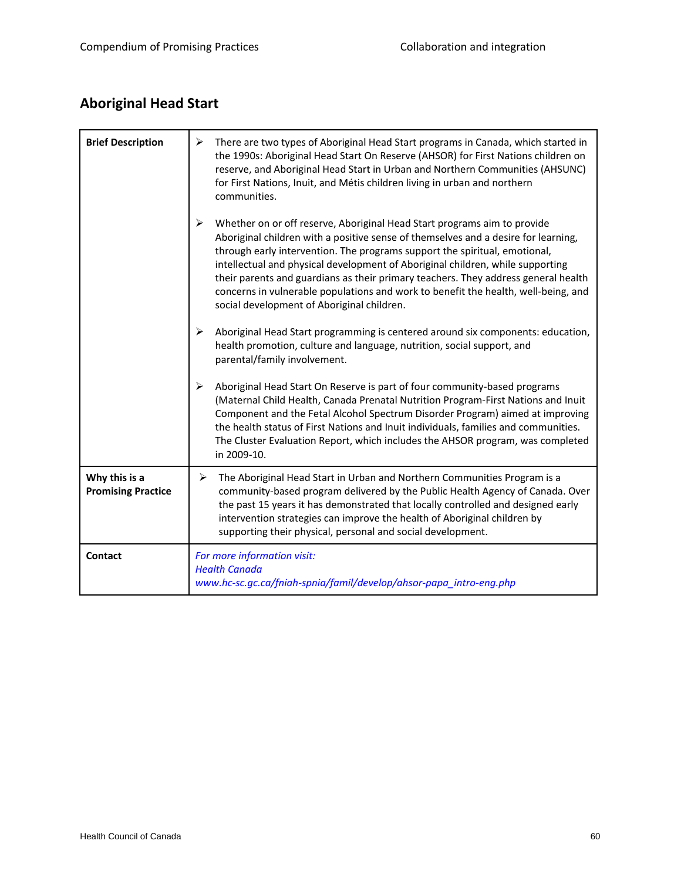## Aboriginal Head Start

| | |
|---|---|
| **Brief Description** | ➢ There are two types of Aboriginal Head Start programs in Canada, which started in the 1990s: Aboriginal Head Start On Reserve (AHSOR) for First Nations children on reserve, and Aboriginal Head Start in Urban and Northern Communities (AHSUNC) for First Nations, Inuit, and Métis children living in urban and northern communities.<br><br>➢ Whether on or off reserve, Aboriginal Head Start programs aim to provide Aboriginal children with a positive sense of themselves and a desire for learning, through early intervention. The programs support the spiritual, emotional, intellectual and physical development of Aboriginal children, while supporting their parents and guardians as their primary teachers. They address general health concerns in vulnerable populations and work to benefit the health, well-being, and social development of Aboriginal children.<br><br>➢ Aboriginal Head Start programming is centered around six components: education, health promotion, culture and language, nutrition, social support, and parental/family involvement.<br><br>➢ Aboriginal Head Start On Reserve is part of four community-based programs (Maternal Child Health, Canada Prenatal Nutrition Program-First Nations and Inuit Component and the Fetal Alcohol Spectrum Disorder Program) aimed at improving the health status of First Nations and Inuit individuals, families and communities. The Cluster Evaluation Report, which includes the AHSOR program, was completed in 2009-10. |
| **Why this is a Promising Practice** | ➢ The Aboriginal Head Start in Urban and Northern Communities Program is a community-based program delivered by the Public Health Agency of Canada. Over the past 15 years it has demonstrated that locally controlled and designed early intervention strategies can improve the health of Aboriginal children by supporting their physical, personal and social development. |
| **Contact** | *For more information visit:*<br>*Health Canada*<br>*www.hc-sc.gc.ca/fniah-spnia/famil/develop/ahsor-papa_intro-eng.php* |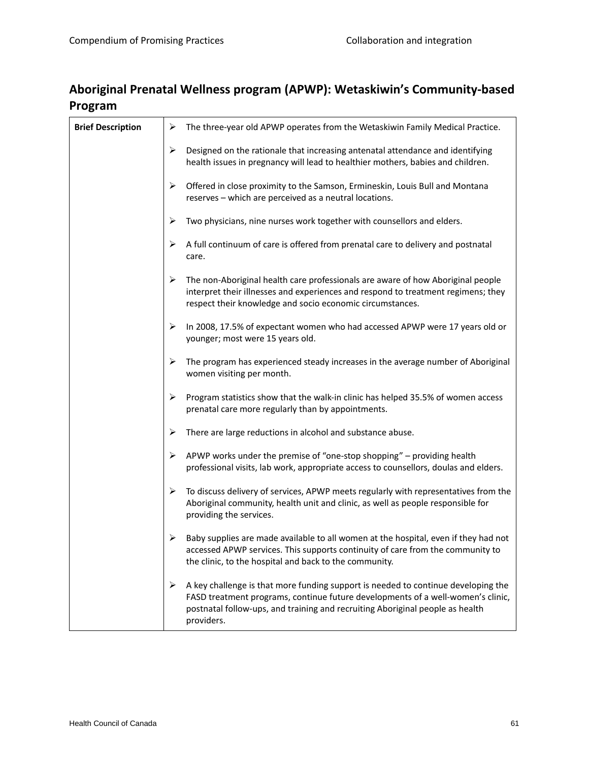## Aboriginal Prenatal Wellness program (APWP): Wetaskiwin's Community-based Program

| Brief Description | |
|---|---|
| | ➢ The three-year old APWP operates from the Wetaskiwin Family Medical Practice.<br><br>➢ Designed on the rationale that increasing antenatal attendance and identifying health issues in pregnancy will lead to healthier mothers, babies and children.<br><br>➢ Offered in close proximity to the Samson, Ermineskin, Louis Bull and Montana reserves – which are perceived as a neutral locations.<br><br>➢ Two physicians, nine nurses work together with counsellors and elders.<br><br>➢ A full continuum of care is offered from prenatal care to delivery and postnatal care.<br><br>➢ The non-Aboriginal health care professionals are aware of how Aboriginal people interpret their illnesses and experiences and respond to treatment regimens; they respect their knowledge and socio economic circumstances.<br><br>➢ In 2008, 17.5% of expectant women who had accessed APWP were 17 years old or younger; most were 15 years old.<br><br>➢ The program has experienced steady increases in the average number of Aboriginal women visiting per month.<br><br>➢ Program statistics show that the walk-in clinic has helped 35.5% of women access prenatal care more regularly than by appointments.<br><br>➢ There are large reductions in alcohol and substance abuse.<br><br>➢ APWP works under the premise of "one-stop shopping" – providing health professional visits, lab work, appropriate access to counsellors, doulas and elders.<br><br>➢ To discuss delivery of services, APWP meets regularly with representatives from the Aboriginal community, health unit and clinic, as well as people responsible for providing the services.<br><br>➢ Baby supplies are made available to all women at the hospital, even if they had not accessed APWP services. This supports continuity of care from the community to the clinic, to the hospital and back to the community.<br><br>➢ A key challenge is that more funding support is needed to continue developing the FASD treatment programs, continue future developments of a well-women's clinic, postnatal follow-ups, and training and recruiting Aboriginal people as health providers. |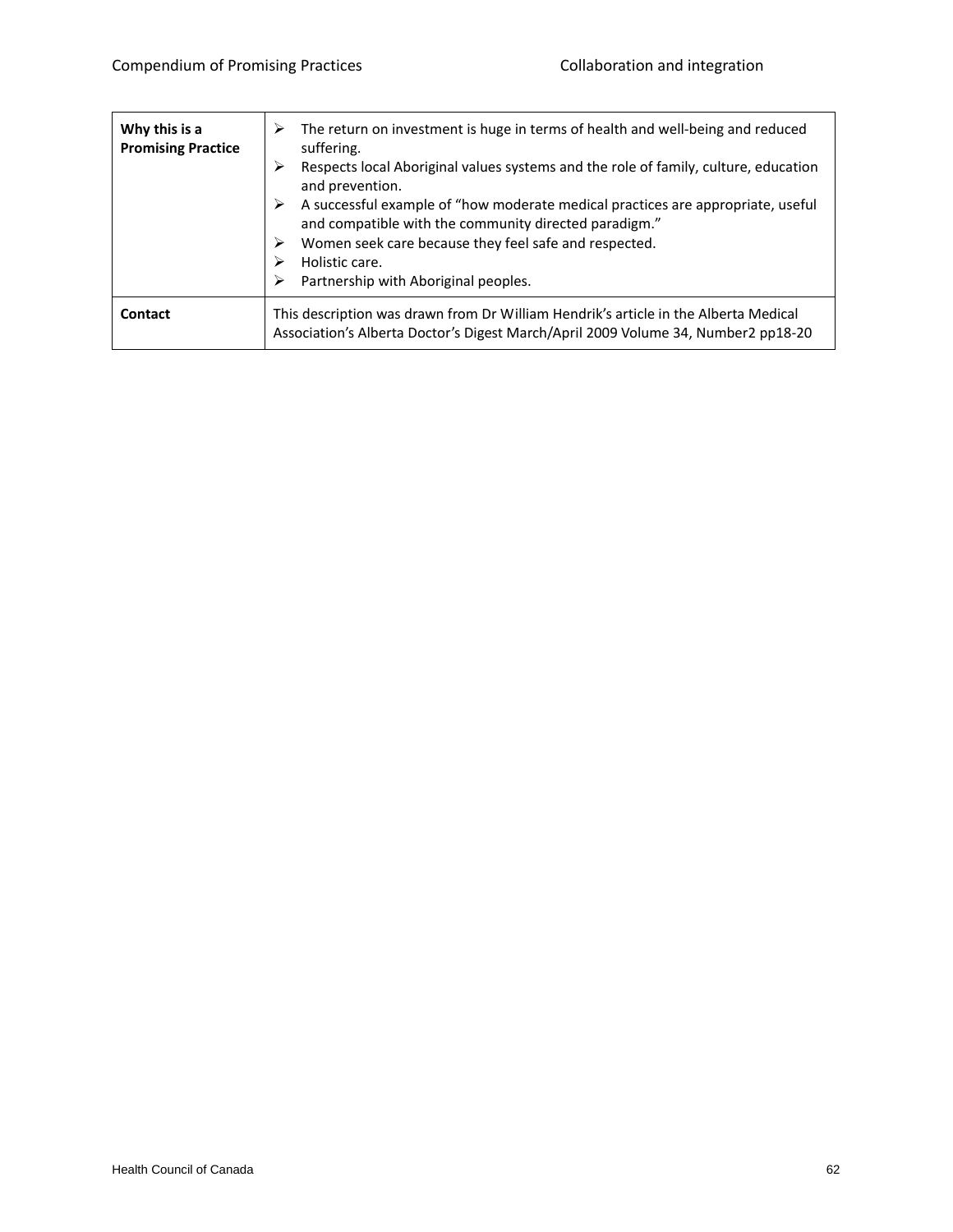| | |
|---|---|
| **Why this is a Promising Practice** | ➢ The return on investment is huge in terms of health and well-being and reduced suffering.<br>➢ Respects local Aboriginal values systems and the role of family, culture, education and prevention.<br>➢ A successful example of "how moderate medical practices are appropriate, useful and compatible with the community directed paradigm."<br>➢ Women seek care because they feel safe and respected.<br>➢ Holistic care.<br>➢ Partnership with Aboriginal peoples. |
| **Contact** | This description was drawn from Dr William Hendrik's article in the Alberta Medical Association's Alberta Doctor's Digest March/April 2009 Volume 34, Number2 pp18-20 |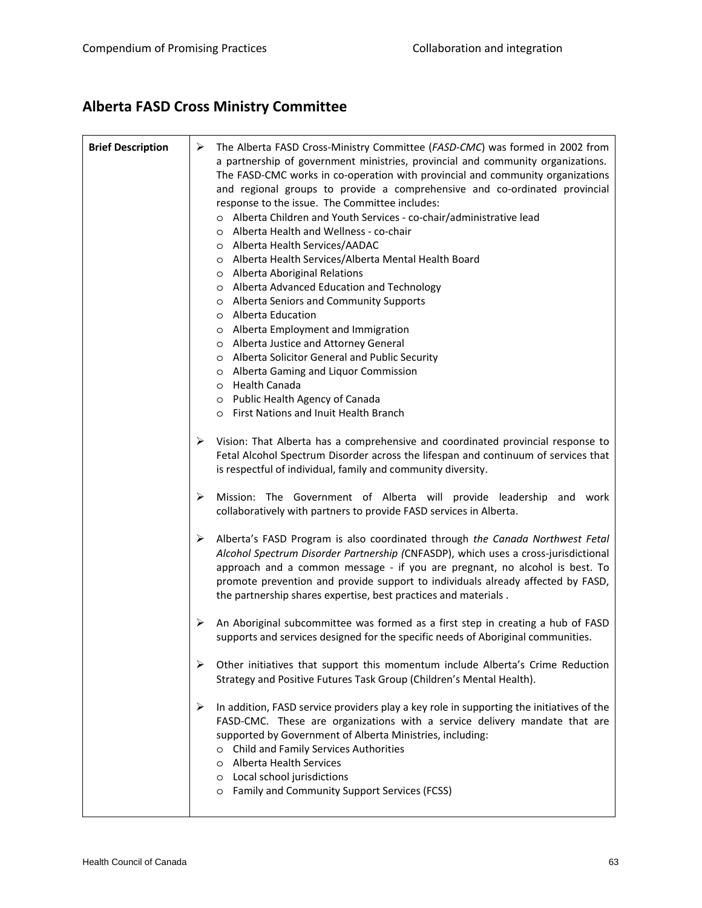# Alberta FASD Cross Ministry Committee

| Brief Description | |
|---|---|
| **Brief Description** | ➢ The Alberta FASD Cross-Ministry Committee (*FASD-CMC*) was formed in 2002 from a partnership of government ministries, provincial and community organizations. The FASD-CMC works in co-operation with provincial and community organizations and regional groups to provide a comprehensive and co-ordinated provincial response to the issue. The Committee includes:<br>o Alberta Children and Youth Services - co-chair/administrative lead<br>o Alberta Health and Wellness - co-chair<br>o Alberta Health Services/AADAC<br>o Alberta Health Services/Alberta Mental Health Board<br>o Alberta Aboriginal Relations<br>o Alberta Advanced Education and Technology<br>o Alberta Seniors and Community Supports<br>o Alberta Education<br>o Alberta Employment and Immigration<br>o Alberta Justice and Attorney General<br>o Alberta Solicitor General and Public Security<br>o Alberta Gaming and Liquor Commission<br>o Health Canada<br>o Public Health Agency of Canada<br>o First Nations and Inuit Health Branch<br><br>➢ Vision: That Alberta has a comprehensive and coordinated provincial response to Fetal Alcohol Spectrum Disorder across the lifespan and continuum of services that is respectful of individual, family and community diversity.<br><br>➢ Mission: The Government of Alberta will provide leadership and work collaboratively with partners to provide FASD services in Alberta.<br><br>➢ Alberta's FASD Program is also coordinated through *the Canada Northwest Fetal Alcohol Spectrum Disorder Partnership (*CNFASDP), which uses a cross-jurisdictional approach and a common message - if you are pregnant, no alcohol is best. To promote prevention and provide support to individuals already affected by FASD, the partnership shares expertise, best practices and materials .<br><br>➢ An Aboriginal subcommittee was formed as a first step in creating a hub of FASD supports and services designed for the specific needs of Aboriginal communities.<br><br>➢ Other initiatives that support this momentum include Alberta's Crime Reduction Strategy and Positive Futures Task Group (Children's Mental Health).<br><br>➢ In addition, FASD service providers play a key role in supporting the initiatives of the FASD-CMC. These are organizations with a service delivery mandate that are supported by Government of Alberta Ministries, including:<br>o Child and Family Services Authorities<br>o Alberta Health Services<br>o Local school jurisdictions<br>o Family and Community Support Services (FCSS) |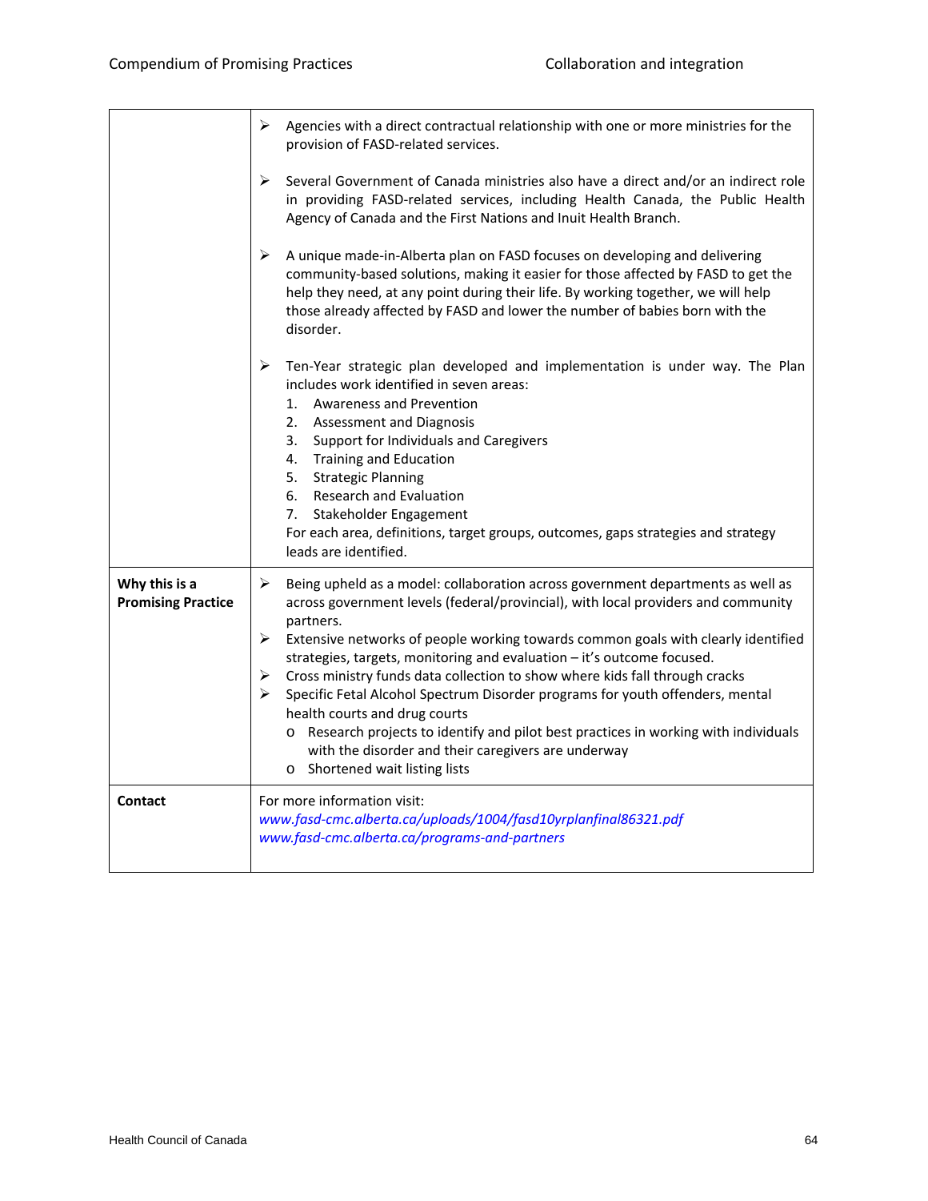| | |
|---|---|
| | ➢ Agencies with a direct contractual relationship with one or more ministries for the provision of FASD-related services.<br><br>➢ Several Government of Canada ministries also have a direct and/or an indirect role in providing FASD-related services, including Health Canada, the Public Health Agency of Canada and the First Nations and Inuit Health Branch.<br><br>➢ A unique made-in-Alberta plan on FASD focuses on developing and delivering community-based solutions, making it easier for those affected by FASD to get the help they need, at any point during their life. By working together, we will help those already affected by FASD and lower the number of babies born with the disorder.<br><br>➢ Ten-Year strategic plan developed and implementation is under way. The Plan includes work identified in seven areas:<br>1. Awareness and Prevention<br>2. Assessment and Diagnosis<br>3. Support for Individuals and Caregivers<br>4. Training and Education<br>5. Strategic Planning<br>6. Research and Evaluation<br>7. Stakeholder Engagement<br>For each area, definitions, target groups, outcomes, gaps strategies and strategy leads are identified. |
| **Why this is a Promising Practice** | ➢ Being upheld as a model: collaboration across government departments as well as across government levels (federal/provincial), with local providers and community partners.<br>➢ Extensive networks of people working towards common goals with clearly identified strategies, targets, monitoring and evaluation – it's outcome focused.<br>➢ Cross ministry funds data collection to show where kids fall through cracks<br>➢ Specific Fetal Alcohol Spectrum Disorder programs for youth offenders, mental health courts and drug courts<br>o Research projects to identify and pilot best practices in working with individuals with the disorder and their caregivers are underway<br>o Shortened wait listing lists |
| **Contact** | For more information visit:<br>*www.fasd-cmc.alberta.ca/uploads/1004/fasd10yrplanfinal86321.pdf*<br>*www.fasd-cmc.alberta.ca/programs-and-partners* |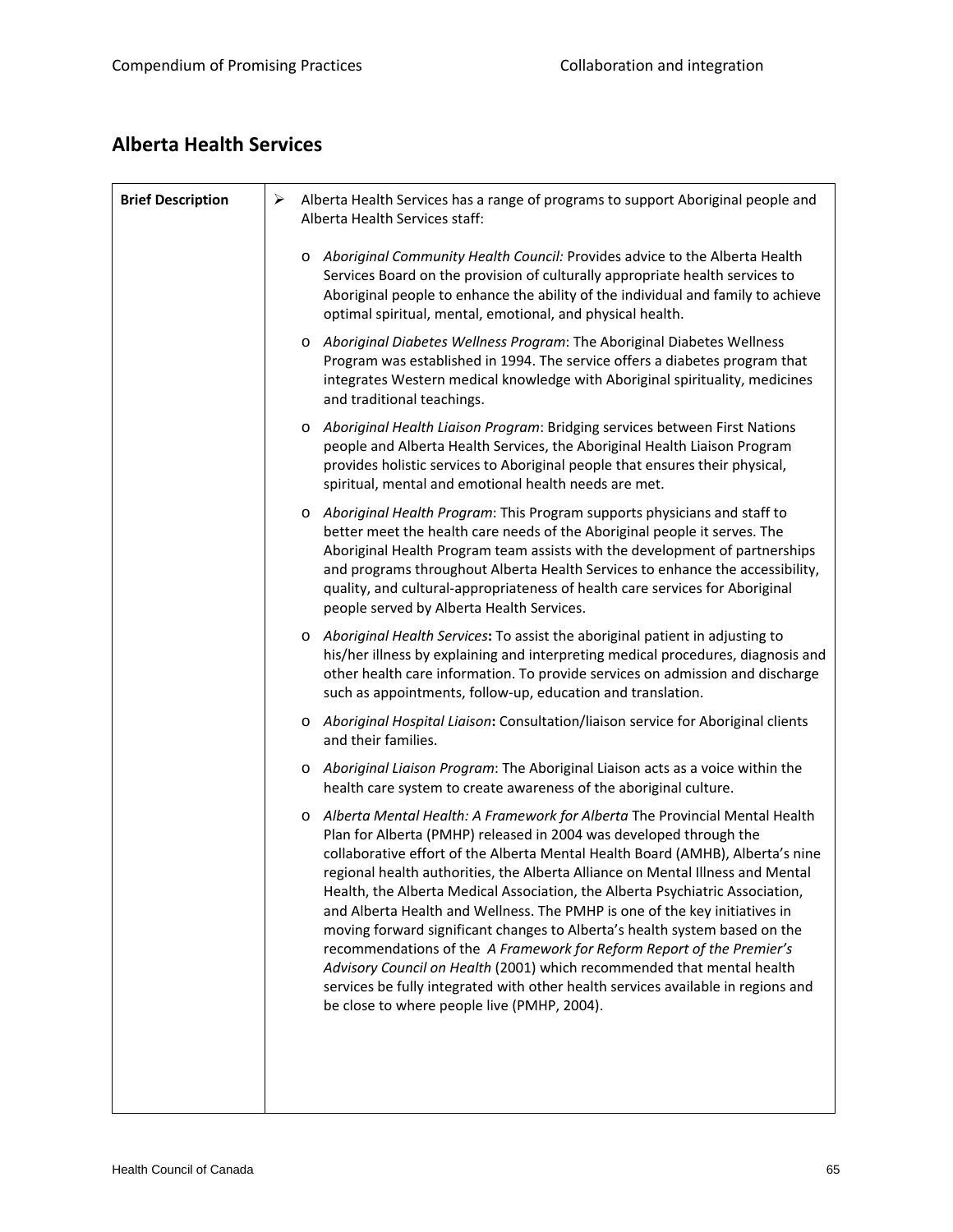## Alberta Health Services

| Brief Description | ➢ Alberta Health Services has a range of programs to support Aboriginal people and Alberta Health Services staff:<br><br>o *Aboriginal Community Health Council:* Provides advice to the Alberta Health Services Board on the provision of culturally appropriate health services to Aboriginal people to enhance the ability of the individual and family to achieve optimal spiritual, mental, emotional, and physical health.<br><br>o *Aboriginal Diabetes Wellness Program*: The Aboriginal Diabetes Wellness Program was established in 1994. The service offers a diabetes program that integrates Western medical knowledge with Aboriginal spirituality, medicines and traditional teachings.<br><br>o *Aboriginal Health Liaison Program*: Bridging services between First Nations people and Alberta Health Services, the Aboriginal Health Liaison Program provides holistic services to Aboriginal people that ensures their physical, spiritual, mental and emotional health needs are met.<br><br>o *Aboriginal Health Program*: This Program supports physicians and staff to better meet the health care needs of the Aboriginal people it serves. The Aboriginal Health Program team assists with the development of partnerships and programs throughout Alberta Health Services to enhance the accessibility, quality, and cultural-appropriateness of health care services for Aboriginal people served by Alberta Health Services.<br><br>o *Aboriginal Health Services***:** To assist the aboriginal patient in adjusting to his/her illness by explaining and interpreting medical procedures, diagnosis and other health care information. To provide services on admission and discharge such as appointments, follow-up, education and translation.<br><br>o *Aboriginal Hospital Liaison***:** Consultation/liaison service for Aboriginal clients and their families.<br><br>o *Aboriginal Liaison Program*: The Aboriginal Liaison acts as a voice within the health care system to create awareness of the aboriginal culture.<br><br>o *Alberta Mental Health: A Framework for Alberta* The Provincial Mental Health Plan for Alberta (PMHP) released in 2004 was developed through the collaborative effort of the Alberta Mental Health Board (AMHB), Alberta's nine regional health authorities, the Alberta Alliance on Mental Illness and Mental Health, the Alberta Medical Association, the Alberta Psychiatric Association, and Alberta Health and Wellness. The PMHP is one of the key initiatives in moving forward significant changes to Alberta's health system based on the recommendations of the *A Framework for Reform Report of the Premier's Advisory Council on Health* (2001) which recommended that mental health services be fully integrated with other health services available in regions and be close to where people live (PMHP, 2004). |
|---|---|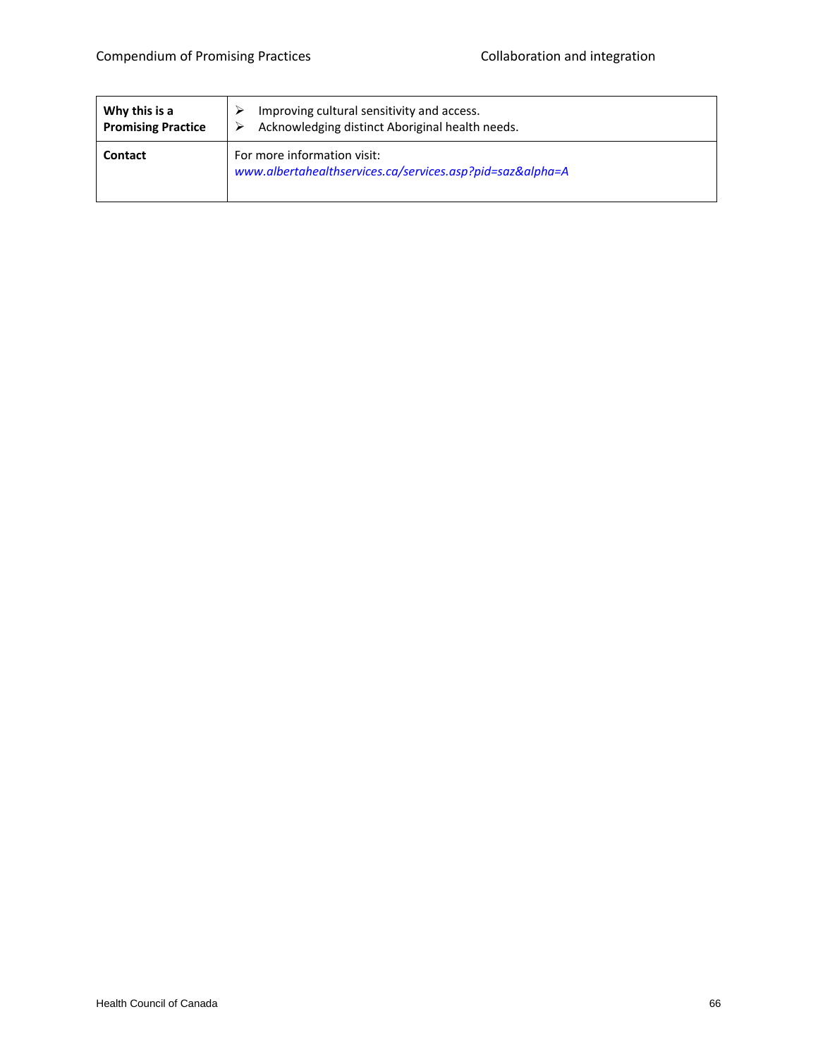| | |
|---|---|
| **Why this is a Promising Practice** | ➢ Improving cultural sensitivity and access.<br>➢ Acknowledging distinct Aboriginal health needs. |
| **Contact** | For more information visit:<br>*www.albertahealthservices.ca/services.asp?pid=saz&alpha=A* |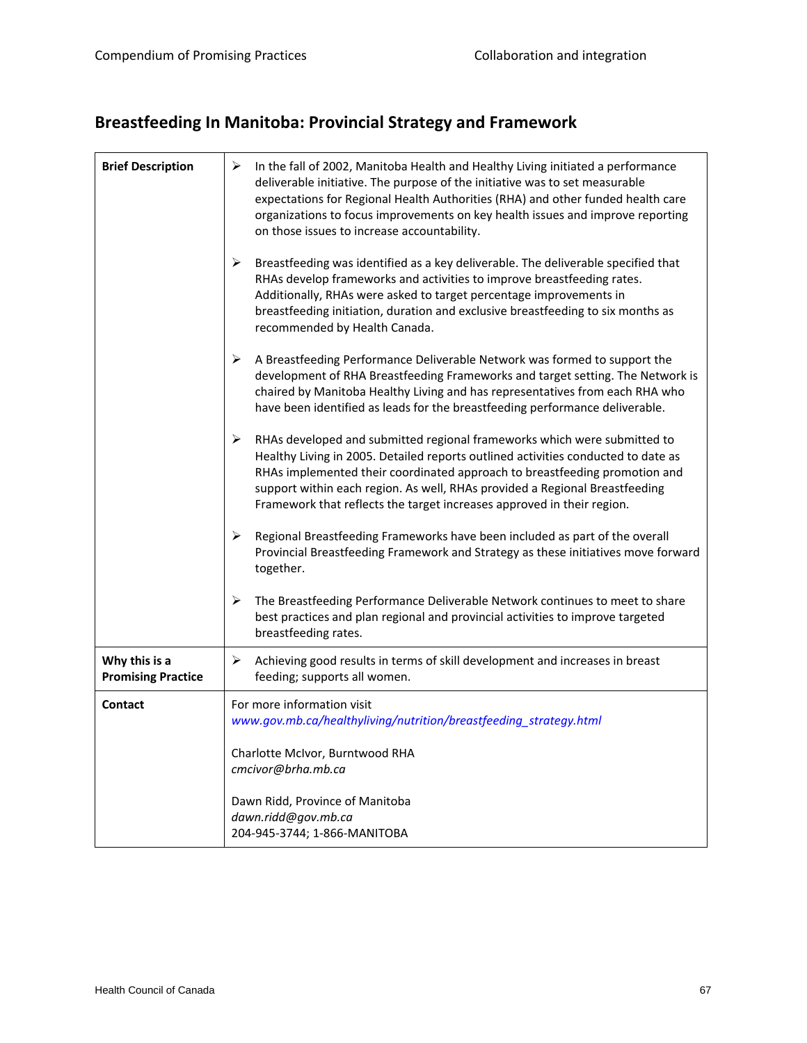## Breastfeeding In Manitoba: Provincial Strategy and Framework

| | |
|---|---|
| **Brief Description** | ➢ In the fall of 2002, Manitoba Health and Healthy Living initiated a performance deliverable initiative. The purpose of the initiative was to set measurable expectations for Regional Health Authorities (RHA) and other funded health care organizations to focus improvements on key health issues and improve reporting on those issues to increase accountability.<br><br>➢ Breastfeeding was identified as a key deliverable. The deliverable specified that RHAs develop frameworks and activities to improve breastfeeding rates. Additionally, RHAs were asked to target percentage improvements in breastfeeding initiation, duration and exclusive breastfeeding to six months as recommended by Health Canada.<br><br>➢ A Breastfeeding Performance Deliverable Network was formed to support the development of RHA Breastfeeding Frameworks and target setting. The Network is chaired by Manitoba Healthy Living and has representatives from each RHA who have been identified as leads for the breastfeeding performance deliverable.<br><br>➢ RHAs developed and submitted regional frameworks which were submitted to Healthy Living in 2005. Detailed reports outlined activities conducted to date as RHAs implemented their coordinated approach to breastfeeding promotion and support within each region. As well, RHAs provided a Regional Breastfeeding Framework that reflects the target increases approved in their region.<br><br>➢ Regional Breastfeeding Frameworks have been included as part of the overall Provincial Breastfeeding Framework and Strategy as these initiatives move forward together.<br><br>➢ The Breastfeeding Performance Deliverable Network continues to meet to share best practices and plan regional and provincial activities to improve targeted breastfeeding rates. |
| **Why this is a Promising Practice** | ➢ Achieving good results in terms of skill development and increases in breast feeding; supports all women. |
| **Contact** | For more information visit *www.gov.mb.ca/healthyliving/nutrition/breastfeeding_strategy.html*<br><br>Charlotte McIvor, Burntwood RHA<br>*cmcivor@brha.mb.ca*<br><br>Dawn Ridd, Province of Manitoba<br>*dawn.ridd@gov.mb.ca*<br>204-945-3744; 1-866-MANITOBA |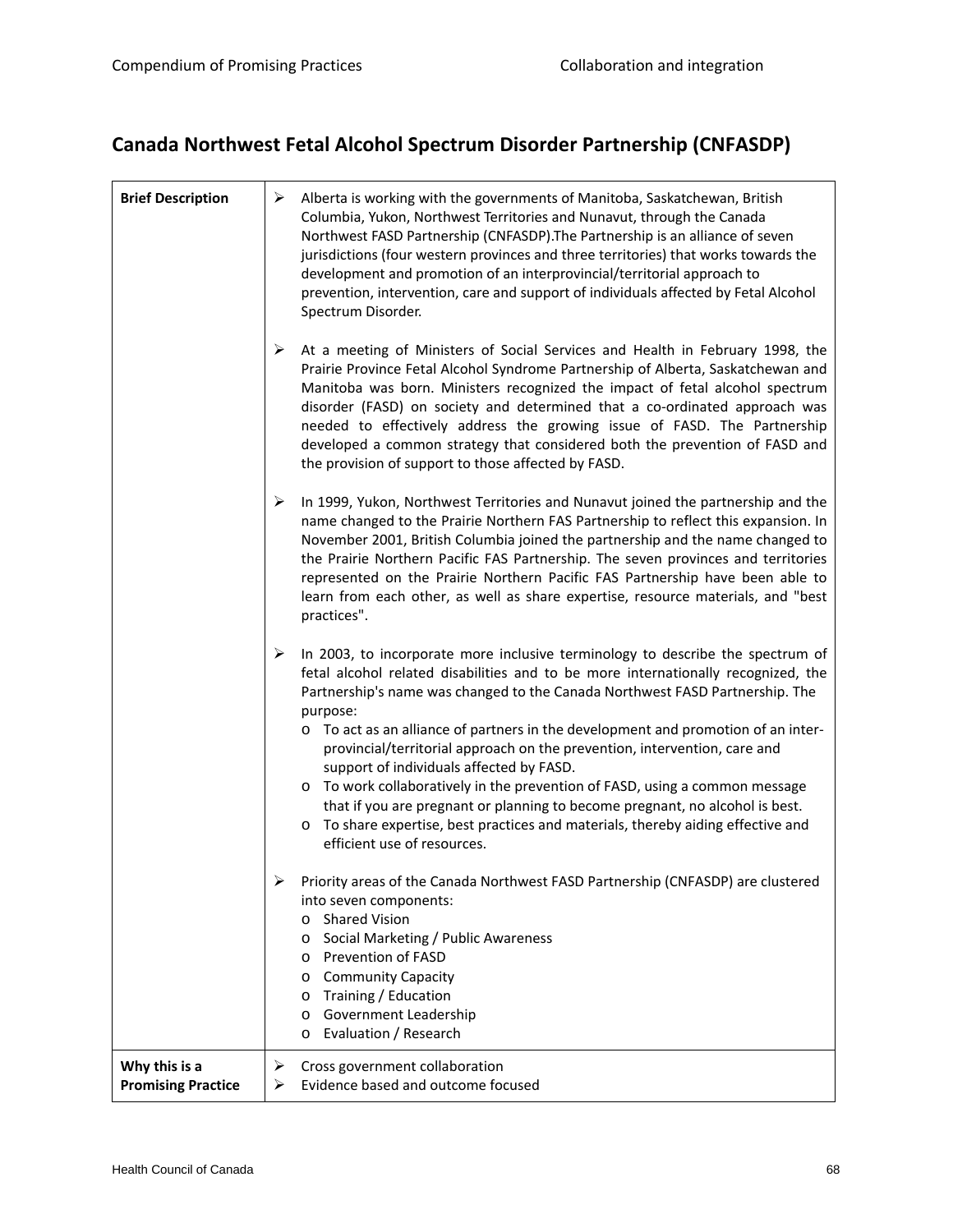# Canada Northwest Fetal Alcohol Spectrum Disorder Partnership (CNFASDP)

| | |
|---|---|
| **Brief Description** | ➢ Alberta is working with the governments of Manitoba, Saskatchewan, British Columbia, Yukon, Northwest Territories and Nunavut, through the Canada Northwest FASD Partnership (CNFASDP).The Partnership is an alliance of seven jurisdictions (four western provinces and three territories) that works towards the development and promotion of an interprovincial/territorial approach to prevention, intervention, care and support of individuals affected by Fetal Alcohol Spectrum Disorder.<br><br>➢ At a meeting of Ministers of Social Services and Health in February 1998, the Prairie Province Fetal Alcohol Syndrome Partnership of Alberta, Saskatchewan and Manitoba was born. Ministers recognized the impact of fetal alcohol spectrum disorder (FASD) on society and determined that a co-ordinated approach was needed to effectively address the growing issue of FASD. The Partnership developed a common strategy that considered both the prevention of FASD and the provision of support to those affected by FASD.<br><br>➢ In 1999, Yukon, Northwest Territories and Nunavut joined the partnership and the name changed to the Prairie Northern FAS Partnership to reflect this expansion. In November 2001, British Columbia joined the partnership and the name changed to the Prairie Northern Pacific FAS Partnership. The seven provinces and territories represented on the Prairie Northern Pacific FAS Partnership have been able to learn from each other, as well as share expertise, resource materials, and "best practices".<br><br>➢ In 2003, to incorporate more inclusive terminology to describe the spectrum of fetal alcohol related disabilities and to be more internationally recognized, the Partnership's name was changed to the Canada Northwest FASD Partnership. The purpose:<br>o To act as an alliance of partners in the development and promotion of an inter-provincial/territorial approach on the prevention, intervention, care and support of individuals affected by FASD.<br>o To work collaboratively in the prevention of FASD, using a common message that if you are pregnant or planning to become pregnant, no alcohol is best.<br>o To share expertise, best practices and materials, thereby aiding effective and efficient use of resources.<br><br>➢ Priority areas of the Canada Northwest FASD Partnership (CNFASDP) are clustered into seven components:<br>o Shared Vision<br>o Social Marketing / Public Awareness<br>o Prevention of FASD<br>o Community Capacity<br>o Training / Education<br>o Government Leadership<br>o Evaluation / Research |
| **Why this is a Promising Practice** | ➢ Cross government collaboration<br>➢ Evidence based and outcome focused |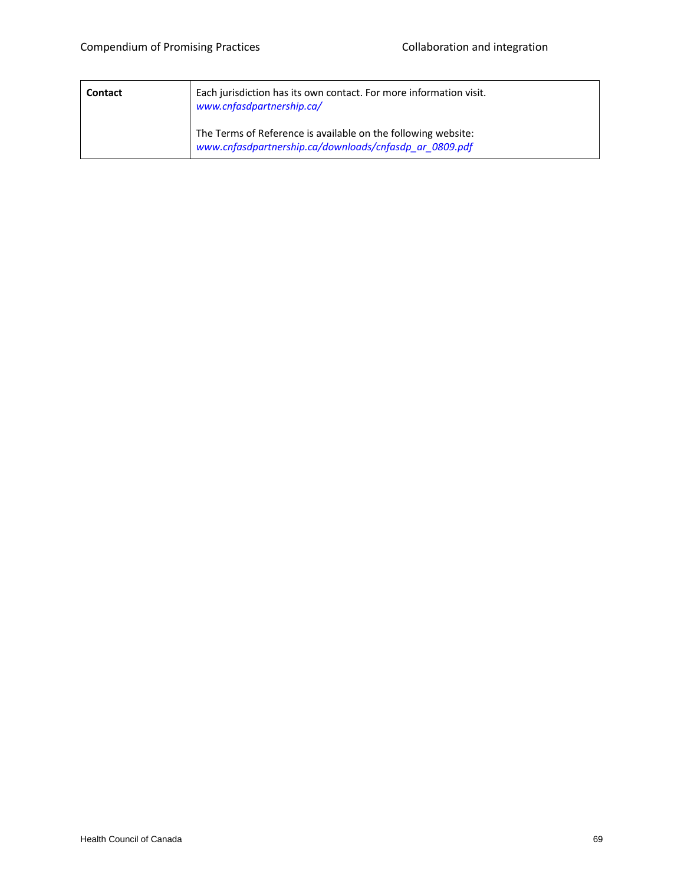| **Contact** | Each jurisdiction has its own contact. For more information visit. *www.cnfasdpartnership.ca/*<br><br>The Terms of Reference is available on the following website: *www.cnfasdpartnership.ca/downloads/cnfasdp_ar_0809.pdf* |
|---|---|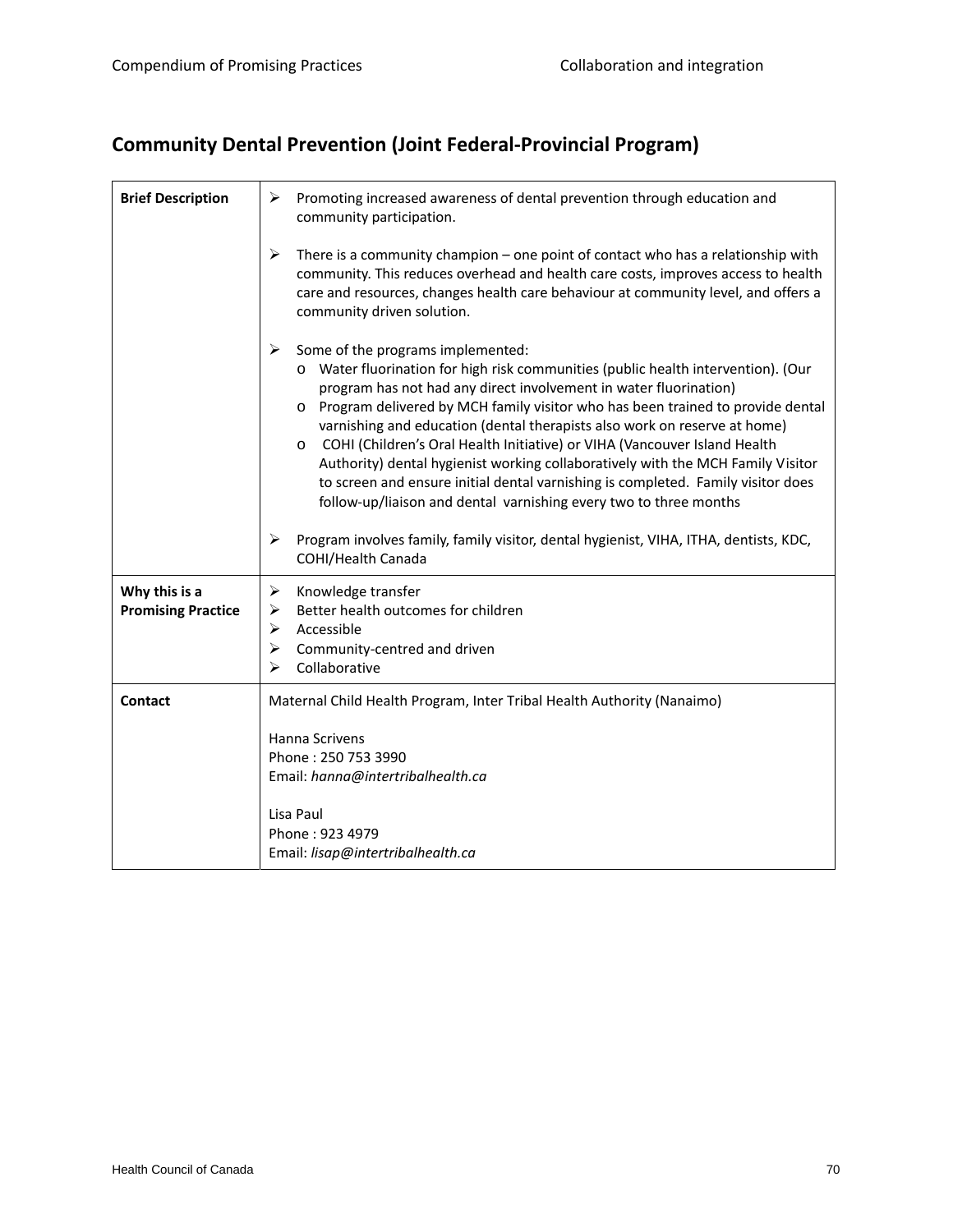## Community Dental Prevention (Joint Federal-Provincial Program)

| | |
|---|---|
| **Brief Description** | ➢ Promoting increased awareness of dental prevention through education and community participation.<br><br>➢ There is a community champion – one point of contact who has a relationship with community. This reduces overhead and health care costs, improves access to health care and resources, changes health care behaviour at community level, and offers a community driven solution.<br><br>➢ Some of the programs implemented:<br>o Water fluorination for high risk communities (public health intervention). (Our program has not had any direct involvement in water fluorination)<br>o Program delivered by MCH family visitor who has been trained to provide dental varnishing and education (dental therapists also work on reserve at home)<br>o COHI (Children's Oral Health Initiative) or VIHA (Vancouver Island Health Authority) dental hygienist working collaboratively with the MCH Family Visitor to screen and ensure initial dental varnishing is completed. Family visitor does follow-up/liaison and dental varnishing every two to three months<br><br>➢ Program involves family, family visitor, dental hygienist, VIHA, ITHA, dentists, KDC, COHI/Health Canada |
| **Why this is a Promising Practice** | ➢ Knowledge transfer<br>➢ Better health outcomes for children<br>➢ Accessible<br>➢ Community-centred and driven<br>➢ Collaborative |
| **Contact** | Maternal Child Health Program, Inter Tribal Health Authority (Nanaimo)<br><br>Hanna Scrivens<br>Phone : 250 753 3990<br>Email: *hanna@intertribalhealth.ca*<br><br>Lisa Paul<br>Phone : 923 4979<br>Email: *lisap@intertribalhealth.ca* |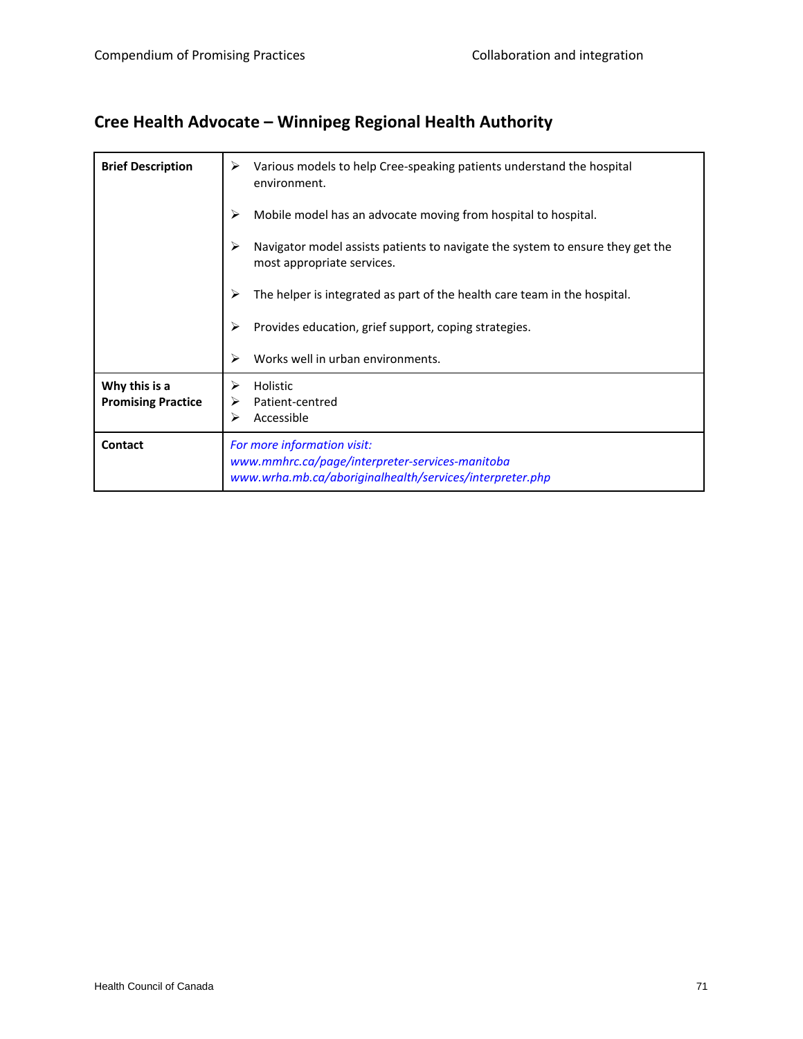## Cree Health Advocate – Winnipeg Regional Health Authority

| | |
|---|---|
| **Brief Description** | ➢ Various models to help Cree-speaking patients understand the hospital environment.<br><br>➢ Mobile model has an advocate moving from hospital to hospital.<br><br>➢ Navigator model assists patients to navigate the system to ensure they get the most appropriate services.<br><br>➢ The helper is integrated as part of the health care team in the hospital.<br><br>➢ Provides education, grief support, coping strategies.<br><br>➢ Works well in urban environments. |
| **Why this is a Promising Practice** | ➢ Holistic<br>➢ Patient-centred<br>➢ Accessible |
| **Contact** | *For more information visit:*<br>*www.mmhrc.ca/page/interpreter-services-manitoba*<br>*www.wrha.mb.ca/aboriginalhealth/services/interpreter.php* |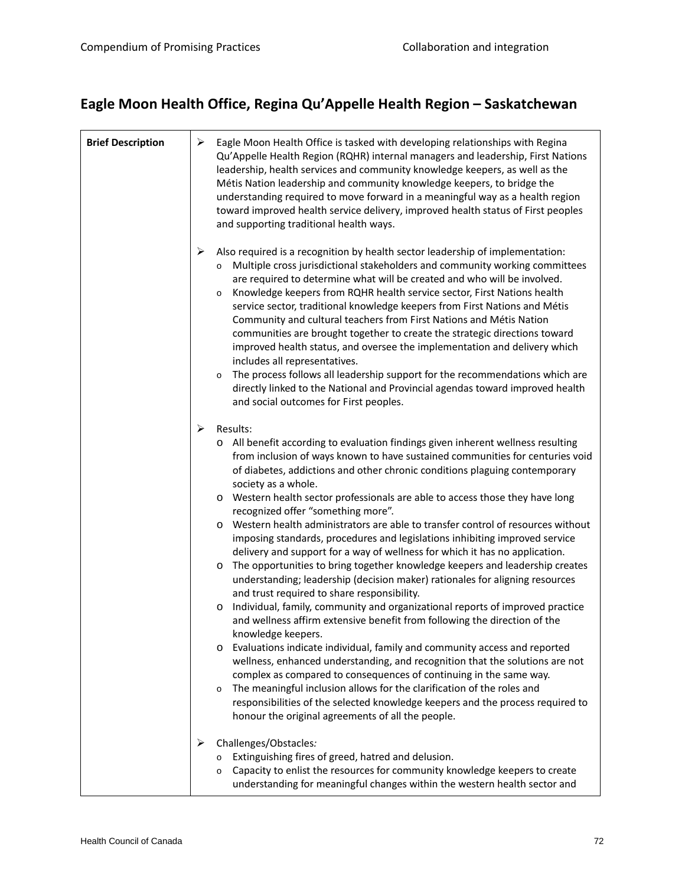## Eagle Moon Health Office, Regina Qu'Appelle Health Region – Saskatchewan

| Brief Description | |
|---|---|
| **Brief Description** | ➢ Eagle Moon Health Office is tasked with developing relationships with Regina Qu'Appelle Health Region (RQHR) internal managers and leadership, First Nations leadership, health services and community knowledge keepers, as well as the Métis Nation leadership and community knowledge keepers, to bridge the understanding required to move forward in a meaningful way as a health region toward improved health service delivery, improved health status of First peoples and supporting traditional health ways.<br><br>➢ Also required is a recognition by health sector leadership of implementation:<br>o Multiple cross jurisdictional stakeholders and community working committees are required to determine what will be created and who will be involved.<br>o Knowledge keepers from RQHR health service sector, First Nations health service sector, traditional knowledge keepers from First Nations and Métis Community and cultural teachers from First Nations and Métis Nation communities are brought together to create the strategic directions toward improved health status, and oversee the implementation and delivery which includes all representatives.<br>o The process follows all leadership support for the recommendations which are directly linked to the National and Provincial agendas toward improved health and social outcomes for First peoples.<br><br>➢ Results:<br>o All benefit according to evaluation findings given inherent wellness resulting from inclusion of ways known to have sustained communities for centuries void of diabetes, addictions and other chronic conditions plaguing contemporary society as a whole.<br>o Western health sector professionals are able to access those they have long recognized offer "something more".<br>o Western health administrators are able to transfer control of resources without imposing standards, procedures and legislations inhibiting improved service delivery and support for a way of wellness for which it has no application.<br>o The opportunities to bring together knowledge keepers and leadership creates understanding; leadership (decision maker) rationales for aligning resources and trust required to share responsibility.<br>o Individual, family, community and organizational reports of improved practice and wellness affirm extensive benefit from following the direction of the knowledge keepers.<br>o Evaluations indicate individual, family and community access and reported wellness, enhanced understanding, and recognition that the solutions are not complex as compared to consequences of continuing in the same way.<br>o The meaningful inclusion allows for the clarification of the roles and responsibilities of the selected knowledge keepers and the process required to honour the original agreements of all the people.<br><br>➢ Challenges/Obstacles*:*<br>o Extinguishing fires of greed, hatred and delusion.<br>o Capacity to enlist the resources for community knowledge keepers to create understanding for meaningful changes within the western health sector and |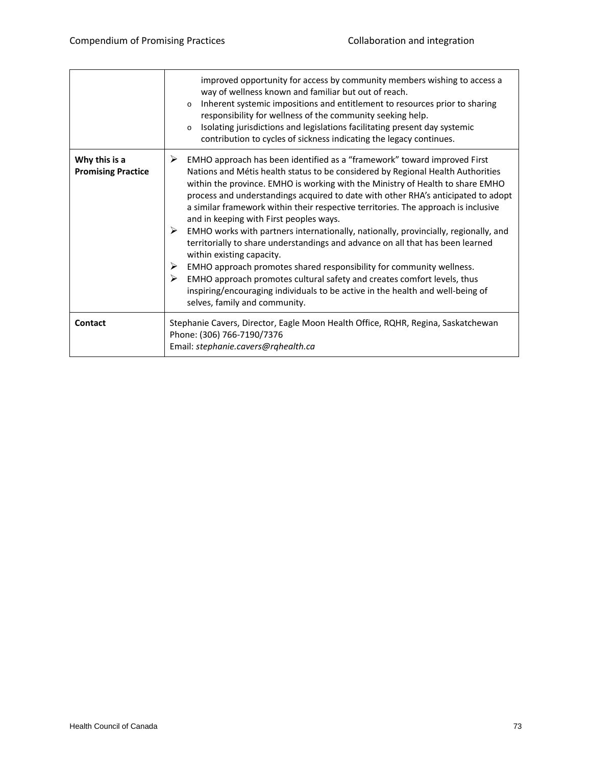| | |
|---|---|
| | improved opportunity for access by community members wishing to access a way of wellness known and familiar but out of reach.<br>o Inherent systemic impositions and entitlement to resources prior to sharing responsibility for wellness of the community seeking help.<br>o Isolating jurisdictions and legislations facilitating present day systemic contribution to cycles of sickness indicating the legacy continues. |
| **Why this is a Promising Practice** | ➢ EMHO approach has been identified as a "framework" toward improved First Nations and Métis health status to be considered by Regional Health Authorities within the province. EMHO is working with the Ministry of Health to share EMHO process and understandings acquired to date with other RHA's anticipated to adopt a similar framework within their respective territories. The approach is inclusive and in keeping with First peoples ways.<br>➢ EMHO works with partners internationally, nationally, provincially, regionally, and territorially to share understandings and advance on all that has been learned within existing capacity.<br>➢ EMHO approach promotes shared responsibility for community wellness.<br>➢ EMHO approach promotes cultural safety and creates comfort levels, thus inspiring/encouraging individuals to be active in the health and well-being of selves, family and community. |
| **Contact** | Stephanie Cavers, Director, Eagle Moon Health Office, RQHR, Regina, Saskatchewan<br>Phone: (306) 766-7190/7376<br>Email: *stephanie.cavers@rqhealth.ca* |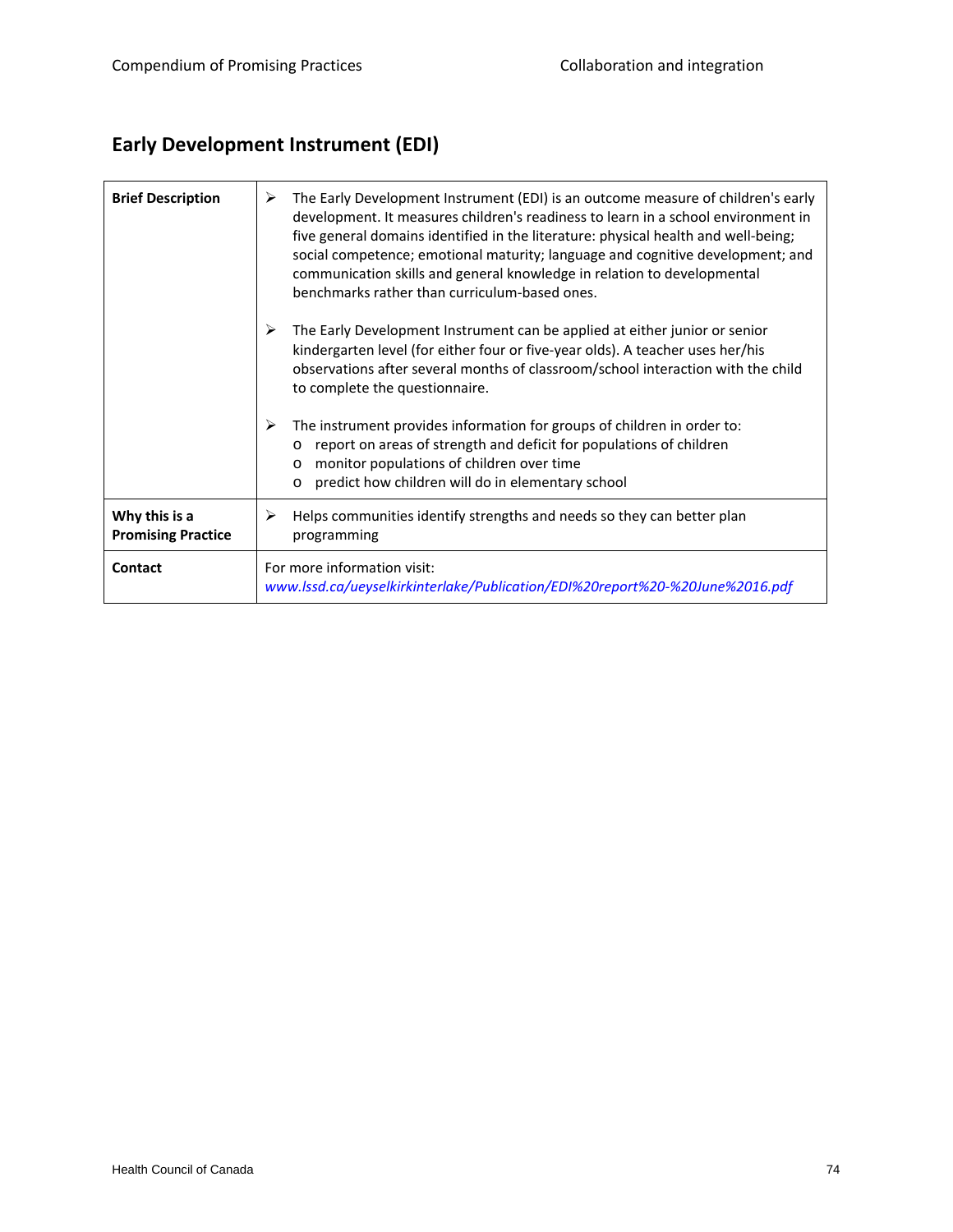## Early Development Instrument (EDI)

| | |
|---|---|
| **Brief Description** | ➢ The Early Development Instrument (EDI) is an outcome measure of children's early development. It measures children's readiness to learn in a school environment in five general domains identified in the literature: physical health and well-being; social competence; emotional maturity; language and cognitive development; and communication skills and general knowledge in relation to developmental benchmarks rather than curriculum-based ones.<br><br>➢ The Early Development Instrument can be applied at either junior or senior kindergarten level (for either four or five-year olds). A teacher uses her/his observations after several months of classroom/school interaction with the child to complete the questionnaire.<br><br>➢ The instrument provides information for groups of children in order to:<br>o report on areas of strength and deficit for populations of children<br>o monitor populations of children over time<br>o predict how children will do in elementary school |
| **Why this is a Promising Practice** | ➢ Helps communities identify strengths and needs so they can better plan programming |
| **Contact** | For more information visit: *www.lssd.ca/ueyselkirkinterlake/Publication/EDI%20report%20-%20June%2016.pdf* |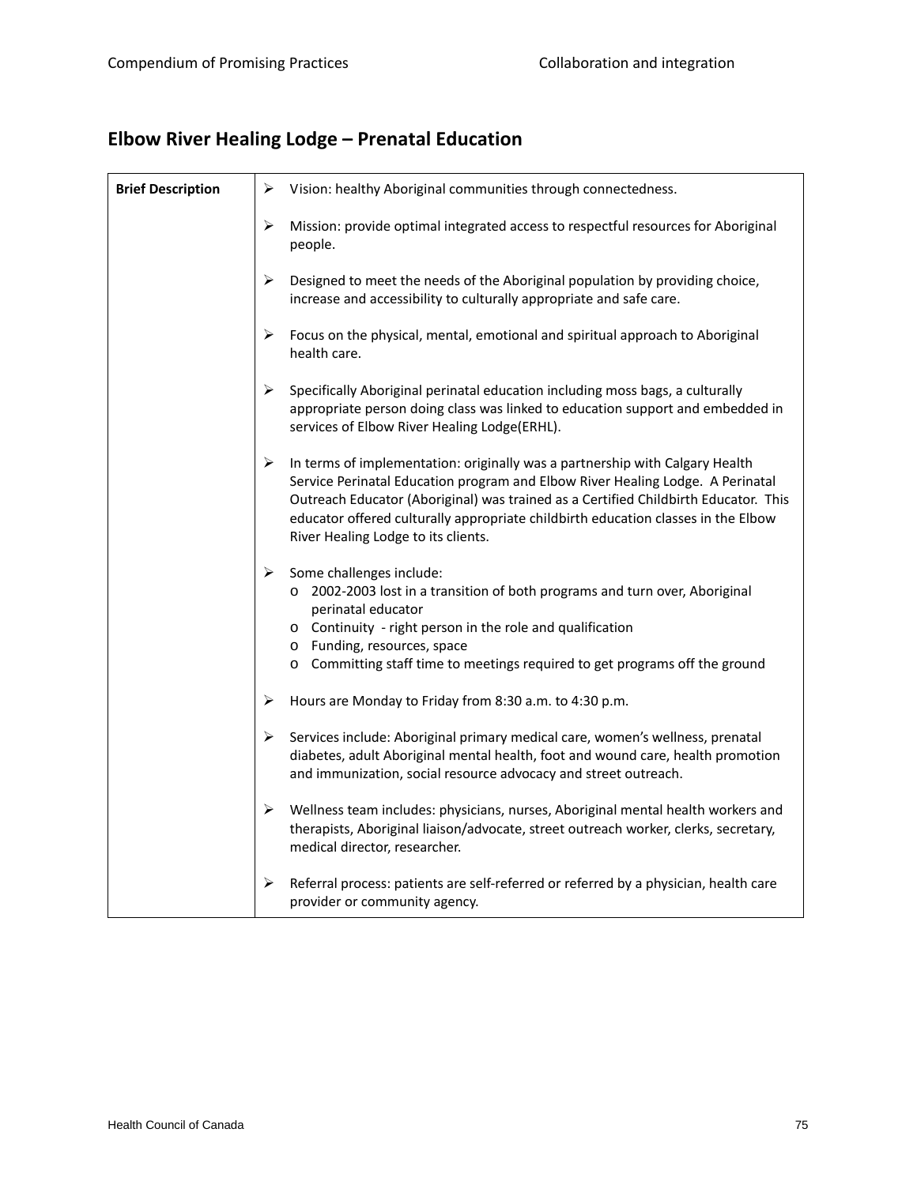## Elbow River Healing Lodge – Prenatal Education

<table>
<tr>
<td><b>Brief Description</b></td>
<td>
<ul>
<li>Vision: healthy Aboriginal communities through connectedness.</li>
<li>Mission: provide optimal integrated access to respectful resources for Aboriginal people.</li>
<li>Designed to meet the needs of the Aboriginal population by providing choice, increase and accessibility to culturally appropriate and safe care.</li>
<li>Focus on the physical, mental, emotional and spiritual approach to Aboriginal health care.</li>
<li>Specifically Aboriginal perinatal education including moss bags, a culturally appropriate person doing class was linked to education support and embedded in services of Elbow River Healing Lodge(ERHL).</li>
<li>In terms of implementation: originally was a partnership with Calgary Health Service Perinatal Education program and Elbow River Healing Lodge. A Perinatal Outreach Educator (Aboriginal) was trained as a Certified Childbirth Educator. This educator offered culturally appropriate childbirth education classes in the Elbow River Healing Lodge to its clients.</li>
<li>Some challenges include:
<ul>
<li>2002-2003 lost in a transition of both programs and turn over, Aboriginal perinatal educator</li>
<li>Continuity - right person in the role and qualification</li>
<li>Funding, resources, space</li>
<li>Committing staff time to meetings required to get programs off the ground</li>
</ul>
</li>
<li>Hours are Monday to Friday from 8:30 a.m. to 4:30 p.m.</li>
<li>Services include: Aboriginal primary medical care, women's wellness, prenatal diabetes, adult Aboriginal mental health, foot and wound care, health promotion and immunization, social resource advocacy and street outreach.</li>
<li>Wellness team includes: physicians, nurses, Aboriginal mental health workers and therapists, Aboriginal liaison/advocate, street outreach worker, clerks, secretary, medical director, researcher.</li>
<li>Referral process: patients are self-referred or referred by a physician, health care provider or community agency.</li>
</ul>
</td>
</tr>
</table>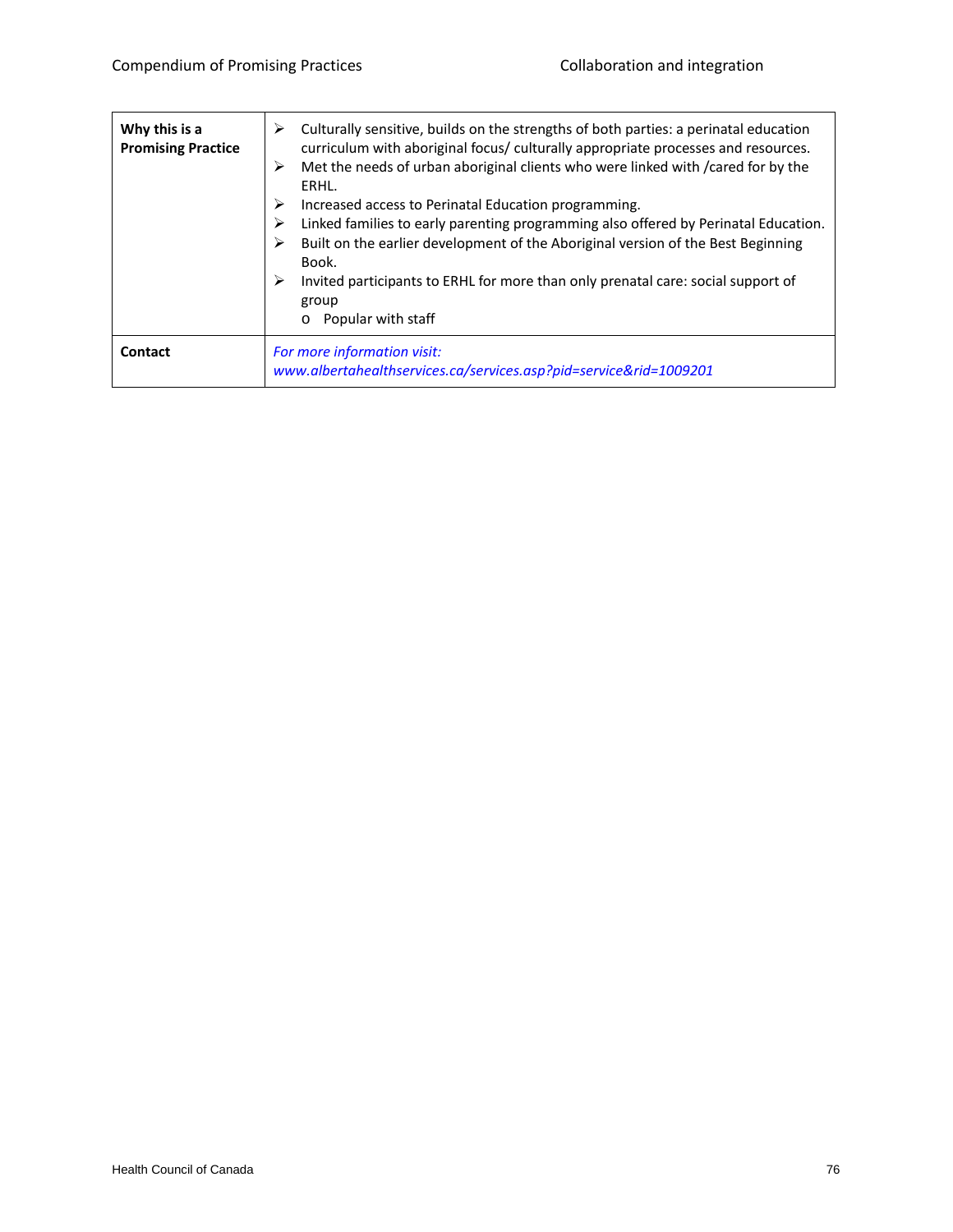| | |
|---|---|
| **Why this is a Promising Practice** | ➢ Culturally sensitive, builds on the strengths of both parties: a perinatal education curriculum with aboriginal focus/ culturally appropriate processes and resources.<br>➢ Met the needs of urban aboriginal clients who were linked with /cared for by the ERHL.<br>➢ Increased access to Perinatal Education programming.<br>➢ Linked families to early parenting programming also offered by Perinatal Education.<br>➢ Built on the earlier development of the Aboriginal version of the Best Beginning Book.<br>➢ Invited participants to ERHL for more than only prenatal care: social support of group<br>o Popular with staff |
| **Contact** | *For more information visit:*<br>*www.albertahealthservices.ca/services.asp?pid=service&rid=1009201* |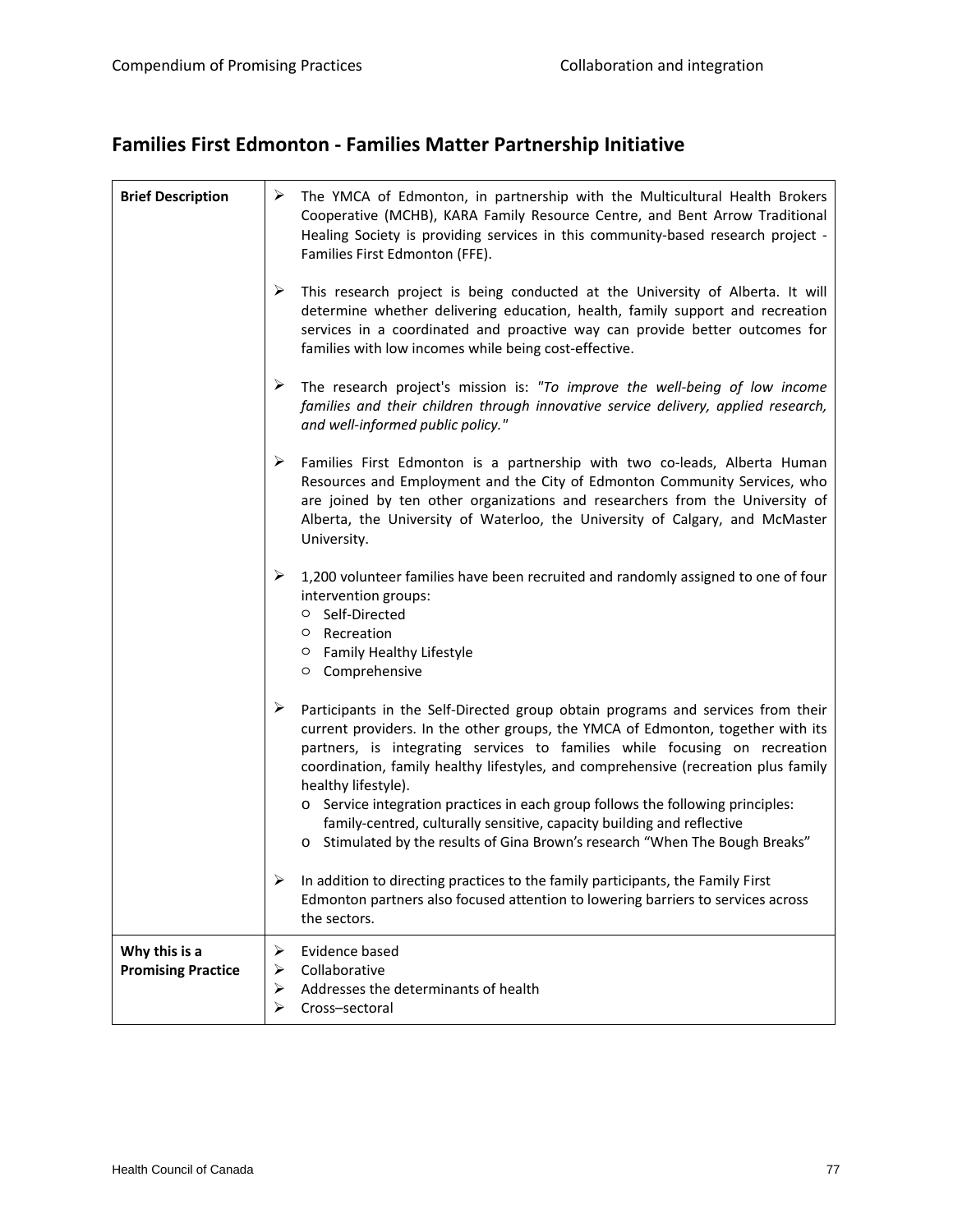## Families First Edmonton - Families Matter Partnership Initiative

| | |
|---|---|
| **Brief Description** | ➢ The YMCA of Edmonton, in partnership with the Multicultural Health Brokers Cooperative (MCHB), KARA Family Resource Centre, and Bent Arrow Traditional Healing Society is providing services in this community-based research project - Families First Edmonton (FFE).<br><br>➢ This research project is being conducted at the University of Alberta. It will determine whether delivering education, health, family support and recreation services in a coordinated and proactive way can provide better outcomes for families with low incomes while being cost-effective.<br><br>➢ The research project's mission is: *"To improve the well-being of low income families and their children through innovative service delivery, applied research, and well-informed public policy."*<br><br>➢ Families First Edmonton is a partnership with two co-leads, Alberta Human Resources and Employment and the City of Edmonton Community Services, who are joined by ten other organizations and researchers from the University of Alberta, the University of Waterloo, the University of Calgary, and McMaster University.<br><br>➢ 1,200 volunteer families have been recruited and randomly assigned to one of four intervention groups:<br>○ Self-Directed<br>○ Recreation<br>○ Family Healthy Lifestyle<br>○ Comprehensive<br><br>➢ Participants in the Self-Directed group obtain programs and services from their current providers. In the other groups, the YMCA of Edmonton, together with its partners, is integrating services to families while focusing on recreation coordination, family healthy lifestyles, and comprehensive (recreation plus family healthy lifestyle).<br>o Service integration practices in each group follows the following principles: family-centred, culturally sensitive, capacity building and reflective<br>o Stimulated by the results of Gina Brown's research "When The Bough Breaks"<br><br>➢ In addition to directing practices to the family participants, the Family First Edmonton partners also focused attention to lowering barriers to services across the sectors. |
| **Why this is a Promising Practice** | ➢ Evidence based<br>➢ Collaborative<br>➢ Addresses the determinants of health<br>➢ Cross–sectoral |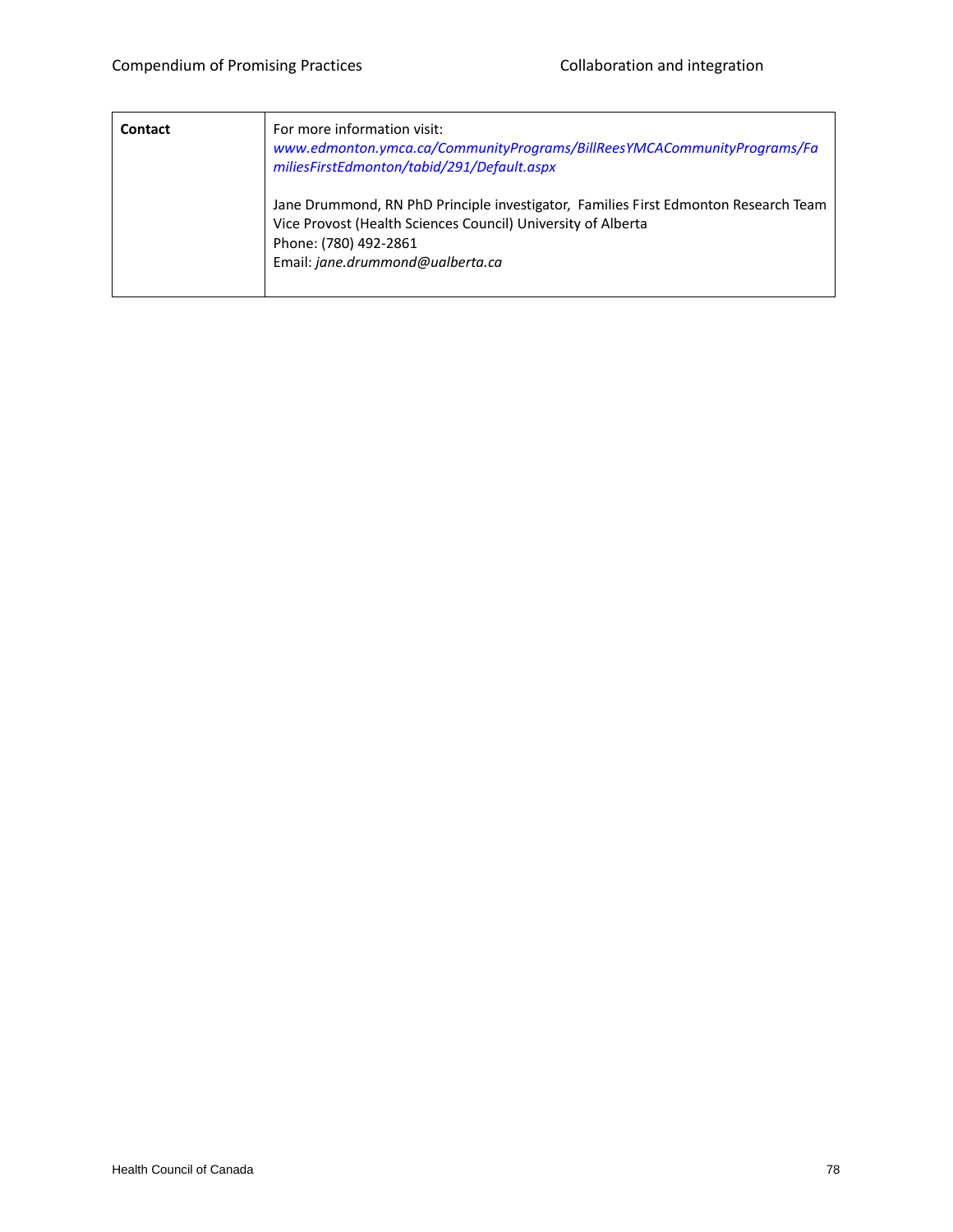| Contact | For more information visit:<br>*www.edmonton.ymca.ca/CommunityPrograms/BillReesYMCACommunityPrograms/FamiliesFirstEdmonton/tabid/291/Default.aspx*<br><br>Jane Drummond, RN PhD Principle investigator, Families First Edmonton Research Team<br>Vice Provost (Health Sciences Council) University of Alberta<br>Phone: (780) 492-2861<br>Email: *jane.drummond@ualberta.ca* |
|---|---|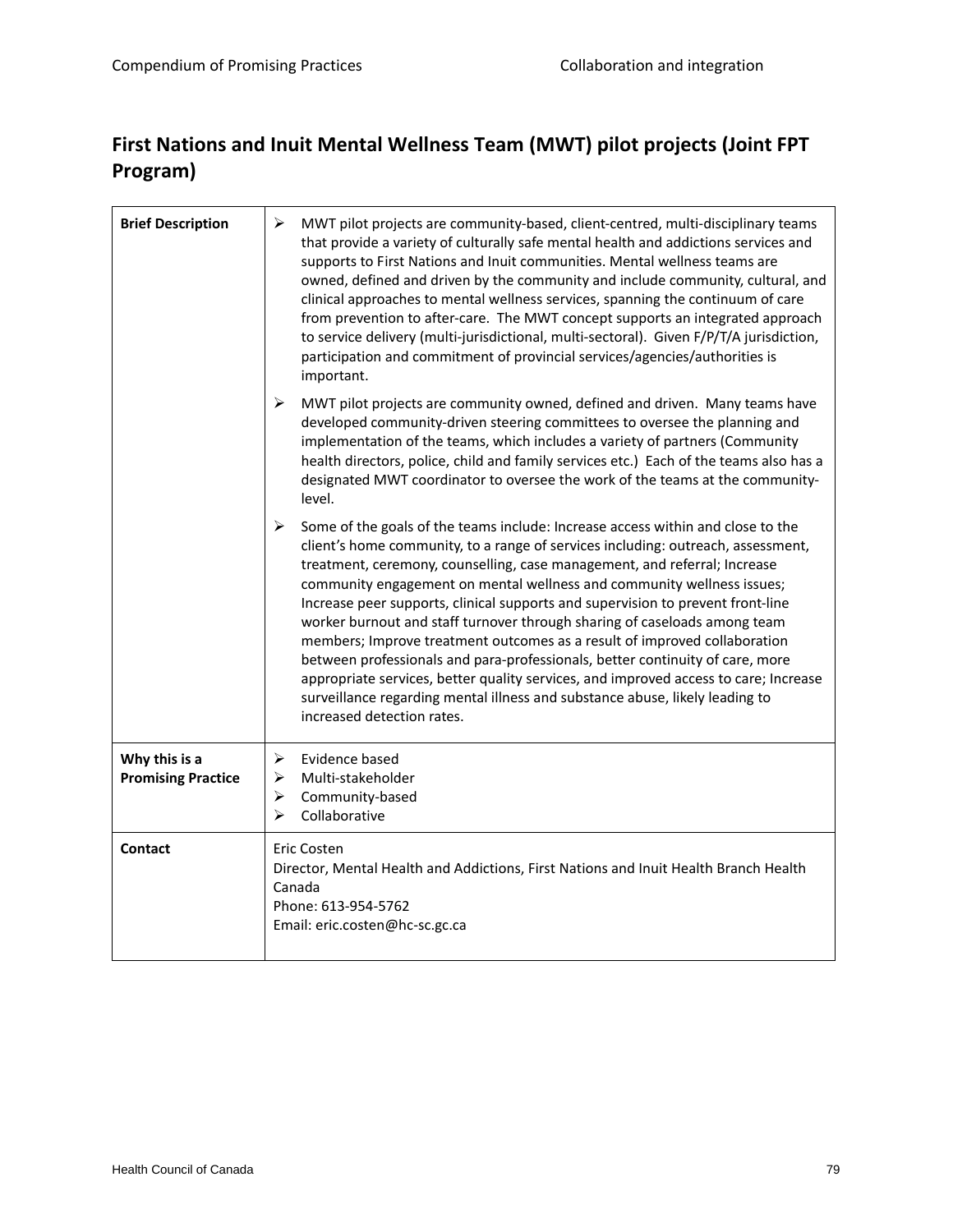## First Nations and Inuit Mental Wellness Team (MWT) pilot projects (Joint FPT Program)

| **Brief Description** | ➢ MWT pilot projects are community-based, client-centred, multi-disciplinary teams that provide a variety of culturally safe mental health and addictions services and supports to First Nations and Inuit communities. Mental wellness teams are owned, defined and driven by the community and include community, cultural, and clinical approaches to mental wellness services, spanning the continuum of care from prevention to after-care. The MWT concept supports an integrated approach to service delivery (multi-jurisdictional, multi-sectoral). Given F/P/T/A jurisdiction, participation and commitment of provincial services/agencies/authorities is important.<br><br>➢ MWT pilot projects are community owned, defined and driven. Many teams have developed community-driven steering committees to oversee the planning and implementation of the teams, which includes a variety of partners (Community health directors, police, child and family services etc.) Each of the teams also has a designated MWT coordinator to oversee the work of the teams at the community-level.<br><br>➢ Some of the goals of the teams include: Increase access within and close to the client's home community, to a range of services including: outreach, assessment, treatment, ceremony, counselling, case management, and referral; Increase community engagement on mental wellness and community wellness issues; Increase peer supports, clinical supports and supervision to prevent front-line worker burnout and staff turnover through sharing of caseloads among team members; Improve treatment outcomes as a result of improved collaboration between professionals and para-professionals, better continuity of care, more appropriate services, better quality services, and improved access to care; Increase surveillance regarding mental illness and substance abuse, likely leading to increased detection rates. |
|---|---|
| **Why this is a Promising Practice** | ➢ Evidence based<br>➢ Multi-stakeholder<br>➢ Community-based<br>➢ Collaborative |
| **Contact** | Eric Costen<br>Director, Mental Health and Addictions, First Nations and Inuit Health Branch Health Canada<br>Phone: 613-954-5762<br>Email: eric.costen@hc-sc.gc.ca |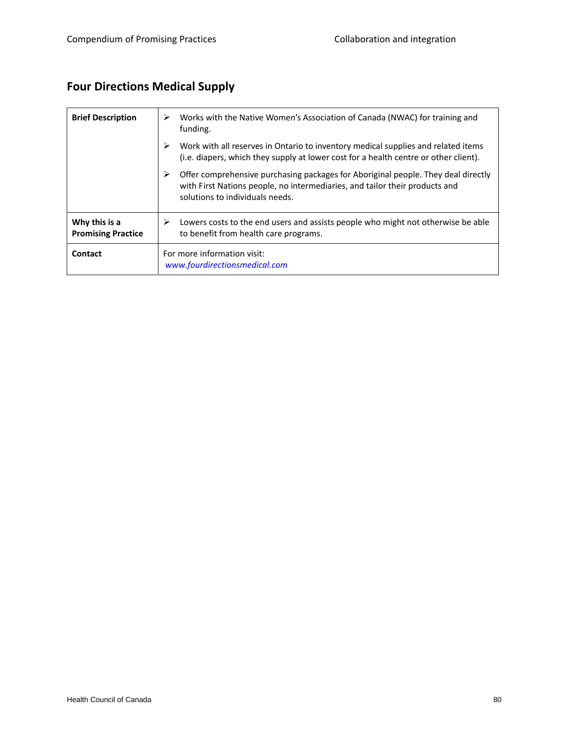## Four Directions Medical Supply

| | |
|---|---|
| **Brief Description** | ➢ Works with the Native Women's Association of Canada (NWAC) for training and funding.<br>➢ Work with all reserves in Ontario to inventory medical supplies and related items (i.e. diapers, which they supply at lower cost for a health centre or other client).<br>➢ Offer comprehensive purchasing packages for Aboriginal people. They deal directly with First Nations people, no intermediaries, and tailor their products and solutions to individuals needs. |
| **Why this is a Promising Practice** | ➢ Lowers costs to the end users and assists people who might not otherwise be able to benefit from health care programs. |
| **Contact** | For more information visit: *www.fourdirectionsmedical.com* |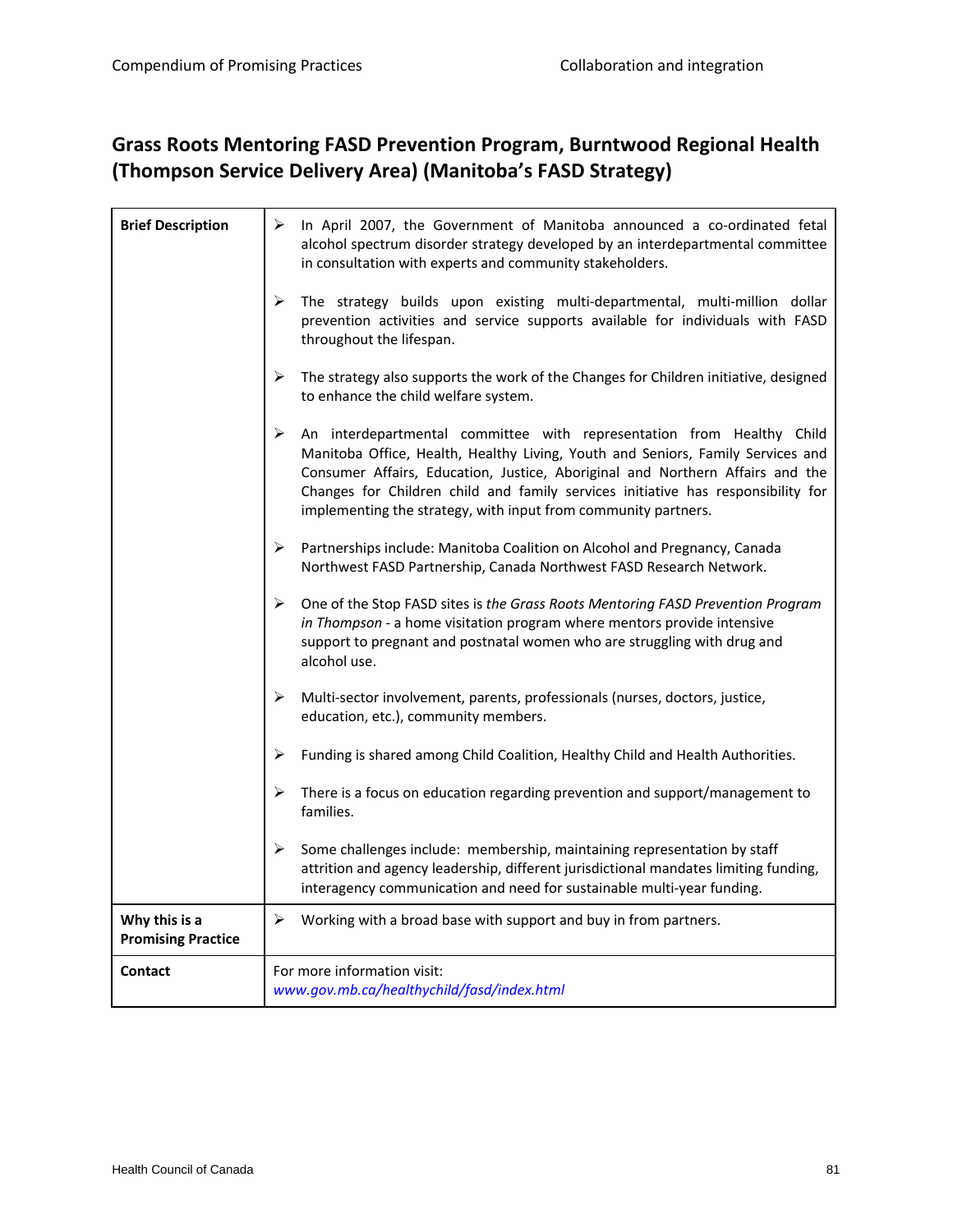## Grass Roots Mentoring FASD Prevention Program, Burntwood Regional Health (Thompson Service Delivery Area) (Manitoba's FASD Strategy)

| | |
|---|---|
| **Brief Description** | ➢ In April 2007, the Government of Manitoba announced a co-ordinated fetal alcohol spectrum disorder strategy developed by an interdepartmental committee in consultation with experts and community stakeholders.<br><br>➢ The strategy builds upon existing multi-departmental, multi-million dollar prevention activities and service supports available for individuals with FASD throughout the lifespan.<br><br>➢ The strategy also supports the work of the Changes for Children initiative, designed to enhance the child welfare system.<br><br>➢ An interdepartmental committee with representation from Healthy Child Manitoba Office, Health, Healthy Living, Youth and Seniors, Family Services and Consumer Affairs, Education, Justice, Aboriginal and Northern Affairs and the Changes for Children child and family services initiative has responsibility for implementing the strategy, with input from community partners.<br><br>➢ Partnerships include: Manitoba Coalition on Alcohol and Pregnancy, Canada Northwest FASD Partnership, Canada Northwest FASD Research Network.<br><br>➢ One of the Stop FASD sites is *the Grass Roots Mentoring FASD Prevention Program in Thompson* - a home visitation program where mentors provide intensive support to pregnant and postnatal women who are struggling with drug and alcohol use.<br><br>➢ Multi-sector involvement, parents, professionals (nurses, doctors, justice, education, etc.), community members.<br><br>➢ Funding is shared among Child Coalition, Healthy Child and Health Authorities.<br><br>➢ There is a focus on education regarding prevention and support/management to families.<br><br>➢ Some challenges include: membership, maintaining representation by staff attrition and agency leadership, different jurisdictional mandates limiting funding, interagency communication and need for sustainable multi-year funding. |
| **Why this is a Promising Practice** | ➢ Working with a broad base with support and buy in from partners. |
| **Contact** | For more information visit:<br>*www.gov.mb.ca/healthychild/fasd/index.html* |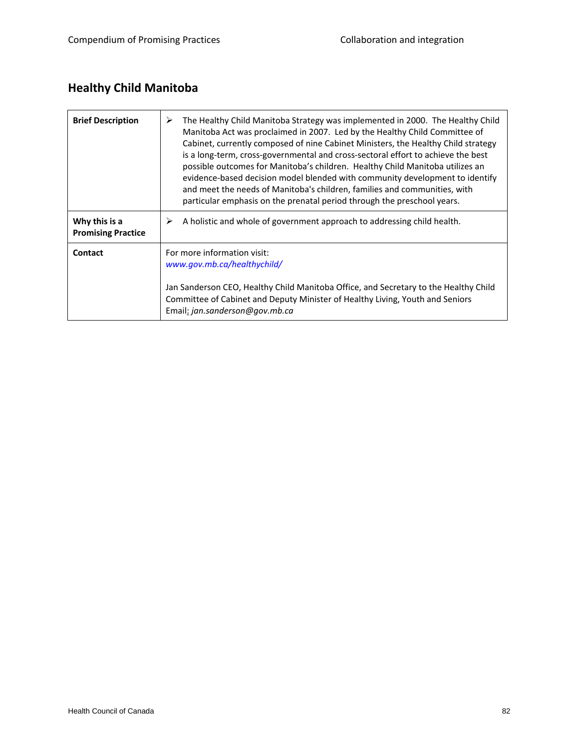## Healthy Child Manitoba

| | |
|---|---|
| **Brief Description** | ➢ The Healthy Child Manitoba Strategy was implemented in 2000. The Healthy Child Manitoba Act was proclaimed in 2007. Led by the Healthy Child Committee of Cabinet, currently composed of nine Cabinet Ministers, the Healthy Child strategy is a long-term, cross-governmental and cross-sectoral effort to achieve the best possible outcomes for Manitoba's children. Healthy Child Manitoba utilizes an evidence-based decision model blended with community development to identify and meet the needs of Manitoba's children, families and communities, with particular emphasis on the prenatal period through the preschool years. |
| **Why this is a Promising Practice** | ➢ A holistic and whole of government approach to addressing child health. |
| **Contact** | For more information visit: *www.gov.mb.ca/healthychild/*<br><br>Jan Sanderson CEO, Healthy Child Manitoba Office, and Secretary to the Healthy Child Committee of Cabinet and Deputy Minister of Healthy Living, Youth and Seniors<br>Email: *jan.sanderson@gov.mb.ca* |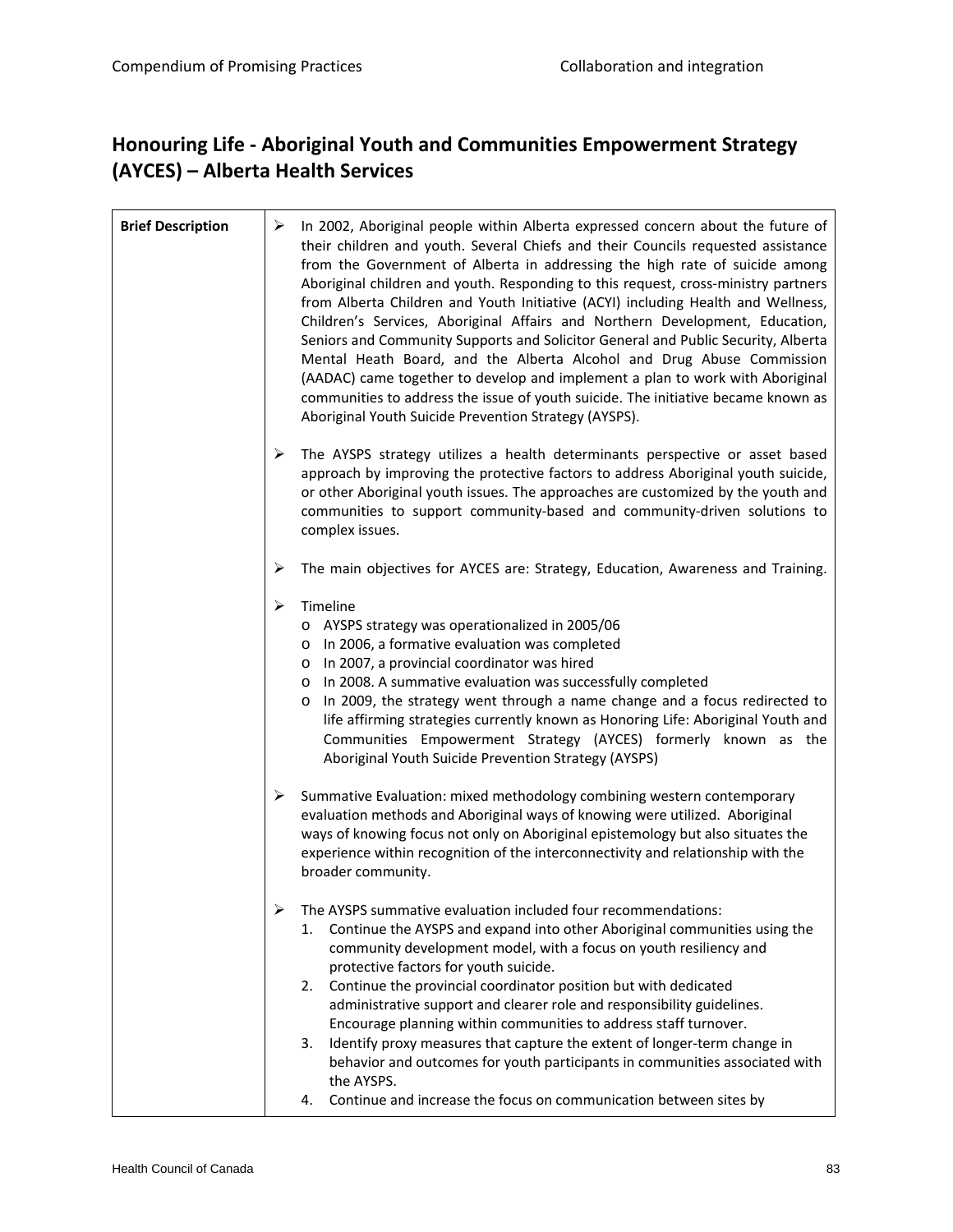## Honouring Life - Aboriginal Youth and Communities Empowerment Strategy (AYCES) – Alberta Health Services

| Brief Description | |
|---|---|
| Brief Description | ➢ In 2002, Aboriginal people within Alberta expressed concern about the future of their children and youth. Several Chiefs and their Councils requested assistance from the Government of Alberta in addressing the high rate of suicide among Aboriginal children and youth. Responding to this request, cross-ministry partners from Alberta Children and Youth Initiative (ACYI) including Health and Wellness, Children's Services, Aboriginal Affairs and Northern Development, Education, Seniors and Community Supports and Solicitor General and Public Security, Alberta Mental Heath Board, and the Alberta Alcohol and Drug Abuse Commission (AADAC) came together to develop and implement a plan to work with Aboriginal communities to address the issue of youth suicide. The initiative became known as Aboriginal Youth Suicide Prevention Strategy (AYSPS).<br><br>➢ The AYSPS strategy utilizes a health determinants perspective or asset based approach by improving the protective factors to address Aboriginal youth suicide, or other Aboriginal youth issues. The approaches are customized by the youth and communities to support community-based and community-driven solutions to complex issues.<br><br>➢ The main objectives for AYCES are: Strategy, Education, Awareness and Training.<br><br>➢ Timeline<br>o AYSPS strategy was operationalized in 2005/06<br>o In 2006, a formative evaluation was completed<br>o In 2007, a provincial coordinator was hired<br>o In 2008. A summative evaluation was successfully completed<br>o In 2009, the strategy went through a name change and a focus redirected to life affirming strategies currently known as Honoring Life: Aboriginal Youth and Communities Empowerment Strategy (AYCES) formerly known as the Aboriginal Youth Suicide Prevention Strategy (AYSPS)<br><br>➢ Summative Evaluation: mixed methodology combining western contemporary evaluation methods and Aboriginal ways of knowing were utilized. Aboriginal ways of knowing focus not only on Aboriginal epistemology but also situates the experience within recognition of the interconnectivity and relationship with the broader community.<br><br>➢ The AYSPS summative evaluation included four recommendations:<br>1. Continue the AYSPS and expand into other Aboriginal communities using the community development model, with a focus on youth resiliency and protective factors for youth suicide.<br>2. Continue the provincial coordinator position but with dedicated administrative support and clearer role and responsibility guidelines. Encourage planning within communities to address staff turnover.<br>3. Identify proxy measures that capture the extent of longer-term change in behavior and outcomes for youth participants in communities associated with the AYSPS.<br>4. Continue and increase the focus on communication between sites by |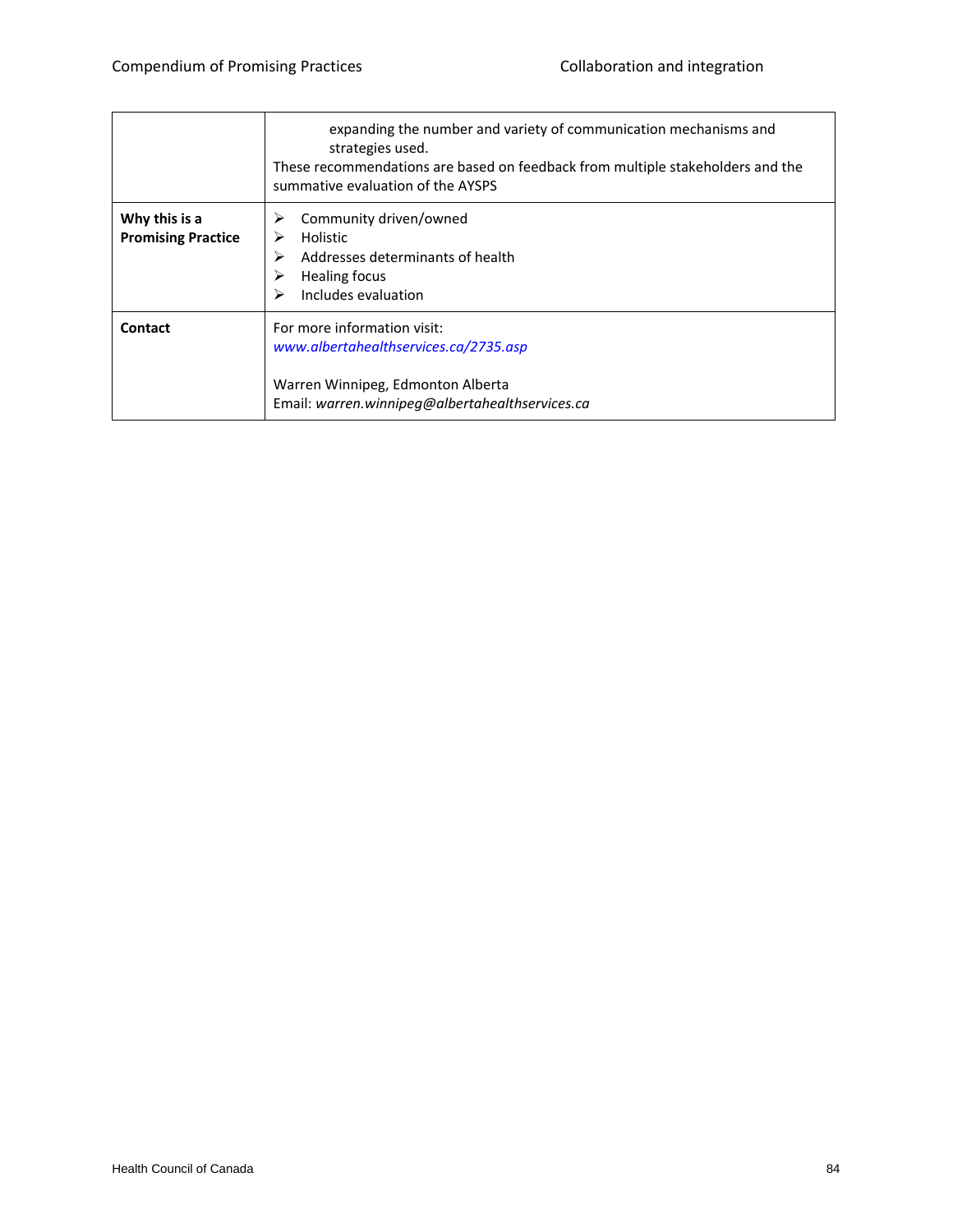| | |
|---|---|
| | expanding the number and variety of communication mechanisms and strategies used.<br>These recommendations are based on feedback from multiple stakeholders and the summative evaluation of the AYSPS |
| **Why this is a Promising Practice** | ➢ Community driven/owned<br>➢ Holistic<br>➢ Addresses determinants of health<br>➢ Healing focus<br>➢ Includes evaluation |
| **Contact** | For more information visit:<br>*www.albertahealthservices.ca/2735.asp*<br><br>Warren Winnipeg, Edmonton Alberta<br>Email: *warren.winnipeg@albertahealthservices.ca* |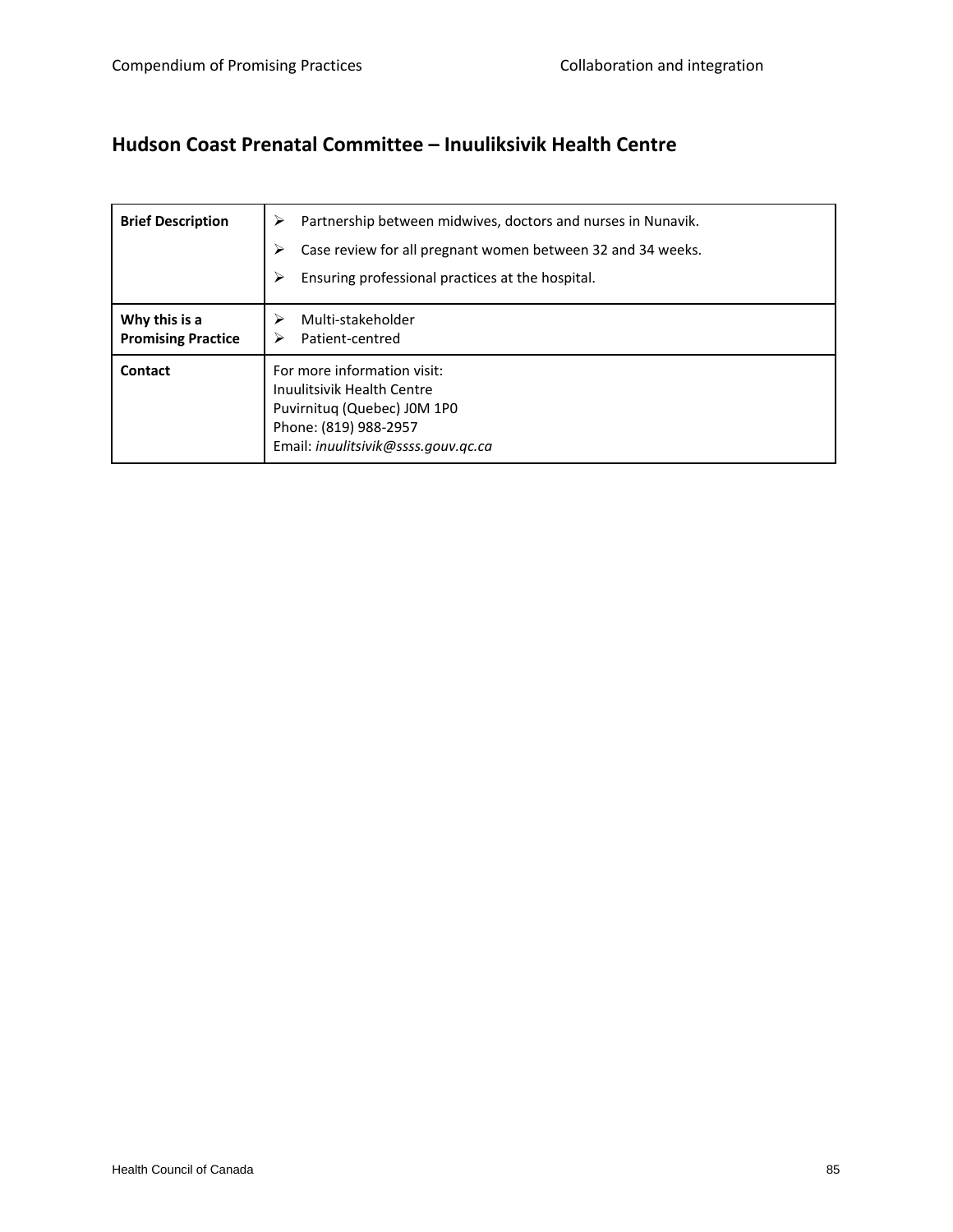## Hudson Coast Prenatal Committee – Inuuliksivik Health Centre

| | |
|---|---|
| **Brief Description** | ➢ Partnership between midwives, doctors and nurses in Nunavik.<br>➢ Case review for all pregnant women between 32 and 34 weeks.<br>➢ Ensuring professional practices at the hospital. |
| **Why this is a Promising Practice** | ➢ Multi-stakeholder<br>➢ Patient-centred |
| **Contact** | For more information visit:<br>Inuulitsivik Health Centre<br>Puvirnituq (Quebec) J0M 1P0<br>Phone: (819) 988-2957<br>Email: *inuulitsivik@ssss.gouv.qc.ca* |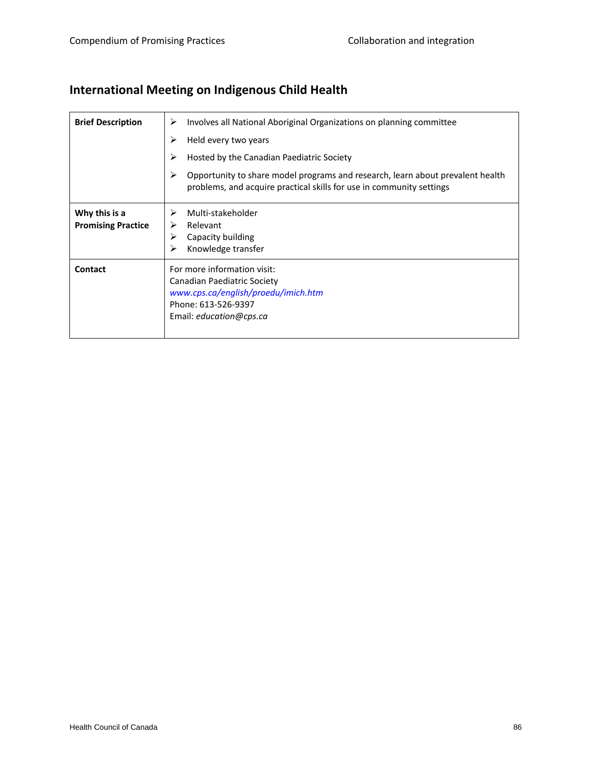## International Meeting on Indigenous Child Health

| | |
|---|---|
| **Brief Description** | ➢ Involves all National Aboriginal Organizations on planning committee<br>➢ Held every two years<br>➢ Hosted by the Canadian Paediatric Society<br>➢ Opportunity to share model programs and research, learn about prevalent health problems, and acquire practical skills for use in community settings |
| **Why this is a Promising Practice** | ➢ Multi-stakeholder<br>➢ Relevant<br>➢ Capacity building<br>➢ Knowledge transfer |
| **Contact** | For more information visit:<br>Canadian Paediatric Society<br>*www.cps.ca/english/proedu/imich.htm*<br>Phone: 613-526-9397<br>Email: *education@cps.ca* |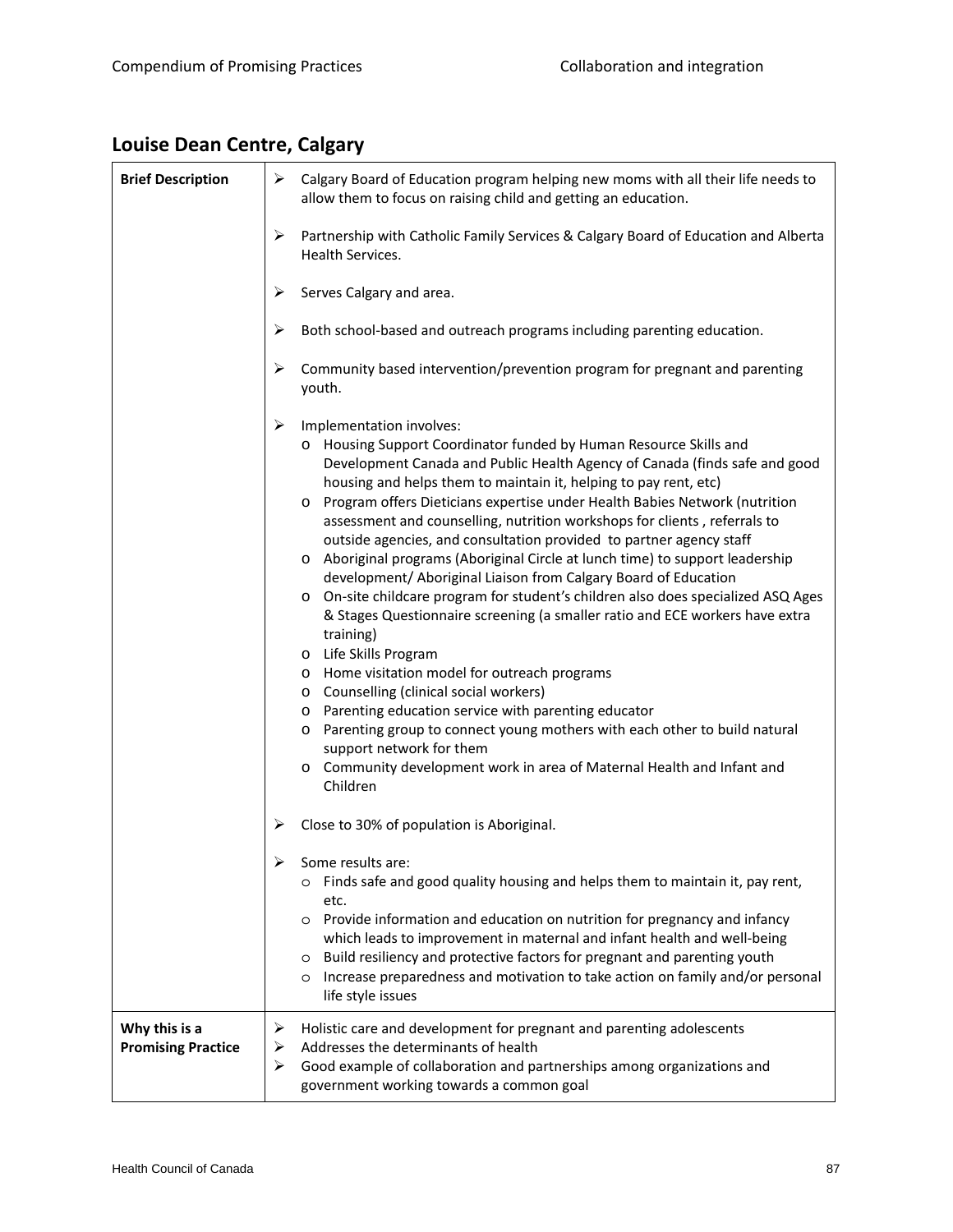## Louise Dean Centre, Calgary

| | |
|---|---|
| **Brief Description** | ➢ Calgary Board of Education program helping new moms with all their life needs to allow them to focus on raising child and getting an education.<br><br>➢ Partnership with Catholic Family Services & Calgary Board of Education and Alberta Health Services.<br><br>➢ Serves Calgary and area.<br><br>➢ Both school-based and outreach programs including parenting education.<br><br>➢ Community based intervention/prevention program for pregnant and parenting youth.<br><br>➢ Implementation involves:<br>o Housing Support Coordinator funded by Human Resource Skills and Development Canada and Public Health Agency of Canada (finds safe and good housing and helps them to maintain it, helping to pay rent, etc)<br>o Program offers Dieticians expertise under Health Babies Network (nutrition assessment and counselling, nutrition workshops for clients , referrals to outside agencies, and consultation provided to partner agency staff<br>o Aboriginal programs (Aboriginal Circle at lunch time) to support leadership development/ Aboriginal Liaison from Calgary Board of Education<br>o On-site childcare program for student's children also does specialized ASQ Ages & Stages Questionnaire screening (a smaller ratio and ECE workers have extra training)<br>o Life Skills Program<br>o Home visitation model for outreach programs<br>o Counselling (clinical social workers)<br>o Parenting education service with parenting educator<br>o Parenting group to connect young mothers with each other to build natural support network for them<br>o Community development work in area of Maternal Health and Infant and Children<br><br>➢ Close to 30% of population is Aboriginal.<br><br>➢ Some results are:<br>o Finds safe and good quality housing and helps them to maintain it, pay rent, etc.<br>o Provide information and education on nutrition for pregnancy and infancy which leads to improvement in maternal and infant health and well-being<br>o Build resiliency and protective factors for pregnant and parenting youth<br>o Increase preparedness and motivation to take action on family and/or personal life style issues |
| **Why this is a Promising Practice** | ➢ Holistic care and development for pregnant and parenting adolescents<br>➢ Addresses the determinants of health<br>➢ Good example of collaboration and partnerships among organizations and government working towards a common goal |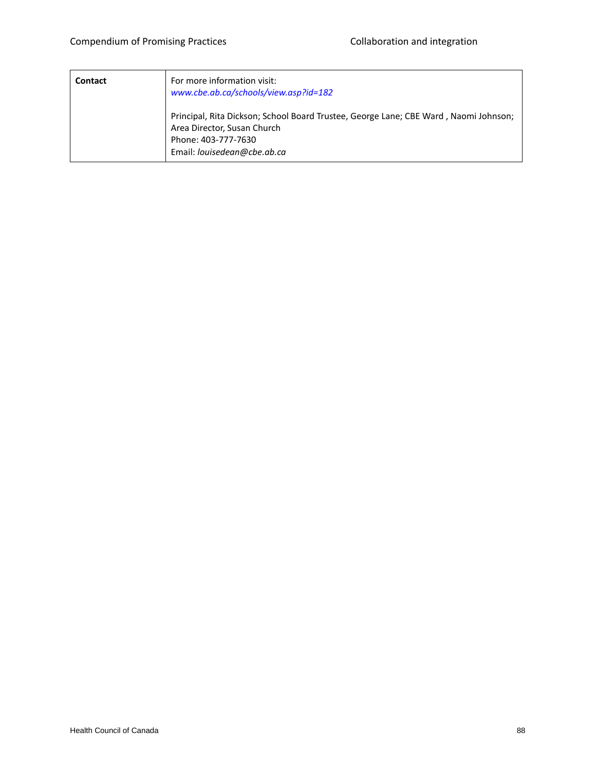| | |
|---|---|
| **Contact** | For more information visit: *www.cbe.ab.ca/schools/view.asp?id=182*<br><br>Principal, Rita Dickson; School Board Trustee, George Lane; CBE Ward , Naomi Johnson; Area Director, Susan Church<br>Phone: 403-777-7630<br>Email: *louisedean@cbe.ab.ca* |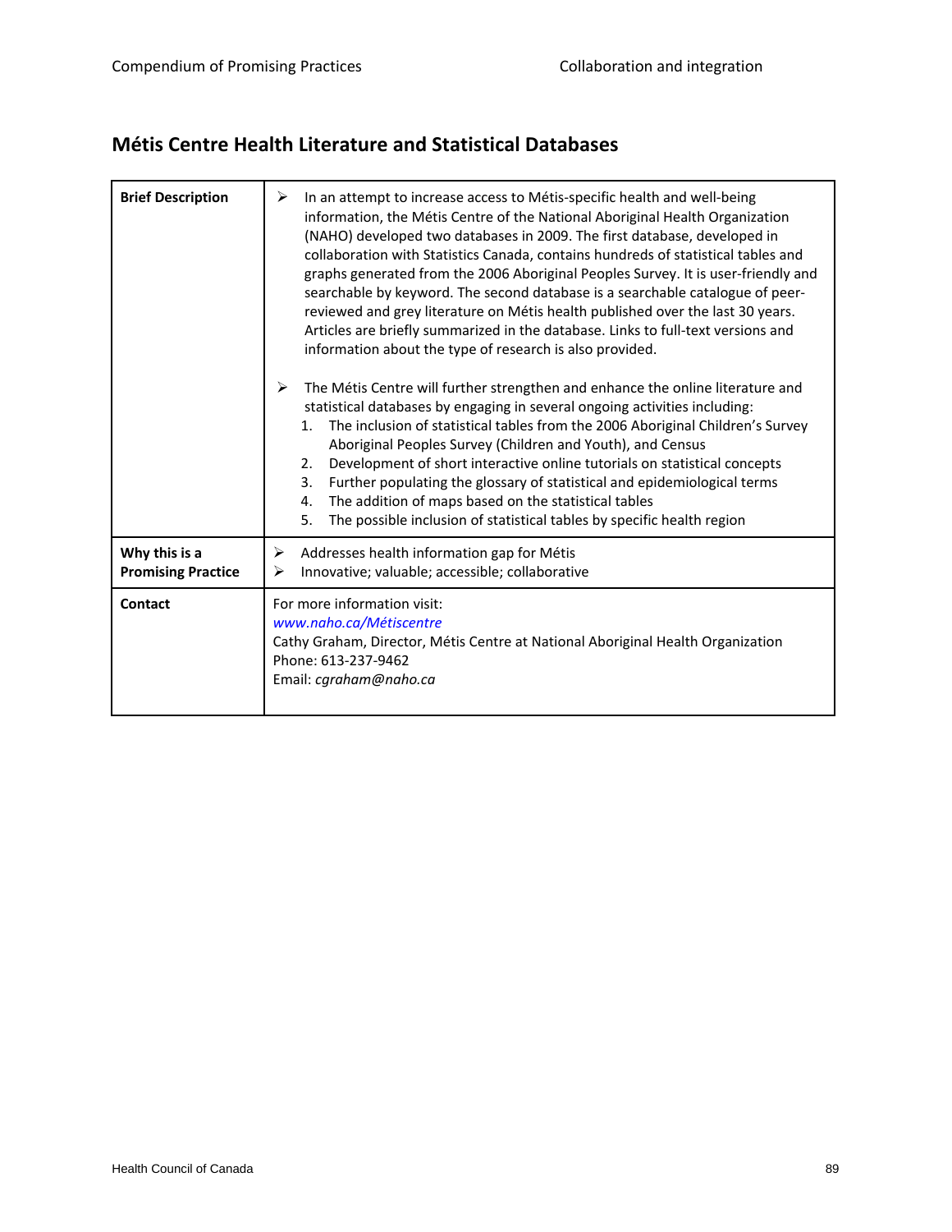## Métis Centre Health Literature and Statistical Databases

| | |
|---|---|
| **Brief Description** | ➢ In an attempt to increase access to Métis-specific health and well-being information, the Métis Centre of the National Aboriginal Health Organization (NAHO) developed two databases in 2009. The first database, developed in collaboration with Statistics Canada, contains hundreds of statistical tables and graphs generated from the 2006 Aboriginal Peoples Survey. It is user-friendly and searchable by keyword. The second database is a searchable catalogue of peer-reviewed and grey literature on Métis health published over the last 30 years. Articles are briefly summarized in the database. Links to full-text versions and information about the type of research is also provided.<br><br>➢ The Métis Centre will further strengthen and enhance the online literature and statistical databases by engaging in several ongoing activities including:<br>1. The inclusion of statistical tables from the 2006 Aboriginal Children's Survey Aboriginal Peoples Survey (Children and Youth), and Census<br>2. Development of short interactive online tutorials on statistical concepts<br>3. Further populating the glossary of statistical and epidemiological terms<br>4. The addition of maps based on the statistical tables<br>5. The possible inclusion of statistical tables by specific health region |
| **Why this is a Promising Practice** | ➢ Addresses health information gap for Métis<br>➢ Innovative; valuable; accessible; collaborative |
| **Contact** | For more information visit:<br>*www.naho.ca/Métiscentre*<br>Cathy Graham, Director, Métis Centre at National Aboriginal Health Organization<br>Phone: 613-237-9462<br>Email: *cgraham@naho.ca* |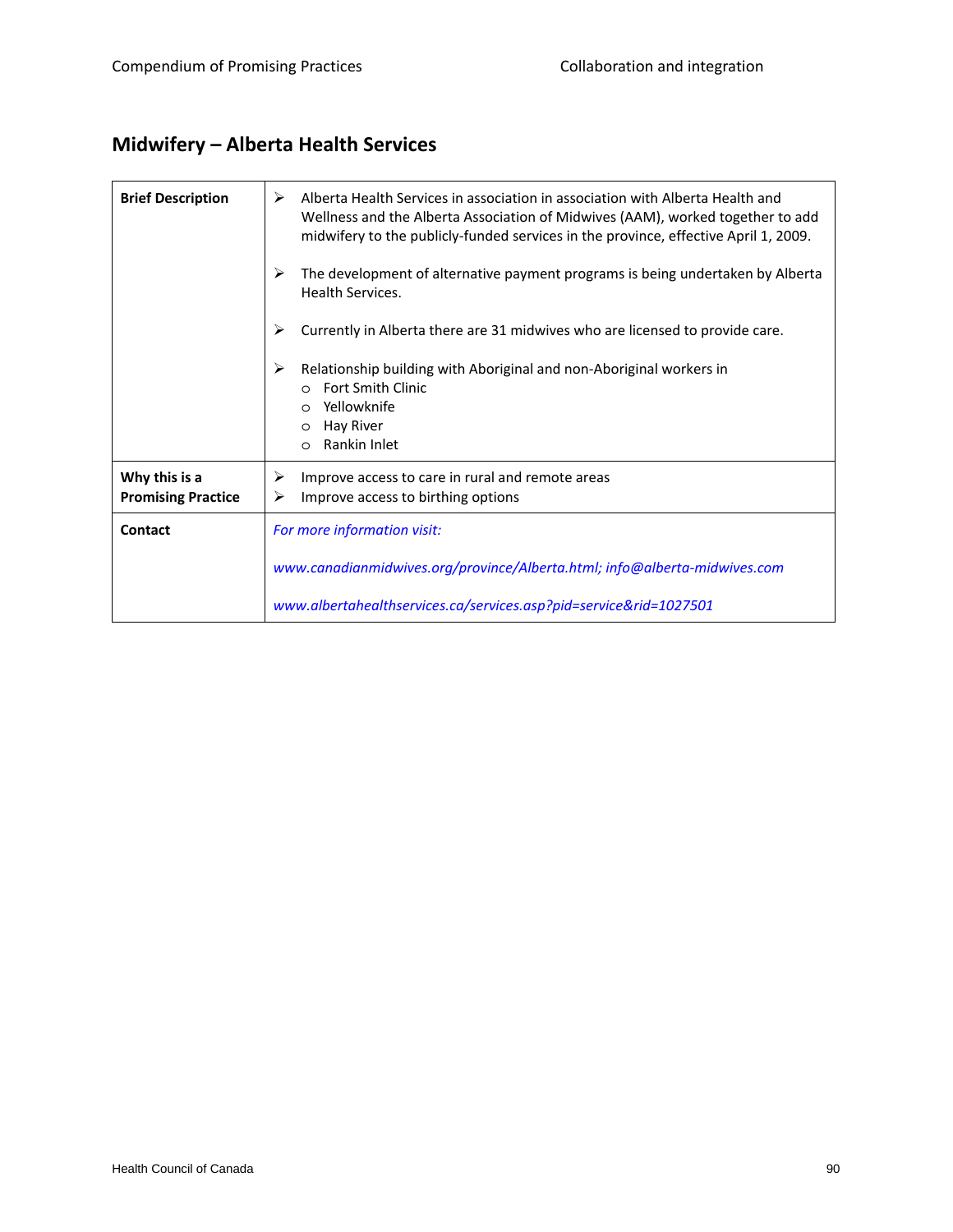## Midwifery – Alberta Health Services

| | |
|---|---|
| **Brief Description** | ➢ Alberta Health Services in association in association with Alberta Health and Wellness and the Alberta Association of Midwives (AAM), worked together to add midwifery to the publicly-funded services in the province, effective April 1, 2009.<br><br>➢ The development of alternative payment programs is being undertaken by Alberta Health Services.<br><br>➢ Currently in Alberta there are 31 midwives who are licensed to provide care.<br><br>➢ Relationship building with Aboriginal and non-Aboriginal workers in<br>o Fort Smith Clinic<br>o Yellowknife<br>o Hay River<br>o Rankin Inlet |
| **Why this is a Promising Practice** | ➢ Improve access to care in rural and remote areas<br>➢ Improve access to birthing options |
| **Contact** | *For more information visit:*<br><br>*www.canadianmidwives.org/province/Alberta.html; info@alberta-midwives.com*<br><br>*www.albertahealthservices.ca/services.asp?pid=service&rid=1027501* |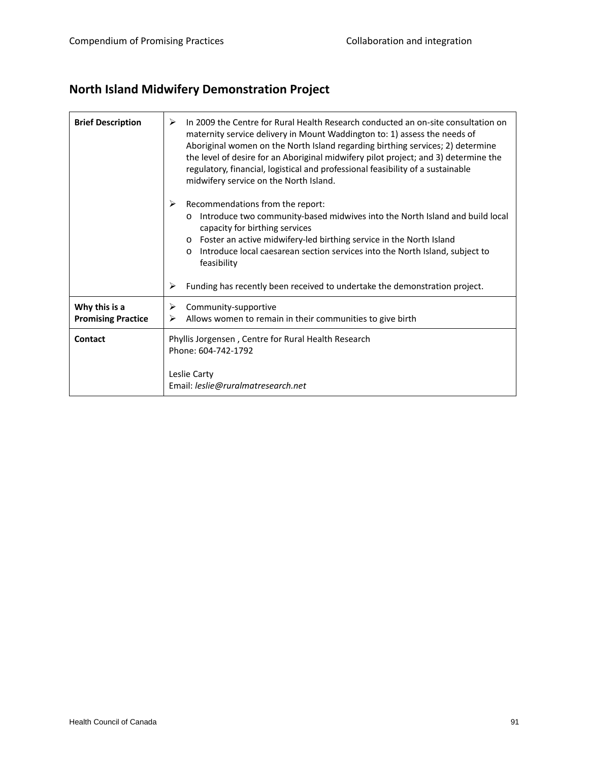## North Island Midwifery Demonstration Project

| | |
|---|---|
| **Brief Description** | ➢ In 2009 the Centre for Rural Health Research conducted an on-site consultation on maternity service delivery in Mount Waddington to: 1) assess the needs of Aboriginal women on the North Island regarding birthing services; 2) determine the level of desire for an Aboriginal midwifery pilot project; and 3) determine the regulatory, financial, logistical and professional feasibility of a sustainable midwifery service on the North Island.<br><br>➢ Recommendations from the report:<br>o Introduce two community-based midwives into the North Island and build local capacity for birthing services<br>o Foster an active midwifery-led birthing service in the North Island<br>o Introduce local caesarean section services into the North Island, subject to feasibility<br><br>➢ Funding has recently been received to undertake the demonstration project. |
| **Why this is a Promising Practice** | ➢ Community-supportive<br>➢ Allows women to remain in their communities to give birth |
| **Contact** | Phyllis Jorgensen , Centre for Rural Health Research<br>Phone: 604-742-1792<br><br>Leslie Carty<br>Email: *leslie@ruralmatresearch.net* |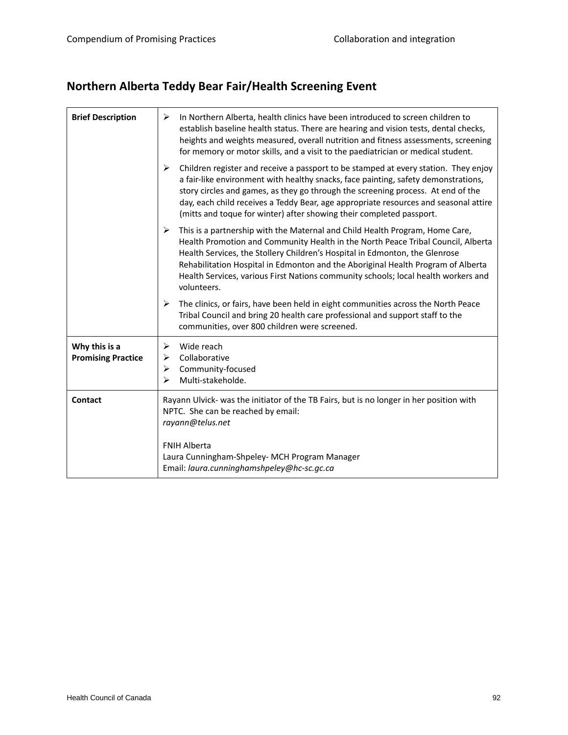## Northern Alberta Teddy Bear Fair/Health Screening Event

| | |
|---|---|
| **Brief Description** | ➢ In Northern Alberta, health clinics have been introduced to screen children to establish baseline health status. There are hearing and vision tests, dental checks, heights and weights measured, overall nutrition and fitness assessments, screening for memory or motor skills, and a visit to the paediatrician or medical student.<br><br>➢ Children register and receive a passport to be stamped at every station. They enjoy a fair-like environment with healthy snacks, face painting, safety demonstrations, story circles and games, as they go through the screening process. At end of the day, each child receives a Teddy Bear, age appropriate resources and seasonal attire (mitts and toque for winter) after showing their completed passport.<br><br>➢ This is a partnership with the Maternal and Child Health Program, Home Care, Health Promotion and Community Health in the North Peace Tribal Council, Alberta Health Services, the Stollery Children's Hospital in Edmonton, the Glenrose Rehabilitation Hospital in Edmonton and the Aboriginal Health Program of Alberta Health Services, various First Nations community schools; local health workers and volunteers.<br><br>➢ The clinics, or fairs, have been held in eight communities across the North Peace Tribal Council and bring 20 health care professional and support staff to the communities, over 800 children were screened. |
| **Why this is a Promising Practice** | ➢ Wide reach<br>➢ Collaborative<br>➢ Community-focused<br>➢ Multi-stakeholde. |
| **Contact** | Rayann Ulvick- was the initiator of the TB Fairs, but is no longer in her position with NPTC. She can be reached by email:<br>*rayann@telus.net*<br><br>FNIH Alberta<br>Laura Cunningham-Shpeley- MCH Program Manager<br>Email: *laura.cunninghamshpeley@hc-sc.gc.ca* |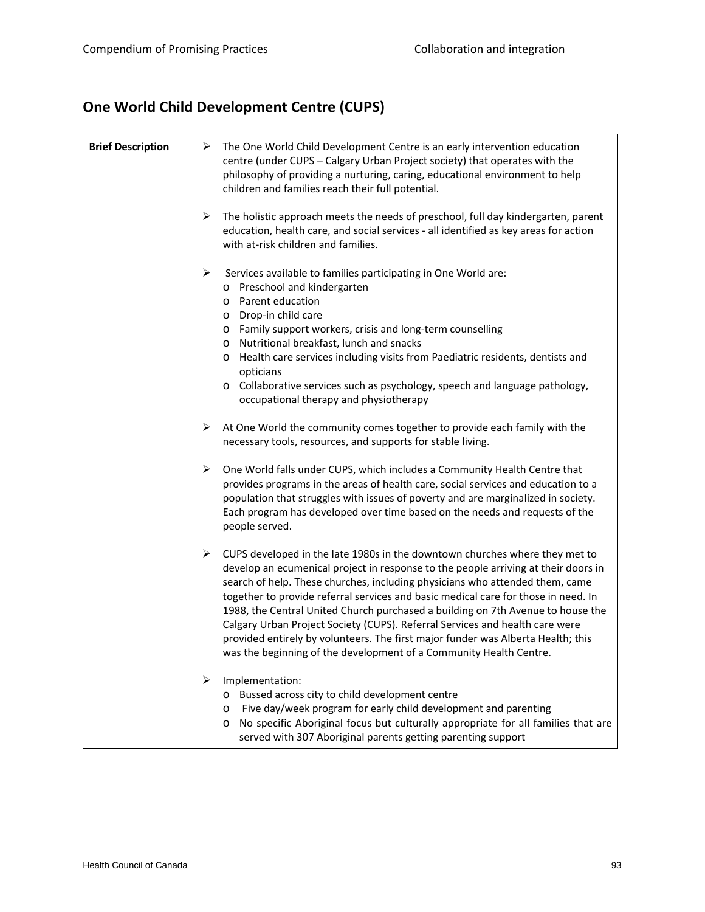# One World Child Development Centre (CUPS)

| Brief Description | |
|---|---|
| **Brief Description** | ➢ The One World Child Development Centre is an early intervention education centre (under CUPS – Calgary Urban Project society) that operates with the philosophy of providing a nurturing, caring, educational environment to help children and families reach their full potential.<br><br>➢ The holistic approach meets the needs of preschool, full day kindergarten, parent education, health care, and social services - all identified as key areas for action with at-risk children and families.<br><br>➢ Services available to families participating in One World are:<br>o Preschool and kindergarten<br>o Parent education<br>o Drop-in child care<br>o Family support workers, crisis and long-term counselling<br>o Nutritional breakfast, lunch and snacks<br>o Health care services including visits from Paediatric residents, dentists and opticians<br>o Collaborative services such as psychology, speech and language pathology, occupational therapy and physiotherapy<br><br>➢ At One World the community comes together to provide each family with the necessary tools, resources, and supports for stable living.<br><br>➢ One World falls under CUPS, which includes a Community Health Centre that provides programs in the areas of health care, social services and education to a population that struggles with issues of poverty and are marginalized in society. Each program has developed over time based on the needs and requests of the people served.<br><br>➢ CUPS developed in the late 1980s in the downtown churches where they met to develop an ecumenical project in response to the people arriving at their doors in search of help. These churches, including physicians who attended them, came together to provide referral services and basic medical care for those in need. In 1988, the Central United Church purchased a building on 7th Avenue to house the Calgary Urban Project Society (CUPS). Referral Services and health care were provided entirely by volunteers. The first major funder was Alberta Health; this was the beginning of the development of a Community Health Centre.<br><br>➢ Implementation:<br>o Bussed across city to child development centre<br>o Five day/week program for early child development and parenting<br>o No specific Aboriginal focus but culturally appropriate for all families that are served with 307 Aboriginal parents getting parenting support |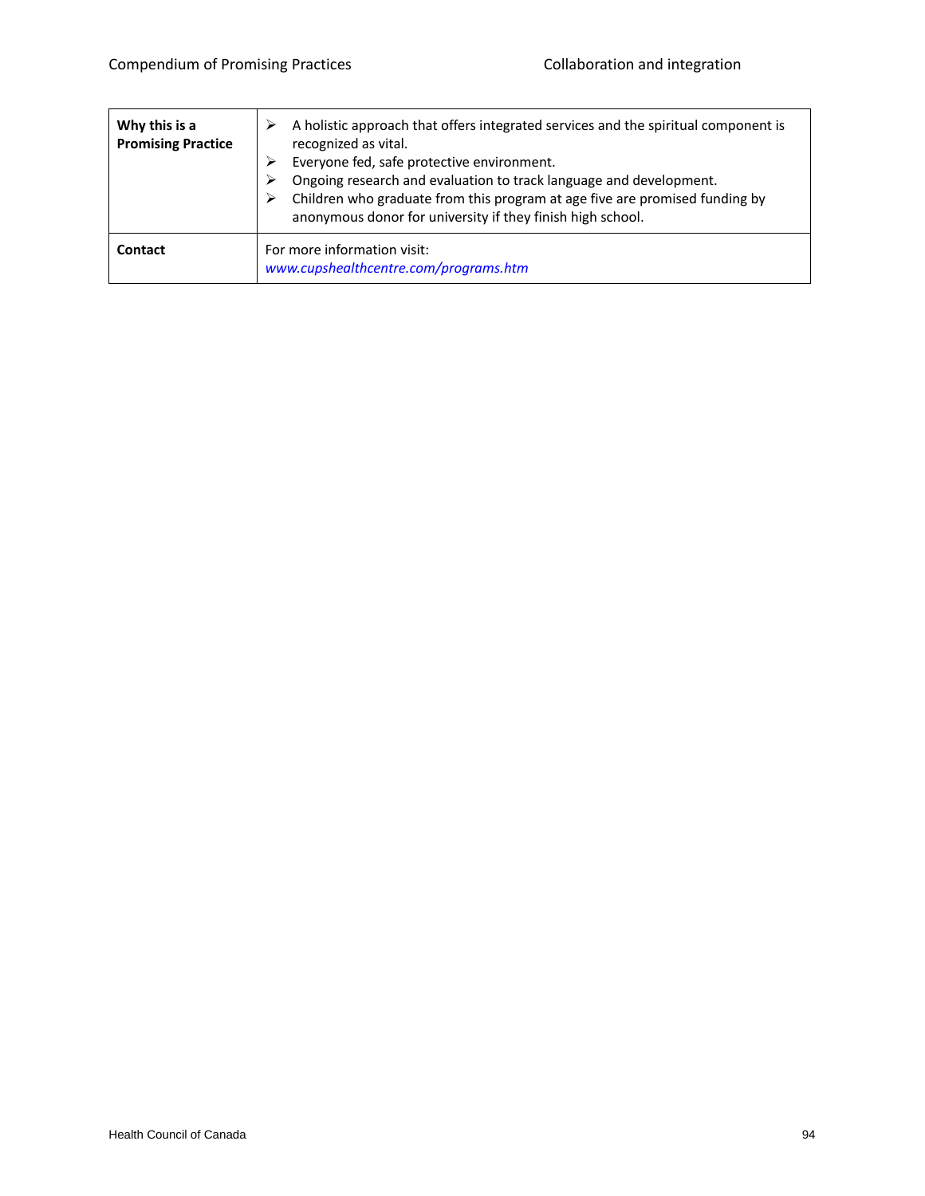| Why this is a Promising Practice | ➢ A holistic approach that offers integrated services and the spiritual component is recognized as vital.<br>➢ Everyone fed, safe protective environment.<br>➢ Ongoing research and evaluation to track language and development.<br>➢ Children who graduate from this program at age five are promised funding by anonymous donor for university if they finish high school. |
|---|---|
| **Contact** | For more information visit:<br>*www.cupshealthcentre.com/programs.htm* |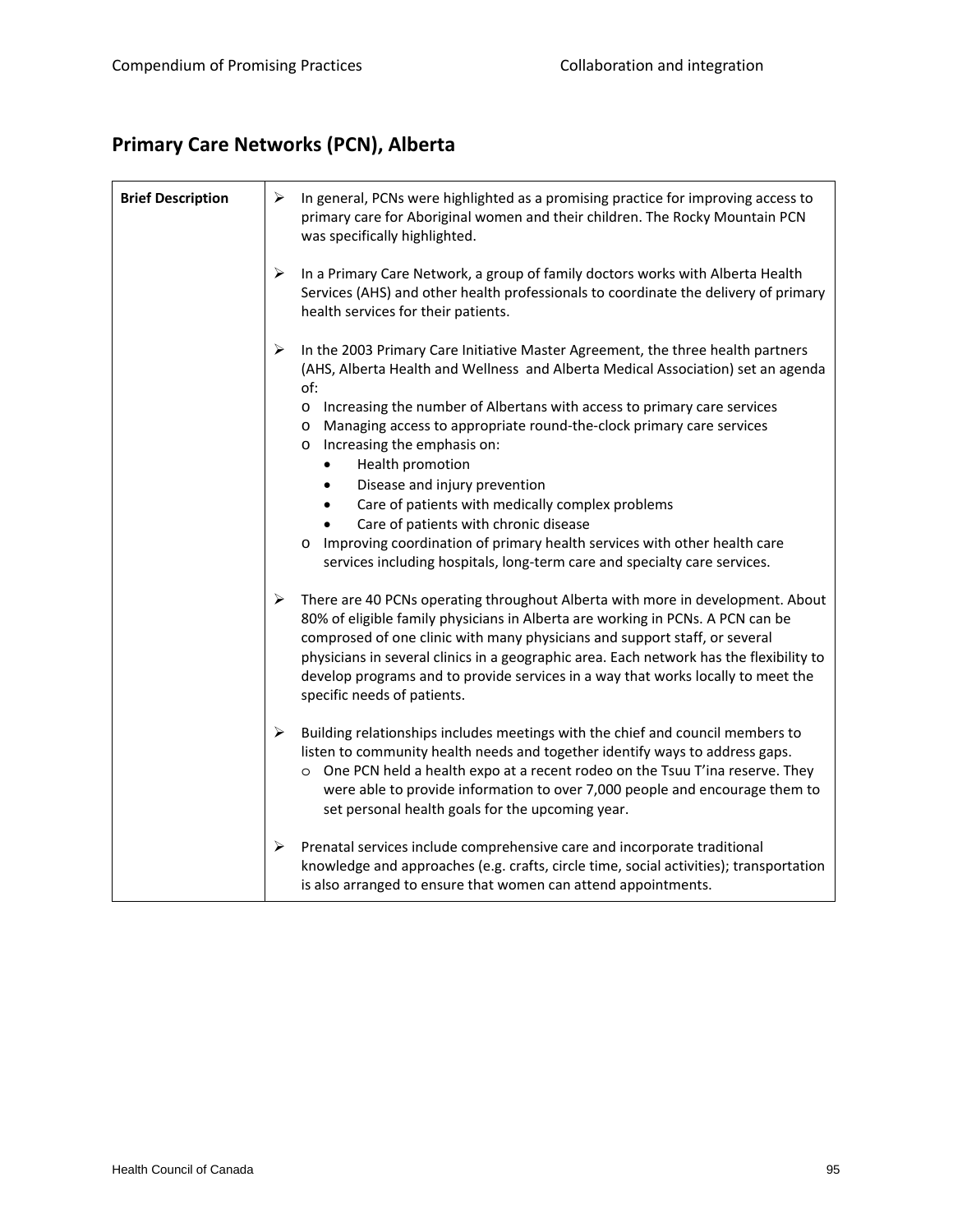## Primary Care Networks (PCN), Alberta

| **Brief Description** | ➢ In general, PCNs were highlighted as a promising practice for improving access to primary care for Aboriginal women and their children. The Rocky Mountain PCN was specifically highlighted.<br><br>➢ In a Primary Care Network, a group of family doctors works with Alberta Health Services (AHS) and other health professionals to coordinate the delivery of primary health services for their patients.<br><br>➢ In the 2003 Primary Care Initiative Master Agreement, the three health partners (AHS, Alberta Health and Wellness and Alberta Medical Association) set an agenda of:<br>o Increasing the number of Albertans with access to primary care services<br>o Managing access to appropriate round-the-clock primary care services<br>o Increasing the emphasis on:<br>• Health promotion<br>• Disease and injury prevention<br>• Care of patients with medically complex problems<br>• Care of patients with chronic disease<br>o Improving coordination of primary health services with other health care services including hospitals, long-term care and specialty care services.<br><br>➢ There are 40 PCNs operating throughout Alberta with more in development. About 80% of eligible family physicians in Alberta are working in PCNs. A PCN can be comprosed of one clinic with many physicians and support staff, or several physicians in several clinics in a geographic area. Each network has the flexibility to develop programs and to provide services in a way that works locally to meet the specific needs of patients.<br><br>➢ Building relationships includes meetings with the chief and council members to listen to community health needs and together identify ways to address gaps.<br>o One PCN held a health expo at a recent rodeo on the Tsuu T'ina reserve. They were able to provide information to over 7,000 people and encourage them to set personal health goals for the upcoming year.<br><br>➢ Prenatal services include comprehensive care and incorporate traditional knowledge and approaches (e.g. crafts, circle time, social activities); transportation is also arranged to ensure that women can attend appointments. |
|---|---|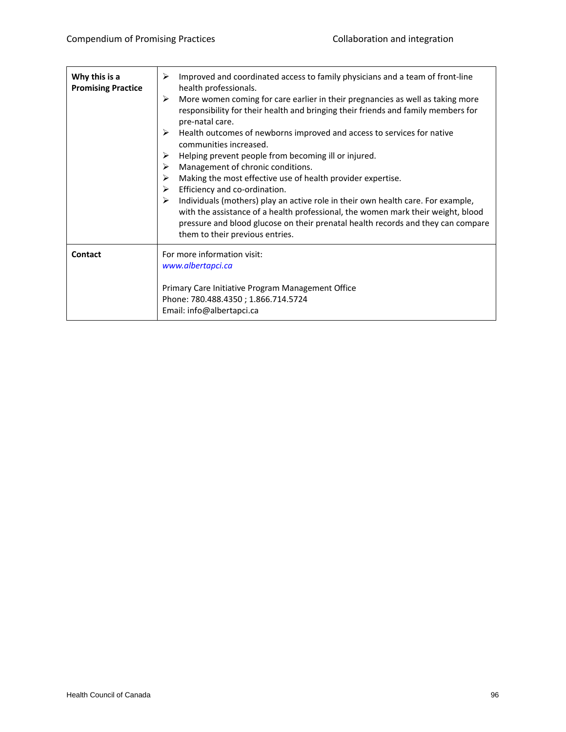| | |
|---|---|
| **Why this is a Promising Practice** | ➢ Improved and coordinated access to family physicians and a team of front-line health professionals.<br>➢ More women coming for care earlier in their pregnancies as well as taking more responsibility for their health and bringing their friends and family members for pre-natal care.<br>➢ Health outcomes of newborns improved and access to services for native communities increased.<br>➢ Helping prevent people from becoming ill or injured.<br>➢ Management of chronic conditions.<br>➢ Making the most effective use of health provider expertise.<br>➢ Efficiency and co-ordination.<br>➢ Individuals (mothers) play an active role in their own health care. For example, with the assistance of a health professional, the women mark their weight, blood pressure and blood glucose on their prenatal health records and they can compare them to their previous entries. |
| **Contact** | For more information visit:<br>*www.albertapci.ca*<br><br>Primary Care Initiative Program Management Office<br>Phone: 780.488.4350 ; 1.866.714.5724<br>Email: info@albertapci.ca |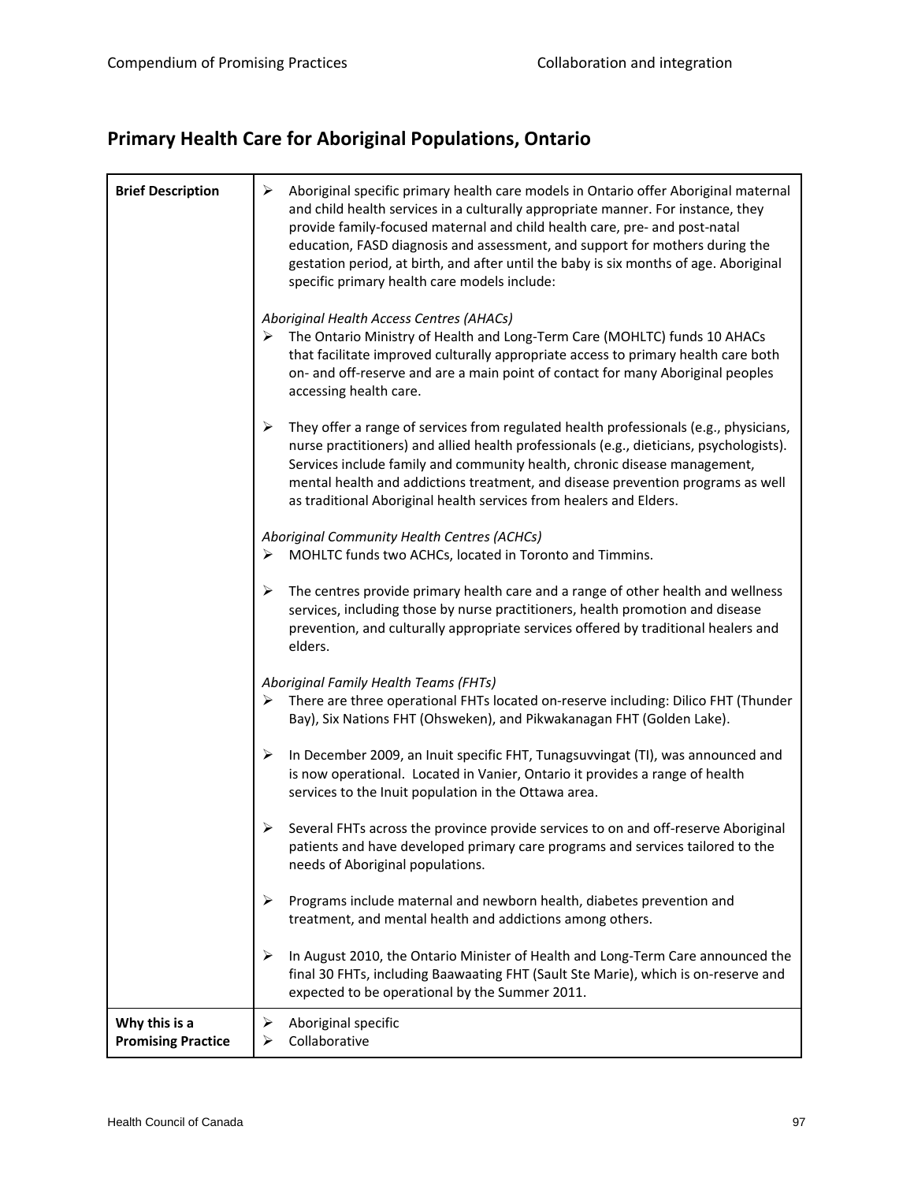## Primary Health Care for Aboriginal Populations, Ontario

| | |
|---|---|
| **Brief Description** | ➢ Aboriginal specific primary health care models in Ontario offer Aboriginal maternal and child health services in a culturally appropriate manner. For instance, they provide family-focused maternal and child health care, pre- and post-natal education, FASD diagnosis and assessment, and support for mothers during the gestation period, at birth, and after until the baby is six months of age. Aboriginal specific primary health care models include:<br><br>*Aboriginal Health Access Centres (AHACs)*<br>➢ The Ontario Ministry of Health and Long-Term Care (MOHLTC) funds 10 AHACs that facilitate improved culturally appropriate access to primary health care both on- and off-reserve and are a main point of contact for many Aboriginal peoples accessing health care.<br><br>➢ They offer a range of services from regulated health professionals (e.g., physicians, nurse practitioners) and allied health professionals (e.g., dieticians, psychologists). Services include family and community health, chronic disease management, mental health and addictions treatment, and disease prevention programs as well as traditional Aboriginal health services from healers and Elders.<br><br>*Aboriginal Community Health Centres (ACHCs)*<br>➢ MOHLTC funds two ACHCs, located in Toronto and Timmins.<br><br>➢ The centres provide primary health care and a range of other health and wellness services, including those by nurse practitioners, health promotion and disease prevention, and culturally appropriate services offered by traditional healers and elders.<br><br>*Aboriginal Family Health Teams (FHTs)*<br>➢ There are three operational FHTs located on-reserve including: Dilico FHT (Thunder Bay), Six Nations FHT (Ohsweken), and Pikwakanagan FHT (Golden Lake).<br><br>➢ In December 2009, an Inuit specific FHT, Tunagsuvvingat (TI), was announced and is now operational. Located in Vanier, Ontario it provides a range of health services to the Inuit population in the Ottawa area.<br><br>➢ Several FHTs across the province provide services to on and off-reserve Aboriginal patients and have developed primary care programs and services tailored to the needs of Aboriginal populations.<br><br>➢ Programs include maternal and newborn health, diabetes prevention and treatment, and mental health and addictions among others.<br><br>➢ In August 2010, the Ontario Minister of Health and Long-Term Care announced the final 30 FHTs, including Baawaating FHT (Sault Ste Marie), which is on-reserve and expected to be operational by the Summer 2011. |
| **Why this is a Promising Practice** | ➢ Aboriginal specific<br>➢ Collaborative |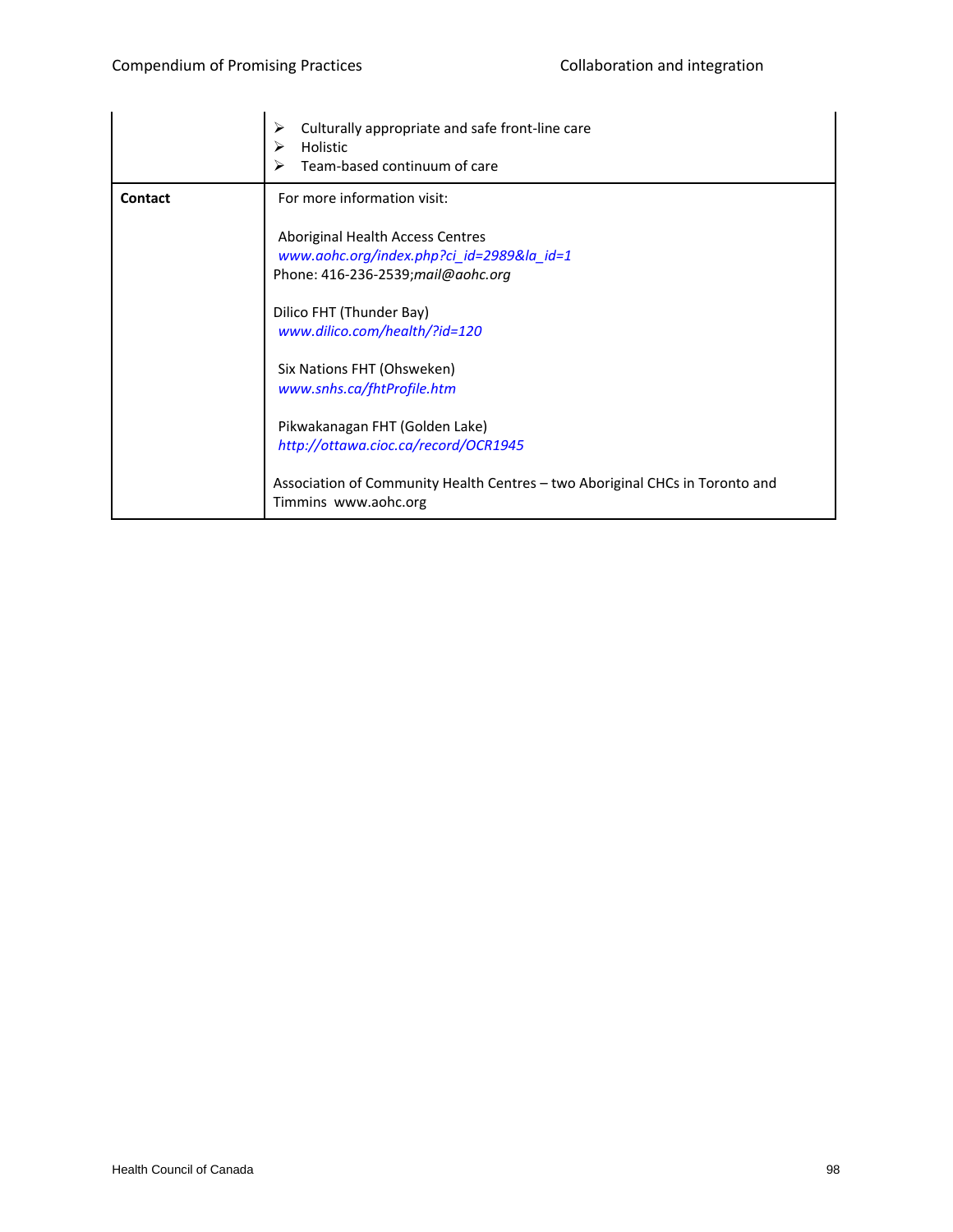| | |
|---|---|
| | ➢ Culturally appropriate and safe front-line care<br>➢ Holistic<br>➢ Team-based continuum of care |
| **Contact** | For more information visit:<br><br>Aboriginal Health Access Centres<br>*www.aohc.org/index.php?ci_id=2989&la_id=1*<br>Phone: 416-236-2539;*mail@aohc.org*<br><br>Dilico FHT (Thunder Bay)<br>*www.dilico.com/health/?id=120*<br><br>Six Nations FHT (Ohsweken)<br>*www.snhs.ca/fhtProfile.htm*<br><br>Pikwakanagan FHT (Golden Lake)<br>*http://ottawa.cioc.ca/record/OCR1945*<br><br>Association of Community Health Centres – two Aboriginal CHCs in Toronto and Timmins www.aohc.org |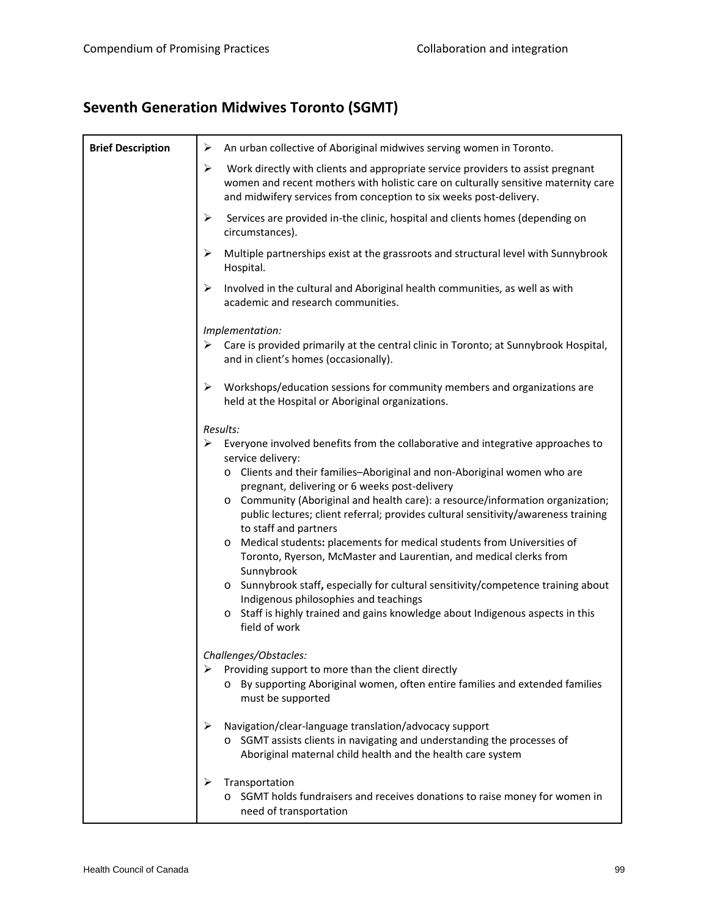## Seventh Generation Midwives Toronto (SGMT)

<table>
<tr>
<td><b>Brief Description</b></td>
<td>
<ul>
<li>An urban collective of Aboriginal midwives serving women in Toronto.</li>
<li>Work directly with clients and appropriate service providers to assist pregnant women and recent mothers with holistic care on culturally sensitive maternity care and midwifery services from conception to six weeks post-delivery.</li>
<li>Services are provided in-the clinic, hospital and clients homes (depending on circumstances).</li>
<li>Multiple partnerships exist at the grassroots and structural level with Sunnybrook Hospital.</li>
<li>Involved in the cultural and Aboriginal health communities, as well as with academic and research communities.</li>
</ul>
<p><i>Implementation:</i></p>
<ul>
<li>Care is provided primarily at the central clinic in Toronto; at Sunnybrook Hospital, and in client's homes (occasionally).</li>
<li>Workshops/education sessions for community members and organizations are held at the Hospital or Aboriginal organizations.</li>
</ul>
<p><i>Results:</i></p>
<ul>
<li>Everyone involved benefits from the collaborative and integrative approaches to service delivery:
<ul>
<li>Clients and their families–Aboriginal and non-Aboriginal women who are pregnant, delivering or 6 weeks post-delivery</li>
<li>Community (Aboriginal and health care): a resource/information organization; public lectures; client referral; provides cultural sensitivity/awareness training to staff and partners</li>
<li>Medical students<b>:</b> placements for medical students from Universities of Toronto, Ryerson, McMaster and Laurentian, and medical clerks from Sunnybrook</li>
<li>Sunnybrook staff<b>,</b> especially for cultural sensitivity/competence training about Indigenous philosophies and teachings</li>
<li>Staff is highly trained and gains knowledge about Indigenous aspects in this field of work</li>
</ul>
</li>
</ul>
<p><i>Challenges/Obstacles:</i></p>
<ul>
<li>Providing support to more than the client directly
<ul>
<li>By supporting Aboriginal women, often entire families and extended families must be supported</li>
</ul>
</li>
<li>Navigation/clear-language translation/advocacy support
<ul>
<li>SGMT assists clients in navigating and understanding the processes of Aboriginal maternal child health and the health care system</li>
</ul>
</li>
<li>Transportation
<ul>
<li>SGMT holds fundraisers and receives donations to raise money for women in need of transportation</li>
</ul>
</li>
</ul>
</td>
</tr>
</table>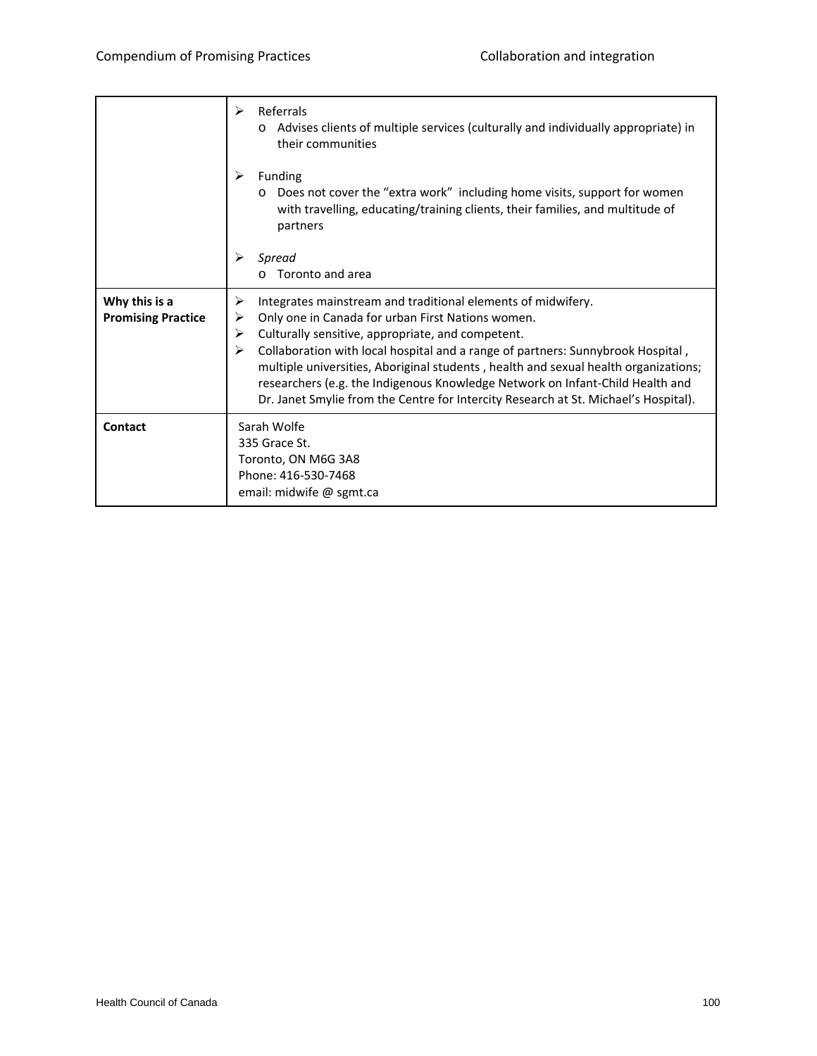| | |
|---|---|
| | ➢ Referrals<br>o Advises clients of multiple services (culturally and individually appropriate) in their communities<br><br>➢ Funding<br>o Does not cover the "extra work" including home visits, support for women with travelling, educating/training clients, their families, and multitude of partners<br><br>➢ *Spread*<br>o Toronto and area |
| **Why this is a Promising Practice** | ➢ Integrates mainstream and traditional elements of midwifery.<br>➢ Only one in Canada for urban First Nations women.<br>➢ Culturally sensitive, appropriate, and competent.<br>➢ Collaboration with local hospital and a range of partners: Sunnybrook Hospital , multiple universities, Aboriginal students , health and sexual health organizations; researchers (e.g. the Indigenous Knowledge Network on Infant-Child Health and Dr. Janet Smylie from the Centre for Intercity Research at St. Michael's Hospital). |
| **Contact** | Sarah Wolfe<br>335 Grace St.<br>Toronto, ON M6G 3A8<br>Phone: 416-530-7468<br>email: midwife @ sgmt.ca |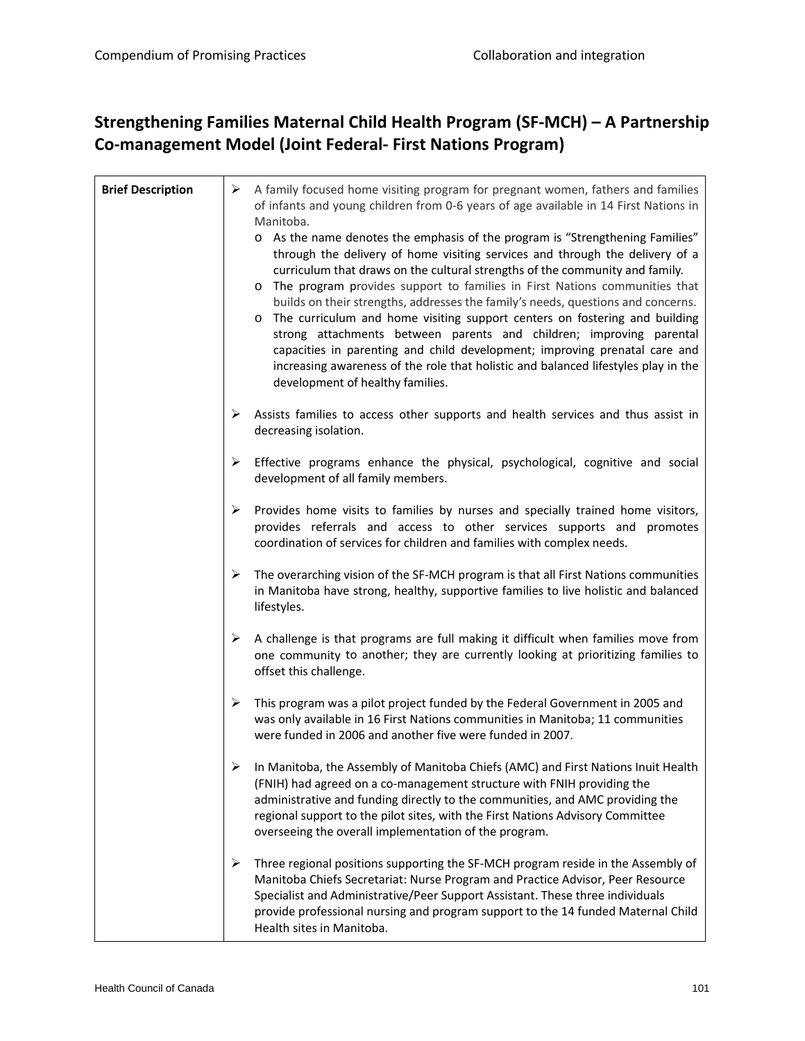## Strengthening Families Maternal Child Health Program (SF-MCH) – A Partnership Co-management Model (Joint Federal- First Nations Program)

| **Brief Description** | ➢ A family focused home visiting program for pregnant women, fathers and families of infants and young children from 0-6 years of age available in 14 First Nations in Manitoba.<br>o As the name denotes the emphasis of the program is "Strengthening Families" through the delivery of home visiting services and through the delivery of a curriculum that draws on the cultural strengths of the community and family.<br>o The program provides support to families in First Nations communities that builds on their strengths, addresses the family's needs, questions and concerns.<br>o The curriculum and home visiting support centers on fostering and building strong attachments between parents and children; improving parental capacities in parenting and child development; improving prenatal care and increasing awareness of the role that holistic and balanced lifestyles play in the development of healthy families.<br><br>➢ Assists families to access other supports and health services and thus assist in decreasing isolation.<br><br>➢ Effective programs enhance the physical, psychological, cognitive and social development of all family members.<br><br>➢ Provides home visits to families by nurses and specially trained home visitors, provides referrals and access to other services supports and promotes coordination of services for children and families with complex needs.<br><br>➢ The overarching vision of the SF-MCH program is that all First Nations communities in Manitoba have strong, healthy, supportive families to live holistic and balanced lifestyles.<br><br>➢ A challenge is that programs are full making it difficult when families move from one community to another; they are currently looking at prioritizing families to offset this challenge.<br><br>➢ This program was a pilot project funded by the Federal Government in 2005 and was only available in 16 First Nations communities in Manitoba; 11 communities were funded in 2006 and another five were funded in 2007.<br><br>➢ In Manitoba, the Assembly of Manitoba Chiefs (AMC) and First Nations Inuit Health (FNIH) had agreed on a co-management structure with FNIH providing the administrative and funding directly to the communities, and AMC providing the regional support to the pilot sites, with the First Nations Advisory Committee overseeing the overall implementation of the program.<br><br>➢ Three regional positions supporting the SF-MCH program reside in the Assembly of Manitoba Chiefs Secretariat: Nurse Program and Practice Advisor, Peer Resource Specialist and Administrative/Peer Support Assistant. These three individuals provide professional nursing and program support to the 14 funded Maternal Child Health sites in Manitoba. |
|---|---|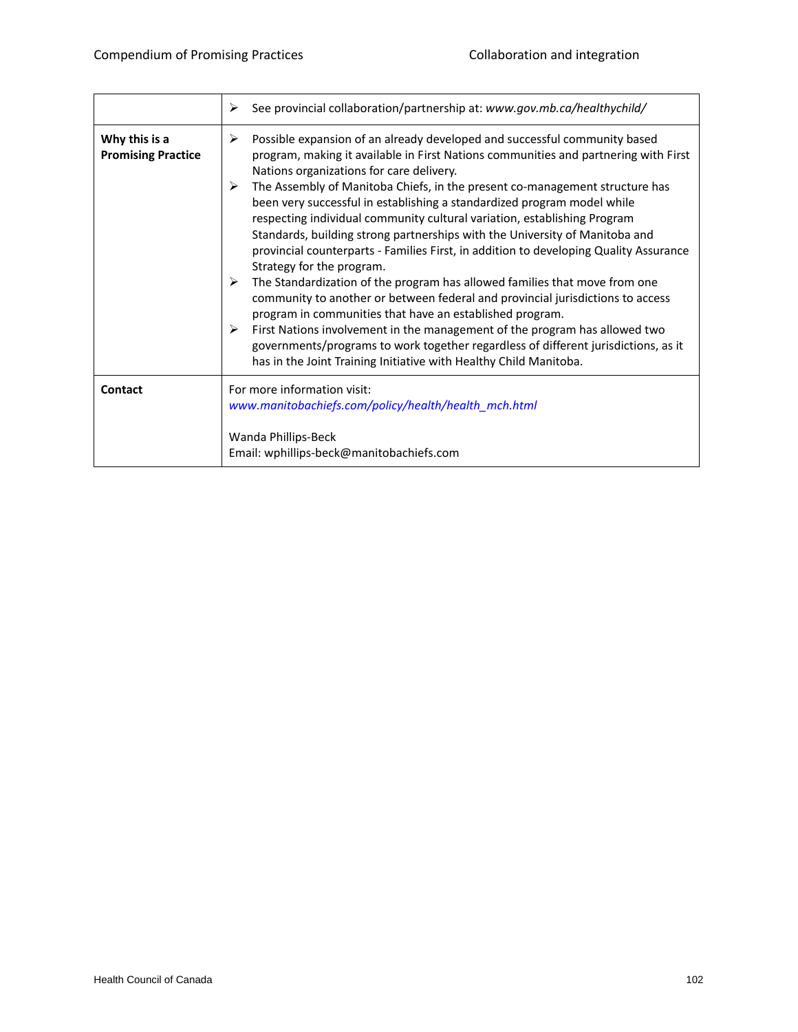| | |
|---|---|
| | ➢ See provincial collaboration/partnership at: *www.gov.mb.ca/healthychild/* |
| **Why this is a Promising Practice** | ➢ Possible expansion of an already developed and successful community based program, making it available in First Nations communities and partnering with First Nations organizations for care delivery.<br>➢ The Assembly of Manitoba Chiefs, in the present co-management structure has been very successful in establishing a standardized program model while respecting individual community cultural variation, establishing Program Standards, building strong partnerships with the University of Manitoba and provincial counterparts - Families First, in addition to developing Quality Assurance Strategy for the program.<br>➢ The Standardization of the program has allowed families that move from one community to another or between federal and provincial jurisdictions to access program in communities that have an established program.<br>➢ First Nations involvement in the management of the program has allowed two governments/programs to work together regardless of different jurisdictions, as it has in the Joint Training Initiative with Healthy Child Manitoba. |
| **Contact** | For more information visit:<br>*www.manitobachiefs.com/policy/health/health_mch.html*<br><br>Wanda Phillips-Beck<br>Email: wphillips-beck@manitobachiefs.com |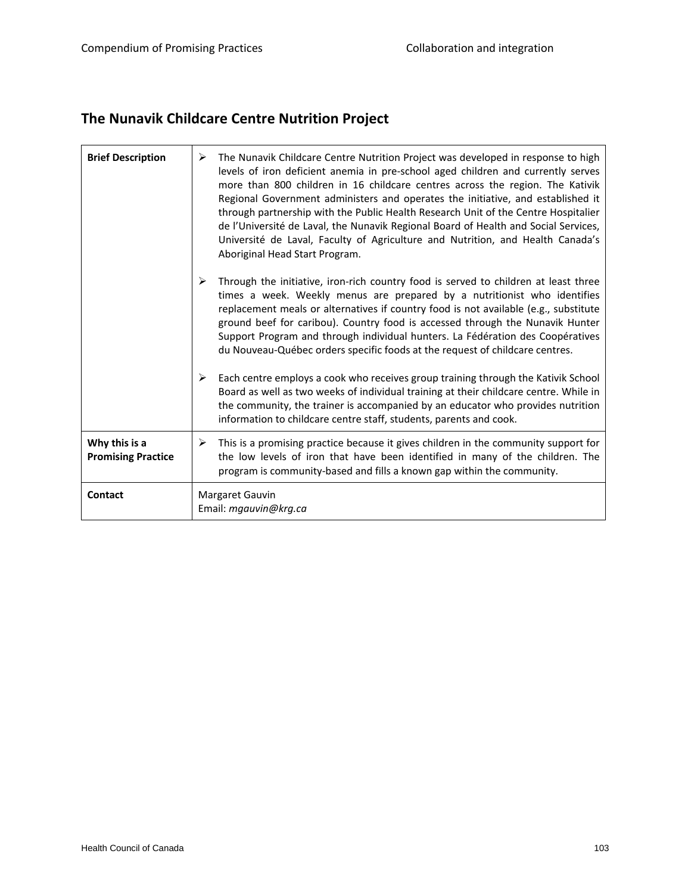## The Nunavik Childcare Centre Nutrition Project

| | |
|---|---|
| **Brief Description** | ➢ The Nunavik Childcare Centre Nutrition Project was developed in response to high levels of iron deficient anemia in pre-school aged children and currently serves more than 800 children in 16 childcare centres across the region. The Kativik Regional Government administers and operates the initiative, and established it through partnership with the Public Health Research Unit of the Centre Hospitalier de l'Université de Laval, the Nunavik Regional Board of Health and Social Services, Université de Laval, Faculty of Agriculture and Nutrition, and Health Canada's Aboriginal Head Start Program.<br><br>➢ Through the initiative, iron-rich country food is served to children at least three times a week. Weekly menus are prepared by a nutritionist who identifies replacement meals or alternatives if country food is not available (e.g., substitute ground beef for caribou). Country food is accessed through the Nunavik Hunter Support Program and through individual hunters. La Fédération des Coopératives du Nouveau-Québec orders specific foods at the request of childcare centres.<br><br>➢ Each centre employs a cook who receives group training through the Kativik School Board as well as two weeks of individual training at their childcare centre. While in the community, the trainer is accompanied by an educator who provides nutrition information to childcare centre staff, students, parents and cook. |
| **Why this is a Promising Practice** | ➢ This is a promising practice because it gives children in the community support for the low levels of iron that have been identified in many of the children. The program is community-based and fills a known gap within the community. |
| **Contact** | Margaret Gauvin<br>Email: *mgauvin@krg.ca* |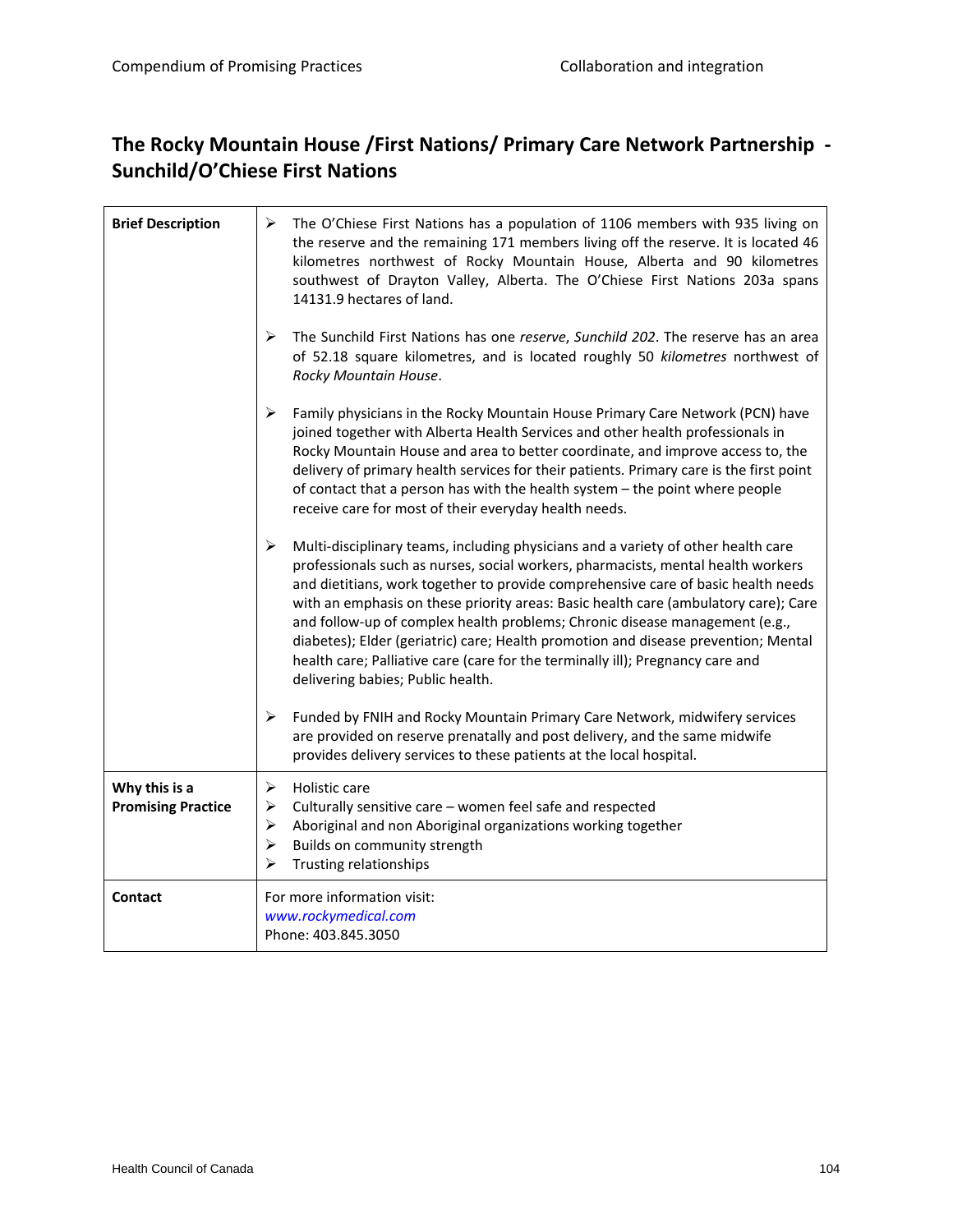## The Rocky Mountain House /First Nations/ Primary Care Network Partnership - Sunchild/O'Chiese First Nations

| | |
|---|---|
| **Brief Description** | ➢ The O'Chiese First Nations has a population of 1106 members with 935 living on the reserve and the remaining 171 members living off the reserve. It is located 46 kilometres northwest of Rocky Mountain House, Alberta and 90 kilometres southwest of Drayton Valley, Alberta. The O'Chiese First Nations 203a spans 14131.9 hectares of land.<br><br>➢ The Sunchild First Nations has one *reserve*, *Sunchild 202*. The reserve has an area of 52.18 square kilometres, and is located roughly 50 *kilometres* northwest of *Rocky Mountain House*.<br><br>➢ Family physicians in the Rocky Mountain House Primary Care Network (PCN) have joined together with Alberta Health Services and other health professionals in Rocky Mountain House and area to better coordinate, and improve access to, the delivery of primary health services for their patients. Primary care is the first point of contact that a person has with the health system – the point where people receive care for most of their everyday health needs.<br><br>➢ Multi-disciplinary teams, including physicians and a variety of other health care professionals such as nurses, social workers, pharmacists, mental health workers and dietitians, work together to provide comprehensive care of basic health needs with an emphasis on these priority areas: Basic health care (ambulatory care); Care and follow-up of complex health problems; Chronic disease management (e.g., diabetes); Elder (geriatric) care; Health promotion and disease prevention; Mental health care; Palliative care (care for the terminally ill); Pregnancy care and delivering babies; Public health.<br><br>➢ Funded by FNIH and Rocky Mountain Primary Care Network, midwifery services are provided on reserve prenatally and post delivery, and the same midwife provides delivery services to these patients at the local hospital. |
| **Why this is a Promising Practice** | ➢ Holistic care<br>➢ Culturally sensitive care – women feel safe and respected<br>➢ Aboriginal and non Aboriginal organizations working together<br>➢ Builds on community strength<br>➢ Trusting relationships |
| **Contact** | For more information visit:<br>*www.rockymedical.com*<br>Phone: 403.845.3050 |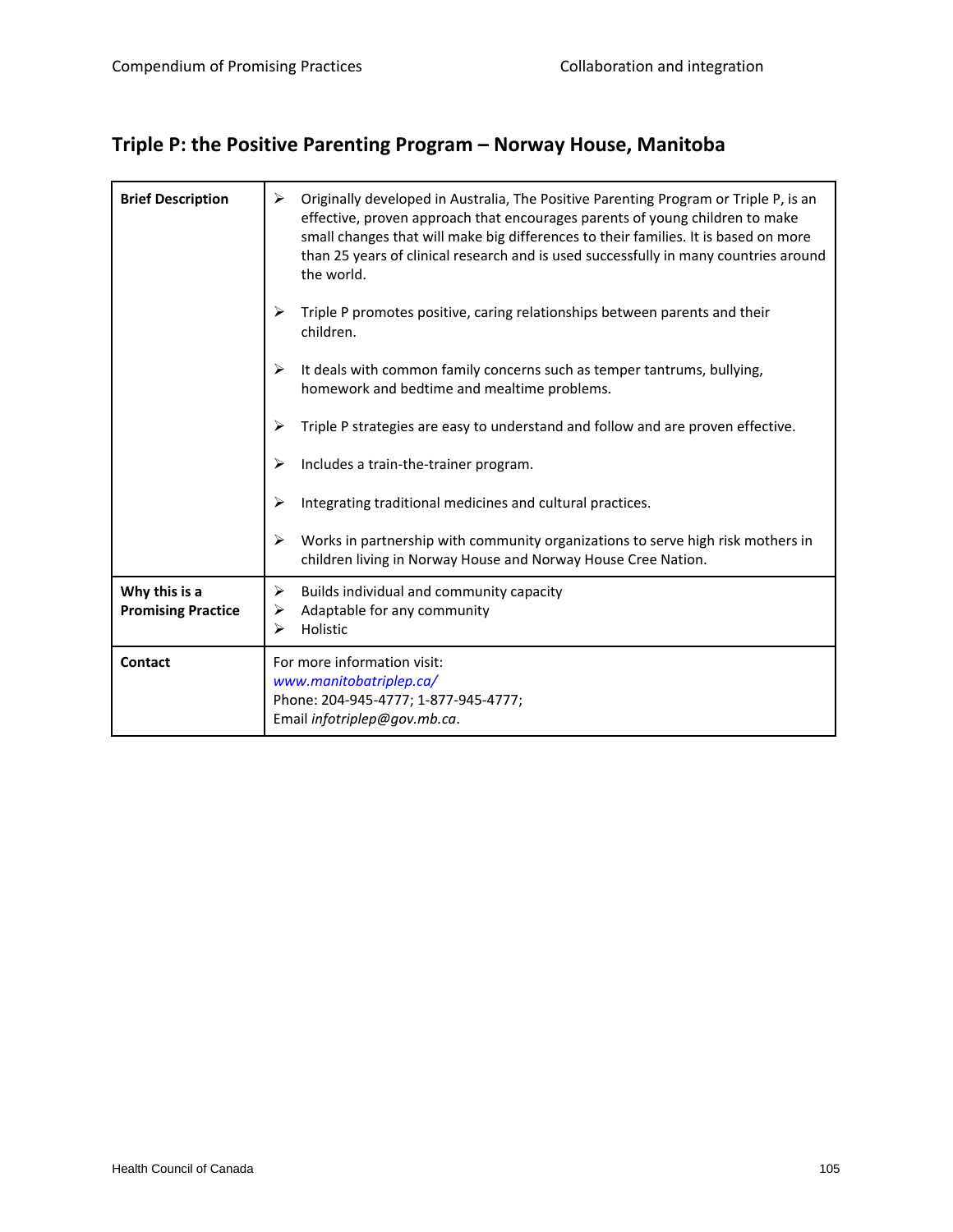## Triple P: the Positive Parenting Program – Norway House, Manitoba

| | |
|---|---|
| **Brief Description** | ➢ Originally developed in Australia, The Positive Parenting Program or Triple P, is an effective, proven approach that encourages parents of young children to make small changes that will make big differences to their families. It is based on more than 25 years of clinical research and is used successfully in many countries around the world.<br><br>➢ Triple P promotes positive, caring relationships between parents and their children.<br><br>➢ It deals with common family concerns such as temper tantrums, bullying, homework and bedtime and mealtime problems.<br><br>➢ Triple P strategies are easy to understand and follow and are proven effective.<br><br>➢ Includes a train-the-trainer program.<br><br>➢ Integrating traditional medicines and cultural practices.<br><br>➢ Works in partnership with community organizations to serve high risk mothers in children living in Norway House and Norway House Cree Nation. |
| **Why this is a Promising Practice** | ➢ Builds individual and community capacity<br>➢ Adaptable for any community<br>➢ Holistic |
| **Contact** | For more information visit:<br>*www.manitobatriplep.ca/*<br>Phone: 204-945-4777; 1-877-945-4777;<br>Email *infotriplep@gov.mb.ca*. |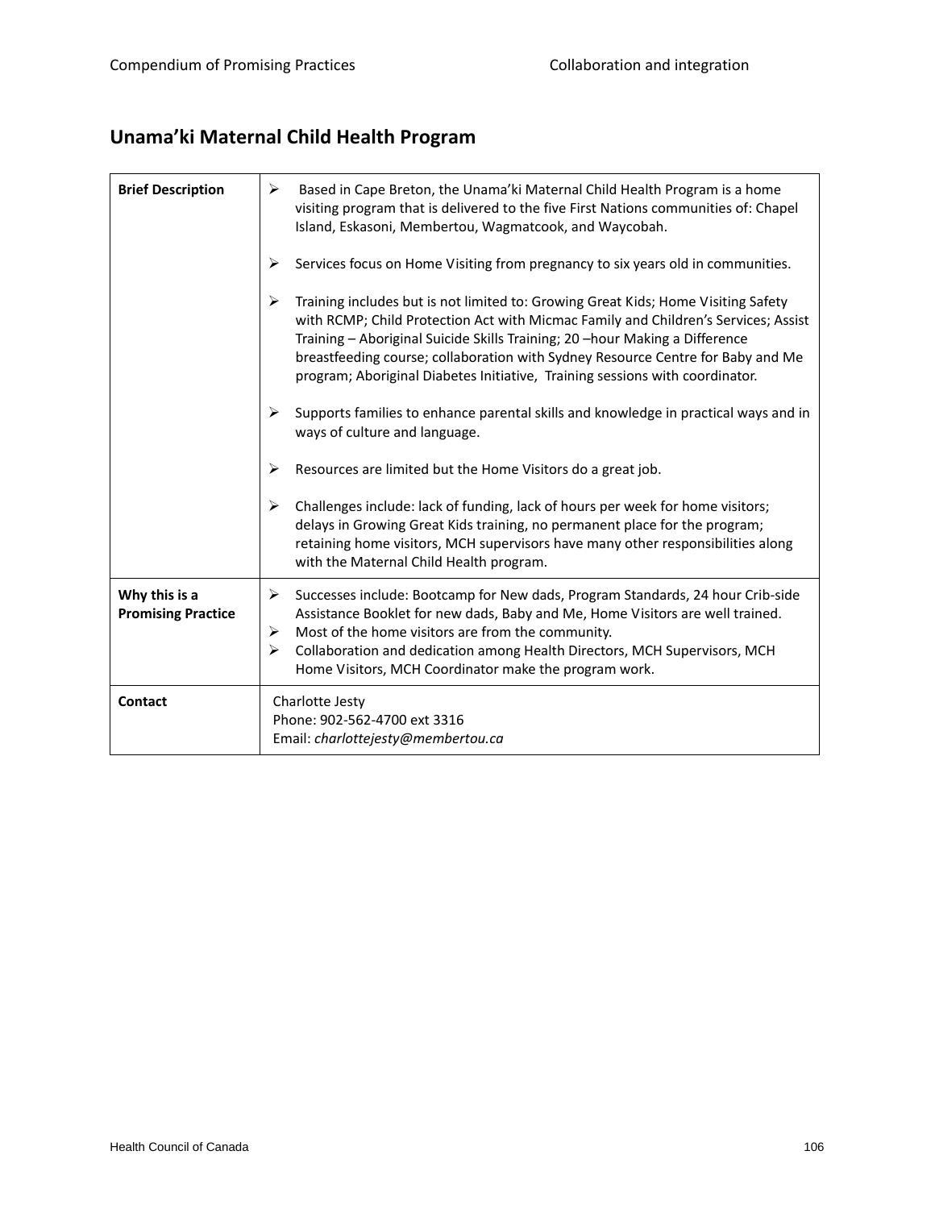## Unama'ki Maternal Child Health Program

| | |
|---|---|
| **Brief Description** | ➢ Based in Cape Breton, the Unama'ki Maternal Child Health Program is a home visiting program that is delivered to the five First Nations communities of: Chapel Island, Eskasoni, Membertou, Wagmatcook, and Waycobah.<br><br>➢ Services focus on Home Visiting from pregnancy to six years old in communities.<br><br>➢ Training includes but is not limited to: Growing Great Kids; Home Visiting Safety with RCMP; Child Protection Act with Micmac Family and Children's Services; Assist Training – Aboriginal Suicide Skills Training; 20 –hour Making a Difference breastfeeding course; collaboration with Sydney Resource Centre for Baby and Me program; Aboriginal Diabetes Initiative, Training sessions with coordinator.<br><br>➢ Supports families to enhance parental skills and knowledge in practical ways and in ways of culture and language.<br><br>➢ Resources are limited but the Home Visitors do a great job.<br><br>➢ Challenges include: lack of funding, lack of hours per week for home visitors; delays in Growing Great Kids training, no permanent place for the program; retaining home visitors, MCH supervisors have many other responsibilities along with the Maternal Child Health program. |
| **Why this is a Promising Practice** | ➢ Successes include: Bootcamp for New dads, Program Standards, 24 hour Crib-side Assistance Booklet for new dads, Baby and Me, Home Visitors are well trained.<br>➢ Most of the home visitors are from the community.<br>➢ Collaboration and dedication among Health Directors, MCH Supervisors, MCH Home Visitors, MCH Coordinator make the program work. |
| **Contact** | Charlotte Jesty<br>Phone: 902-562-4700 ext 3316<br>Email: *charlottejesty@membertou.ca* |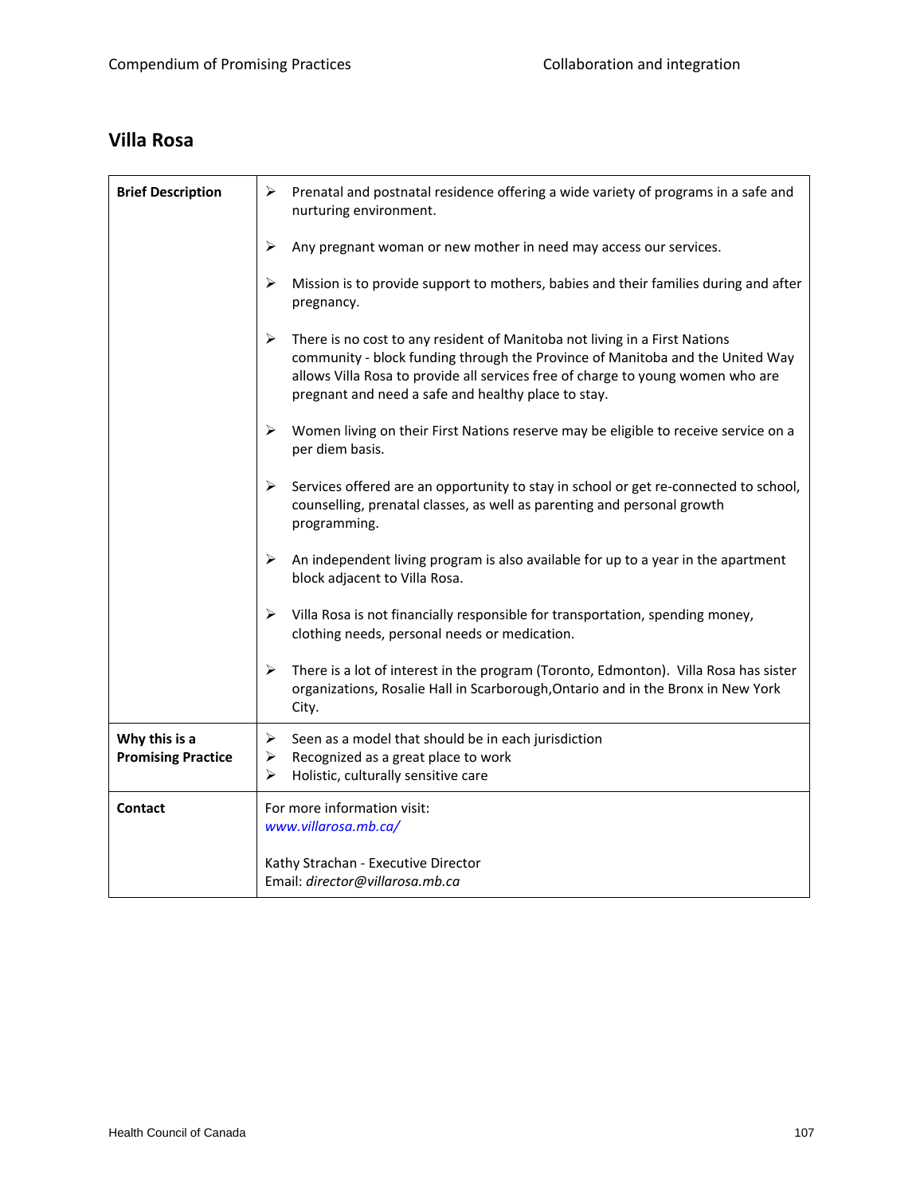## Villa Rosa

| | |
|---|---|
| **Brief Description** | ➢ Prenatal and postnatal residence offering a wide variety of programs in a safe and nurturing environment.<br><br>➢ Any pregnant woman or new mother in need may access our services.<br><br>➢ Mission is to provide support to mothers, babies and their families during and after pregnancy.<br><br>➢ There is no cost to any resident of Manitoba not living in a First Nations community - block funding through the Province of Manitoba and the United Way allows Villa Rosa to provide all services free of charge to young women who are pregnant and need a safe and healthy place to stay.<br><br>➢ Women living on their First Nations reserve may be eligible to receive service on a per diem basis.<br><br>➢ Services offered are an opportunity to stay in school or get re-connected to school, counselling, prenatal classes, as well as parenting and personal growth programming.<br><br>➢ An independent living program is also available for up to a year in the apartment block adjacent to Villa Rosa.<br><br>➢ Villa Rosa is not financially responsible for transportation, spending money, clothing needs, personal needs or medication.<br><br>➢ There is a lot of interest in the program (Toronto, Edmonton). Villa Rosa has sister organizations, Rosalie Hall in Scarborough,Ontario and in the Bronx in New York City. |
| **Why this is a Promising Practice** | ➢ Seen as a model that should be in each jurisdiction<br>➢ Recognized as a great place to work<br>➢ Holistic, culturally sensitive care |
| **Contact** | For more information visit:<br>*www.villarosa.mb.ca/*<br><br>Kathy Strachan - Executive Director<br>Email: *director@villarosa.mb.ca* |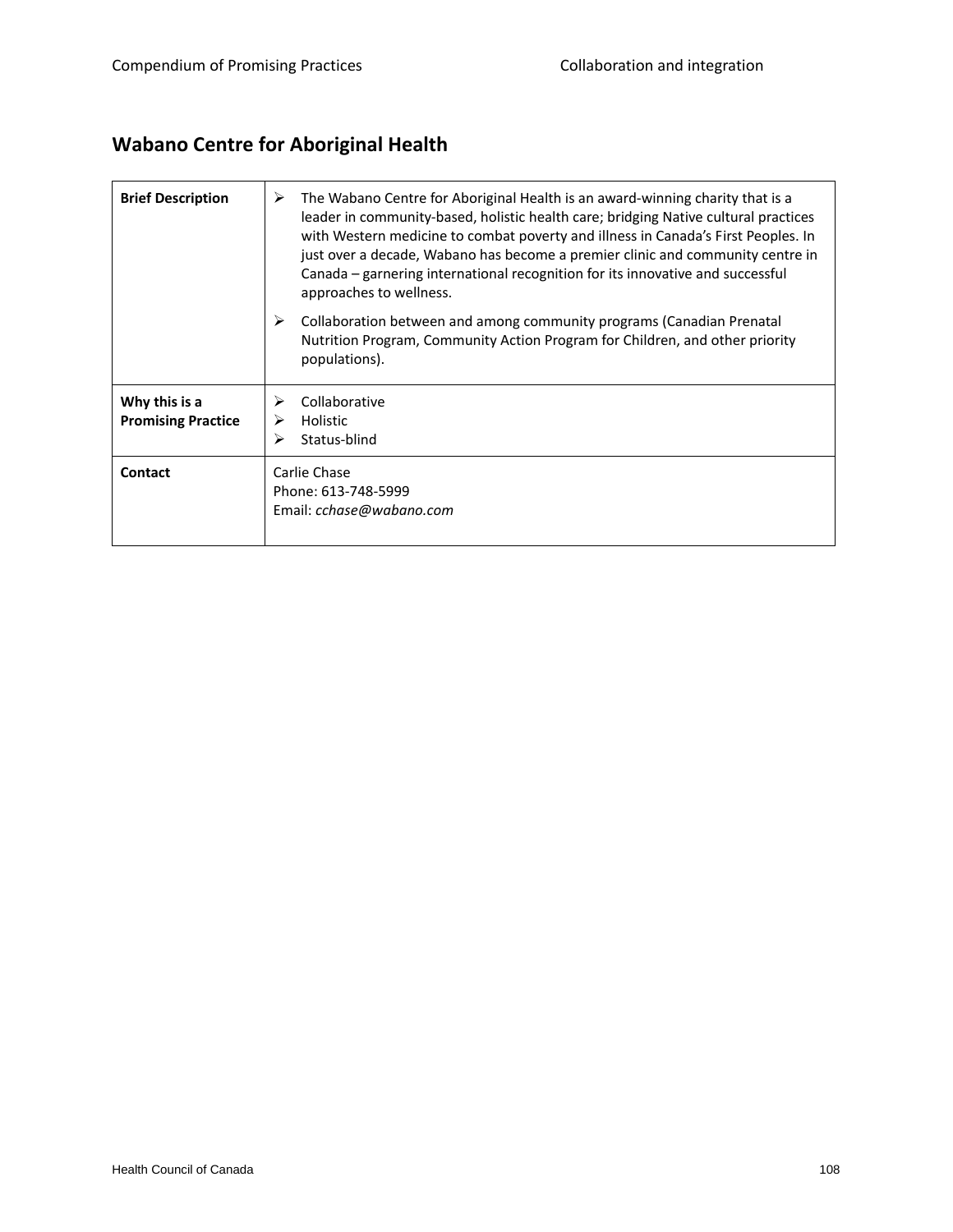## Wabano Centre for Aboriginal Health

| | |
|---|---|
| **Brief Description** | ➢ The Wabano Centre for Aboriginal Health is an award-winning charity that is a leader in community-based, holistic health care; bridging Native cultural practices with Western medicine to combat poverty and illness in Canada's First Peoples. In just over a decade, Wabano has become a premier clinic and community centre in Canada – garnering international recognition for its innovative and successful approaches to wellness.<br>➢ Collaboration between and among community programs (Canadian Prenatal Nutrition Program, Community Action Program for Children, and other priority populations). |
| **Why this is a Promising Practice** | ➢ Collaborative<br>➢ Holistic<br>➢ Status-blind |
| **Contact** | Carlie Chase<br>Phone: 613-748-5999<br>Email: *cchase@wabano.com* |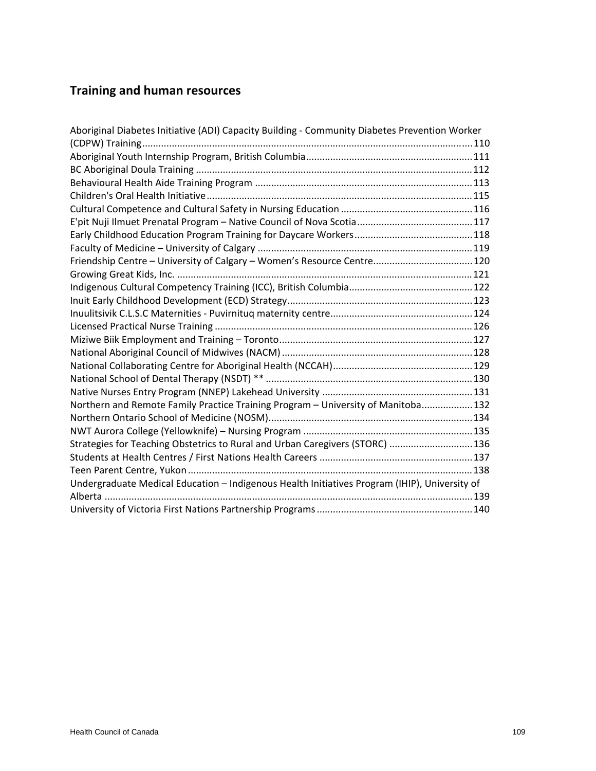## Training and human resources

Aboriginal Diabetes Initiative (ADI) Capacity Building - Community Diabetes Prevention Worker (CDPW) Training ... 110
Aboriginal Youth Internship Program, British Columbia ... 111
BC Aboriginal Doula Training ... 112
Behavioural Health Aide Training Program ... 113
Children's Oral Health Initiative ... 115
Cultural Competence and Cultural Safety in Nursing Education ... 116
E'pit Nuji Ilmuet Prenatal Program – Native Council of Nova Scotia ... 117
Early Childhood Education Program Training for Daycare Workers ... 118
Faculty of Medicine – University of Calgary ... 119
Friendship Centre – University of Calgary – Women's Resource Centre ... 120
Growing Great Kids, Inc. ... 121
Indigenous Cultural Competency Training (ICC), British Columbia ... 122
Inuit Early Childhood Development (ECD) Strategy ... 123
Inuulitsivik C.L.S.C Maternities - Puvirnituq maternity centre ... 124
Licensed Practical Nurse Training ... 126
Miziwe Biik Employment and Training – Toronto ... 127
National Aboriginal Council of Midwives (NACM) ... 128
National Collaborating Centre for Aboriginal Health (NCCAH) ... 129
National School of Dental Therapy (NSDT) ** ... 130
Native Nurses Entry Program (NNEP) Lakehead University ... 131
Northern and Remote Family Practice Training Program – University of Manitoba ... 132
Northern Ontario School of Medicine (NOSM) ... 134
NWT Aurora College (Yellowknife) – Nursing Program ... 135
Strategies for Teaching Obstetrics to Rural and Urban Caregivers (STORC) ... 136
Students at Health Centres / First Nations Health Careers ... 137
Teen Parent Centre, Yukon ... 138
Undergraduate Medical Education – Indigenous Health Initiatives Program (IHIP), University of Alberta ... 139
University of Victoria First Nations Partnership Programs ... 140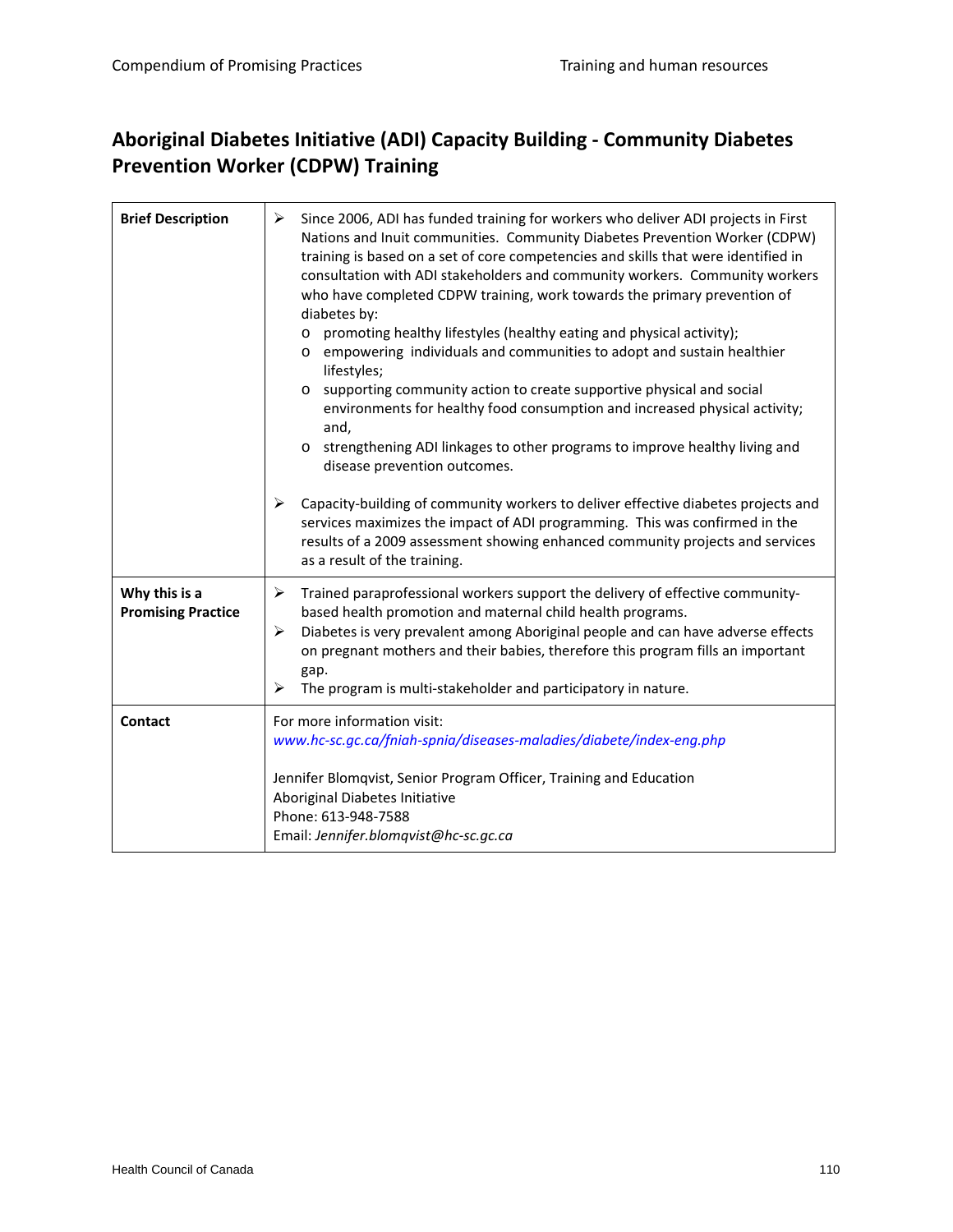## Aboriginal Diabetes Initiative (ADI) Capacity Building - Community Diabetes Prevention Worker (CDPW) Training

| | |
|---|---|
| **Brief Description** | ➢ Since 2006, ADI has funded training for workers who deliver ADI projects in First Nations and Inuit communities. Community Diabetes Prevention Worker (CDPW) training is based on a set of core competencies and skills that were identified in consultation with ADI stakeholders and community workers. Community workers who have completed CDPW training, work towards the primary prevention of diabetes by:<br>o promoting healthy lifestyles (healthy eating and physical activity);<br>o empowering individuals and communities to adopt and sustain healthier lifestyles;<br>o supporting community action to create supportive physical and social environments for healthy food consumption and increased physical activity; and,<br>o strengthening ADI linkages to other programs to improve healthy living and disease prevention outcomes.<br><br>➢ Capacity-building of community workers to deliver effective diabetes projects and services maximizes the impact of ADI programming. This was confirmed in the results of a 2009 assessment showing enhanced community projects and services as a result of the training. |
| **Why this is a Promising Practice** | ➢ Trained paraprofessional workers support the delivery of effective community-based health promotion and maternal child health programs.<br>➢ Diabetes is very prevalent among Aboriginal people and can have adverse effects on pregnant mothers and their babies, therefore this program fills an important gap.<br>➢ The program is multi-stakeholder and participatory in nature. |
| **Contact** | For more information visit:<br>*www.hc-sc.gc.ca/fniah-spnia/diseases-maladies/diabete/index-eng.php*<br><br>Jennifer Blomqvist, Senior Program Officer, Training and Education<br>Aboriginal Diabetes Initiative<br>Phone: 613-948-7588<br>Email: *Jennifer.blomqvist@hc-sc.gc.ca* |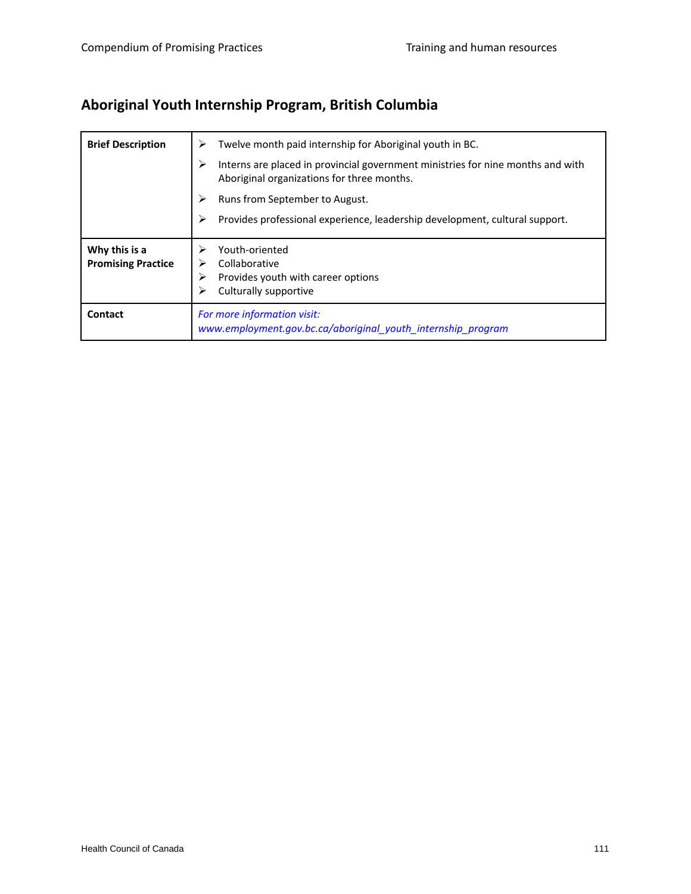## Aboriginal Youth Internship Program, British Columbia

| | |
|---|---|
| **Brief Description** | ➢ Twelve month paid internship for Aboriginal youth in BC.<br>➢ Interns are placed in provincial government ministries for nine months and with Aboriginal organizations for three months.<br>➢ Runs from September to August.<br>➢ Provides professional experience, leadership development, cultural support. |
| **Why this is a Promising Practice** | ➢ Youth-oriented<br>➢ Collaborative<br>➢ Provides youth with career options<br>➢ Culturally supportive |
| **Contact** | *For more information visit:*<br>*www.employment.gov.bc.ca/aboriginal_youth_internship_program* |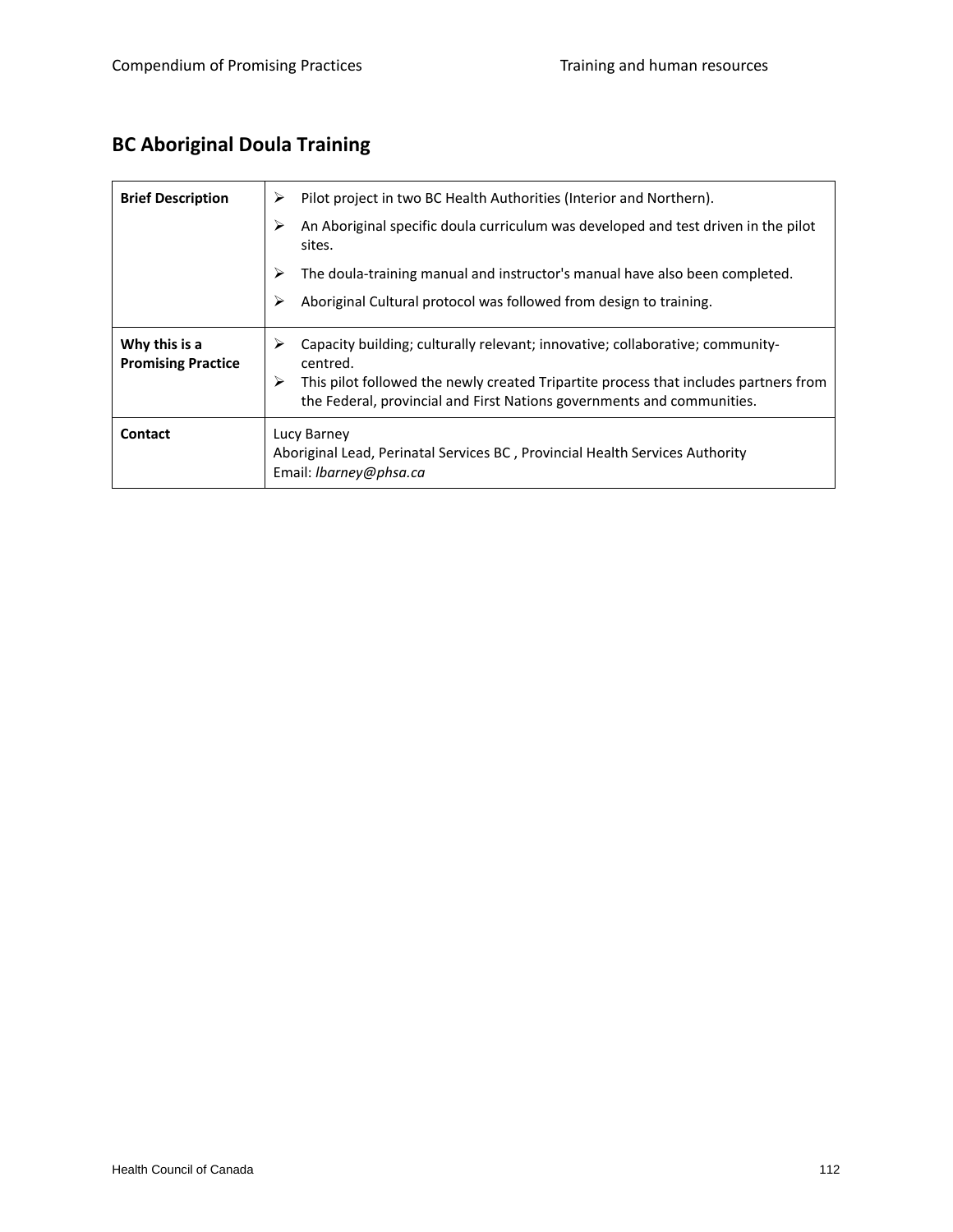## BC Aboriginal Doula Training

| | |
|---|---|
| **Brief Description** | ➢ Pilot project in two BC Health Authorities (Interior and Northern).<br>➢ An Aboriginal specific doula curriculum was developed and test driven in the pilot sites.<br>➢ The doula-training manual and instructor's manual have also been completed.<br>➢ Aboriginal Cultural protocol was followed from design to training. |
| **Why this is a Promising Practice** | ➢ Capacity building; culturally relevant; innovative; collaborative; community-centred.<br>➢ This pilot followed the newly created Tripartite process that includes partners from the Federal, provincial and First Nations governments and communities. |
| **Contact** | Lucy Barney<br>Aboriginal Lead, Perinatal Services BC , Provincial Health Services Authority<br>Email: *lbarney@phsa.ca* |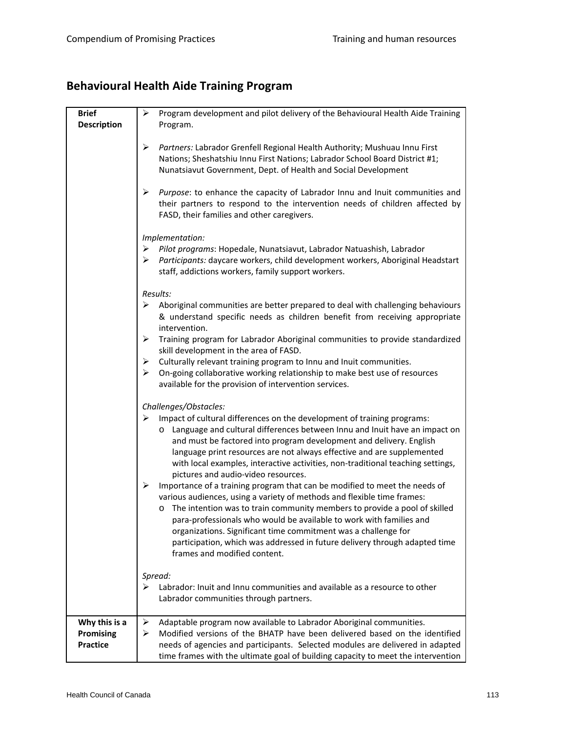## Behavioural Health Aide Training Program

| | |
|---|---|
| **Brief Description** | ➢ Program development and pilot delivery of the Behavioural Health Aide Training Program.<br><br>➢ *Partners:* Labrador Grenfell Regional Health Authority; Mushuau Innu First Nations; Sheshatshiu Innu First Nations; Labrador School Board District #1; Nunatsiavut Government, Dept. of Health and Social Development<br><br>➢ *Purpose*: to enhance the capacity of Labrador Innu and Inuit communities and their partners to respond to the intervention needs of children affected by FASD, their families and other caregivers.<br><br>*Implementation:*<br>➢ *Pilot programs*: Hopedale, Nunatsiavut, Labrador Natuashish, Labrador<br>➢ *Participants:* daycare workers, child development workers, Aboriginal Headstart staff, addictions workers, family support workers.<br><br>*Results:*<br>➢ Aboriginal communities are better prepared to deal with challenging behaviours & understand specific needs as children benefit from receiving appropriate intervention.<br>➢ Training program for Labrador Aboriginal communities to provide standardized skill development in the area of FASD.<br>➢ Culturally relevant training program to Innu and Inuit communities.<br>➢ On-going collaborative working relationship to make best use of resources available for the provision of intervention services.<br><br>*Challenges/Obstacles:*<br>➢ Impact of cultural differences on the development of training programs:<br>o Language and cultural differences between Innu and Inuit have an impact on and must be factored into program development and delivery. English language print resources are not always effective and are supplemented with local examples, interactive activities, non-traditional teaching settings, pictures and audio-video resources.<br>➢ Importance of a training program that can be modified to meet the needs of various audiences, using a variety of methods and flexible time frames:<br>o The intention was to train community members to provide a pool of skilled para-professionals who would be available to work with families and organizations. Significant time commitment was a challenge for participation, which was addressed in future delivery through adapted time frames and modified content.<br><br>*Spread:*<br>➢ Labrador: Inuit and Innu communities and available as a resource to other Labrador communities through partners. |
| **Why this is a Promising Practice** | ➢ Adaptable program now available to Labrador Aboriginal communities.<br>➢ Modified versions of the BHATP have been delivered based on the identified needs of agencies and participants. Selected modules are delivered in adapted time frames with the ultimate goal of building capacity to meet the intervention |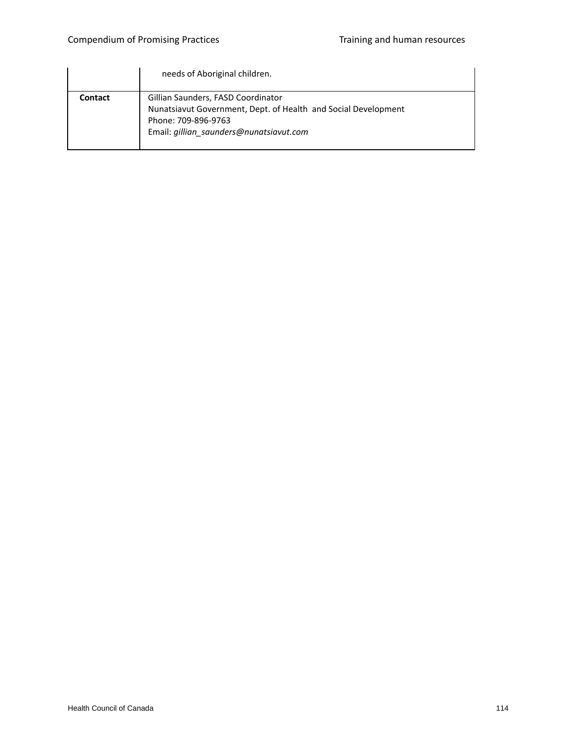| | |
|---|---|
| | needs of Aboriginal children. |
| **Contact** | Gillian Saunders, FASD Coordinator<br>Nunatsiavut Government, Dept. of Health and Social Development<br>Phone: 709-896-9763<br>Email: *gillian_saunders@nunatsiavut.com* |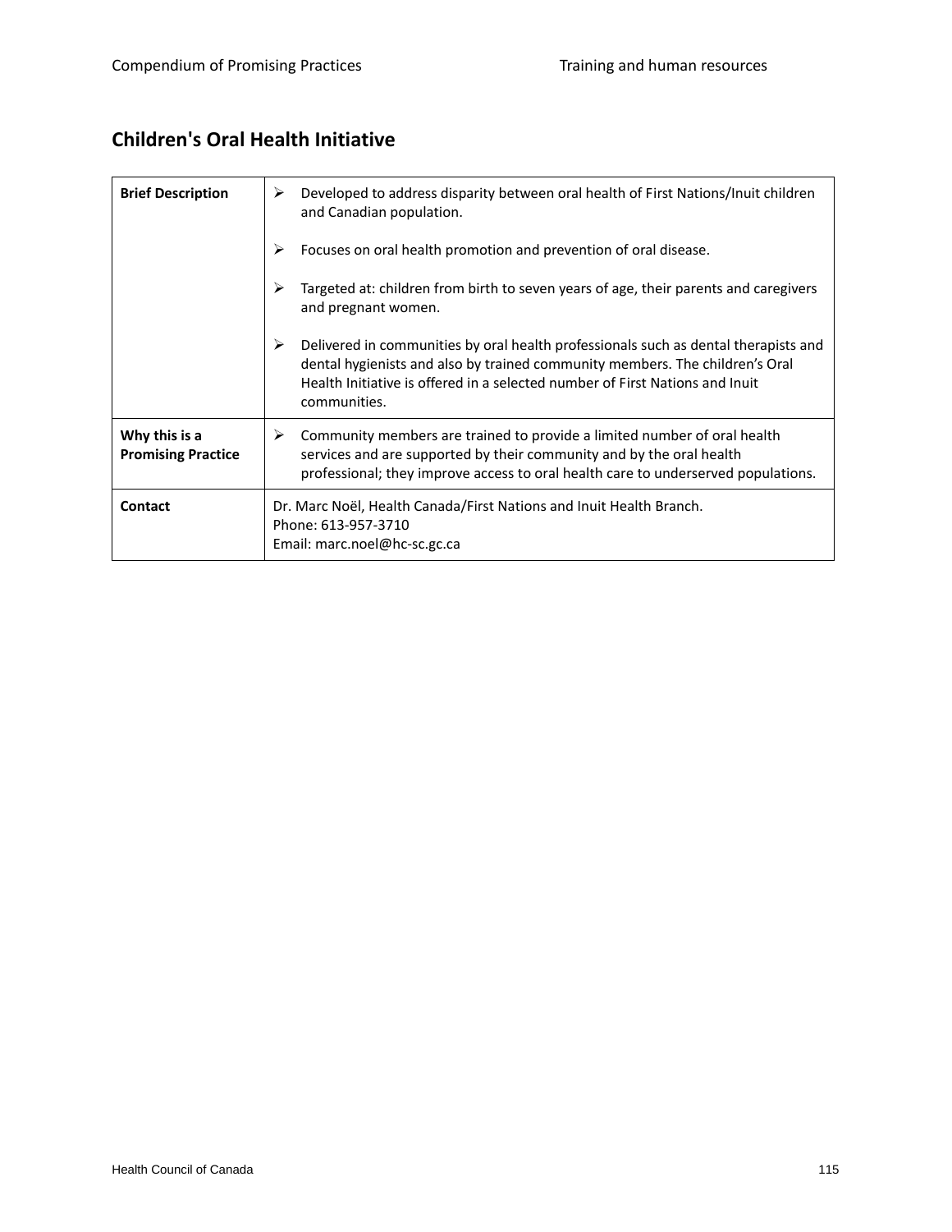## Children's Oral Health Initiative

| | |
|---|---|
| **Brief Description** | ➢ Developed to address disparity between oral health of First Nations/Inuit children and Canadian population.<br><br>➢ Focuses on oral health promotion and prevention of oral disease.<br><br>➢ Targeted at: children from birth to seven years of age, their parents and caregivers and pregnant women.<br><br>➢ Delivered in communities by oral health professionals such as dental therapists and dental hygienists and also by trained community members. The children's Oral Health Initiative is offered in a selected number of First Nations and Inuit communities. |
| **Why this is a Promising Practice** | ➢ Community members are trained to provide a limited number of oral health services and are supported by their community and by the oral health professional; they improve access to oral health care to underserved populations. |
| **Contact** | Dr. Marc Noël, Health Canada/First Nations and Inuit Health Branch.<br>Phone: 613-957-3710<br>Email: marc.noel@hc-sc.gc.ca |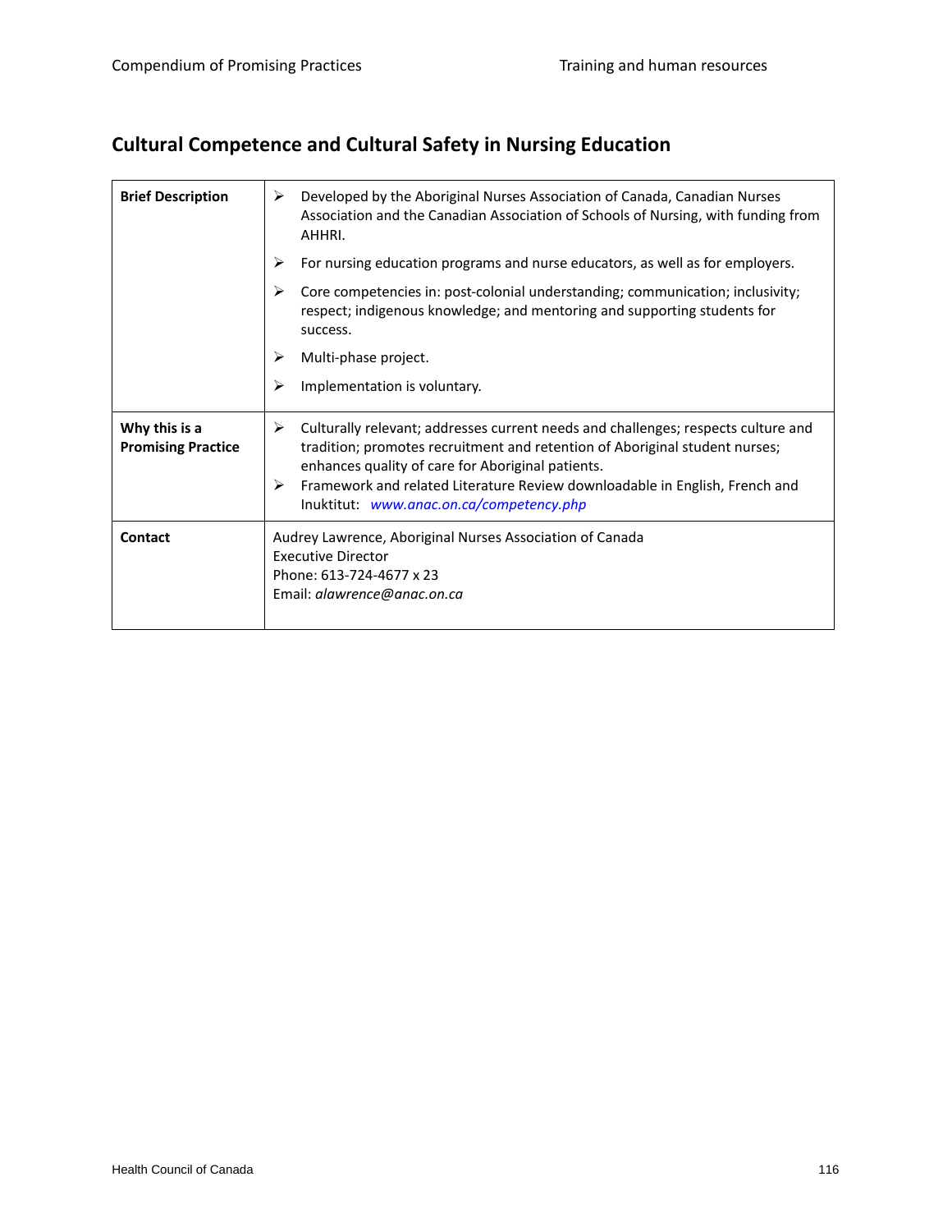## Cultural Competence and Cultural Safety in Nursing Education

| | |
|---|---|
| **Brief Description** | ➢ Developed by the Aboriginal Nurses Association of Canada, Canadian Nurses Association and the Canadian Association of Schools of Nursing, with funding from AHHRI.<br>➢ For nursing education programs and nurse educators, as well as for employers.<br>➢ Core competencies in: post-colonial understanding; communication; inclusivity; respect; indigenous knowledge; and mentoring and supporting students for success.<br>➢ Multi-phase project.<br>➢ Implementation is voluntary. |
| **Why this is a Promising Practice** | ➢ Culturally relevant; addresses current needs and challenges; respects culture and tradition; promotes recruitment and retention of Aboriginal student nurses; enhances quality of care for Aboriginal patients.<br>➢ Framework and related Literature Review downloadable in English, French and Inuktitut: *www.anac.on.ca/competency.php* |
| **Contact** | Audrey Lawrence, Aboriginal Nurses Association of Canada<br>Executive Director<br>Phone: 613-724-4677 x 23<br>Email: *alawrence@anac.on.ca* |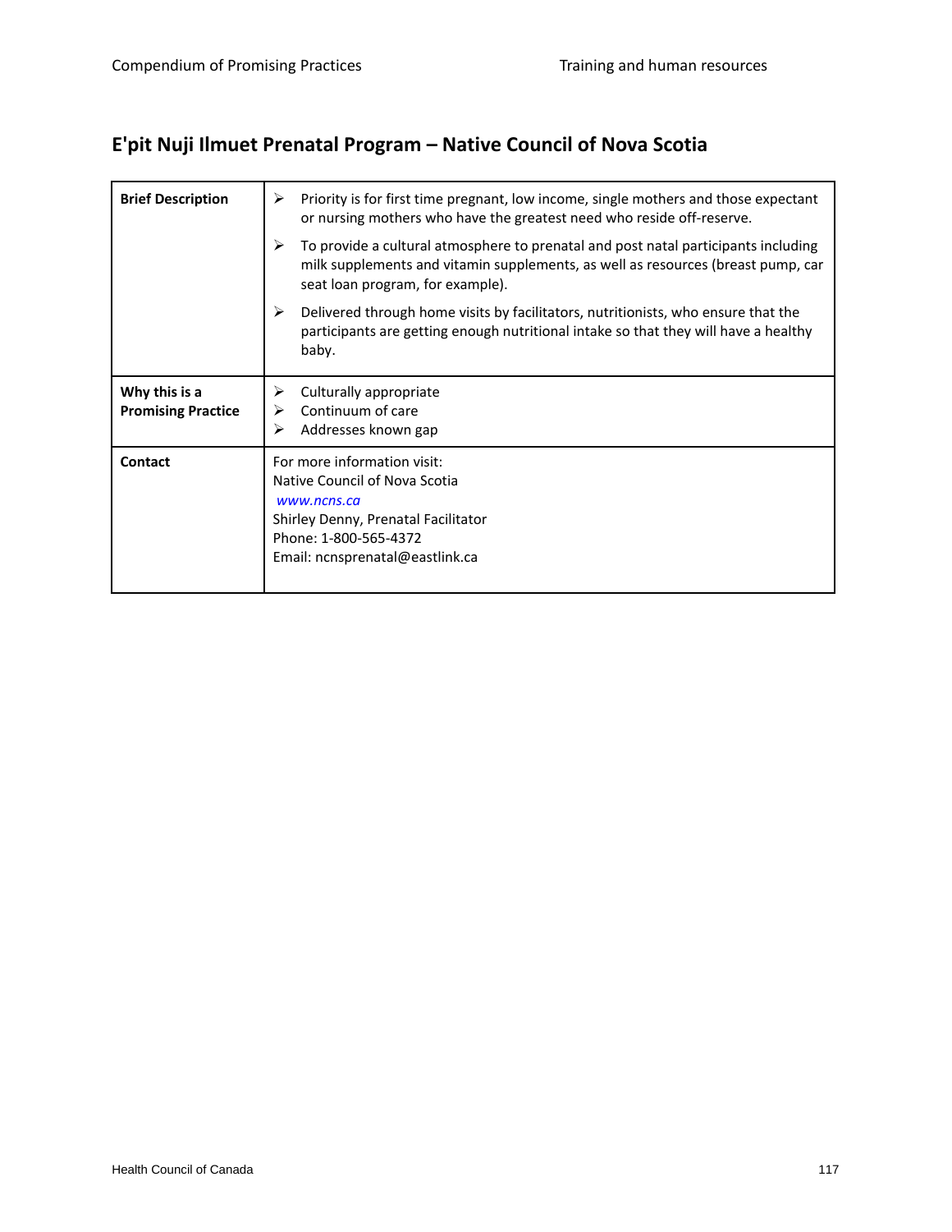## E'pit Nuji Ilmuet Prenatal Program – Native Council of Nova Scotia

| | |
|---|---|
| **Brief Description** | ➢ Priority is for first time pregnant, low income, single mothers and those expectant or nursing mothers who have the greatest need who reside off-reserve.<br>➢ To provide a cultural atmosphere to prenatal and post natal participants including milk supplements and vitamin supplements, as well as resources (breast pump, car seat loan program, for example).<br>➢ Delivered through home visits by facilitators, nutritionists, who ensure that the participants are getting enough nutritional intake so that they will have a healthy baby. |
| **Why this is a Promising Practice** | ➢ Culturally appropriate<br>➢ Continuum of care<br>➢ Addresses known gap |
| **Contact** | For more information visit:<br>Native Council of Nova Scotia<br>*www.ncns.ca*<br>Shirley Denny, Prenatal Facilitator<br>Phone: 1-800-565-4372<br>Email: ncnsprenatal@eastlink.ca |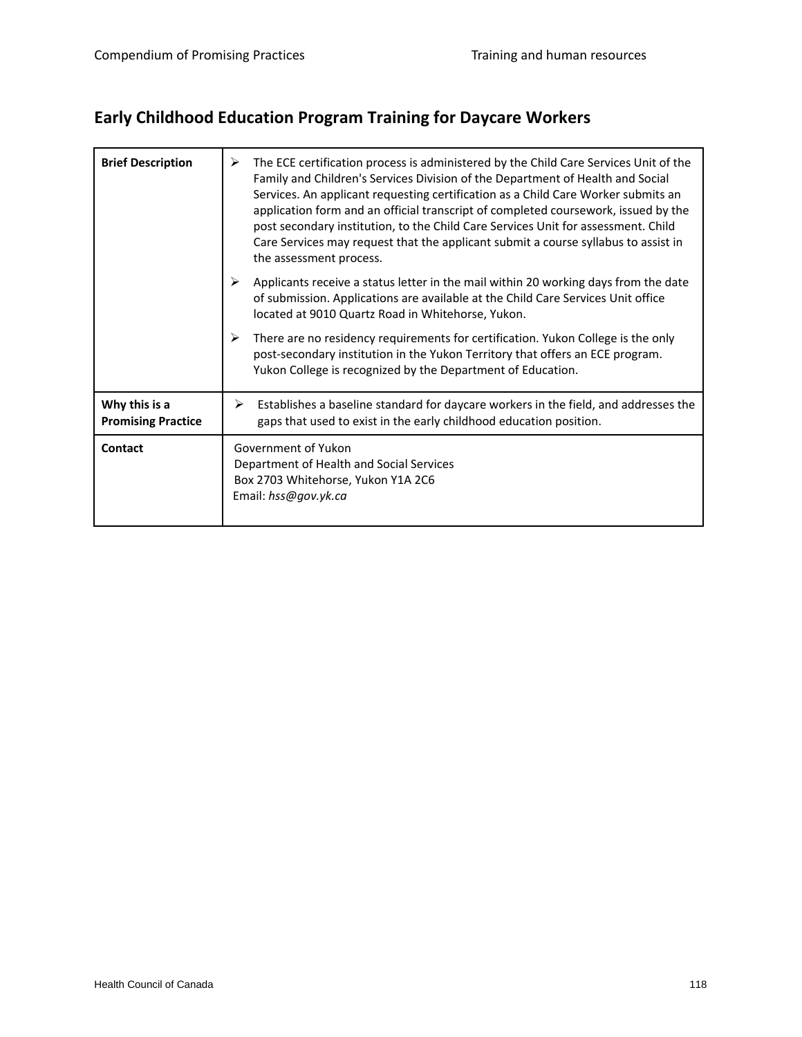## Early Childhood Education Program Training for Daycare Workers

| | |
|---|---|
| **Brief Description** | ➢ The ECE certification process is administered by the Child Care Services Unit of the Family and Children's Services Division of the Department of Health and Social Services. An applicant requesting certification as a Child Care Worker submits an application form and an official transcript of completed coursework, issued by the post secondary institution, to the Child Care Services Unit for assessment. Child Care Services may request that the applicant submit a course syllabus to assist in the assessment process.<br>➢ Applicants receive a status letter in the mail within 20 working days from the date of submission. Applications are available at the Child Care Services Unit office located at 9010 Quartz Road in Whitehorse, Yukon.<br>➢ There are no residency requirements for certification. Yukon College is the only post-secondary institution in the Yukon Territory that offers an ECE program. Yukon College is recognized by the Department of Education. |
| **Why this is a Promising Practice** | ➢ Establishes a baseline standard for daycare workers in the field, and addresses the gaps that used to exist in the early childhood education position. |
| **Contact** | Government of Yukon<br>Department of Health and Social Services<br>Box 2703 Whitehorse, Yukon Y1A 2C6<br>Email: *hss@gov.yk.ca* |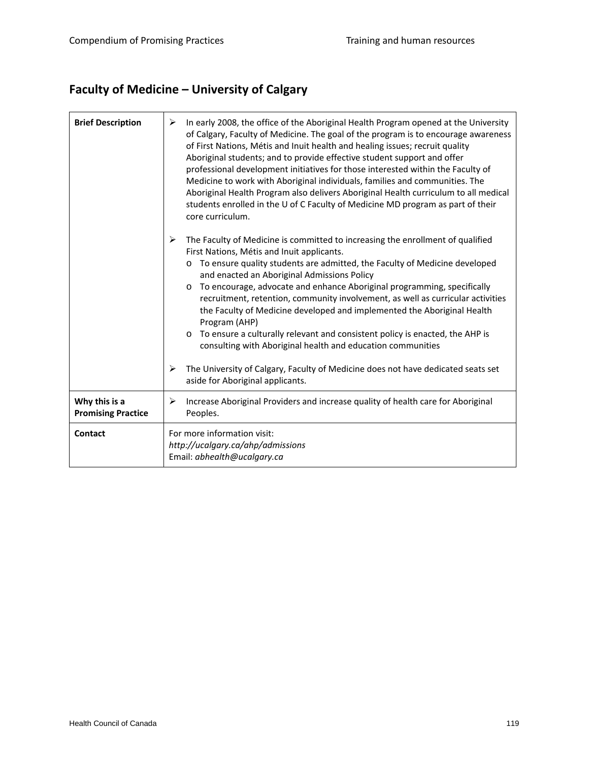## Faculty of Medicine – University of Calgary

| | |
|---|---|
| **Brief Description** | ➢ In early 2008, the office of the Aboriginal Health Program opened at the University of Calgary, Faculty of Medicine. The goal of the program is to encourage awareness of First Nations, Métis and Inuit health and healing issues; recruit quality Aboriginal students; and to provide effective student support and offer professional development initiatives for those interested within the Faculty of Medicine to work with Aboriginal individuals, families and communities. The Aboriginal Health Program also delivers Aboriginal Health curriculum to all medical students enrolled in the U of C Faculty of Medicine MD program as part of their core curriculum.<br><br>➢ The Faculty of Medicine is committed to increasing the enrollment of qualified First Nations, Métis and Inuit applicants.<br>o To ensure quality students are admitted, the Faculty of Medicine developed and enacted an Aboriginal Admissions Policy<br>o To encourage, advocate and enhance Aboriginal programming, specifically recruitment, retention, community involvement, as well as curricular activities the Faculty of Medicine developed and implemented the Aboriginal Health Program (AHP)<br>o To ensure a culturally relevant and consistent policy is enacted, the AHP is consulting with Aboriginal health and education communities<br><br>➢ The University of Calgary, Faculty of Medicine does not have dedicated seats set aside for Aboriginal applicants. |
| **Why this is a Promising Practice** | ➢ Increase Aboriginal Providers and increase quality of health care for Aboriginal Peoples. |
| **Contact** | For more information visit:<br>*http://ucalgary.ca/ahp/admissions*<br>Email: *abhealth@ucalgary.ca* |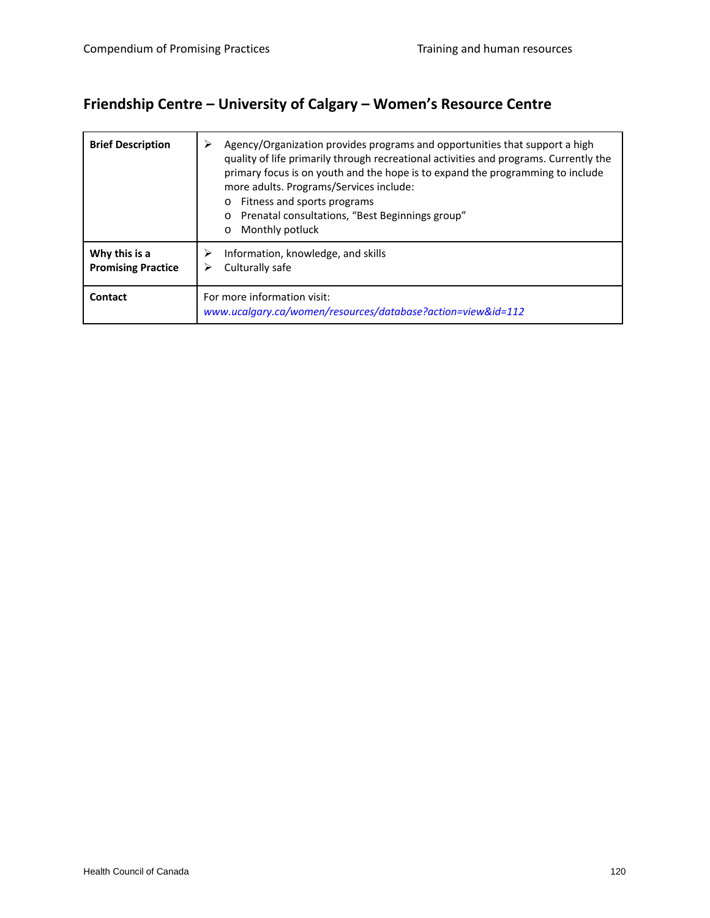## Friendship Centre – University of Calgary – Women's Resource Centre

| | |
|---|---|
| **Brief Description** | ➢ Agency/Organization provides programs and opportunities that support a high quality of life primarily through recreational activities and programs. Currently the primary focus is on youth and the hope is to expand the programming to include more adults. Programs/Services include:<br>o Fitness and sports programs<br>o Prenatal consultations, "Best Beginnings group"<br>o Monthly potluck |
| **Why this is a Promising Practice** | ➢ Information, knowledge, and skills<br>➢ Culturally safe |
| **Contact** | For more information visit:<br>*www.ucalgary.ca/women/resources/database?action=view&id=112* |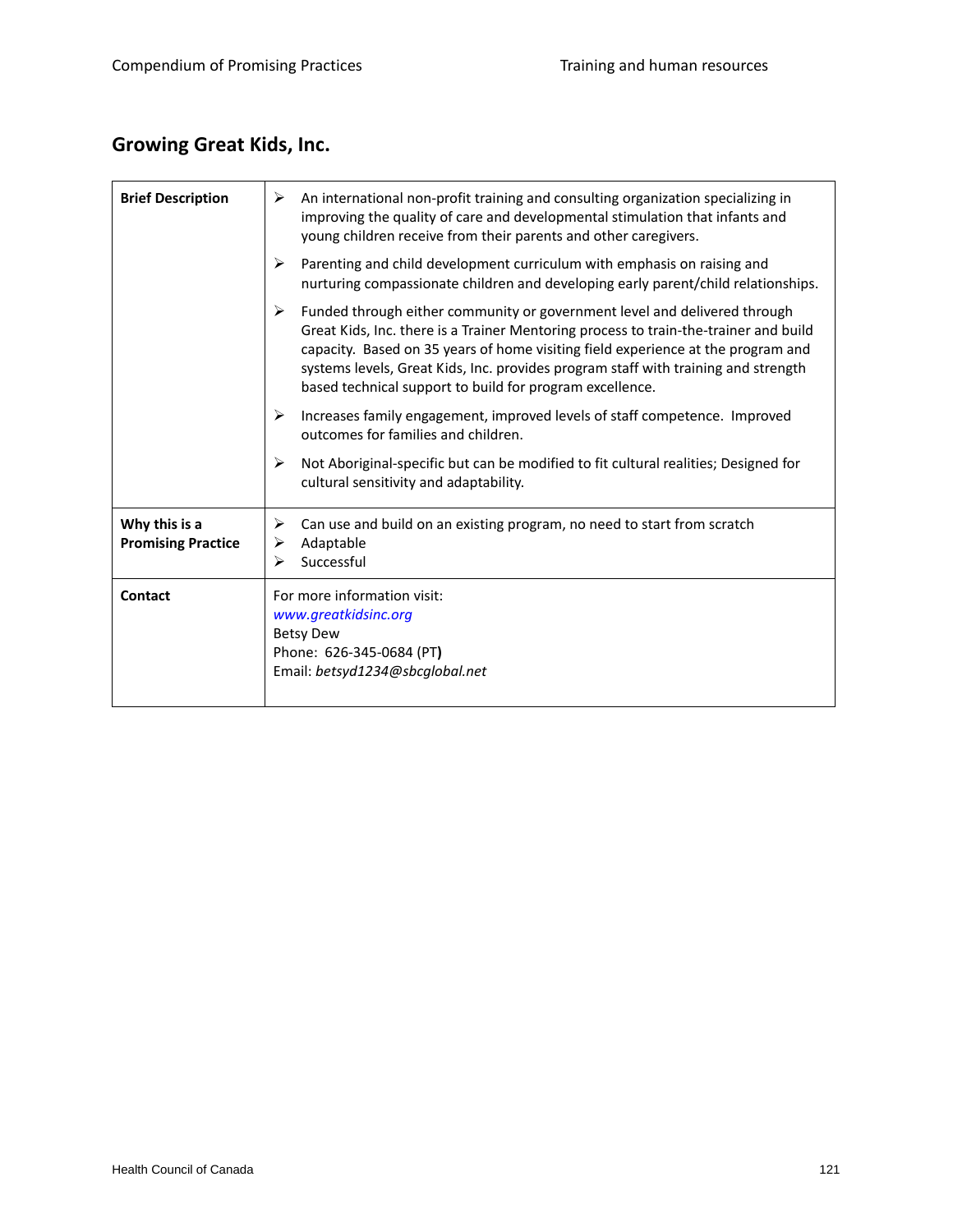## Growing Great Kids, Inc.

| | |
|---|---|
| **Brief Description** | ➢ An international non-profit training and consulting organization specializing in improving the quality of care and developmental stimulation that infants and young children receive from their parents and other caregivers.<br>➢ Parenting and child development curriculum with emphasis on raising and nurturing compassionate children and developing early parent/child relationships.<br>➢ Funded through either community or government level and delivered through Great Kids, Inc. there is a Trainer Mentoring process to train-the-trainer and build capacity. Based on 35 years of home visiting field experience at the program and systems levels, Great Kids, Inc. provides program staff with training and strength based technical support to build for program excellence.<br>➢ Increases family engagement, improved levels of staff competence. Improved outcomes for families and children.<br>➢ Not Aboriginal-specific but can be modified to fit cultural realities; Designed for cultural sensitivity and adaptability. |
| **Why this is a Promising Practice** | ➢ Can use and build on an existing program, no need to start from scratch<br>➢ Adaptable<br>➢ Successful |
| **Contact** | For more information visit:<br>*www.greatkidsinc.org*<br>Betsy Dew<br>Phone: 626-345-0684 (PT**)**<br>Email: *betsyd1234@sbcglobal.net* |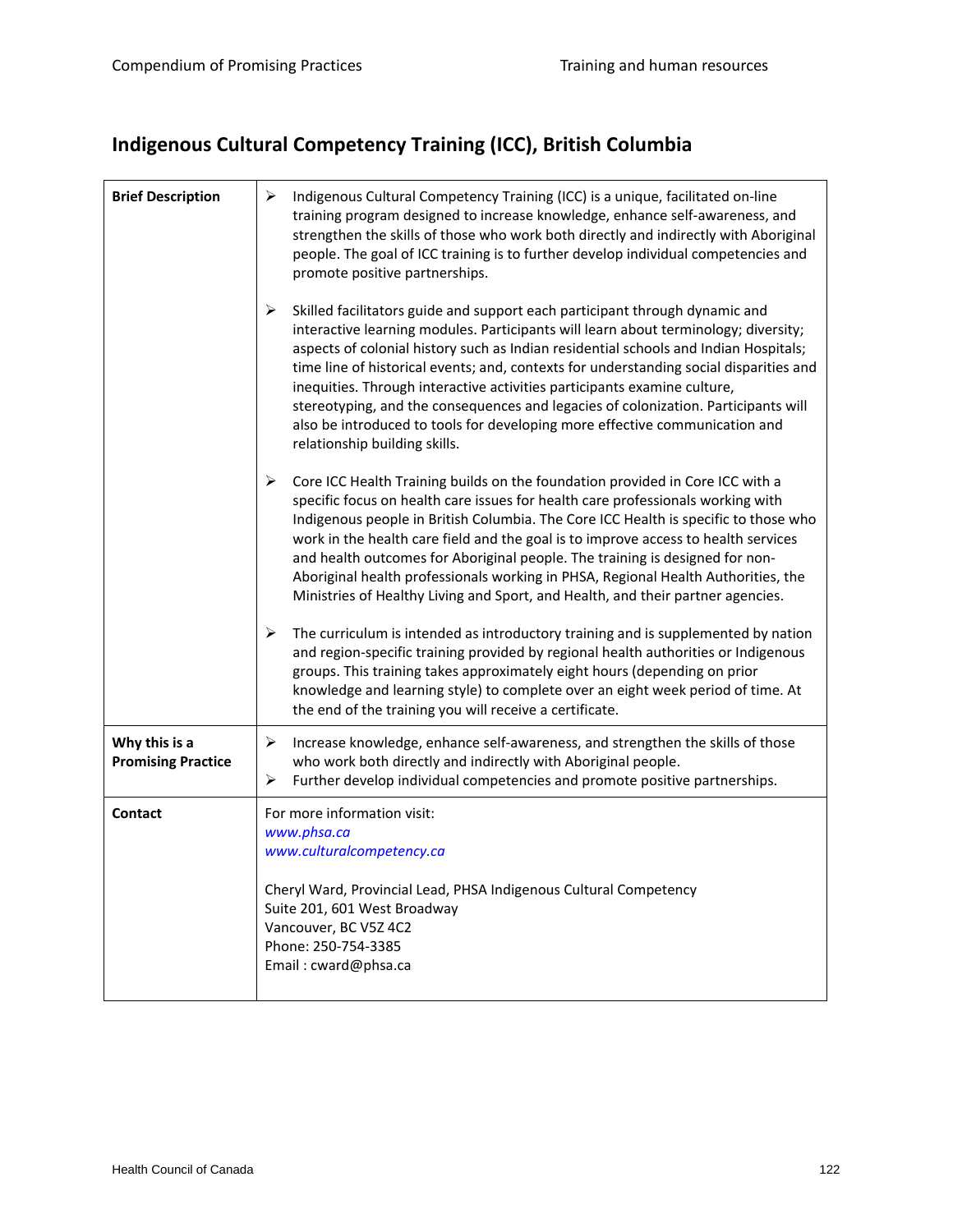## Indigenous Cultural Competency Training (ICC), British Columbia

| | |
|---|---|
| **Brief Description** | ➢ Indigenous Cultural Competency Training (ICC) is a unique, facilitated on-line training program designed to increase knowledge, enhance self-awareness, and strengthen the skills of those who work both directly and indirectly with Aboriginal people. The goal of ICC training is to further develop individual competencies and promote positive partnerships.<br><br>➢ Skilled facilitators guide and support each participant through dynamic and interactive learning modules. Participants will learn about terminology; diversity; aspects of colonial history such as Indian residential schools and Indian Hospitals; time line of historical events; and, contexts for understanding social disparities and inequities. Through interactive activities participants examine culture, stereotyping, and the consequences and legacies of colonization. Participants will also be introduced to tools for developing more effective communication and relationship building skills.<br><br>➢ Core ICC Health Training builds on the foundation provided in Core ICC with a specific focus on health care issues for health care professionals working with Indigenous people in British Columbia. The Core ICC Health is specific to those who work in the health care field and the goal is to improve access to health services and health outcomes for Aboriginal people. The training is designed for non-Aboriginal health professionals working in PHSA, Regional Health Authorities, the Ministries of Healthy Living and Sport, and Health, and their partner agencies.<br><br>➢ The curriculum is intended as introductory training and is supplemented by nation and region-specific training provided by regional health authorities or Indigenous groups. This training takes approximately eight hours (depending on prior knowledge and learning style) to complete over an eight week period of time. At the end of the training you will receive a certificate. |
| **Why this is a Promising Practice** | ➢ Increase knowledge, enhance self-awareness, and strengthen the skills of those who work both directly and indirectly with Aboriginal people.<br>➢ Further develop individual competencies and promote positive partnerships. |
| **Contact** | For more information visit:<br>*www.phsa.ca*<br>*www.culturalcompetency.ca*<br><br>Cheryl Ward, Provincial Lead, PHSA Indigenous Cultural Competency<br>Suite 201, 601 West Broadway<br>Vancouver, BC V5Z 4C2<br>Phone: 250-754-3385<br>Email : cward@phsa.ca |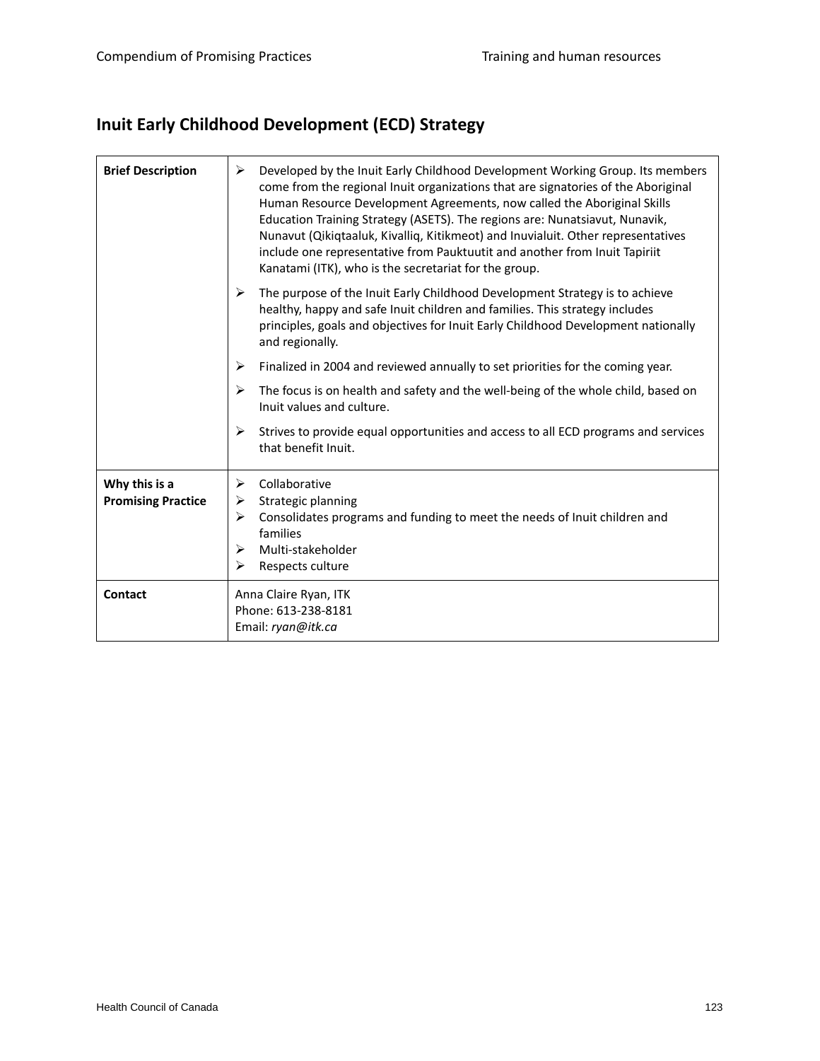## Inuit Early Childhood Development (ECD) Strategy

| | |
|---|---|
| **Brief Description** | ➢ Developed by the Inuit Early Childhood Development Working Group. Its members come from the regional Inuit organizations that are signatories of the Aboriginal Human Resource Development Agreements, now called the Aboriginal Skills Education Training Strategy (ASETS). The regions are: Nunatsiavut, Nunavik, Nunavut (Qikiqtaaluk, Kivalliq, Kitikmeot) and Inuvialuit. Other representatives include one representative from Pauktuutit and another from Inuit Tapiriit Kanatami (ITK), who is the secretariat for the group.<br>➢ The purpose of the Inuit Early Childhood Development Strategy is to achieve healthy, happy and safe Inuit children and families. This strategy includes principles, goals and objectives for Inuit Early Childhood Development nationally and regionally.<br>➢ Finalized in 2004 and reviewed annually to set priorities for the coming year.<br>➢ The focus is on health and safety and the well-being of the whole child, based on Inuit values and culture.<br>➢ Strives to provide equal opportunities and access to all ECD programs and services that benefit Inuit. |
| **Why this is a Promising Practice** | ➢ Collaborative<br>➢ Strategic planning<br>➢ Consolidates programs and funding to meet the needs of Inuit children and families<br>➢ Multi-stakeholder<br>➢ Respects culture |
| **Contact** | Anna Claire Ryan, ITK<br>Phone: 613-238-8181<br>Email: *ryan@itk.ca* |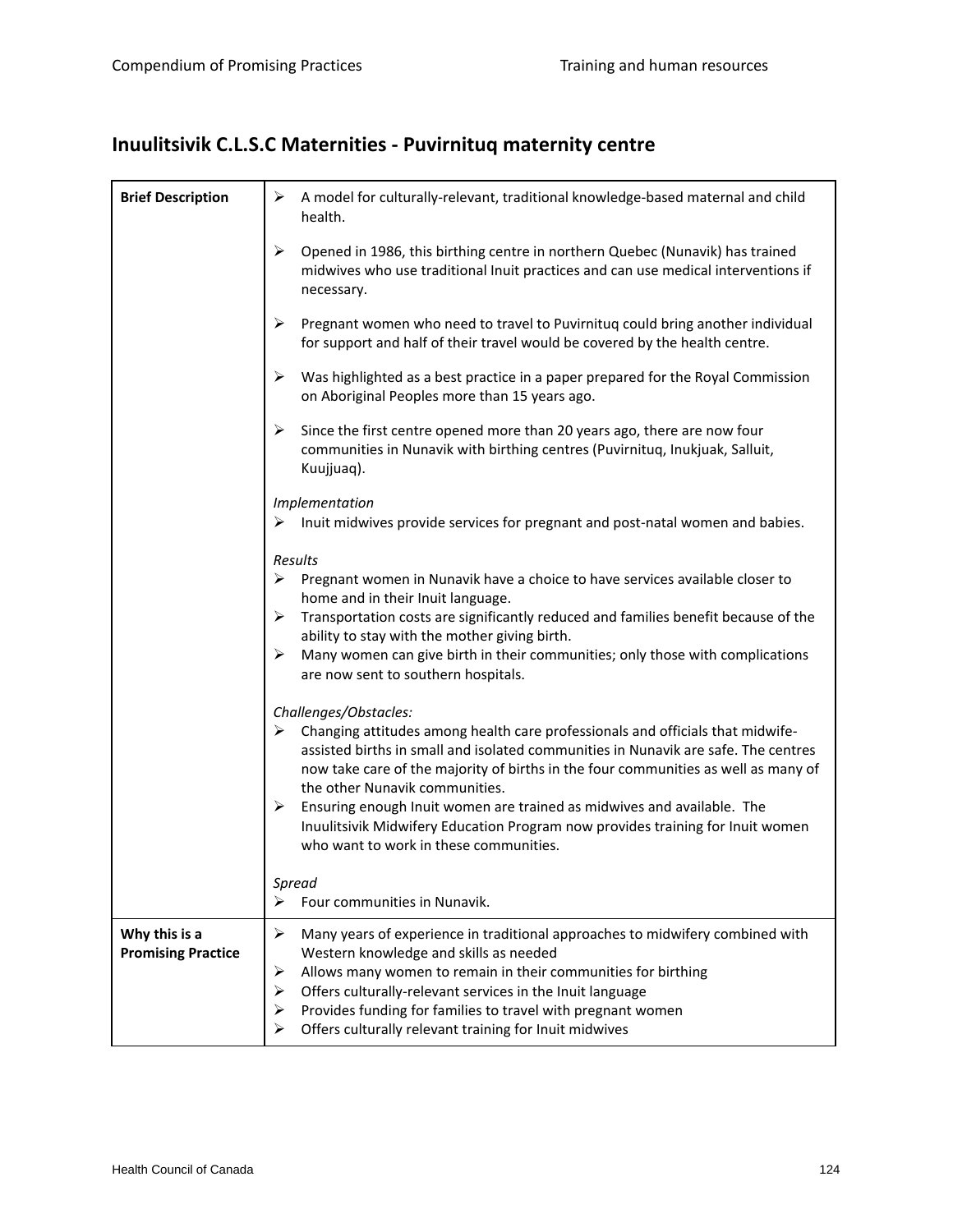## Inuulitsivik C.L.S.C Maternities - Puvirnituq maternity centre

| **Brief Description** | ➢ A model for culturally-relevant, traditional knowledge-based maternal and child health.<br><br>➢ Opened in 1986, this birthing centre in northern Quebec (Nunavik) has trained midwives who use traditional Inuit practices and can use medical interventions if necessary.<br><br>➢ Pregnant women who need to travel to Puvirnituq could bring another individual for support and half of their travel would be covered by the health centre.<br><br>➢ Was highlighted as a best practice in a paper prepared for the Royal Commission on Aboriginal Peoples more than 15 years ago.<br><br>➢ Since the first centre opened more than 20 years ago, there are now four communities in Nunavik with birthing centres (Puvirnituq, Inukjuak, Salluit, Kuujjuaq).<br><br>*Implementation*<br>➢ Inuit midwives provide services for pregnant and post-natal women and babies.<br><br>*Results*<br>➢ Pregnant women in Nunavik have a choice to have services available closer to home and in their Inuit language.<br>➢ Transportation costs are significantly reduced and families benefit because of the ability to stay with the mother giving birth.<br>➢ Many women can give birth in their communities; only those with complications are now sent to southern hospitals.<br><br>*Challenges/Obstacles:*<br>➢ Changing attitudes among health care professionals and officials that midwife-assisted births in small and isolated communities in Nunavik are safe. The centres now take care of the majority of births in the four communities as well as many of the other Nunavik communities.<br>➢ Ensuring enough Inuit women are trained as midwives and available. The Inuulitsivik Midwifery Education Program now provides training for Inuit women who want to work in these communities.<br><br>*Spread*<br>➢ Four communities in Nunavik. |
|---|---|
| **Why this is a Promising Practice** | ➢ Many years of experience in traditional approaches to midwifery combined with Western knowledge and skills as needed<br>➢ Allows many women to remain in their communities for birthing<br>➢ Offers culturally-relevant services in the Inuit language<br>➢ Provides funding for families to travel with pregnant women<br>➢ Offers culturally relevant training for Inuit midwives |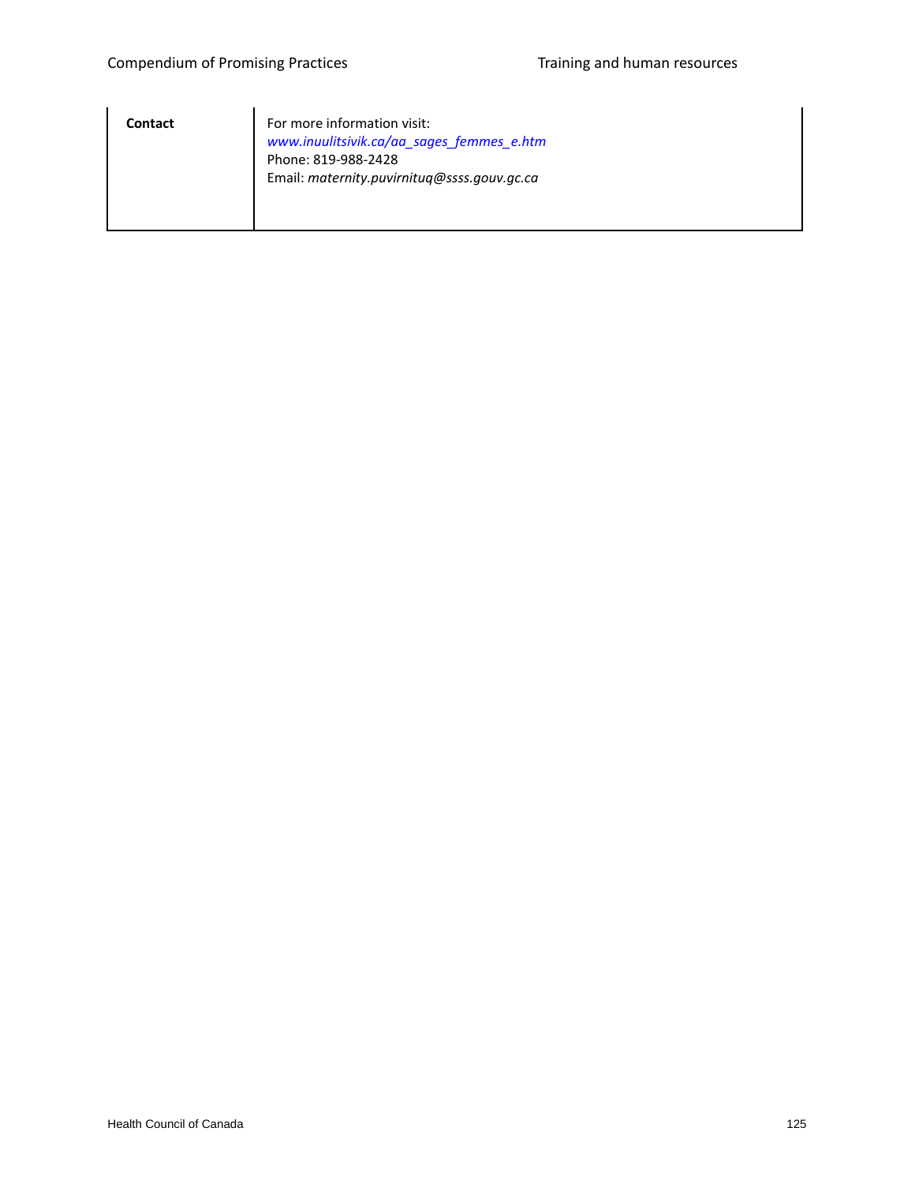| | |
|---|---|
| **Contact** | For more information visit: *www.inuulitsivik.ca/aa_sages_femmes_e.htm*<br>Phone: 819-988-2428<br>Email: *maternity.puvirnituq@ssss.gouv.gc.ca* |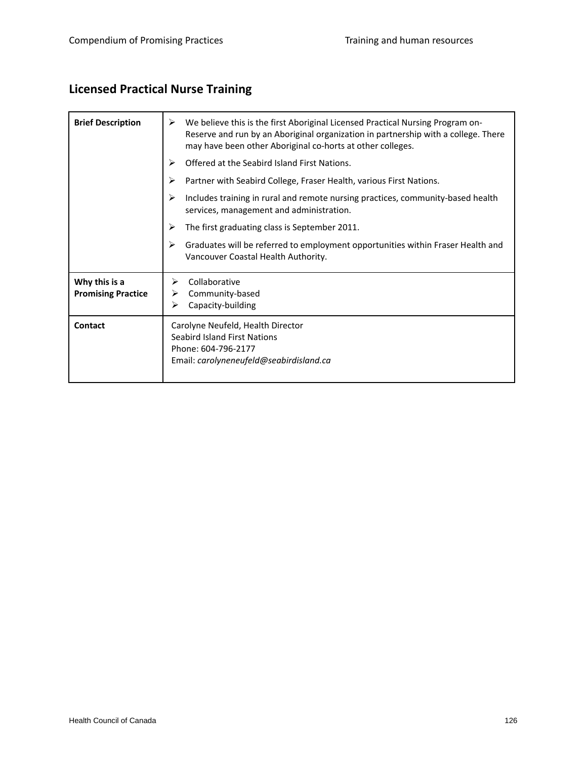## Licensed Practical Nurse Training

| | |
|---|---|
| **Brief Description** | ➢ We believe this is the first Aboriginal Licensed Practical Nursing Program on-Reserve and run by an Aboriginal organization in partnership with a college. There may have been other Aboriginal co-horts at other colleges.<br>➢ Offered at the Seabird Island First Nations.<br>➢ Partner with Seabird College, Fraser Health, various First Nations.<br>➢ Includes training in rural and remote nursing practices, community-based health services, management and administration.<br>➢ The first graduating class is September 2011.<br>➢ Graduates will be referred to employment opportunities within Fraser Health and Vancouver Coastal Health Authority. |
| **Why this is a Promising Practice** | ➢ Collaborative<br>➢ Community-based<br>➢ Capacity-building |
| **Contact** | Carolyne Neufeld, Health Director<br>Seabird Island First Nations<br>Phone: 604-796-2177<br>Email: *carolyneneufeld@seabirdisland.ca* |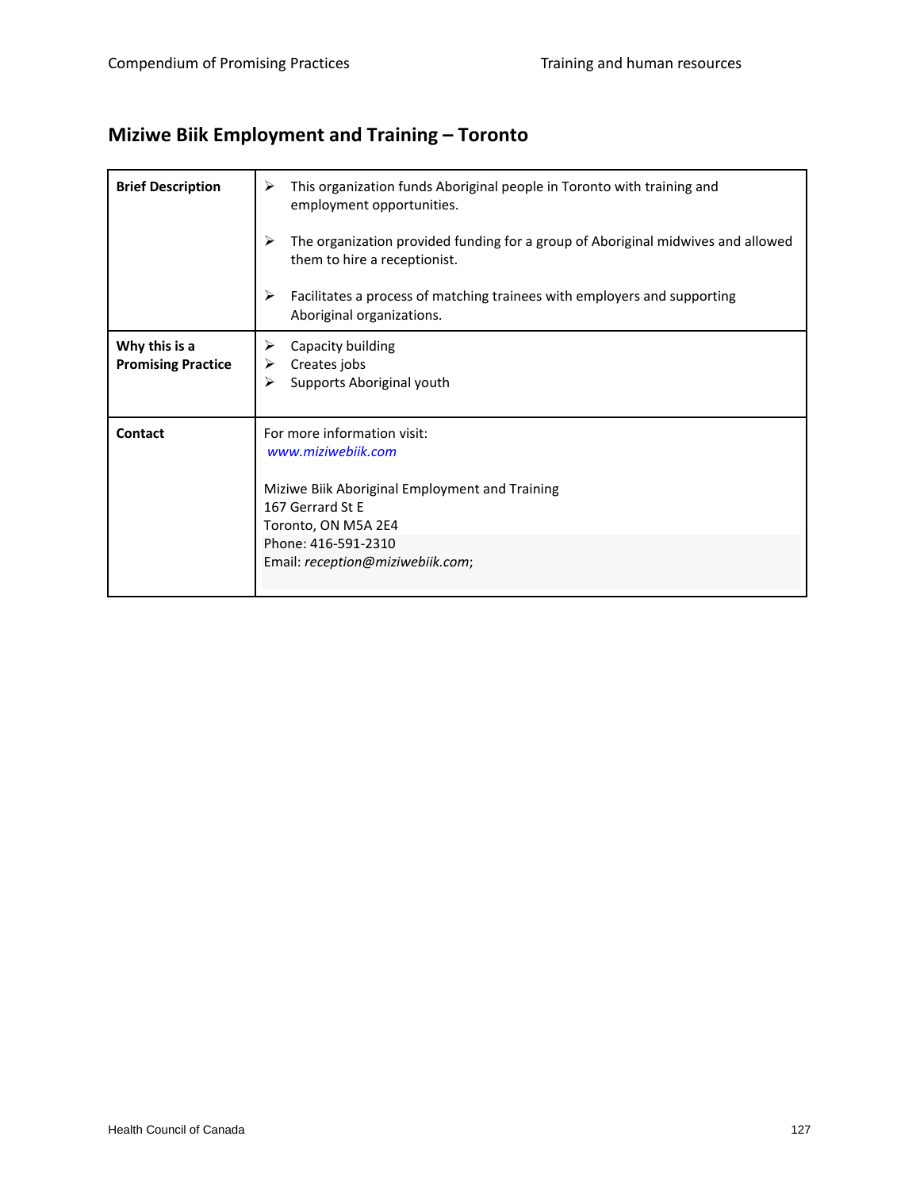## Miziwe Biik Employment and Training – Toronto

| | |
|---|---|
| **Brief Description** | ➢ This organization funds Aboriginal people in Toronto with training and employment opportunities.<br><br>➢ The organization provided funding for a group of Aboriginal midwives and allowed them to hire a receptionist.<br><br>➢ Facilitates a process of matching trainees with employers and supporting Aboriginal organizations. |
| **Why this is a Promising Practice** | ➢ Capacity building<br>➢ Creates jobs<br>➢ Supports Aboriginal youth |
| **Contact** | For more information visit:<br>*www.miziwebiik.com*<br><br>Miziwe Biik Aboriginal Employment and Training<br>167 Gerrard St E<br>Toronto, ON M5A 2E4<br>Phone: 416-591-2310<br>Email: *reception@miziwebiik.com*; |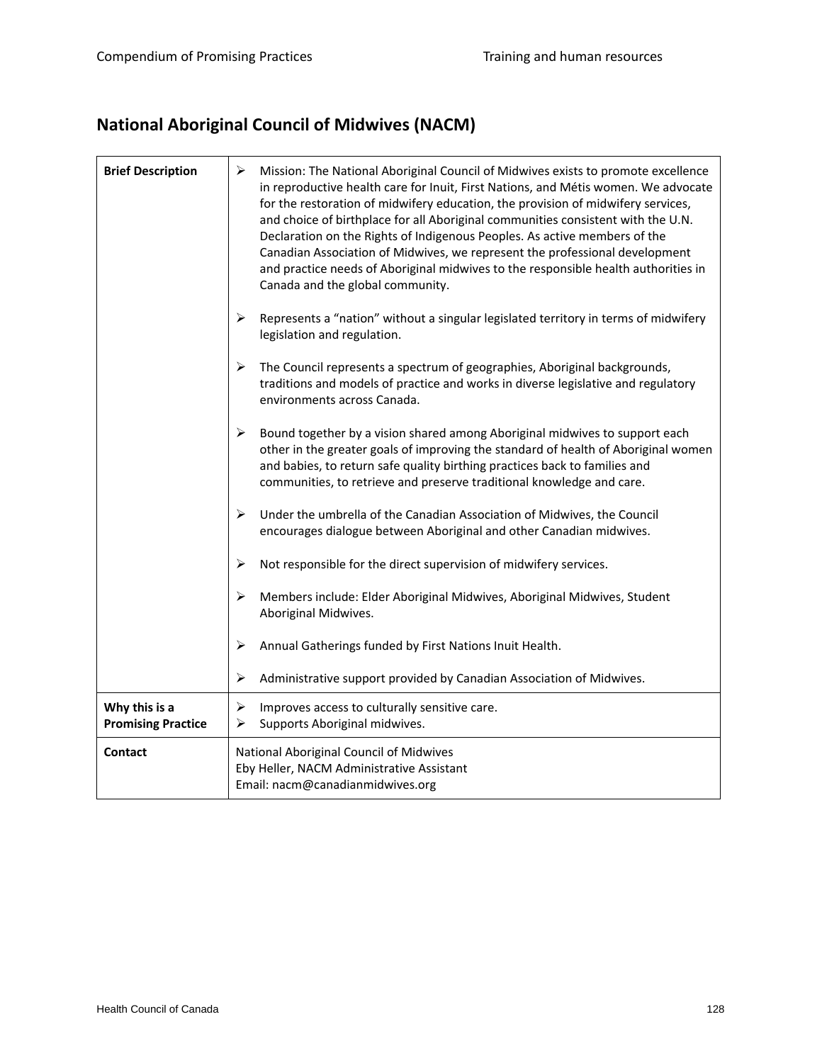## National Aboriginal Council of Midwives (NACM)

| | |
|---|---|
| **Brief Description** | ➢ Mission: The National Aboriginal Council of Midwives exists to promote excellence in reproductive health care for Inuit, First Nations, and Métis women. We advocate for the restoration of midwifery education, the provision of midwifery services, and choice of birthplace for all Aboriginal communities consistent with the U.N. Declaration on the Rights of Indigenous Peoples. As active members of the Canadian Association of Midwives, we represent the professional development and practice needs of Aboriginal midwives to the responsible health authorities in Canada and the global community.<br><br>➢ Represents a "nation" without a singular legislated territory in terms of midwifery legislation and regulation.<br><br>➢ The Council represents a spectrum of geographies, Aboriginal backgrounds, traditions and models of practice and works in diverse legislative and regulatory environments across Canada.<br><br>➢ Bound together by a vision shared among Aboriginal midwives to support each other in the greater goals of improving the standard of health of Aboriginal women and babies, to return safe quality birthing practices back to families and communities, to retrieve and preserve traditional knowledge and care.<br><br>➢ Under the umbrella of the Canadian Association of Midwives, the Council encourages dialogue between Aboriginal and other Canadian midwives.<br><br>➢ Not responsible for the direct supervision of midwifery services.<br><br>➢ Members include: Elder Aboriginal Midwives, Aboriginal Midwives, Student Aboriginal Midwives.<br><br>➢ Annual Gatherings funded by First Nations Inuit Health.<br><br>➢ Administrative support provided by Canadian Association of Midwives. |
| **Why this is a Promising Practice** | ➢ Improves access to culturally sensitive care.<br>➢ Supports Aboriginal midwives. |
| **Contact** | National Aboriginal Council of Midwives<br>Eby Heller, NACM Administrative Assistant<br>Email: nacm@canadianmidwives.org |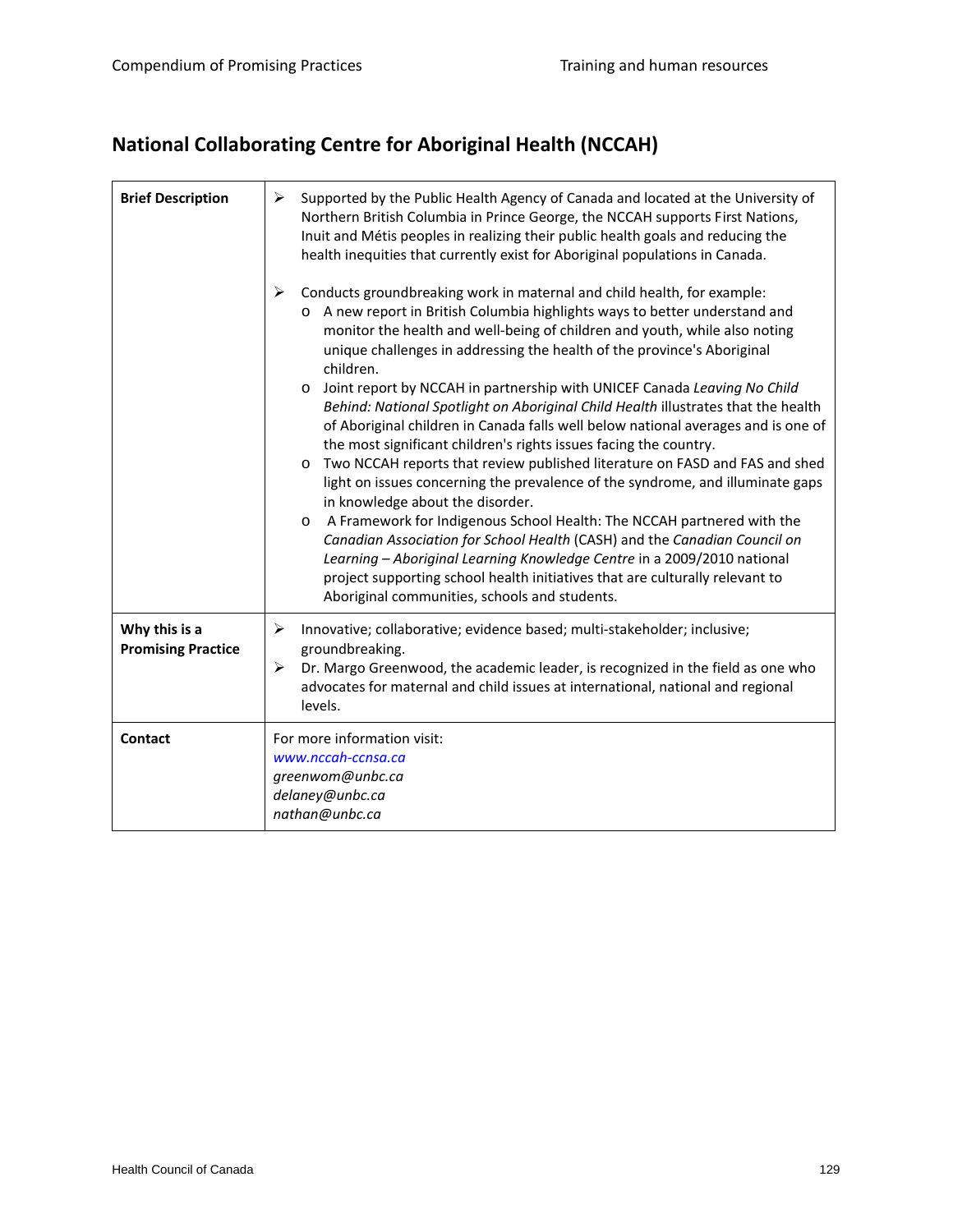## National Collaborating Centre for Aboriginal Health (NCCAH)

| | |
|---|---|
| **Brief Description** | ➢ Supported by the Public Health Agency of Canada and located at the University of Northern British Columbia in Prince George, the NCCAH supports First Nations, Inuit and Métis peoples in realizing their public health goals and reducing the health inequities that currently exist for Aboriginal populations in Canada.<br><br>➢ Conducts groundbreaking work in maternal and child health, for example:<br>o A new report in British Columbia highlights ways to better understand and monitor the health and well-being of children and youth, while also noting unique challenges in addressing the health of the province's Aboriginal children.<br>o Joint report by NCCAH in partnership with UNICEF Canada *Leaving No Child Behind: National Spotlight on Aboriginal Child Health* illustrates that the health of Aboriginal children in Canada falls well below national averages and is one of the most significant children's rights issues facing the country.<br>o Two NCCAH reports that review published literature on FASD and FAS and shed light on issues concerning the prevalence of the syndrome, and illuminate gaps in knowledge about the disorder.<br>o A Framework for Indigenous School Health: The NCCAH partnered with the *Canadian Association for School Health* (CASH) and the *Canadian Council on Learning – Aboriginal Learning Knowledge Centre* in a 2009/2010 national project supporting school health initiatives that are culturally relevant to Aboriginal communities, schools and students. |
| **Why this is a Promising Practice** | ➢ Innovative; collaborative; evidence based; multi-stakeholder; inclusive; groundbreaking.<br>➢ Dr. Margo Greenwood, the academic leader, is recognized in the field as one who advocates for maternal and child issues at international, national and regional levels. |
| **Contact** | For more information visit:<br>*www.nccah-ccnsa.ca*<br>*greenwom@unbc.ca*<br>*delaney@unbc.ca*<br>*nathan@unbc.ca* |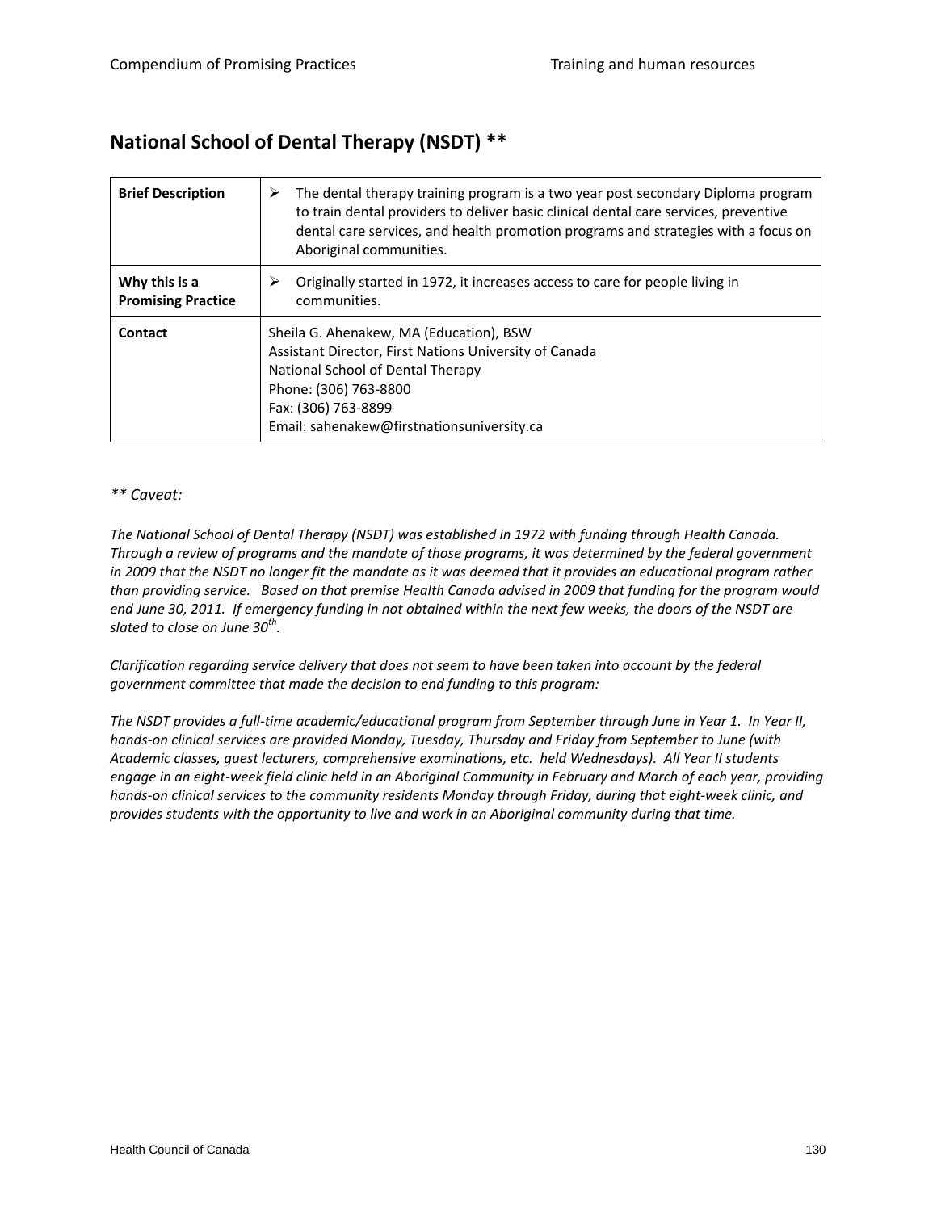## National School of Dental Therapy (NSDT) **

| | |
|---|---|
| **Brief Description** | ➢ The dental therapy training program is a two year post secondary Diploma program to train dental providers to deliver basic clinical dental care services, preventive dental care services, and health promotion programs and strategies with a focus on Aboriginal communities. |
| **Why this is a Promising Practice** | ➢ Originally started in 1972, it increases access to care for people living in communities. |
| **Contact** | Sheila G. Ahenakew, MA (Education), BSW<br>Assistant Director, First Nations University of Canada<br>National School of Dental Therapy<br>Phone: (306) 763-8800<br>Fax: (306) 763-8899<br>Email: sahenakew@firstnationsuniversity.ca |

*** Caveat:*

*The National School of Dental Therapy (NSDT) was established in 1972 with funding through Health Canada. Through a review of programs and the mandate of those programs, it was determined by the federal government in 2009 that the NSDT no longer fit the mandate as it was deemed that it provides an educational program rather than providing service. Based on that premise Health Canada advised in 2009 that funding for the program would end June 30, 2011. If emergency funding in not obtained within the next few weeks, the doors of the NSDT are slated to close on June 30th.*

*Clarification regarding service delivery that does not seem to have been taken into account by the federal government committee that made the decision to end funding to this program:*

*The NSDT provides a full-time academic/educational program from September through June in Year 1. In Year II, hands-on clinical services are provided Monday, Tuesday, Thursday and Friday from September to June (with Academic classes, guest lecturers, comprehensive examinations, etc. held Wednesdays). All Year II students engage in an eight-week field clinic held in an Aboriginal Community in February and March of each year, providing hands-on clinical services to the community residents Monday through Friday, during that eight-week clinic, and provides students with the opportunity to live and work in an Aboriginal community during that time.*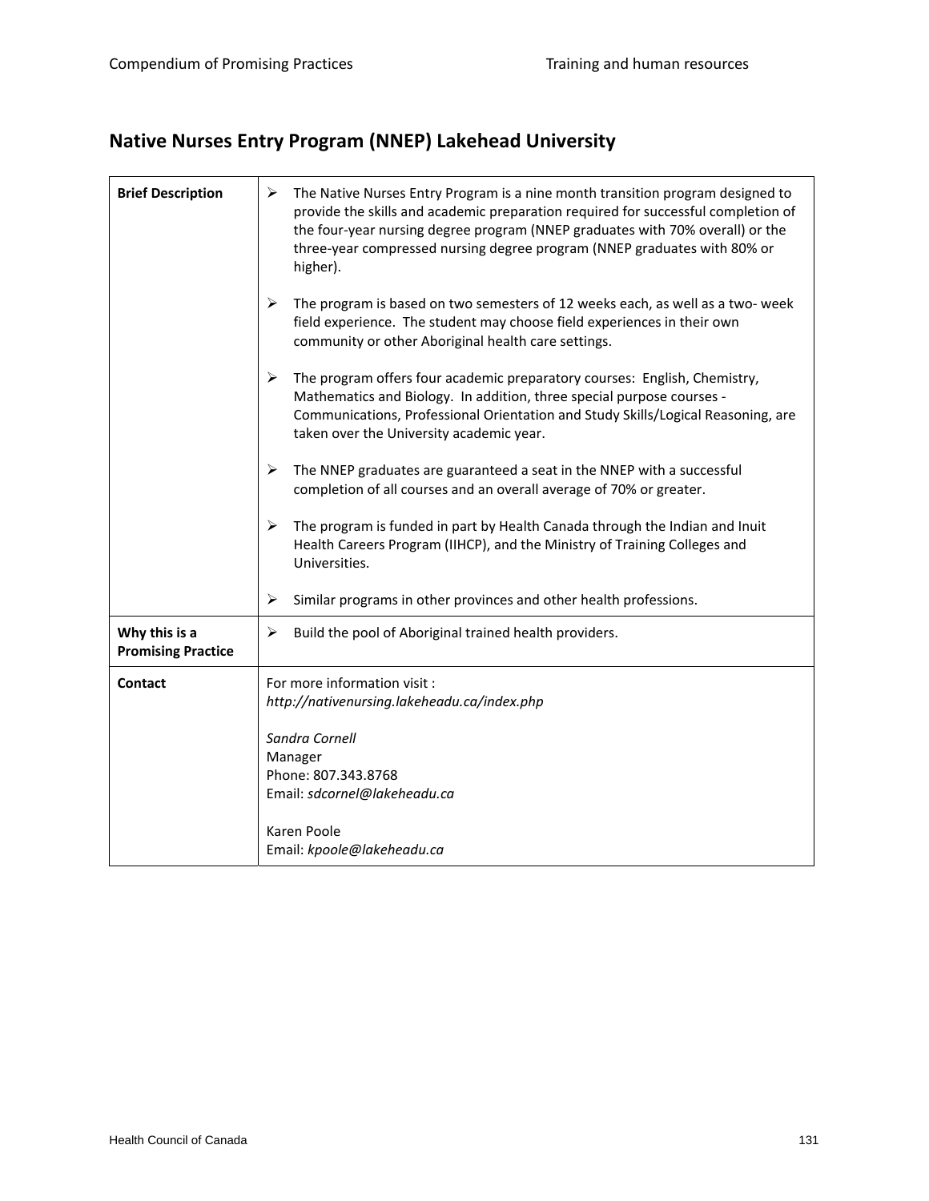## Native Nurses Entry Program (NNEP) Lakehead University

| | |
|---|---|
| **Brief Description** | ➢ The Native Nurses Entry Program is a nine month transition program designed to provide the skills and academic preparation required for successful completion of the four-year nursing degree program (NNEP graduates with 70% overall) or the three-year compressed nursing degree program (NNEP graduates with 80% or higher).<br><br>➢ The program is based on two semesters of 12 weeks each, as well as a two- week field experience. The student may choose field experiences in their own community or other Aboriginal health care settings.<br><br>➢ The program offers four academic preparatory courses: English, Chemistry, Mathematics and Biology. In addition, three special purpose courses - Communications, Professional Orientation and Study Skills/Logical Reasoning, are taken over the University academic year.<br><br>➢ The NNEP graduates are guaranteed a seat in the NNEP with a successful completion of all courses and an overall average of 70% or greater.<br><br>➢ The program is funded in part by Health Canada through the Indian and Inuit Health Careers Program (IIHCP), and the Ministry of Training Colleges and Universities.<br><br>➢ Similar programs in other provinces and other health professions. |
| **Why this is a Promising Practice** | ➢ Build the pool of Aboriginal trained health providers. |
| **Contact** | For more information visit :<br>*http://nativenursing.lakeheadu.ca/index.php*<br><br>*Sandra Cornell*<br>Manager<br>Phone: 807.343.8768<br>Email: *sdcornel@lakeheadu.ca*<br><br>Karen Poole<br>Email: *kpoole@lakeheadu.ca* |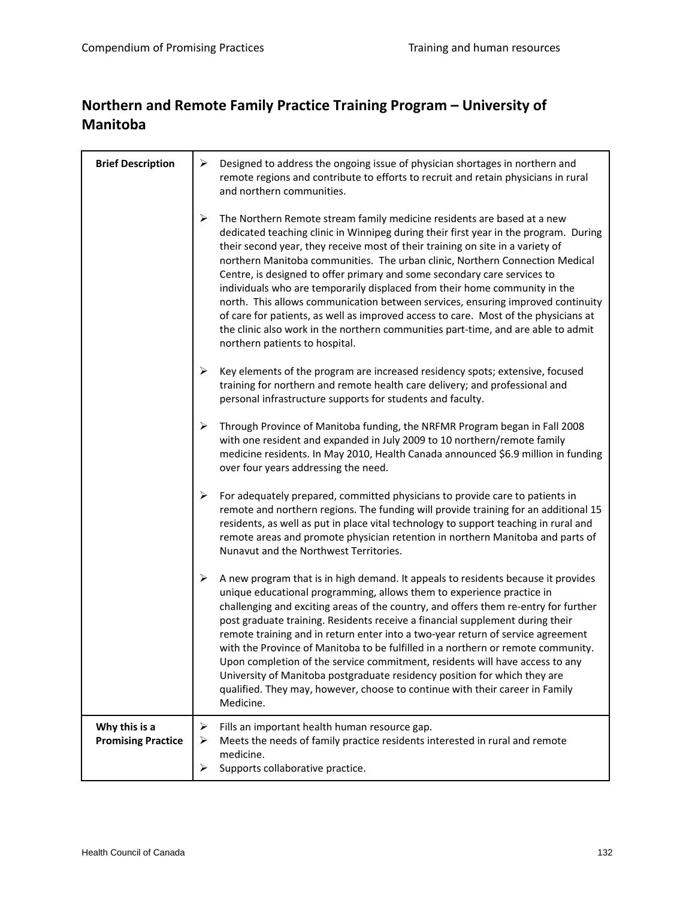## Northern and Remote Family Practice Training Program – University of Manitoba

| Brief Description | |
|---|---|
| | ➢ Designed to address the ongoing issue of physician shortages in northern and remote regions and contribute to efforts to recruit and retain physicians in rural and northern communities.<br><br>➢ The Northern Remote stream family medicine residents are based at a new dedicated teaching clinic in Winnipeg during their first year in the program. During their second year, they receive most of their training on site in a variety of northern Manitoba communities. The urban clinic, Northern Connection Medical Centre, is designed to offer primary and some secondary care services to individuals who are temporarily displaced from their home community in the north. This allows communication between services, ensuring improved continuity of care for patients, as well as improved access to care. Most of the physicians at the clinic also work in the northern communities part-time, and are able to admit northern patients to hospital.<br><br>➢ Key elements of the program are increased residency spots; extensive, focused training for northern and remote health care delivery; and professional and personal infrastructure supports for students and faculty.<br><br>➢ Through Province of Manitoba funding, the NRFMR Program began in Fall 2008 with one resident and expanded in July 2009 to 10 northern/remote family medicine residents. In May 2010, Health Canada announced $6.9 million in funding over four years addressing the need.<br><br>➢ For adequately prepared, committed physicians to provide care to patients in remote and northern regions. The funding will provide training for an additional 15 residents, as well as put in place vital technology to support teaching in rural and remote areas and promote physician retention in northern Manitoba and parts of Nunavut and the Northwest Territories.<br><br>➢ A new program that is in high demand. It appeals to residents because it provides unique educational programming, allows them to experience practice in challenging and exciting areas of the country, and offers them re-entry for further post graduate training. Residents receive a financial supplement during their remote training and in return enter into a two-year return of service agreement with the Province of Manitoba to be fulfilled in a northern or remote community. Upon completion of the service commitment, residents will have access to any University of Manitoba postgraduate residency position for which they are qualified. They may, however, choose to continue with their career in Family Medicine. |
| **Why this is a Promising Practice** | ➢ Fills an important health human resource gap.<br>➢ Meets the needs of family practice residents interested in rural and remote medicine.<br>➢ Supports collaborative practice. |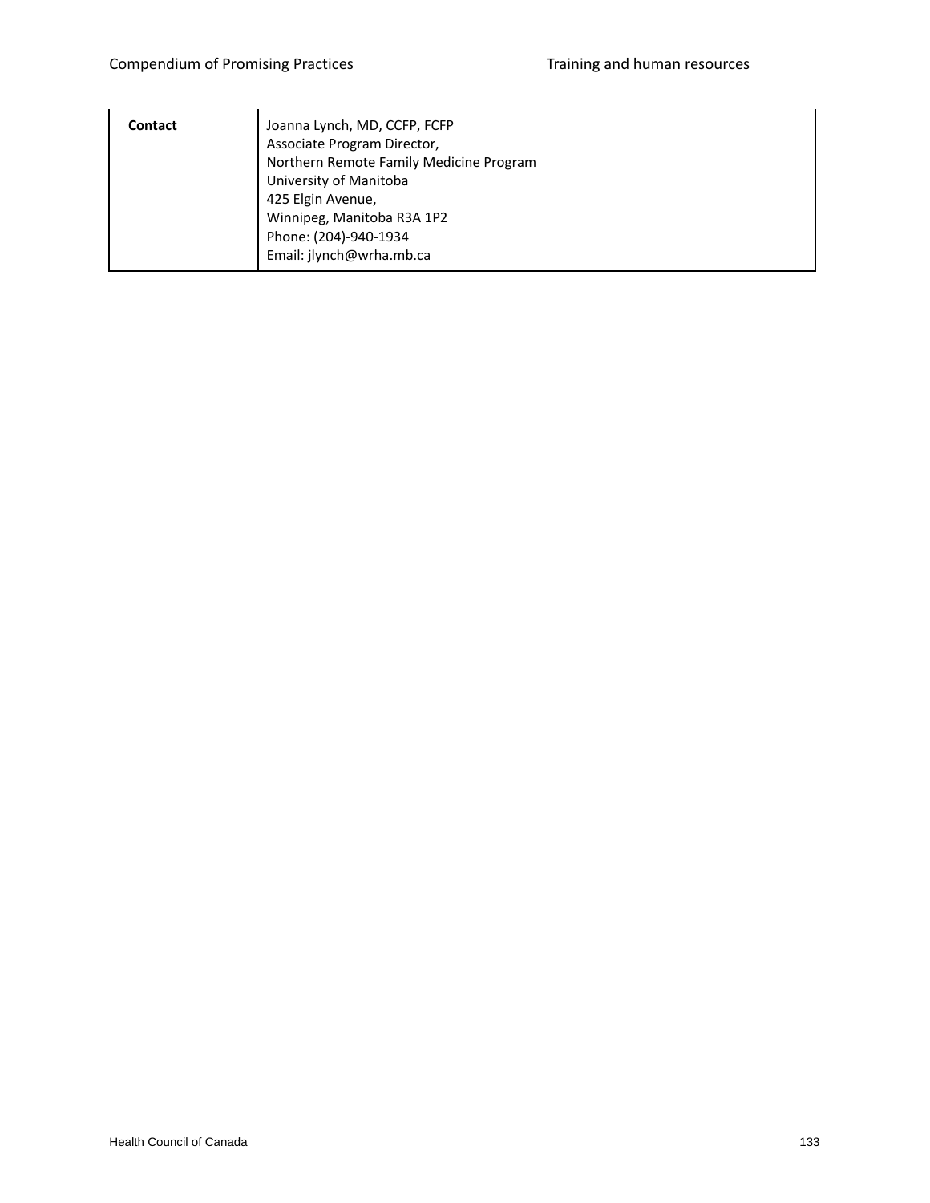| | |
|---|---|
| **Contact** | Joanna Lynch, MD, CCFP, FCFP<br>Associate Program Director,<br>Northern Remote Family Medicine Program<br>University of Manitoba<br>425 Elgin Avenue,<br>Winnipeg, Manitoba R3A 1P2<br>Phone: (204)-940-1934<br>Email: jlynch@wrha.mb.ca |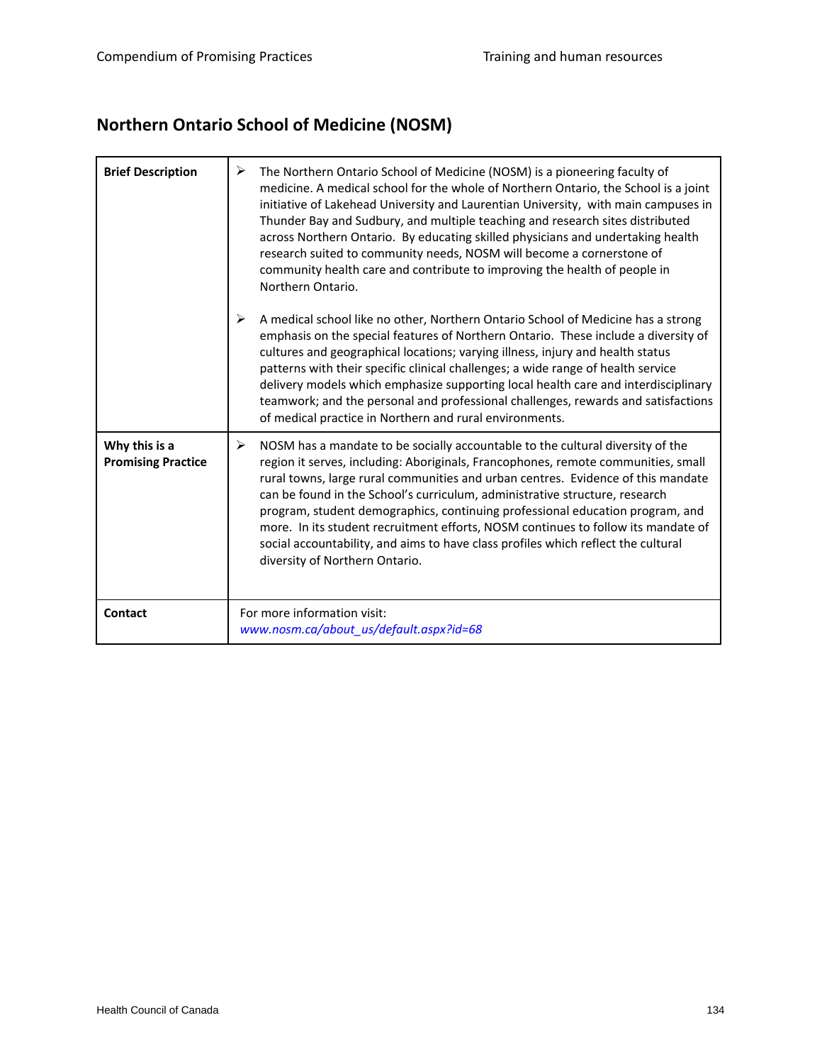## Northern Ontario School of Medicine (NOSM)

| | |
|---|---|
| **Brief Description** | ➢ The Northern Ontario School of Medicine (NOSM) is a pioneering faculty of medicine. A medical school for the whole of Northern Ontario, the School is a joint initiative of Lakehead University and Laurentian University, with main campuses in Thunder Bay and Sudbury, and multiple teaching and research sites distributed across Northern Ontario. By educating skilled physicians and undertaking health research suited to community needs, NOSM will become a cornerstone of community health care and contribute to improving the health of people in Northern Ontario.<br><br>➢ A medical school like no other, Northern Ontario School of Medicine has a strong emphasis on the special features of Northern Ontario. These include a diversity of cultures and geographical locations; varying illness, injury and health status patterns with their specific clinical challenges; a wide range of health service delivery models which emphasize supporting local health care and interdisciplinary teamwork; and the personal and professional challenges, rewards and satisfactions of medical practice in Northern and rural environments. |
| **Why this is a Promising Practice** | ➢ NOSM has a mandate to be socially accountable to the cultural diversity of the region it serves, including: Aboriginals, Francophones, remote communities, small rural towns, large rural communities and urban centres. Evidence of this mandate can be found in the School's curriculum, administrative structure, research program, student demographics, continuing professional education program, and more. In its student recruitment efforts, NOSM continues to follow its mandate of social accountability, and aims to have class profiles which reflect the cultural diversity of Northern Ontario. |
| **Contact** | For more information visit:<br>*www.nosm.ca/about_us/default.aspx?id=68* |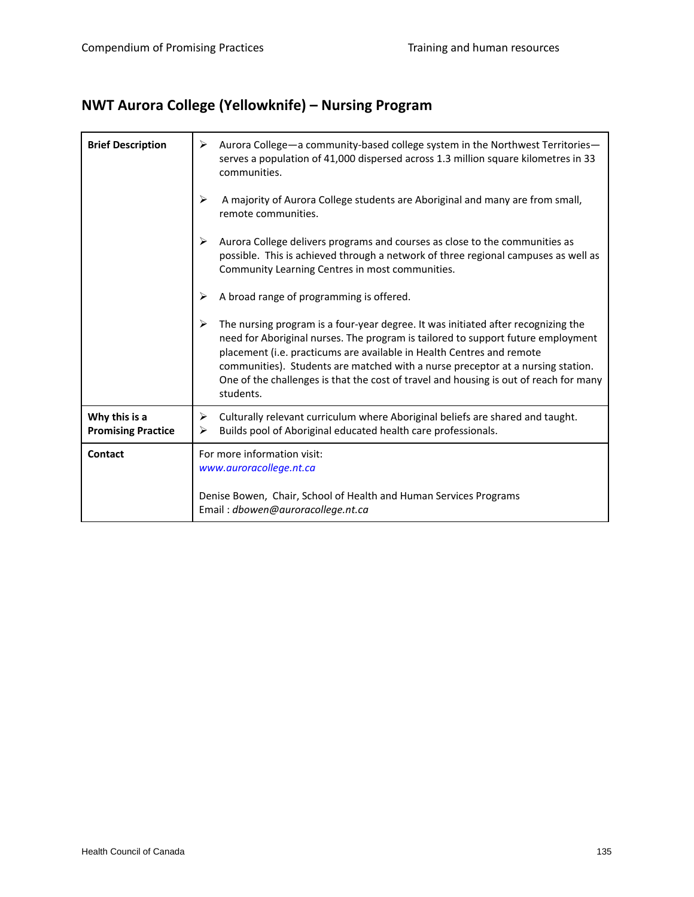## NWT Aurora College (Yellowknife) – Nursing Program

| | |
|---|---|
| **Brief Description** | ➢ Aurora College—a community-based college system in the Northwest Territories—serves a population of 41,000 dispersed across 1.3 million square kilometres in 33 communities.<br><br>➢ A majority of Aurora College students are Aboriginal and many are from small, remote communities.<br><br>➢ Aurora College delivers programs and courses as close to the communities as possible. This is achieved through a network of three regional campuses as well as Community Learning Centres in most communities.<br><br>➢ A broad range of programming is offered.<br><br>➢ The nursing program is a four-year degree. It was initiated after recognizing the need for Aboriginal nurses. The program is tailored to support future employment placement (i.e. practicums are available in Health Centres and remote communities). Students are matched with a nurse preceptor at a nursing station. One of the challenges is that the cost of travel and housing is out of reach for many students. |
| **Why this is a Promising Practice** | ➢ Culturally relevant curriculum where Aboriginal beliefs are shared and taught.<br>➢ Builds pool of Aboriginal educated health care professionals. |
| **Contact** | For more information visit:<br>*www.auroracollege.nt.ca*<br><br>Denise Bowen, Chair, School of Health and Human Services Programs<br>Email : *dbowen@auroracollege.nt.ca* |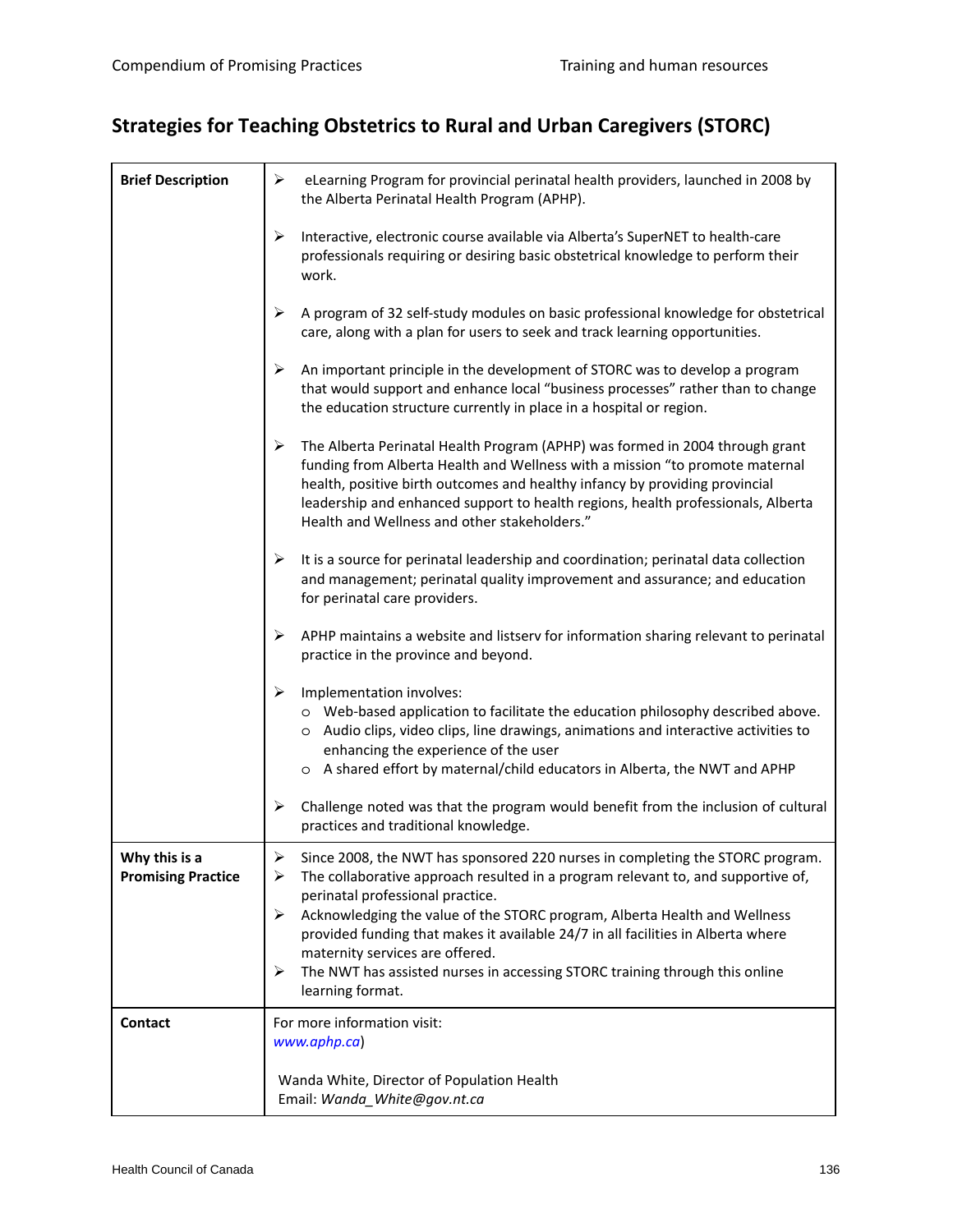## Strategies for Teaching Obstetrics to Rural and Urban Caregivers (STORC)

| | |
|---|---|
| **Brief Description** | ➢ eLearning Program for provincial perinatal health providers, launched in 2008 by the Alberta Perinatal Health Program (APHP).<br><br>➢ Interactive, electronic course available via Alberta's SuperNET to health-care professionals requiring or desiring basic obstetrical knowledge to perform their work.<br><br>➢ A program of 32 self-study modules on basic professional knowledge for obstetrical care, along with a plan for users to seek and track learning opportunities.<br><br>➢ An important principle in the development of STORC was to develop a program that would support and enhance local "business processes" rather than to change the education structure currently in place in a hospital or region.<br><br>➢ The Alberta Perinatal Health Program (APHP) was formed in 2004 through grant funding from Alberta Health and Wellness with a mission "to promote maternal health, positive birth outcomes and healthy infancy by providing provincial leadership and enhanced support to health regions, health professionals, Alberta Health and Wellness and other stakeholders."<br><br>➢ It is a source for perinatal leadership and coordination; perinatal data collection and management; perinatal quality improvement and assurance; and education for perinatal care providers.<br><br>➢ APHP maintains a website and listserv for information sharing relevant to perinatal practice in the province and beyond.<br><br>➢ Implementation involves:<br>o Web-based application to facilitate the education philosophy described above.<br>o Audio clips, video clips, line drawings, animations and interactive activities to enhancing the experience of the user<br>o A shared effort by maternal/child educators in Alberta, the NWT and APHP<br><br>➢ Challenge noted was that the program would benefit from the inclusion of cultural practices and traditional knowledge. |
| **Why this is a Promising Practice** | ➢ Since 2008, the NWT has sponsored 220 nurses in completing the STORC program.<br>➢ The collaborative approach resulted in a program relevant to, and supportive of, perinatal professional practice.<br>➢ Acknowledging the value of the STORC program, Alberta Health and Wellness provided funding that makes it available 24/7 in all facilities in Alberta where maternity services are offered.<br>➢ The NWT has assisted nurses in accessing STORC training through this online learning format. |
| **Contact** | For more information visit:<br>*www.aphp.ca*)<br><br>Wanda White, Director of Population Health<br>Email: *Wanda_White@gov.nt.ca* |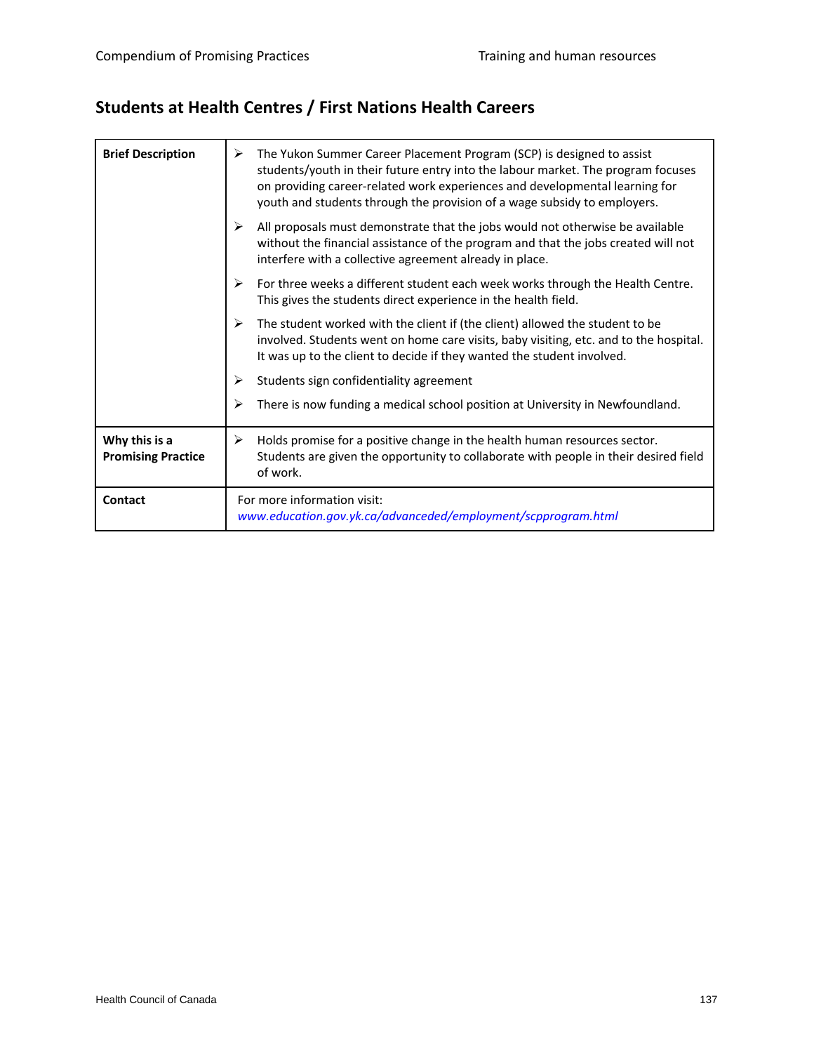## Students at Health Centres / First Nations Health Careers

| | |
|---|---|
| **Brief Description** | ➢ The Yukon Summer Career Placement Program (SCP) is designed to assist students/youth in their future entry into the labour market. The program focuses on providing career-related work experiences and developmental learning for youth and students through the provision of a wage subsidy to employers.<br>➢ All proposals must demonstrate that the jobs would not otherwise be available without the financial assistance of the program and that the jobs created will not interfere with a collective agreement already in place.<br>➢ For three weeks a different student each week works through the Health Centre. This gives the students direct experience in the health field.<br>➢ The student worked with the client if (the client) allowed the student to be involved. Students went on home care visits, baby visiting, etc. and to the hospital. It was up to the client to decide if they wanted the student involved.<br>➢ Students sign confidentiality agreement<br>➢ There is now funding a medical school position at University in Newfoundland. |
| **Why this is a Promising Practice** | ➢ Holds promise for a positive change in the health human resources sector. Students are given the opportunity to collaborate with people in their desired field of work. |
| **Contact** | For more information visit:<br>*www.education.gov.yk.ca/advanceded/employment/scpprogram.html* |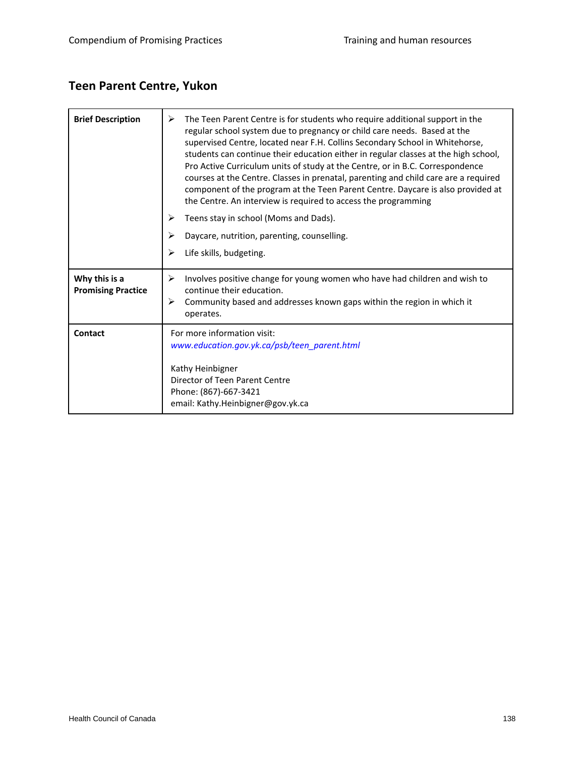## Teen Parent Centre, Yukon

| | |
|---|---|
| **Brief Description** | ➢ The Teen Parent Centre is for students who require additional support in the regular school system due to pregnancy or child care needs. Based at the supervised Centre, located near F.H. Collins Secondary School in Whitehorse, students can continue their education either in regular classes at the high school, Pro Active Curriculum units of study at the Centre, or in B.C. Correspondence courses at the Centre. Classes in prenatal, parenting and child care are a required component of the program at the Teen Parent Centre. Daycare is also provided at the Centre. An interview is required to access the programming<br>➢ Teens stay in school (Moms and Dads).<br>➢ Daycare, nutrition, parenting, counselling.<br>➢ Life skills, budgeting. |
| **Why this is a Promising Practice** | ➢ Involves positive change for young women who have had children and wish to continue their education.<br>➢ Community based and addresses known gaps within the region in which it operates. |
| **Contact** | For more information visit:<br>*www.education.gov.yk.ca/psb/teen_parent.html*<br><br>Kathy Heinbigner<br>Director of Teen Parent Centre<br>Phone: (867)-667-3421<br>email: Kathy.Heinbigner@gov.yk.ca |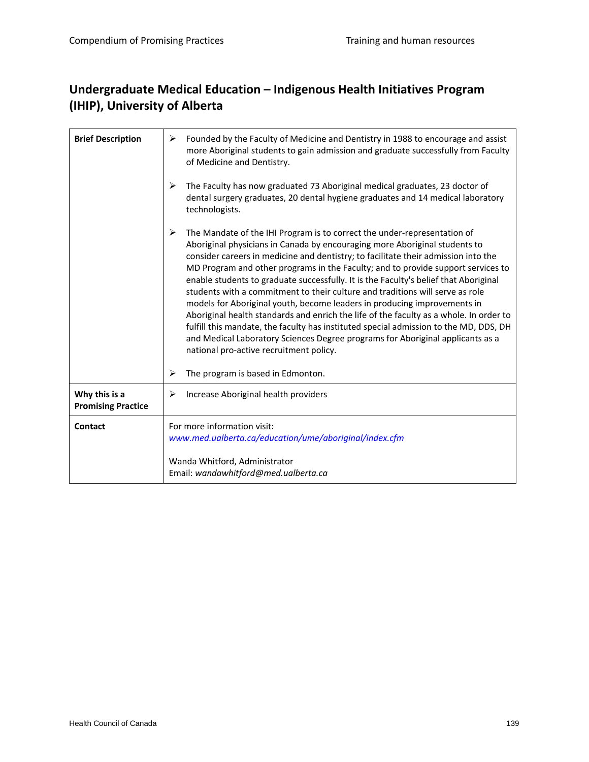## Undergraduate Medical Education – Indigenous Health Initiatives Program (IHIP), University of Alberta

| | |
|---|---|
| **Brief Description** | ➢ Founded by the Faculty of Medicine and Dentistry in 1988 to encourage and assist more Aboriginal students to gain admission and graduate successfully from Faculty of Medicine and Dentistry.<br><br>➢ The Faculty has now graduated 73 Aboriginal medical graduates, 23 doctor of dental surgery graduates, 20 dental hygiene graduates and 14 medical laboratory technologists.<br><br>➢ The Mandate of the IHI Program is to correct the under-representation of Aboriginal physicians in Canada by encouraging more Aboriginal students to consider careers in medicine and dentistry; to facilitate their admission into the MD Program and other programs in the Faculty; and to provide support services to enable students to graduate successfully. It is the Faculty's belief that Aboriginal students with a commitment to their culture and traditions will serve as role models for Aboriginal youth, become leaders in producing improvements in Aboriginal health standards and enrich the life of the faculty as a whole. In order to fulfill this mandate, the faculty has instituted special admission to the MD, DDS, DH and Medical Laboratory Sciences Degree programs for Aboriginal applicants as a national pro-active recruitment policy.<br><br>➢ The program is based in Edmonton. |
| **Why this is a Promising Practice** | ➢ Increase Aboriginal health providers |
| **Contact** | For more information visit:<br>*www.med.ualberta.ca/education/ume/aboriginal/index.cfm*<br><br>Wanda Whitford, Administrator<br>Email: *wandawhitford@med.ualberta.ca* |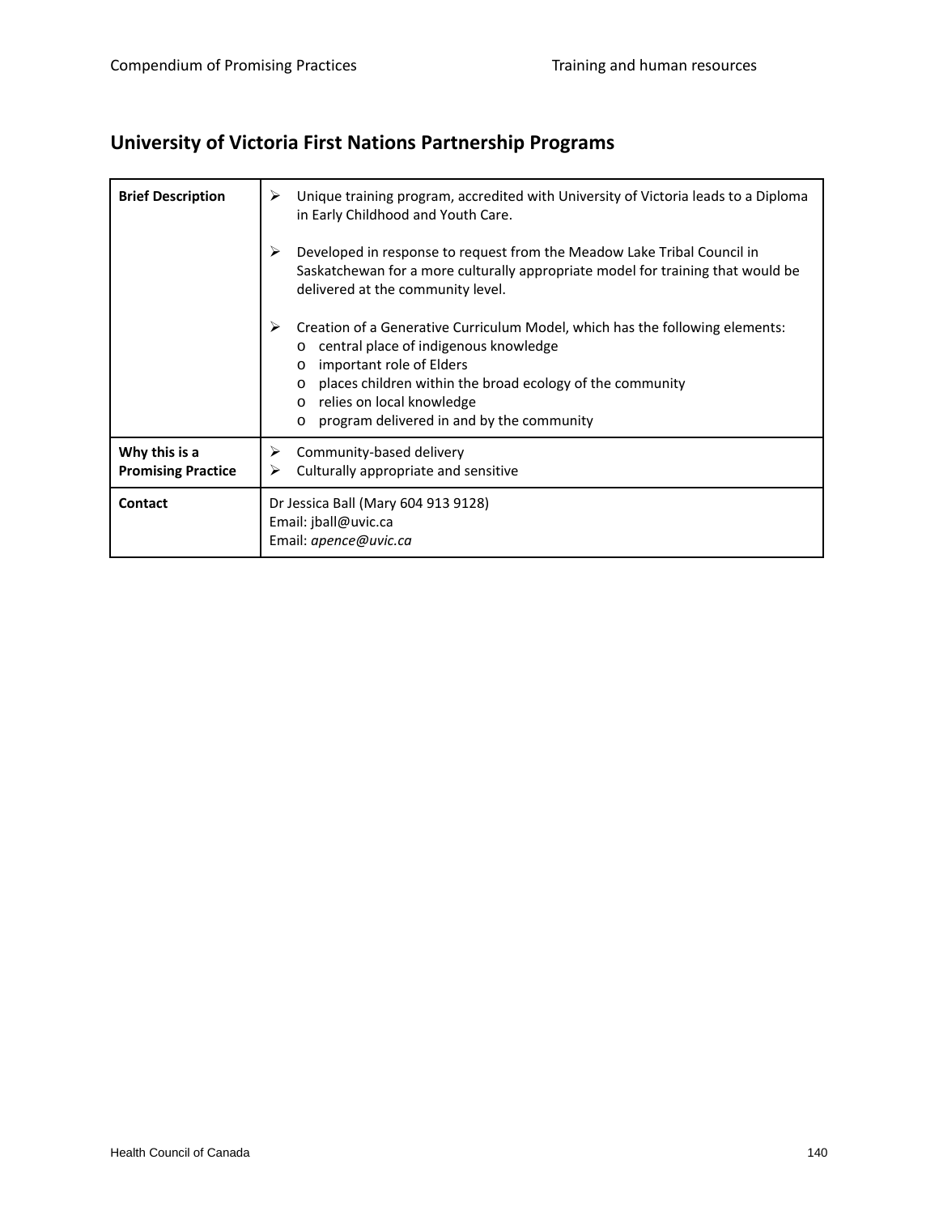## University of Victoria First Nations Partnership Programs

| | |
|---|---|
| **Brief Description** | ➢ Unique training program, accredited with University of Victoria leads to a Diploma in Early Childhood and Youth Care.<br><br>➢ Developed in response to request from the Meadow Lake Tribal Council in Saskatchewan for a more culturally appropriate model for training that would be delivered at the community level.<br><br>➢ Creation of a Generative Curriculum Model, which has the following elements:<br>o central place of indigenous knowledge<br>o important role of Elders<br>o places children within the broad ecology of the community<br>o relies on local knowledge<br>o program delivered in and by the community |
| **Why this is a Promising Practice** | ➢ Community-based delivery<br>➢ Culturally appropriate and sensitive |
| **Contact** | Dr Jessica Ball (Mary 604 913 9128)<br>Email: jball@uvic.ca<br>Email: *apence@uvic.ca* |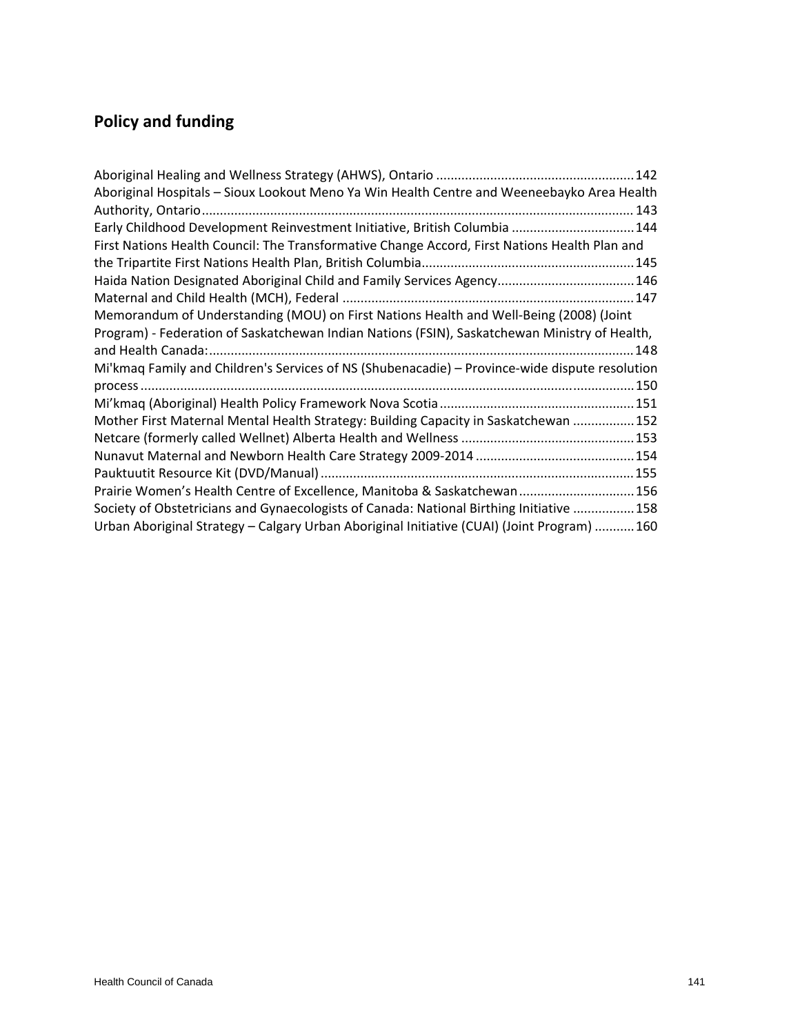## Policy and funding

Aboriginal Healing and Wellness Strategy (AHWS), Ontario ........................................................ 142
Aboriginal Hospitals – Sioux Lookout Meno Ya Win Health Centre and Weeneebayko Area Health Authority, Ontario ........................................................................................................................ 143
Early Childhood Development Reinvestment Initiative, British Columbia .................................. 144
First Nations Health Council: The Transformative Change Accord, First Nations Health Plan and the Tripartite First Nations Health Plan, British Columbia ........................................................... 145
Haida Nation Designated Aboriginal Child and Family Services Agency...................................... 146
Maternal and Child Health (MCH), Federal ................................................................................ 147
Memorandum of Understanding (MOU) on First Nations Health and Well-Being (2008) (Joint Program) - Federation of Saskatchewan Indian Nations (FSIN), Saskatchewan Ministry of Health, and Health Canada: ..................................................................................................................... 148
Mi'kmaq Family and Children's Services of NS (Shubenacadie) – Province-wide dispute resolution process ........................................................................................................................ 150
Mi'kmaq (Aboriginal) Health Policy Framework Nova Scotia ...................................................... 151
Mother First Maternal Mental Health Strategy: Building Capacity in Saskatchewan ................. 152
Netcare (formerly called Wellnet) Alberta Health and Wellness ................................................ 153
Nunavut Maternal and Newborn Health Care Strategy 2009-2014 ............................................ 154
Pauktuutit Resource Kit (DVD/Manual) ...................................................................................... 155
Prairie Women's Health Centre of Excellence, Manitoba & Saskatchewan ................................ 156
Society of Obstetricians and Gynaecologists of Canada: National Birthing Initiative ................. 158
Urban Aboriginal Strategy – Calgary Urban Aboriginal Initiative (CUAI) (Joint Program) ........... 160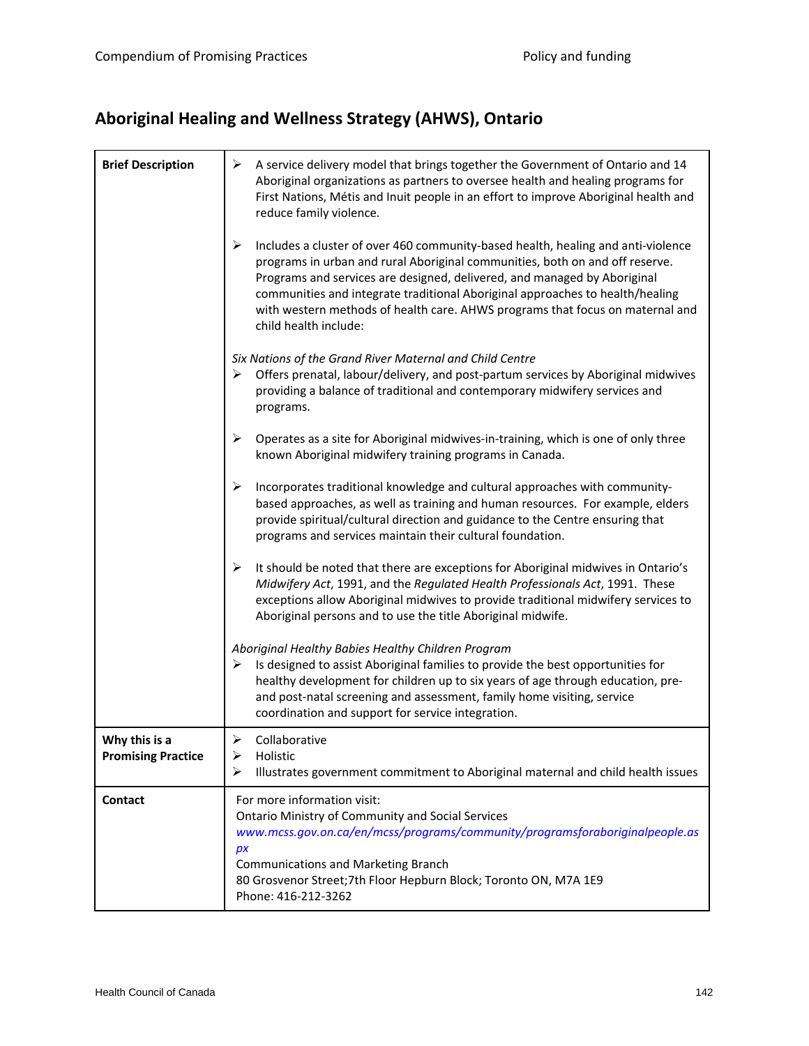## Aboriginal Healing and Wellness Strategy (AHWS), Ontario

| | |
|---|---|
| **Brief Description** | ➢ A service delivery model that brings together the Government of Ontario and 14 Aboriginal organizations as partners to oversee health and healing programs for First Nations, Métis and Inuit people in an effort to improve Aboriginal health and reduce family violence.<br><br>➢ Includes a cluster of over 460 community-based health, healing and anti-violence programs in urban and rural Aboriginal communities, both on and off reserve. Programs and services are designed, delivered, and managed by Aboriginal communities and integrate traditional Aboriginal approaches to health/healing with western methods of health care. AHWS programs that focus on maternal and child health include:<br><br>*Six Nations of the Grand River Maternal and Child Centre*<br>➢ Offers prenatal, labour/delivery, and post-partum services by Aboriginal midwives providing a balance of traditional and contemporary midwifery services and programs.<br><br>➢ Operates as a site for Aboriginal midwives-in-training, which is one of only three known Aboriginal midwifery training programs in Canada.<br><br>➢ Incorporates traditional knowledge and cultural approaches with community-based approaches, as well as training and human resources. For example, elders provide spiritual/cultural direction and guidance to the Centre ensuring that programs and services maintain their cultural foundation.<br><br>➢ It should be noted that there are exceptions for Aboriginal midwives in Ontario's *Midwifery Act*, 1991, and the *Regulated Health Professionals Act*, 1991. These exceptions allow Aboriginal midwives to provide traditional midwifery services to Aboriginal persons and to use the title Aboriginal midwife.<br><br>*Aboriginal Healthy Babies Healthy Children Program*<br>➢ Is designed to assist Aboriginal families to provide the best opportunities for healthy development for children up to six years of age through education, pre- and post-natal screening and assessment, family home visiting, service coordination and support for service integration. |
| **Why this is a Promising Practice** | ➢ Collaborative<br>➢ Holistic<br>➢ Illustrates government commitment to Aboriginal maternal and child health issues |
| **Contact** | For more information visit:<br>Ontario Ministry of Community and Social Services<br>*www.mcss.gov.on.ca/en/mcss/programs/community/programsforaboriginalpeople.aspx*<br>Communications and Marketing Branch<br>80 Grosvenor Street;7th Floor Hepburn Block; Toronto ON, M7A 1E9<br>Phone: 416-212-3262 |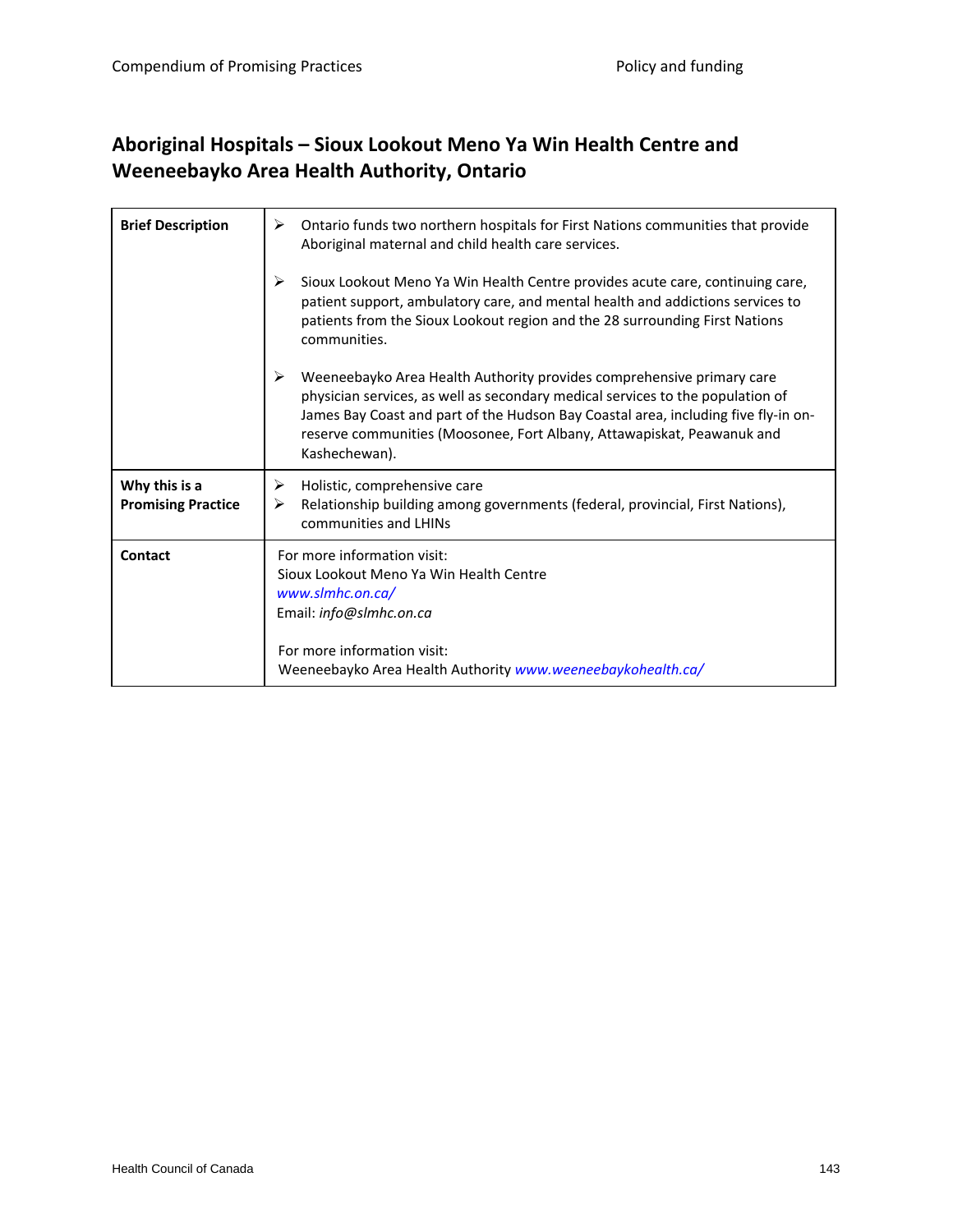## Aboriginal Hospitals – Sioux Lookout Meno Ya Win Health Centre and Weeneebayko Area Health Authority, Ontario

| | |
|---|---|
| **Brief Description** | ➢ Ontario funds two northern hospitals for First Nations communities that provide Aboriginal maternal and child health care services.<br><br>➢ Sioux Lookout Meno Ya Win Health Centre provides acute care, continuing care, patient support, ambulatory care, and mental health and addictions services to patients from the Sioux Lookout region and the 28 surrounding First Nations communities.<br><br>➢ Weeneebayko Area Health Authority provides comprehensive primary care physician services, as well as secondary medical services to the population of James Bay Coast and part of the Hudson Bay Coastal area, including five fly-in on-reserve communities (Moosonee, Fort Albany, Attawapiskat, Peawanuk and Kashechewan). |
| **Why this is a Promising Practice** | ➢ Holistic, comprehensive care<br>➢ Relationship building among governments (federal, provincial, First Nations), communities and LHINs |
| **Contact** | For more information visit:<br>Sioux Lookout Meno Ya Win Health Centre<br>*www.slmhc.on.ca/*<br>Email: *info@slmhc.on.ca*<br><br>For more information visit:<br>Weeneebayko Area Health Authority *www.weeneebaykohealth.ca/* |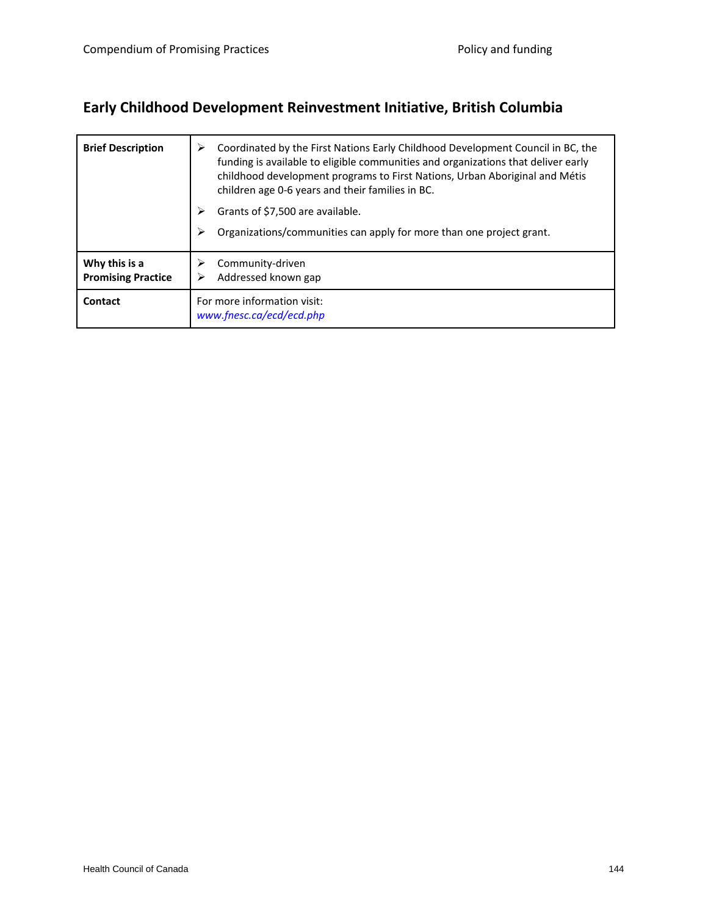## Early Childhood Development Reinvestment Initiative, British Columbia

| | |
|---|---|
| **Brief Description** | ➢ Coordinated by the First Nations Early Childhood Development Council in BC, the funding is available to eligible communities and organizations that deliver early childhood development programs to First Nations, Urban Aboriginal and Métis children age 0-6 years and their families in BC.<br>➢ Grants of $7,500 are available.<br>➢ Organizations/communities can apply for more than one project grant. |
| **Why this is a Promising Practice** | ➢ Community-driven<br>➢ Addressed known gap |
| **Contact** | For more information visit:<br>*www.fnesc.ca/ecd/ecd.php* |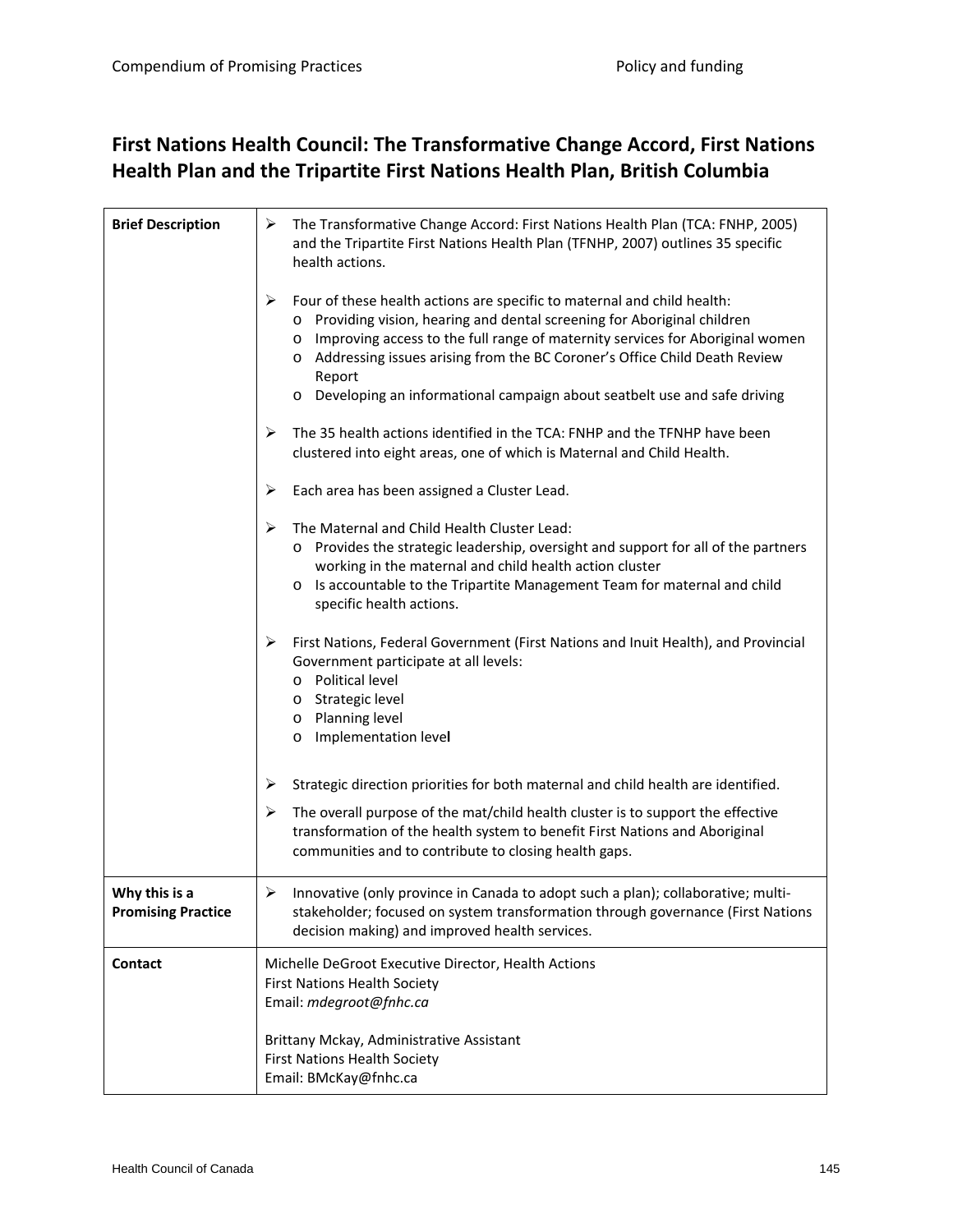## First Nations Health Council: The Transformative Change Accord, First Nations Health Plan and the Tripartite First Nations Health Plan, British Columbia

| | |
|---|---|
| **Brief Description** | ➢ The Transformative Change Accord: First Nations Health Plan (TCA: FNHP, 2005) and the Tripartite First Nations Health Plan (TFNHP, 2007) outlines 35 specific health actions.<br><br>➢ Four of these health actions are specific to maternal and child health:<br>o Providing vision, hearing and dental screening for Aboriginal children<br>o Improving access to the full range of maternity services for Aboriginal women<br>o Addressing issues arising from the BC Coroner's Office Child Death Review Report<br>o Developing an informational campaign about seatbelt use and safe driving<br><br>➢ The 35 health actions identified in the TCA: FNHP and the TFNHP have been clustered into eight areas, one of which is Maternal and Child Health.<br><br>➢ Each area has been assigned a Cluster Lead.<br><br>➢ The Maternal and Child Health Cluster Lead:<br>o Provides the strategic leadership, oversight and support for all of the partners working in the maternal and child health action cluster<br>o Is accountable to the Tripartite Management Team for maternal and child specific health actions.<br><br>➢ First Nations, Federal Government (First Nations and Inuit Health), and Provincial Government participate at all levels:<br>o Political level<br>o Strategic level<br>o Planning level<br>o Implementation level<br><br>➢ Strategic direction priorities for both maternal and child health are identified.<br><br>➢ The overall purpose of the mat/child health cluster is to support the effective transformation of the health system to benefit First Nations and Aboriginal communities and to contribute to closing health gaps. |
| **Why this is a Promising Practice** | ➢ Innovative (only province in Canada to adopt such a plan); collaborative; multi-stakeholder; focused on system transformation through governance (First Nations decision making) and improved health services. |
| **Contact** | Michelle DeGroot Executive Director, Health Actions<br>First Nations Health Society<br>Email: *mdegroot@fnhc.ca*<br><br>Brittany Mckay, Administrative Assistant<br>First Nations Health Society<br>Email: BMcKay@fnhc.ca |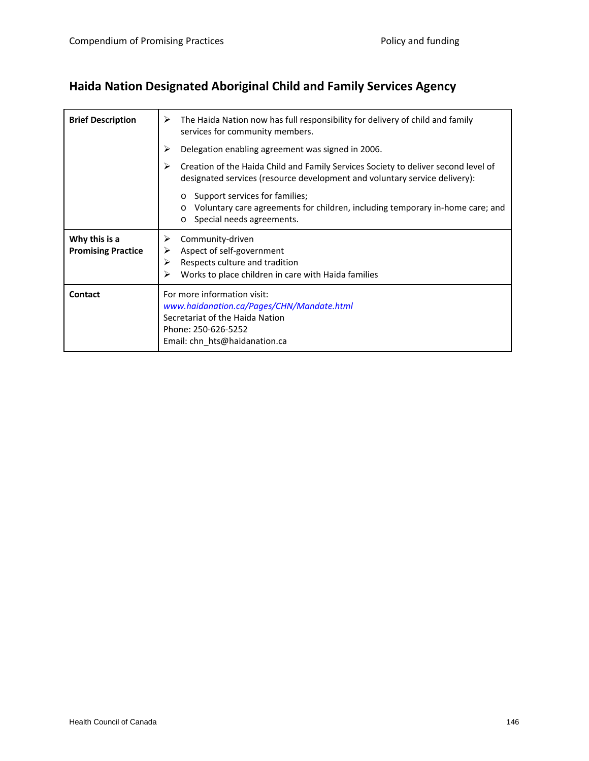## Haida Nation Designated Aboriginal Child and Family Services Agency

| | |
|---|---|
| **Brief Description** | ➢ The Haida Nation now has full responsibility for delivery of child and family services for community members.<br>➢ Delegation enabling agreement was signed in 2006.<br>➢ Creation of the Haida Child and Family Services Society to deliver second level of designated services (resource development and voluntary service delivery):<br>o Support services for families;<br>o Voluntary care agreements for children, including temporary in-home care; and<br>o Special needs agreements. |
| **Why this is a Promising Practice** | ➢ Community-driven<br>➢ Aspect of self-government<br>➢ Respects culture and tradition<br>➢ Works to place children in care with Haida families |
| **Contact** | For more information visit:<br>*www.haidanation.ca/Pages/CHN/Mandate.html*<br>Secretariat of the Haida Nation<br>Phone: 250-626-5252<br>Email: chn_hts@haidanation.ca |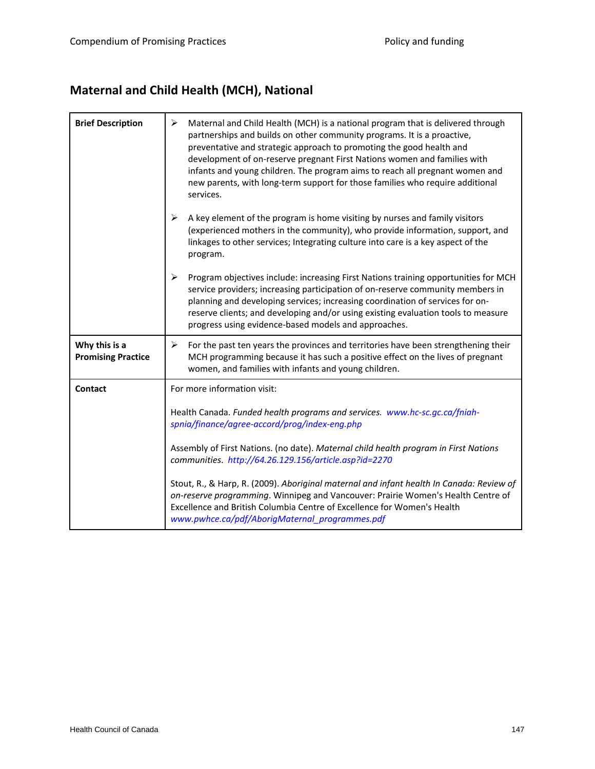## Maternal and Child Health (MCH), National

| | |
|---|---|
| **Brief Description** | ➢ Maternal and Child Health (MCH) is a national program that is delivered through partnerships and builds on other community programs. It is a proactive, preventative and strategic approach to promoting the good health and development of on-reserve pregnant First Nations women and families with infants and young children. The program aims to reach all pregnant women and new parents, with long-term support for those families who require additional services.<br><br>➢ A key element of the program is home visiting by nurses and family visitors (experienced mothers in the community), who provide information, support, and linkages to other services; Integrating culture into care is a key aspect of the program.<br><br>➢ Program objectives include: increasing First Nations training opportunities for MCH service providers; increasing participation of on-reserve community members in planning and developing services; increasing coordination of services for on-reserve clients; and developing and/or using existing evaluation tools to measure progress using evidence-based models and approaches. |
| **Why this is a Promising Practice** | ➢ For the past ten years the provinces and territories have been strengthening their MCH programming because it has such a positive effect on the lives of pregnant women, and families with infants and young children. |
| **Contact** | For more information visit:<br><br>Health Canada. *Funded health programs and services.* www.hc-sc.gc.ca/fniah-spnia/finance/agree-accord/prog/index-eng.php<br><br>Assembly of First Nations. (no date). *Maternal child health program in First Nations communities*. http://64.26.129.156/article.asp?id=2270<br><br>Stout, R., & Harp, R. (2009). *Aboriginal maternal and infant health In Canada: Review of on-reserve programming*. Winnipeg and Vancouver: Prairie Women's Health Centre of Excellence and British Columbia Centre of Excellence for Women's Health www.pwhce.ca/pdf/AborigMaternal_programmes.pdf |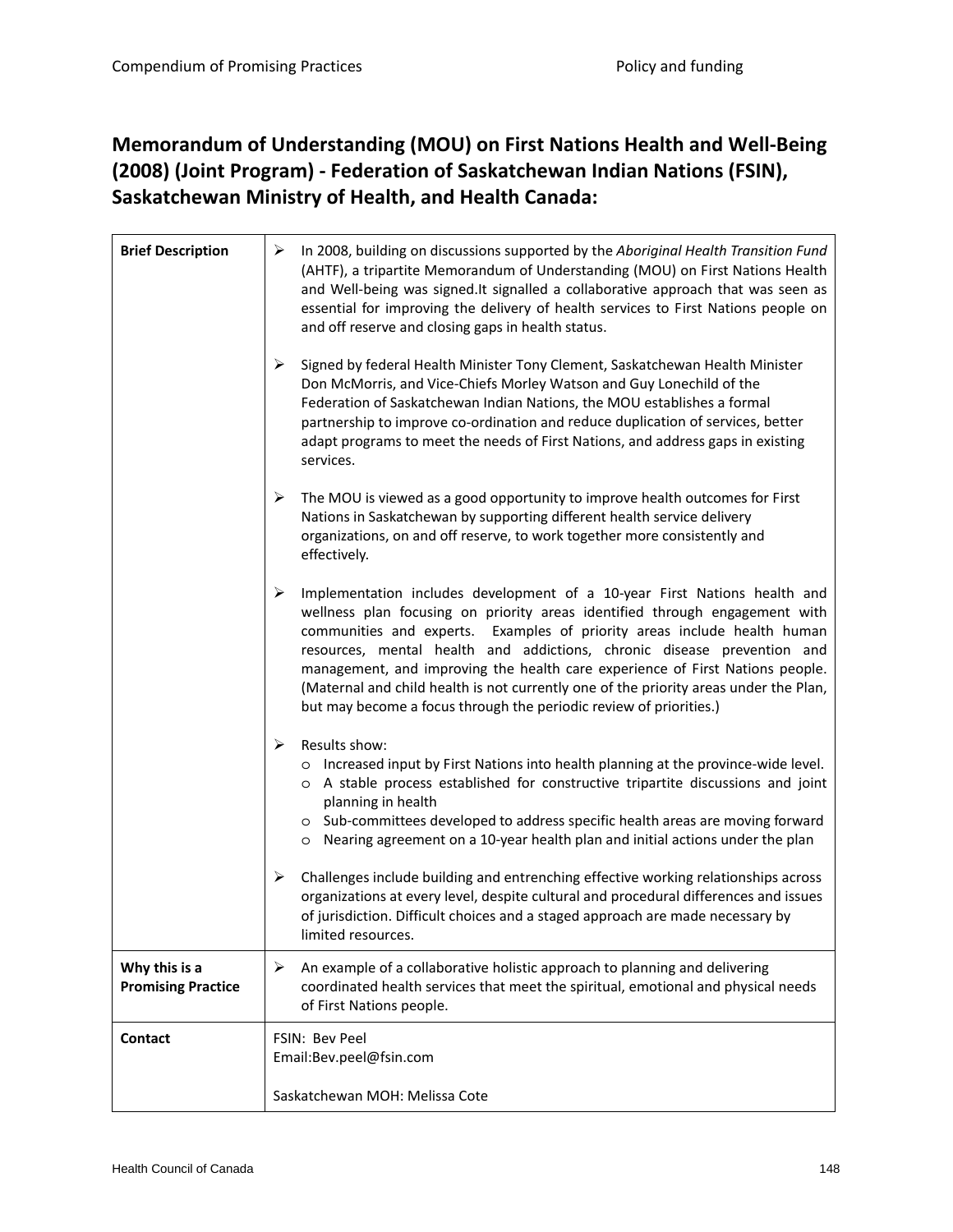## Memorandum of Understanding (MOU) on First Nations Health and Well-Being (2008) (Joint Program) - Federation of Saskatchewan Indian Nations (FSIN), Saskatchewan Ministry of Health, and Health Canada:

| | |
|---|---|
| **Brief Description** | ➢ In 2008, building on discussions supported by the *Aboriginal Health Transition Fund* (AHTF), a tripartite Memorandum of Understanding (MOU) on First Nations Health and Well-being was signed.It signalled a collaborative approach that was seen as essential for improving the delivery of health services to First Nations people on and off reserve and closing gaps in health status.<br><br>➢ Signed by federal Health Minister Tony Clement, Saskatchewan Health Minister Don McMorris, and Vice-Chiefs Morley Watson and Guy Lonechild of the Federation of Saskatchewan Indian Nations, the MOU establishes a formal partnership to improve co-ordination and reduce duplication of services, better adapt programs to meet the needs of First Nations, and address gaps in existing services.<br><br>➢ The MOU is viewed as a good opportunity to improve health outcomes for First Nations in Saskatchewan by supporting different health service delivery organizations, on and off reserve, to work together more consistently and effectively.<br><br>➢ Implementation includes development of a 10-year First Nations health and wellness plan focusing on priority areas identified through engagement with communities and experts. Examples of priority areas include health human resources, mental health and addictions, chronic disease prevention and management, and improving the health care experience of First Nations people. (Maternal and child health is not currently one of the priority areas under the Plan, but may become a focus through the periodic review of priorities.)<br><br>➢ Results show:<br>o Increased input by First Nations into health planning at the province-wide level.<br>o A stable process established for constructive tripartite discussions and joint planning in health<br>o Sub-committees developed to address specific health areas are moving forward<br>o Nearing agreement on a 10-year health plan and initial actions under the plan<br><br>➢ Challenges include building and entrenching effective working relationships across organizations at every level, despite cultural and procedural differences and issues of jurisdiction. Difficult choices and a staged approach are made necessary by limited resources. |
| **Why this is a Promising Practice** | ➢ An example of a collaborative holistic approach to planning and delivering coordinated health services that meet the spiritual, emotional and physical needs of First Nations people. |
| **Contact** | FSIN: Bev Peel<br>Email:Bev.peel@fsin.com<br><br>Saskatchewan MOH: Melissa Cote |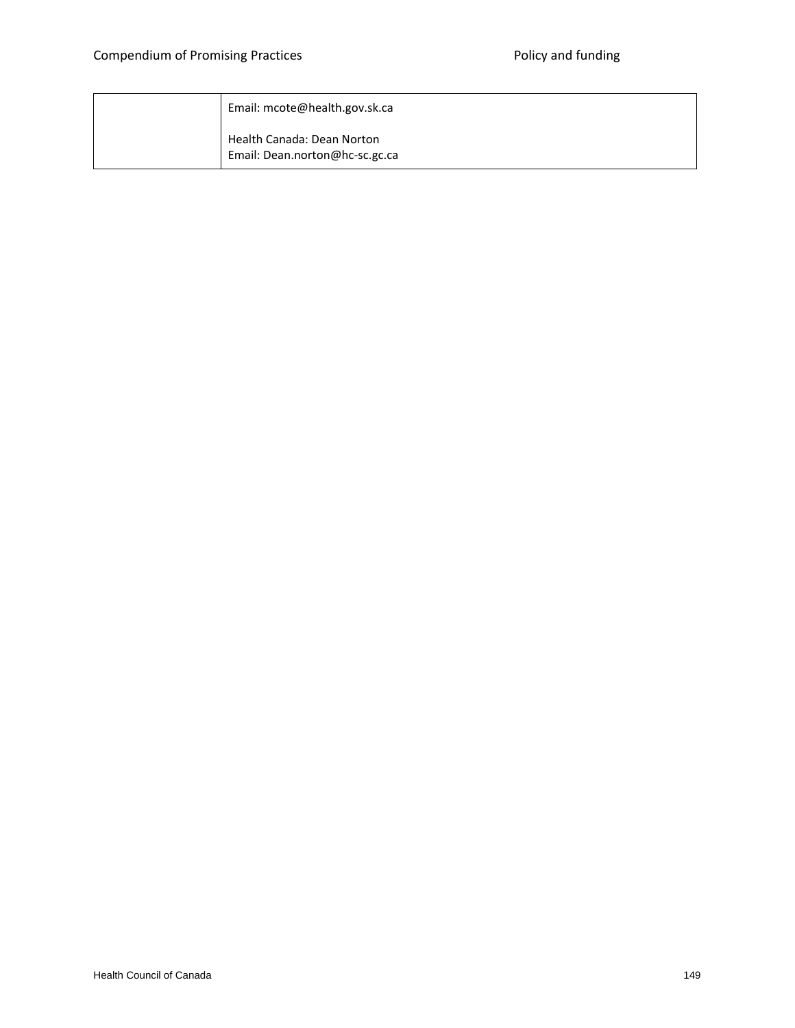| | |
|---|---|
| | Email: mcote@health.gov.sk.ca<br><br>Health Canada: Dean Norton<br>Email: Dean.norton@hc-sc.gc.ca |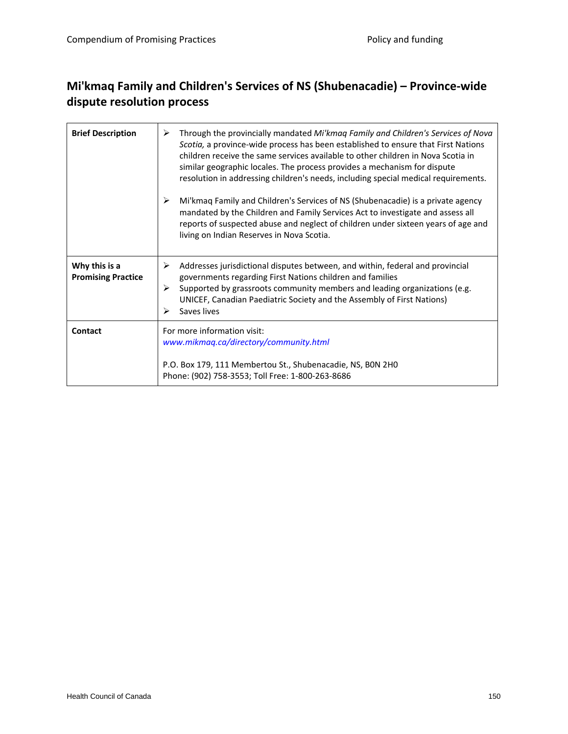## Mi'kmaq Family and Children's Services of NS (Shubenacadie) – Province-wide dispute resolution process

| | |
|---|---|
| **Brief Description** | ➢ Through the provincially mandated *Mi'kmaq Family and Children's Services of Nova Scotia,* a province-wide process has been established to ensure that First Nations children receive the same services available to other children in Nova Scotia in similar geographic locales. The process provides a mechanism for dispute resolution in addressing children's needs, including special medical requirements.<br><br>➢ Mi'kmaq Family and Children's Services of NS (Shubenacadie) is a private agency mandated by the Children and Family Services Act to investigate and assess all reports of suspected abuse and neglect of children under sixteen years of age and living on Indian Reserves in Nova Scotia. |
| **Why this is a Promising Practice** | ➢ Addresses jurisdictional disputes between, and within, federal and provincial governments regarding First Nations children and families<br>➢ Supported by grassroots community members and leading organizations (e.g. UNICEF, Canadian Paediatric Society and the Assembly of First Nations)<br>➢ Saves lives |
| **Contact** | For more information visit:<br>*www.mikmaq.ca/directory/community.html*<br><br>P.O. Box 179, 111 Membertou St., Shubenacadie, NS, B0N 2H0<br>Phone: (902) 758-3553; Toll Free: 1-800-263-8686 |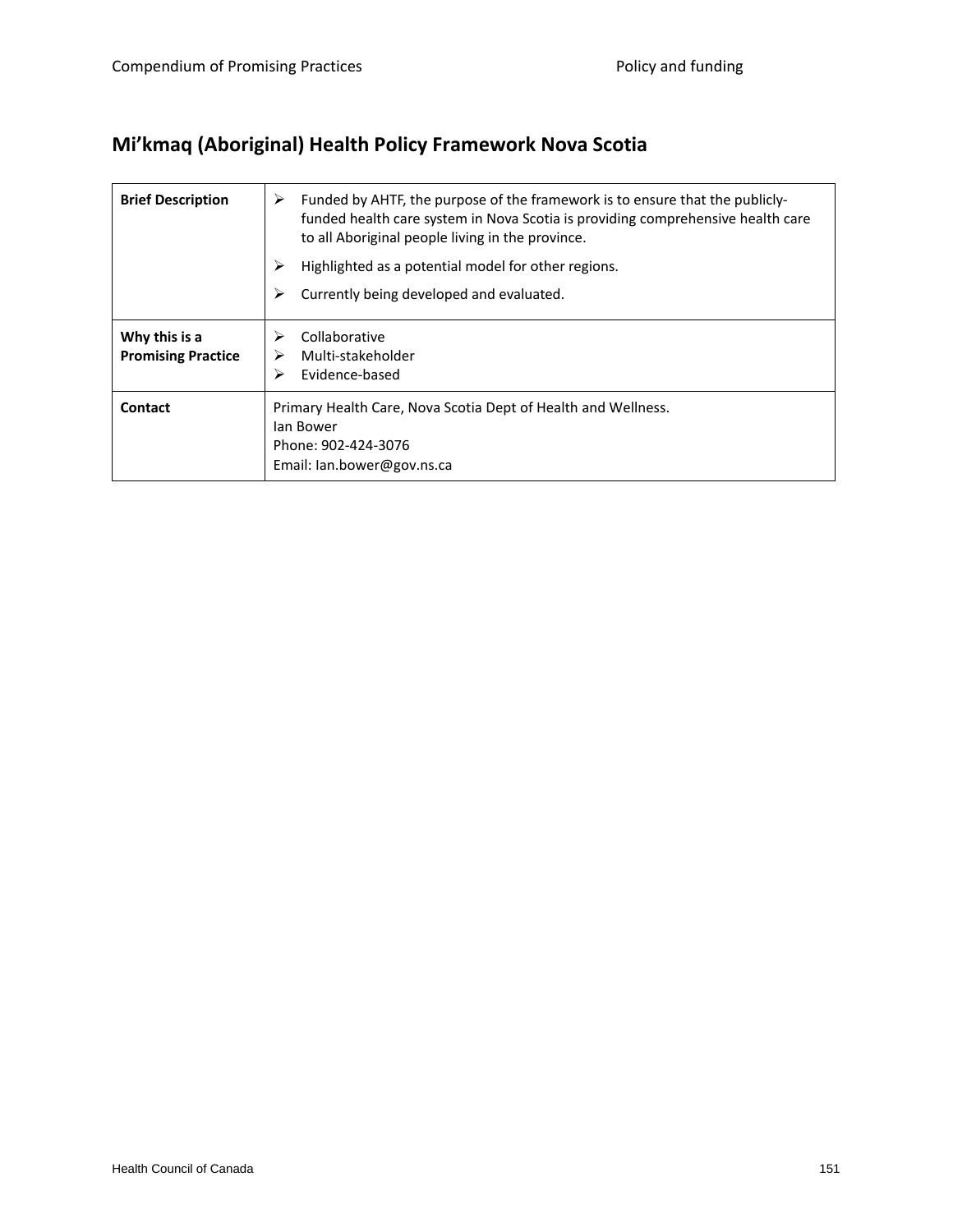## Mi'kmaq (Aboriginal) Health Policy Framework Nova Scotia

| | |
|---|---|
| **Brief Description** | ➢ Funded by AHTF, the purpose of the framework is to ensure that the publicly-funded health care system in Nova Scotia is providing comprehensive health care to all Aboriginal people living in the province.<br>➢ Highlighted as a potential model for other regions.<br>➢ Currently being developed and evaluated. |
| **Why this is a Promising Practice** | ➢ Collaborative<br>➢ Multi-stakeholder<br>➢ Evidence-based |
| **Contact** | Primary Health Care, Nova Scotia Dept of Health and Wellness.<br>Ian Bower<br>Phone: 902-424-3076<br>Email: Ian.bower@gov.ns.ca |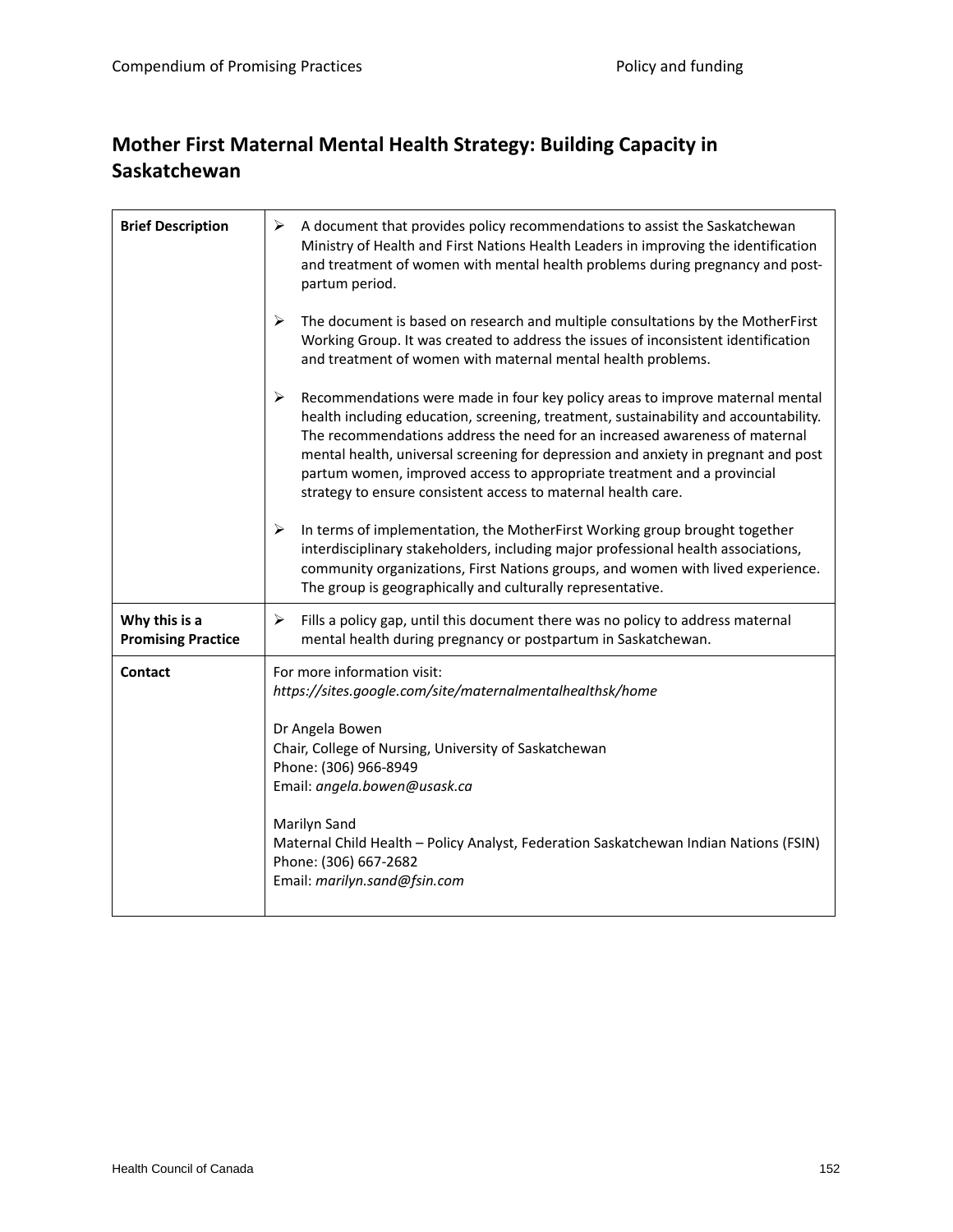## Mother First Maternal Mental Health Strategy: Building Capacity in Saskatchewan

| | |
|---|---|
| **Brief Description** | ➢ A document that provides policy recommendations to assist the Saskatchewan Ministry of Health and First Nations Health Leaders in improving the identification and treatment of women with mental health problems during pregnancy and post-partum period.<br><br>➢ The document is based on research and multiple consultations by the MotherFirst Working Group. It was created to address the issues of inconsistent identification and treatment of women with maternal mental health problems.<br><br>➢ Recommendations were made in four key policy areas to improve maternal mental health including education, screening, treatment, sustainability and accountability. The recommendations address the need for an increased awareness of maternal mental health, universal screening for depression and anxiety in pregnant and post partum women, improved access to appropriate treatment and a provincial strategy to ensure consistent access to maternal health care.<br><br>➢ In terms of implementation, the MotherFirst Working group brought together interdisciplinary stakeholders, including major professional health associations, community organizations, First Nations groups, and women with lived experience. The group is geographically and culturally representative. |
| **Why this is a Promising Practice** | ➢ Fills a policy gap, until this document there was no policy to address maternal mental health during pregnancy or postpartum in Saskatchewan. |
| **Contact** | For more information visit:<br>*https://sites.google.com/site/maternalmentalhealthsk/home*<br><br>Dr Angela Bowen<br>Chair, College of Nursing, University of Saskatchewan<br>Phone: (306) 966-8949<br>Email: *angela.bowen@usask.ca*<br><br>Marilyn Sand<br>Maternal Child Health – Policy Analyst, Federation Saskatchewan Indian Nations (FSIN)<br>Phone: (306) 667-2682<br>Email: *marilyn.sand@fsin.com* |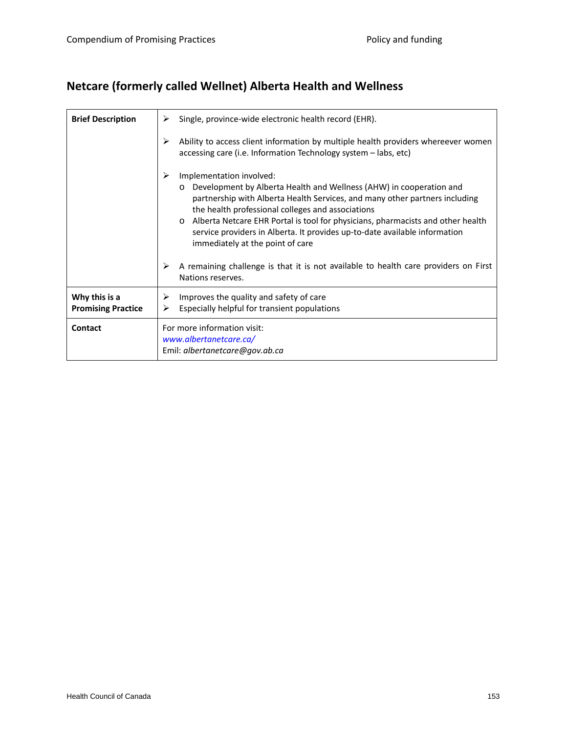## Netcare (formerly called Wellnet) Alberta Health and Wellness

| | |
|---|---|
| **Brief Description** | ➢ Single, province-wide electronic health record (EHR).<br><br>➢ Ability to access client information by multiple health providers whereever women accessing care (i.e. Information Technology system – labs, etc)<br><br>➢ Implementation involved:<br>o Development by Alberta Health and Wellness (AHW) in cooperation and partnership with Alberta Health Services, and many other partners including the health professional colleges and associations<br>o Alberta Netcare EHR Portal is tool for physicians, pharmacists and other health service providers in Alberta. It provides up-to-date available information immediately at the point of care<br><br>➢ A remaining challenge is that it is not available to health care providers on First Nations reserves. |
| **Why this is a Promising Practice** | ➢ Improves the quality and safety of care<br>➢ Especially helpful for transient populations |
| **Contact** | For more information visit:<br>*www.albertanetcare.ca/*<br>Emil: *albertanetcare@gov.ab.ca* |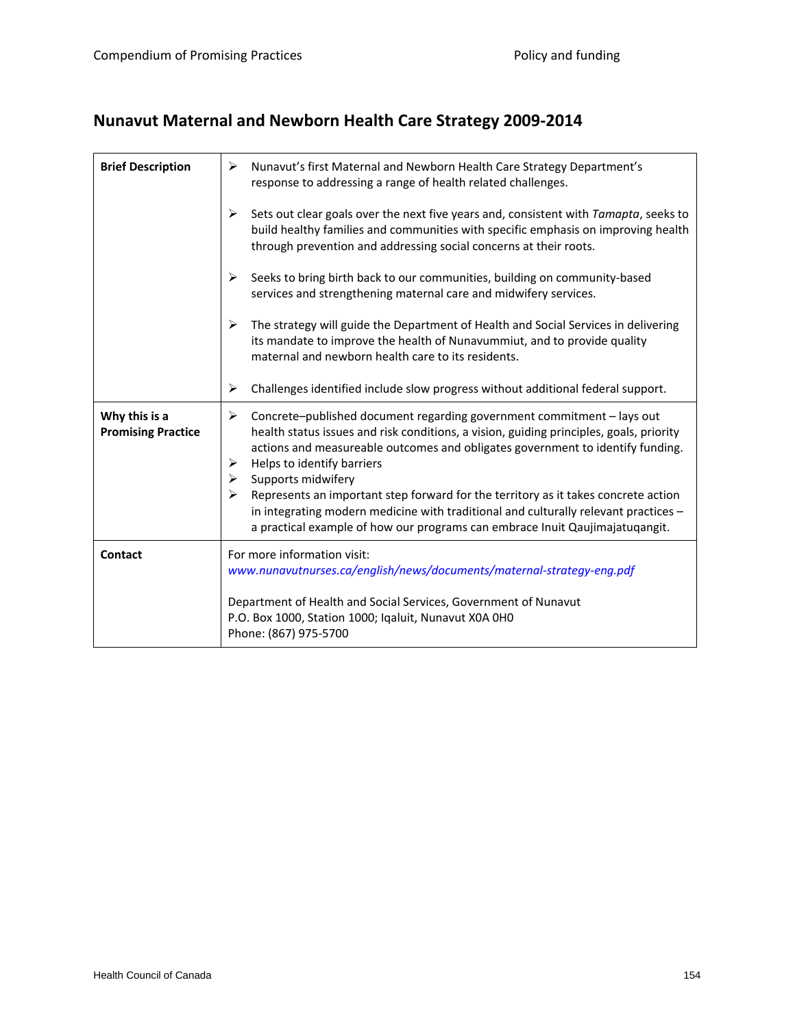## Nunavut Maternal and Newborn Health Care Strategy 2009-2014

| | |
|---|---|
| **Brief Description** | ➢ Nunavut's first Maternal and Newborn Health Care Strategy Department's response to addressing a range of health related challenges.<br><br>➢ Sets out clear goals over the next five years and, consistent with *Tamapta*, seeks to build healthy families and communities with specific emphasis on improving health through prevention and addressing social concerns at their roots.<br><br>➢ Seeks to bring birth back to our communities, building on community-based services and strengthening maternal care and midwifery services.<br><br>➢ The strategy will guide the Department of Health and Social Services in delivering its mandate to improve the health of Nunavummiut, and to provide quality maternal and newborn health care to its residents.<br><br>➢ Challenges identified include slow progress without additional federal support. |
| **Why this is a Promising Practice** | ➢ Concrete–published document regarding government commitment – lays out health status issues and risk conditions, a vision, guiding principles, goals, priority actions and measureable outcomes and obligates government to identify funding.<br>➢ Helps to identify barriers<br>➢ Supports midwifery<br>➢ Represents an important step forward for the territory as it takes concrete action in integrating modern medicine with traditional and culturally relevant practices – a practical example of how our programs can embrace Inuit Qaujimajatuqangit. |
| **Contact** | For more information visit:<br>*www.nunavutnurses.ca/english/news/documents/maternal-strategy-eng.pdf*<br><br>Department of Health and Social Services, Government of Nunavut<br>P.O. Box 1000, Station 1000; Iqaluit, Nunavut X0A 0H0<br>Phone: (867) 975-5700 |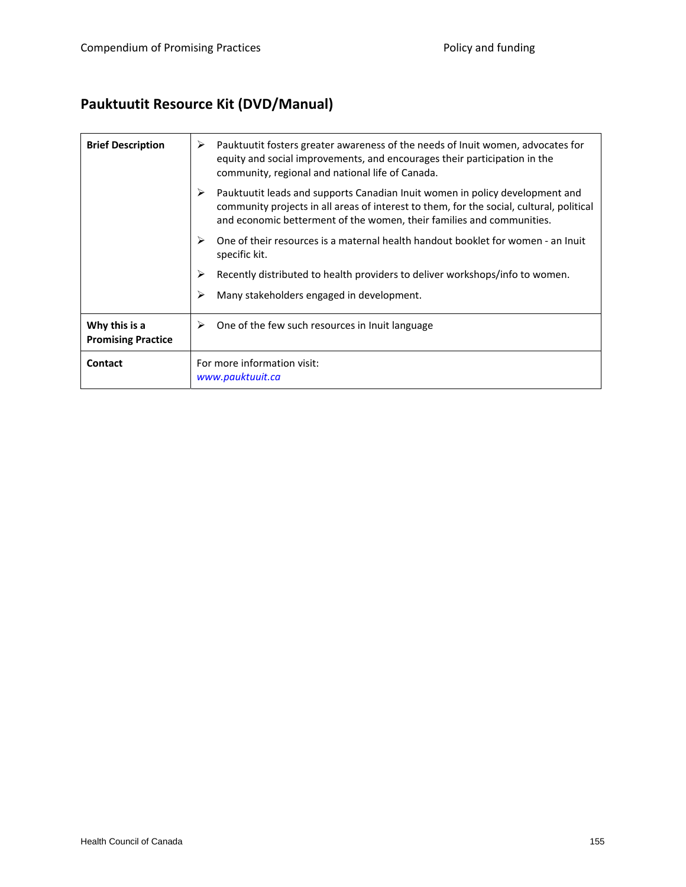## Pauktuutit Resource Kit (DVD/Manual)

| | |
|---|---|
| **Brief Description** | ➢ Pauktuutit fosters greater awareness of the needs of Inuit women, advocates for equity and social improvements, and encourages their participation in the community, regional and national life of Canada.<br>➢ Pauktuutit leads and supports Canadian Inuit women in policy development and community projects in all areas of interest to them, for the social, cultural, political and economic betterment of the women, their families and communities.<br>➢ One of their resources is a maternal health handout booklet for women - an Inuit specific kit.<br>➢ Recently distributed to health providers to deliver workshops/info to women.<br>➢ Many stakeholders engaged in development. |
| **Why this is a Promising Practice** | ➢ One of the few such resources in Inuit language |
| **Contact** | For more information visit:<br>*www.pauktuuit.ca* |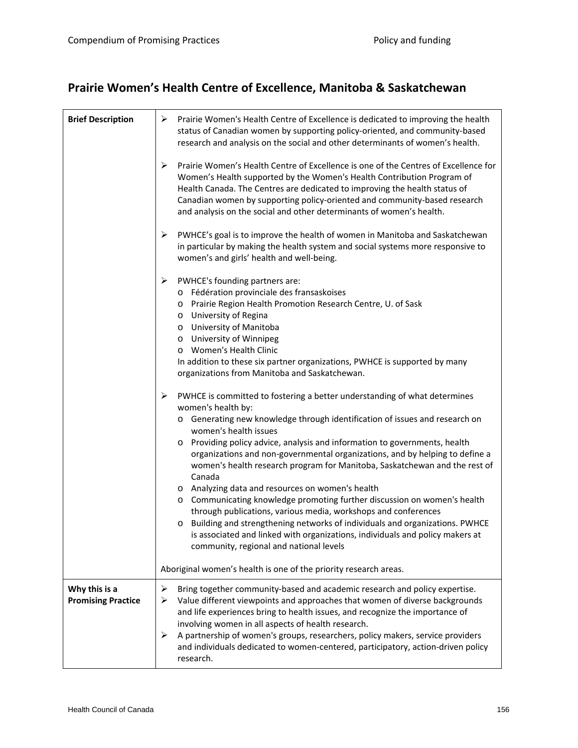## Prairie Women's Health Centre of Excellence, Manitoba & Saskatchewan

| | |
|---|---|
| **Brief Description** | ➢ Prairie Women's Health Centre of Excellence is dedicated to improving the health status of Canadian women by supporting policy-oriented, and community-based research and analysis on the social and other determinants of women's health.<br><br>➢ Prairie Women's Health Centre of Excellence is one of the Centres of Excellence for Women's Health supported by the Women's Health Contribution Program of Health Canada. The Centres are dedicated to improving the health status of Canadian women by supporting policy-oriented and community-based research and analysis on the social and other determinants of women's health.<br><br>➢ PWHCE's goal is to improve the health of women in Manitoba and Saskatchewan in particular by making the health system and social systems more responsive to women's and girls' health and well-being.<br><br>➢ PWHCE's founding partners are:<br>o Fédération provinciale des fransaskoises<br>o Prairie Region Health Promotion Research Centre, U. of Sask<br>o University of Regina<br>o University of Manitoba<br>o University of Winnipeg<br>o Women's Health Clinic<br>In addition to these six partner organizations, PWHCE is supported by many organizations from Manitoba and Saskatchewan.<br><br>➢ PWHCE is committed to fostering a better understanding of what determines women's health by:<br>o Generating new knowledge through identification of issues and research on women's health issues<br>o Providing policy advice, analysis and information to governments, health organizations and non-governmental organizations, and by helping to define a women's health research program for Manitoba, Saskatchewan and the rest of Canada<br>o Analyzing data and resources on women's health<br>o Communicating knowledge promoting further discussion on women's health through publications, various media, workshops and conferences<br>o Building and strengthening networks of individuals and organizations. PWHCE is associated and linked with organizations, individuals and policy makers at community, regional and national levels<br><br>Aboriginal women's health is one of the priority research areas. |
| **Why this is a Promising Practice** | ➢ Bring together community-based and academic research and policy expertise.<br>➢ Value different viewpoints and approaches that women of diverse backgrounds and life experiences bring to health issues, and recognize the importance of involving women in all aspects of health research.<br>➢ A partnership of women's groups, researchers, policy makers, service providers and individuals dedicated to women-centered, participatory, action-driven policy research. |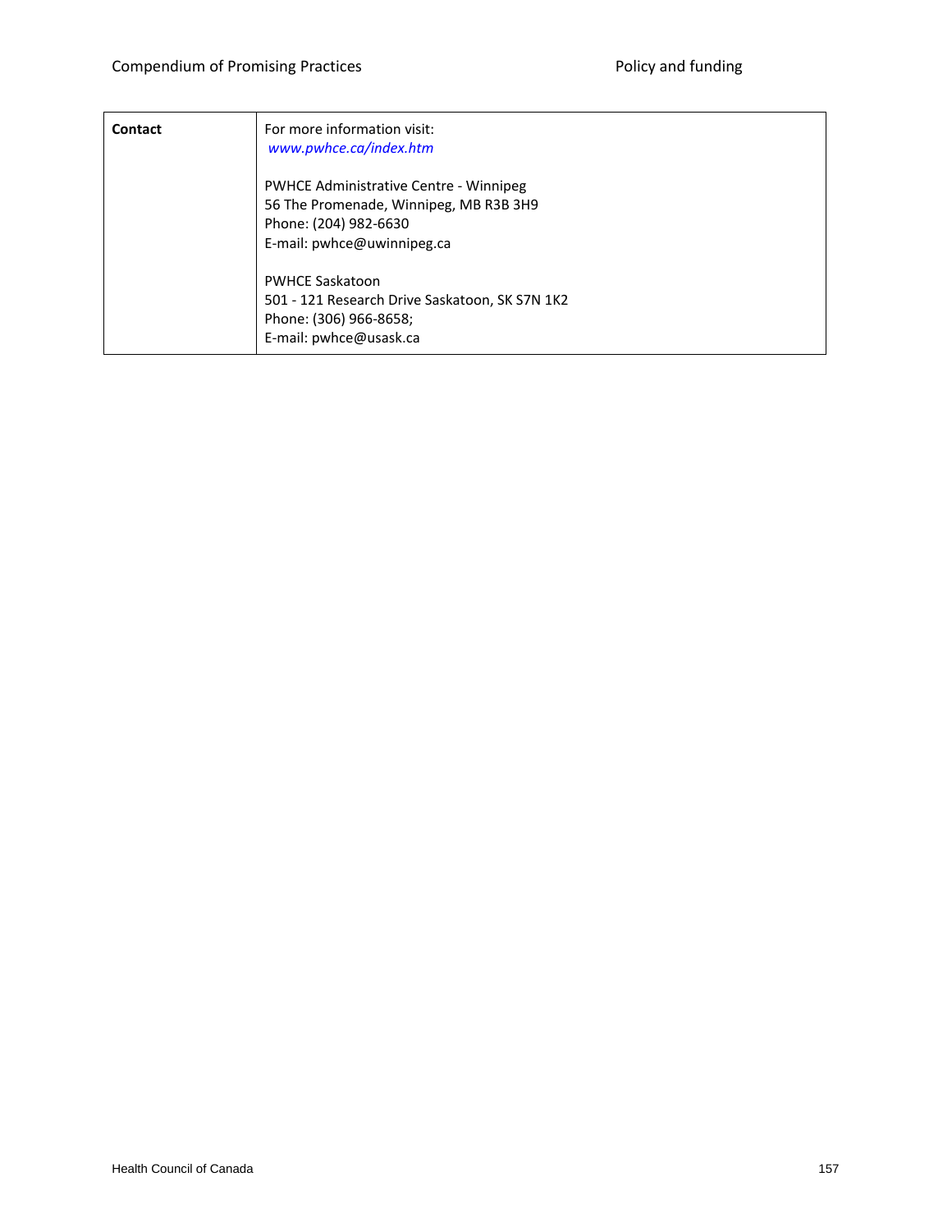| Contact | For more information visit:<br>*www.pwhce.ca/index.htm*<br><br>PWHCE Administrative Centre - Winnipeg<br>56 The Promenade, Winnipeg, MB R3B 3H9<br>Phone: (204) 982-6630<br>E-mail: pwhce@uwinnipeg.ca<br><br>PWHCE Saskatoon<br>501 - 121 Research Drive Saskatoon, SK S7N 1K2<br>Phone: (306) 966-8658;<br>E-mail: pwhce@usask.ca |
|---|---|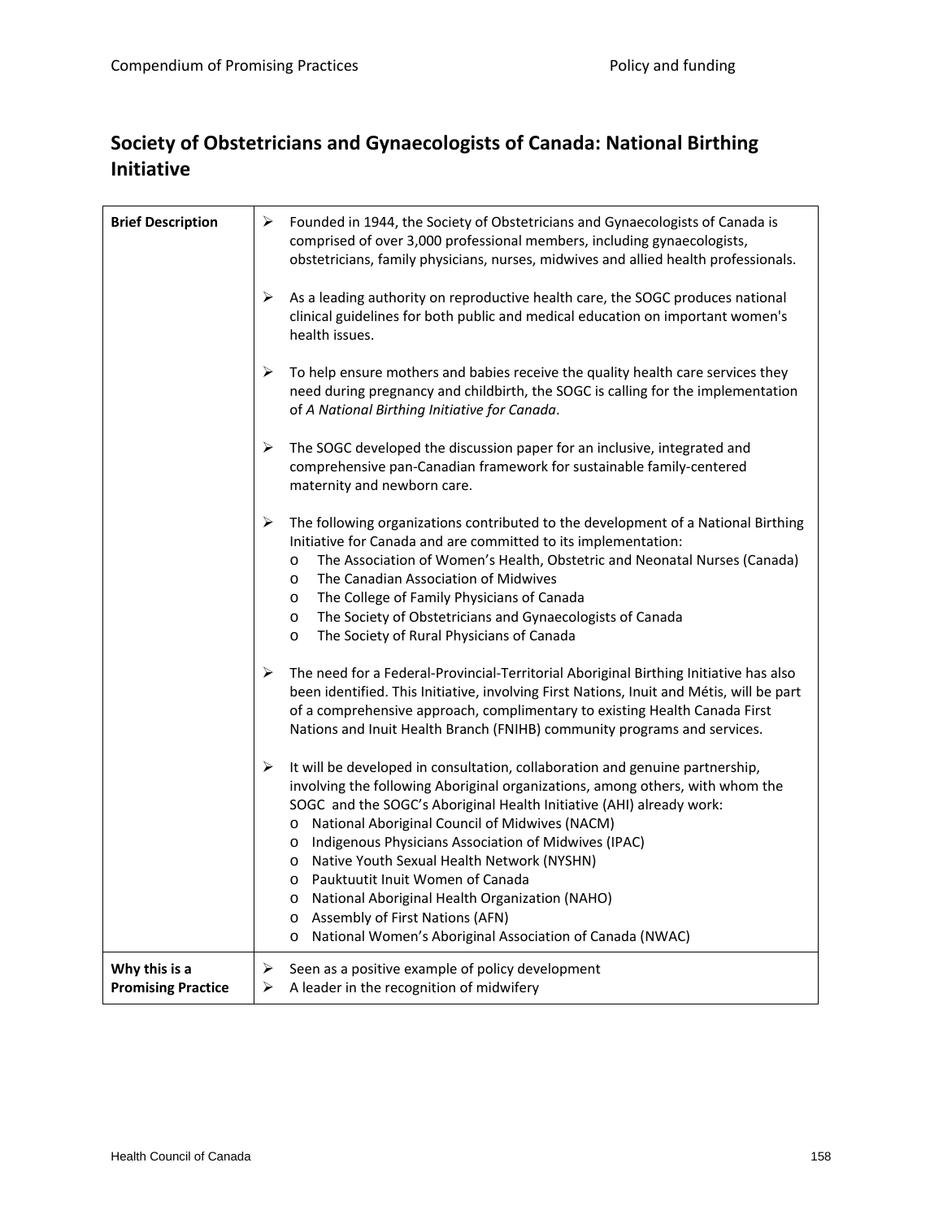# Society of Obstetricians and Gynaecologists of Canada: National Birthing Initiative

| | |
|---|---|
| **Brief Description** | ➢ Founded in 1944, the Society of Obstetricians and Gynaecologists of Canada is comprised of over 3,000 professional members, including gynaecologists, obstetricians, family physicians, nurses, midwives and allied health professionals.<br><br>➢ As a leading authority on reproductive health care, the SOGC produces national clinical guidelines for both public and medical education on important women's health issues.<br><br>➢ To help ensure mothers and babies receive the quality health care services they need during pregnancy and childbirth, the SOGC is calling for the implementation of *A National Birthing Initiative for Canada*.<br><br>➢ The SOGC developed the discussion paper for an inclusive, integrated and comprehensive pan-Canadian framework for sustainable family-centered maternity and newborn care.<br><br>➢ The following organizations contributed to the development of a National Birthing Initiative for Canada and are committed to its implementation:<br>o The Association of Women's Health, Obstetric and Neonatal Nurses (Canada)<br>o The Canadian Association of Midwives<br>o The College of Family Physicians of Canada<br>o The Society of Obstetricians and Gynaecologists of Canada<br>o The Society of Rural Physicians of Canada<br><br>➢ The need for a Federal-Provincial-Territorial Aboriginal Birthing Initiative has also been identified. This Initiative, involving First Nations, Inuit and Métis, will be part of a comprehensive approach, complimentary to existing Health Canada First Nations and Inuit Health Branch (FNIHB) community programs and services.<br><br>➢ It will be developed in consultation, collaboration and genuine partnership, involving the following Aboriginal organizations, among others, with whom the SOGC and the SOGC's Aboriginal Health Initiative (AHI) already work:<br>o National Aboriginal Council of Midwives (NACM)<br>o Indigenous Physicians Association of Midwives (IPAC)<br>o Native Youth Sexual Health Network (NYSHN)<br>o Pauktuutit Inuit Women of Canada<br>o National Aboriginal Health Organization (NAHO)<br>o Assembly of First Nations (AFN)<br>o National Women's Aboriginal Association of Canada (NWAC) |
| **Why this is a Promising Practice** | ➢ Seen as a positive example of policy development<br>➢ A leader in the recognition of midwifery |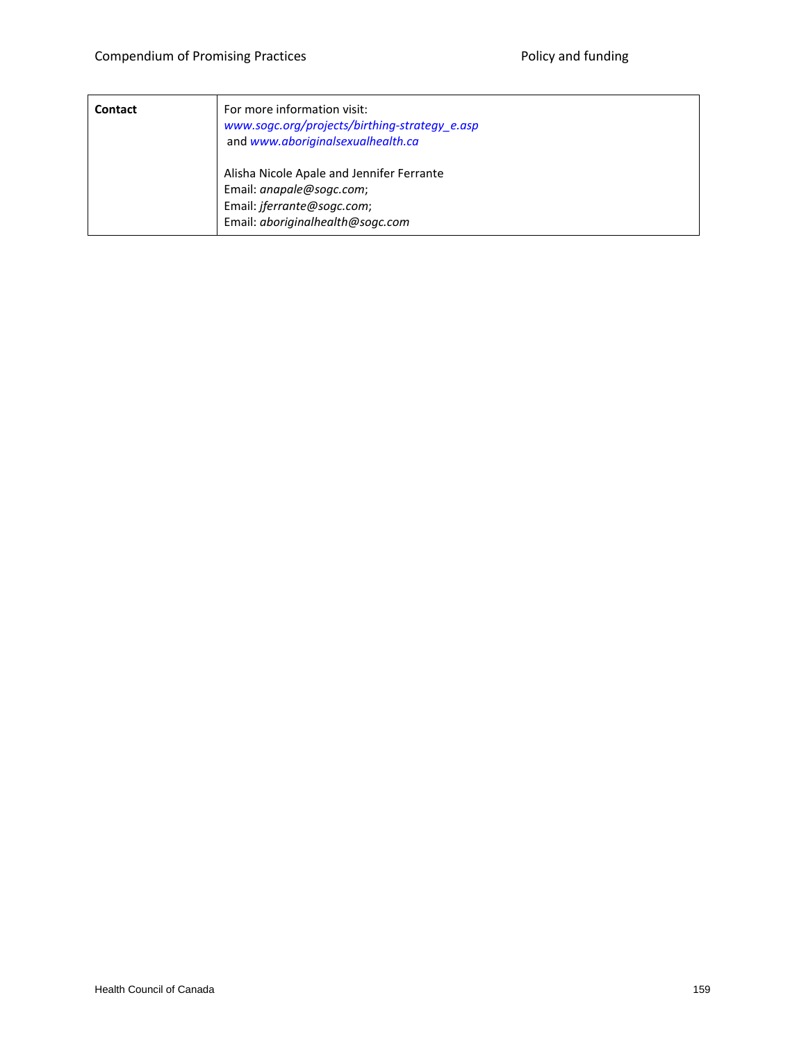| Contact | For more information visit:<br>*www.sogc.org/projects/birthing-strategy_e.asp*<br>and *www.aboriginalsexualhealth.ca*<br><br>Alisha Nicole Apale and Jennifer Ferrante<br>Email: *anapale@sogc.com*;<br>Email: *jferrante@sogc.com*;<br>Email: *aboriginalhealth@sogc.com* |
|---|---|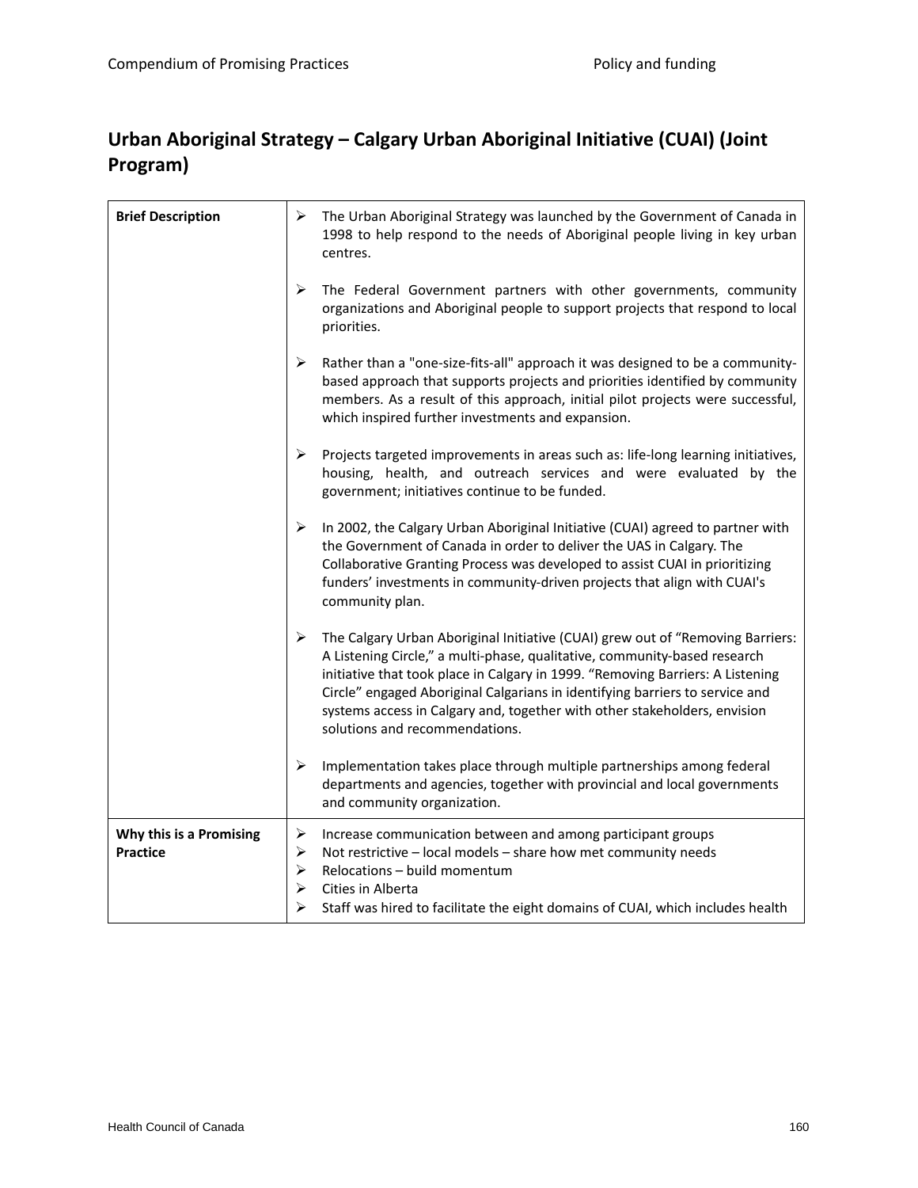## Urban Aboriginal Strategy – Calgary Urban Aboriginal Initiative (CUAI) (Joint Program)

| | |
|---|---|
| **Brief Description** | ➢ The Urban Aboriginal Strategy was launched by the Government of Canada in 1998 to help respond to the needs of Aboriginal people living in key urban centres.<br><br>➢ The Federal Government partners with other governments, community organizations and Aboriginal people to support projects that respond to local priorities.<br><br>➢ Rather than a "one-size-fits-all" approach it was designed to be a community-based approach that supports projects and priorities identified by community members. As a result of this approach, initial pilot projects were successful, which inspired further investments and expansion.<br><br>➢ Projects targeted improvements in areas such as: life-long learning initiatives, housing, health, and outreach services and were evaluated by the government; initiatives continue to be funded.<br><br>➢ In 2002, the Calgary Urban Aboriginal Initiative (CUAI) agreed to partner with the Government of Canada in order to deliver the UAS in Calgary. The Collaborative Granting Process was developed to assist CUAI in prioritizing funders' investments in community-driven projects that align with CUAI's community plan.<br><br>➢ The Calgary Urban Aboriginal Initiative (CUAI) grew out of "Removing Barriers: A Listening Circle," a multi-phase, qualitative, community-based research initiative that took place in Calgary in 1999. "Removing Barriers: A Listening Circle" engaged Aboriginal Calgarians in identifying barriers to service and systems access in Calgary and, together with other stakeholders, envision solutions and recommendations.<br><br>➢ Implementation takes place through multiple partnerships among federal departments and agencies, together with provincial and local governments and community organization. |
| **Why this is a Promising Practice** | ➢ Increase communication between and among participant groups<br>➢ Not restrictive – local models – share how met community needs<br>➢ Relocations – build momentum<br>➢ Cities in Alberta<br>➢ Staff was hired to facilitate the eight domains of CUAI, which includes health |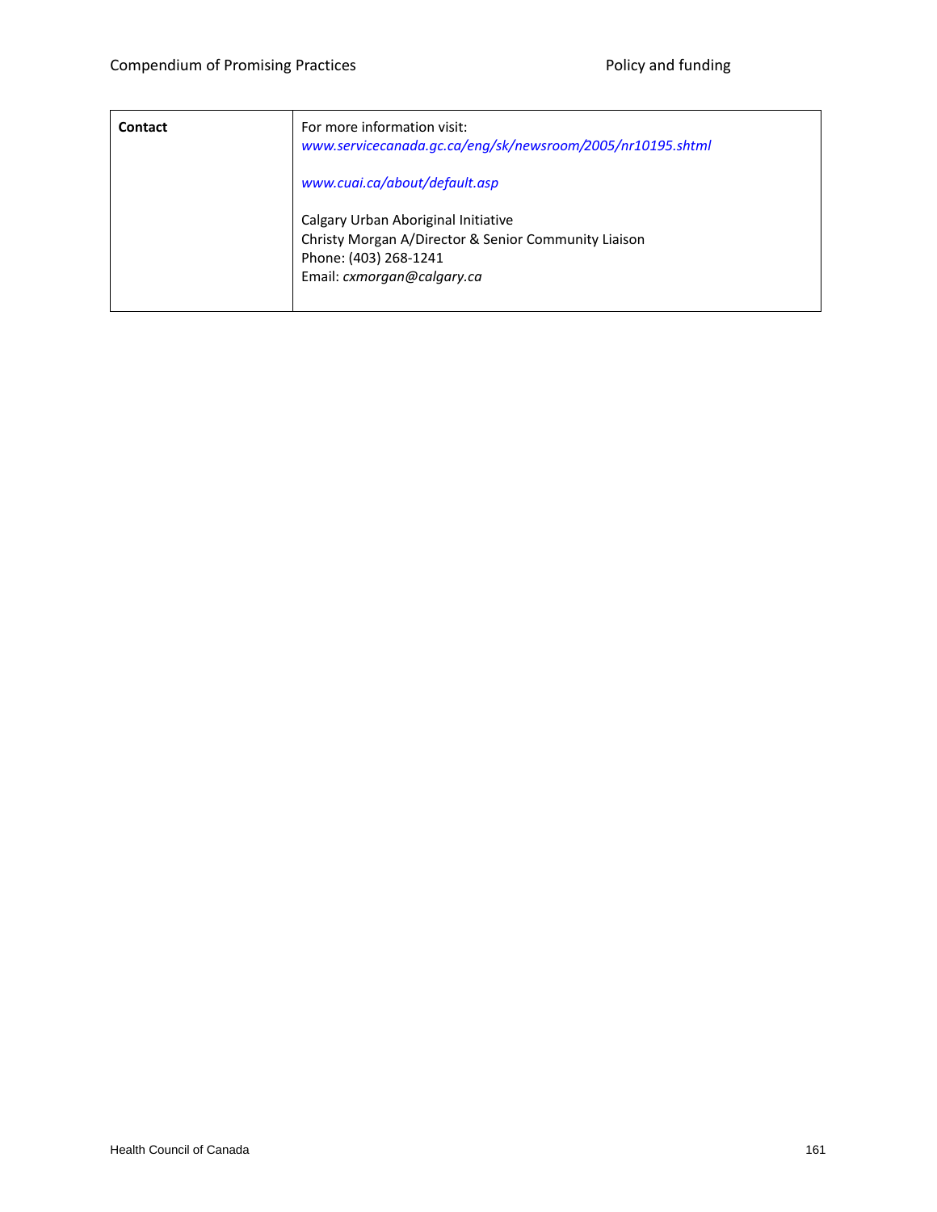| | |
|---|---|
| **Contact** | For more information visit: *www.servicecanada.gc.ca/eng/sk/newsroom/2005/nr10195.shtml*<br><br>*www.cuai.ca/about/default.asp*<br><br>Calgary Urban Aboriginal Initiative<br>Christy Morgan A/Director & Senior Community Liaison<br>Phone: (403) 268-1241<br>Email: *cxmorgan@calgary.ca* |